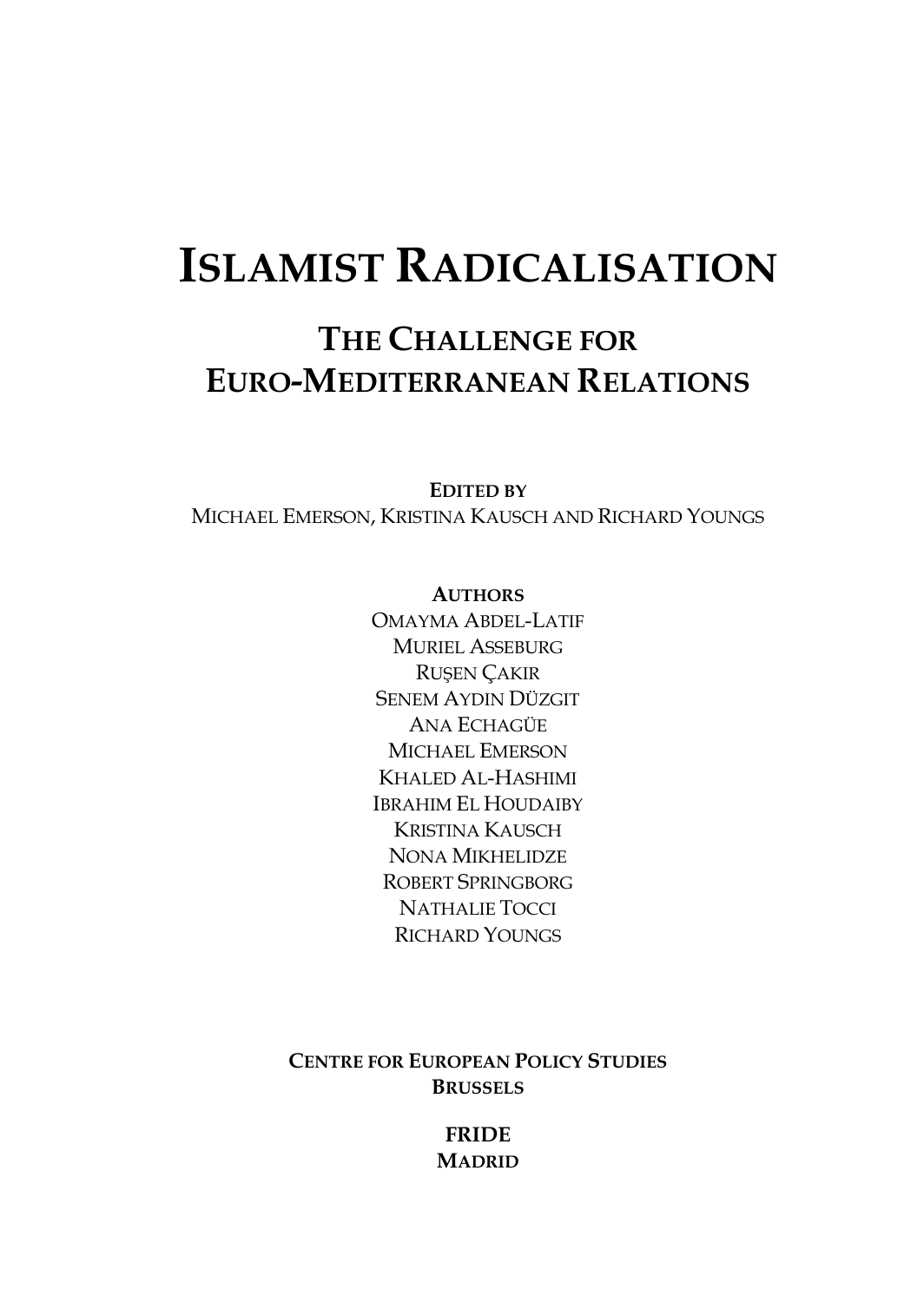# ISLAMIST RADICALISATION

## THE CHALLENGE FOR EURO-MEDITERRANEAN RELATIONS

**EDITED BY**

MICHAEL EMERSON, KRISTINA KAUSCH AND RICHARD YOUNGS

**AUTHORS**

OMAYMA ABDEL-LATIF
MURIEL ASSEBURG
RUŞEN ÇAKIR
SENEM AYDIN DÜZGIT
ANA ECHAGÜE
MICHAEL EMERSON
KHALED AL-HASHIMI
IBRAHIM EL HOUDAIBY
KRISTINA KAUSCH
NONA MIKHELIDZE
ROBERT SPRINGBORG
NATHALIE TOCCI
RICHARD YOUNGS

**CENTRE FOR EUROPEAN POLICY STUDIES**
**BRUSSELS**

**FRIDE**
**MADRID**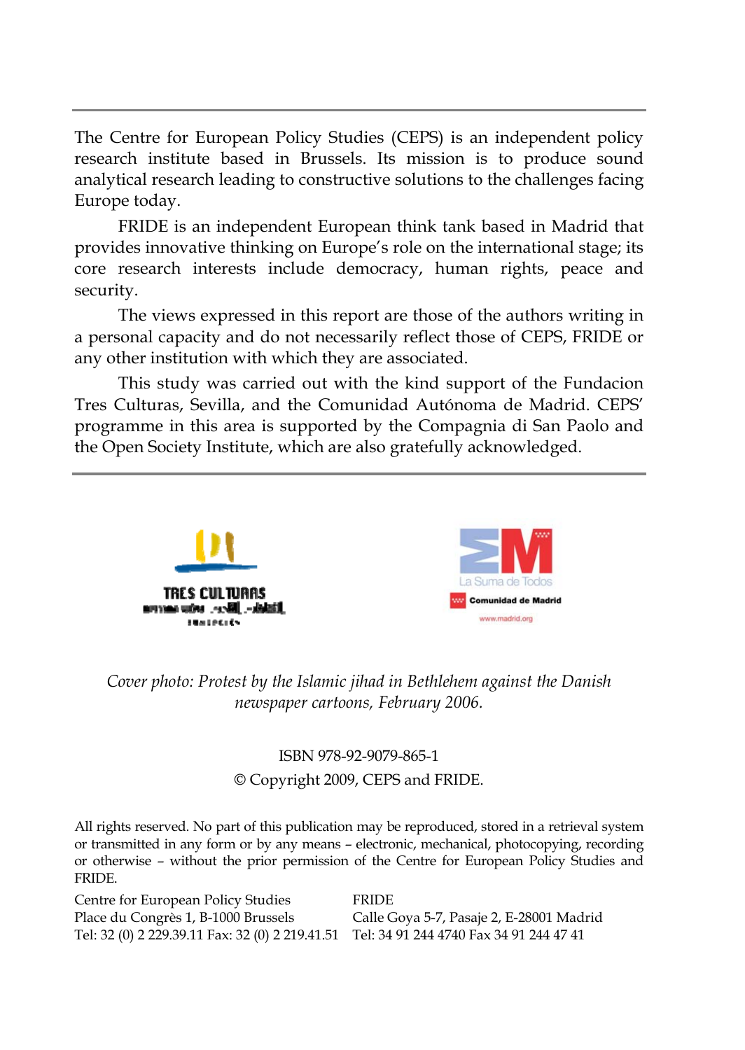The Centre for European Policy Studies (CEPS) is an independent policy research institute based in Brussels. Its mission is to produce sound analytical research leading to constructive solutions to the challenges facing Europe today.

FRIDE is an independent European think tank based in Madrid that provides innovative thinking on Europe's role on the international stage; its core research interests include democracy, human rights, peace and security.

The views expressed in this report are those of the authors writing in a personal capacity and do not necessarily reflect those of CEPS, FRIDE or any other institution with which they are associated.

This study was carried out with the kind support of the Fundacion Tres Culturas, Sevilla, and the Comunidad Autónoma de Madrid. CEPS' programme in this area is supported by the Compagnia di San Paolo and the Open Society Institute, which are also gratefully acknowledged.

*Cover photo: Protest by the Islamic jihad in Bethlehem against the Danish newspaper cartoons, February 2006.*

ISBN 978-92-9079-865-1

© Copyright 2009, CEPS and FRIDE.

All rights reserved. No part of this publication may be reproduced, stored in a retrieval system or transmitted in any form or by any means – electronic, mechanical, photocopying, recording or otherwise – without the prior permission of the Centre for European Policy Studies and FRIDE.

Centre for European Policy Studies
Place du Congrès 1, B-1000 Brussels
Tel: 32 (0) 2 229.39.11 Fax: 32 (0) 2 219.41.51

FRIDE
Calle Goya 5-7, Pasaje 2, E-28001 Madrid
Tel: 34 91 244 4740 Fax 34 91 244 47 41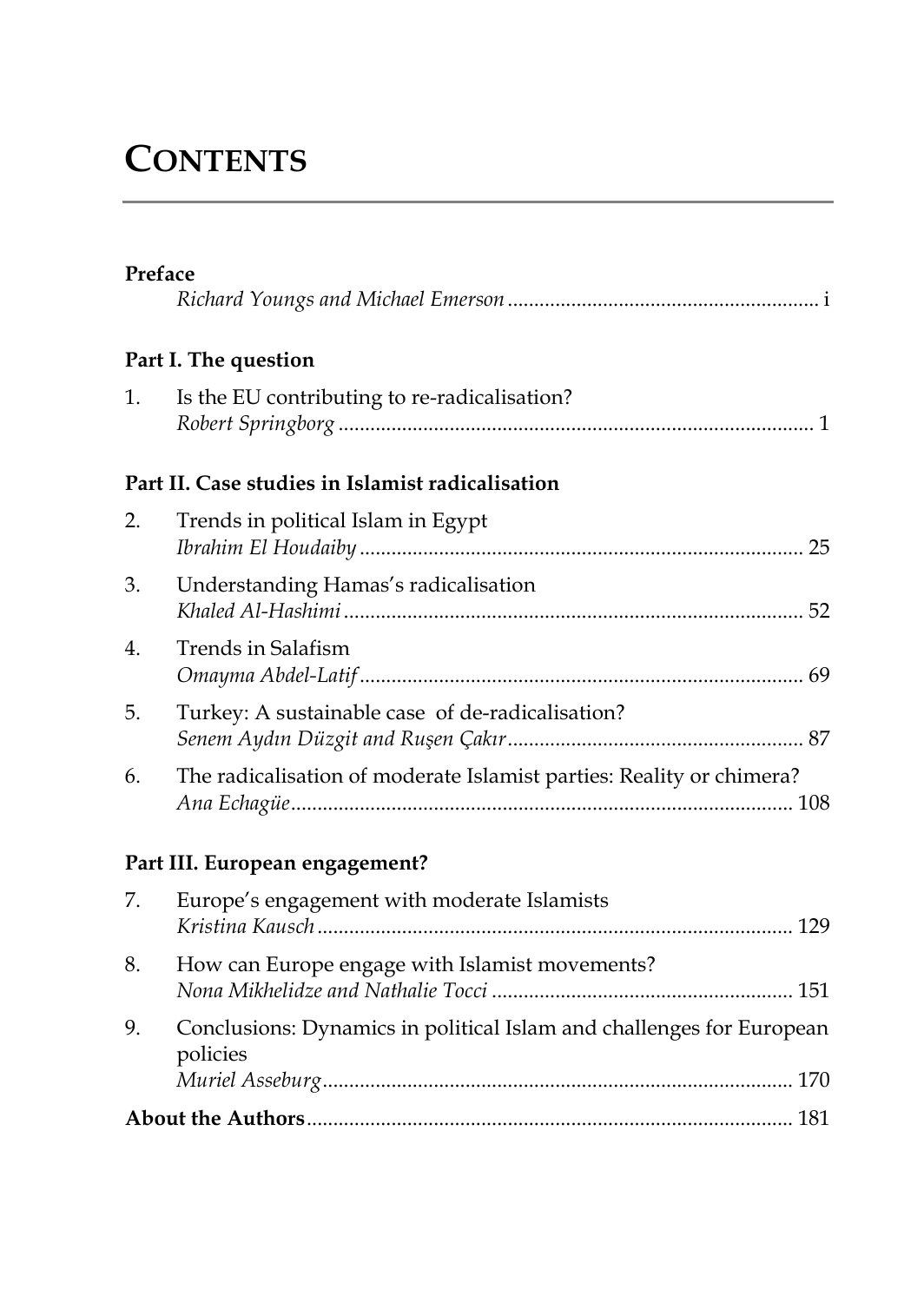# CONTENTS

**Preface**

*Richard Youngs and Michael Emerson* .......... i

**Part I. The question**

1. Is the EU contributing to re-radicalisation?
   *Robert Springborg* .......... 1

**Part II. Case studies in Islamist radicalisation**

2. Trends in political Islam in Egypt
   *Ibrahim El Houdaiby* .......... 25
3. Understanding Hamas's radicalisation
   *Khaled Al-Hashimi* .......... 52
4. Trends in Salafism
   *Omayma Abdel-Latif* .......... 69
5. Turkey: A sustainable case of de-radicalisation?
   *Senem Aydın Düzgit and Ruşen Çakır* .......... 87
6. The radicalisation of moderate Islamist parties: Reality or chimera?
   *Ana Echagüe* .......... 108

**Part III. European engagement?**

7. Europe's engagement with moderate Islamists
   *Kristina Kausch* .......... 129
8. How can Europe engage with Islamist movements?
   *Nona Mikhelidze and Nathalie Tocci* .......... 151
9. Conclusions: Dynamics in political Islam and challenges for European policies
   *Muriel Asseburg* .......... 170

**About the Authors** .......... 181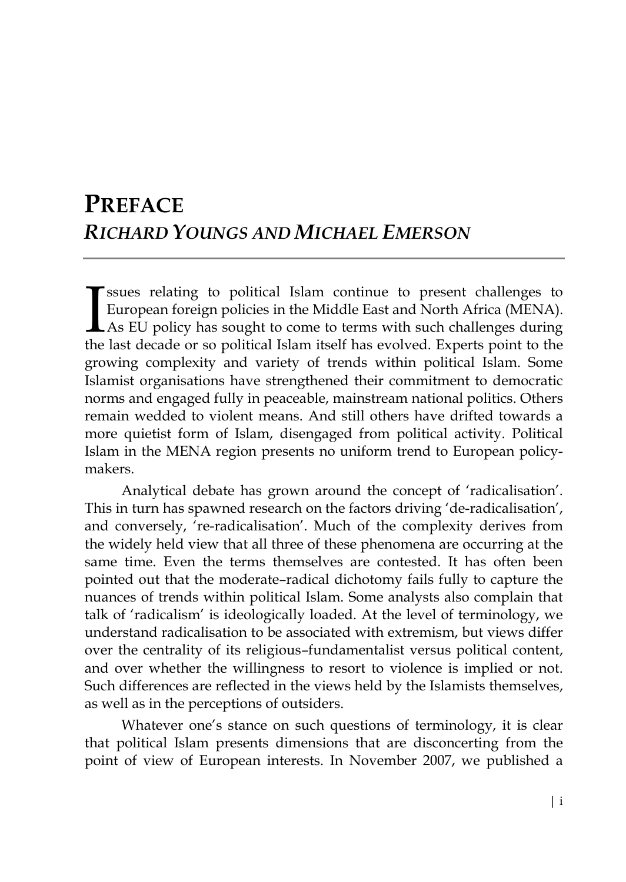# PREFACE

## *RICHARD YOUNGS AND MICHAEL EMERSON*

Issues relating to political Islam continue to present challenges to European foreign policies in the Middle East and North Africa (MENA). As EU policy has sought to come to terms with such challenges during the last decade or so political Islam itself has evolved. Experts point to the growing complexity and variety of trends within political Islam. Some Islamist organisations have strengthened their commitment to democratic norms and engaged fully in peaceable, mainstream national politics. Others remain wedded to violent means. And still others have drifted towards a more quietist form of Islam, disengaged from political activity. Political Islam in the MENA region presents no uniform trend to European policy-makers.

Analytical debate has grown around the concept of 'radicalisation'. This in turn has spawned research on the factors driving 'de-radicalisation', and conversely, 're-radicalisation'. Much of the complexity derives from the widely held view that all three of these phenomena are occurring at the same time. Even the terms themselves are contested. It has often been pointed out that the moderate–radical dichotomy fails fully to capture the nuances of trends within political Islam. Some analysts also complain that talk of 'radicalism' is ideologically loaded. At the level of terminology, we understand radicalisation to be associated with extremism, but views differ over the centrality of its religious–fundamentalist versus political content, and over whether the willingness to resort to violence is implied or not. Such differences are reflected in the views held by the Islamists themselves, as well as in the perceptions of outsiders.

Whatever one's stance on such questions of terminology, it is clear that political Islam presents dimensions that are disconcerting from the point of view of European interests. In November 2007, we published a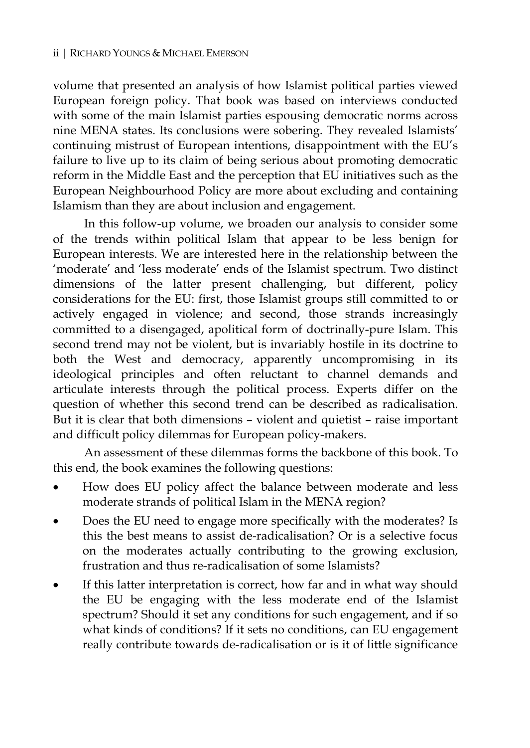volume that presented an analysis of how Islamist political parties viewed European foreign policy. That book was based on interviews conducted with some of the main Islamist parties espousing democratic norms across nine MENA states. Its conclusions were sobering. They revealed Islamists' continuing mistrust of European intentions, disappointment with the EU's failure to live up to its claim of being serious about promoting democratic reform in the Middle East and the perception that EU initiatives such as the European Neighbourhood Policy are more about excluding and containing Islamism than they are about inclusion and engagement.

In this follow-up volume, we broaden our analysis to consider some of the trends within political Islam that appear to be less benign for European interests. We are interested here in the relationship between the 'moderate' and 'less moderate' ends of the Islamist spectrum. Two distinct dimensions of the latter present challenging, but different, policy considerations for the EU: first, those Islamist groups still committed to or actively engaged in violence; and second, those strands increasingly committed to a disengaged, apolitical form of doctrinally-pure Islam. This second trend may not be violent, but is invariably hostile in its doctrine to both the West and democracy, apparently uncompromising in its ideological principles and often reluctant to channel demands and articulate interests through the political process. Experts differ on the question of whether this second trend can be described as radicalisation. But it is clear that both dimensions – violent and quietist – raise important and difficult policy dilemmas for European policy-makers.

An assessment of these dilemmas forms the backbone of this book. To this end, the book examines the following questions:

- How does EU policy affect the balance between moderate and less moderate strands of political Islam in the MENA region?
- Does the EU need to engage more specifically with the moderates? Is this the best means to assist de-radicalisation? Or is a selective focus on the moderates actually contributing to the growing exclusion, frustration and thus re-radicalisation of some Islamists?
- If this latter interpretation is correct, how far and in what way should the EU be engaging with the less moderate end of the Islamist spectrum? Should it set any conditions for such engagement, and if so what kinds of conditions? If it sets no conditions, can EU engagement really contribute towards de-radicalisation or is it of little significance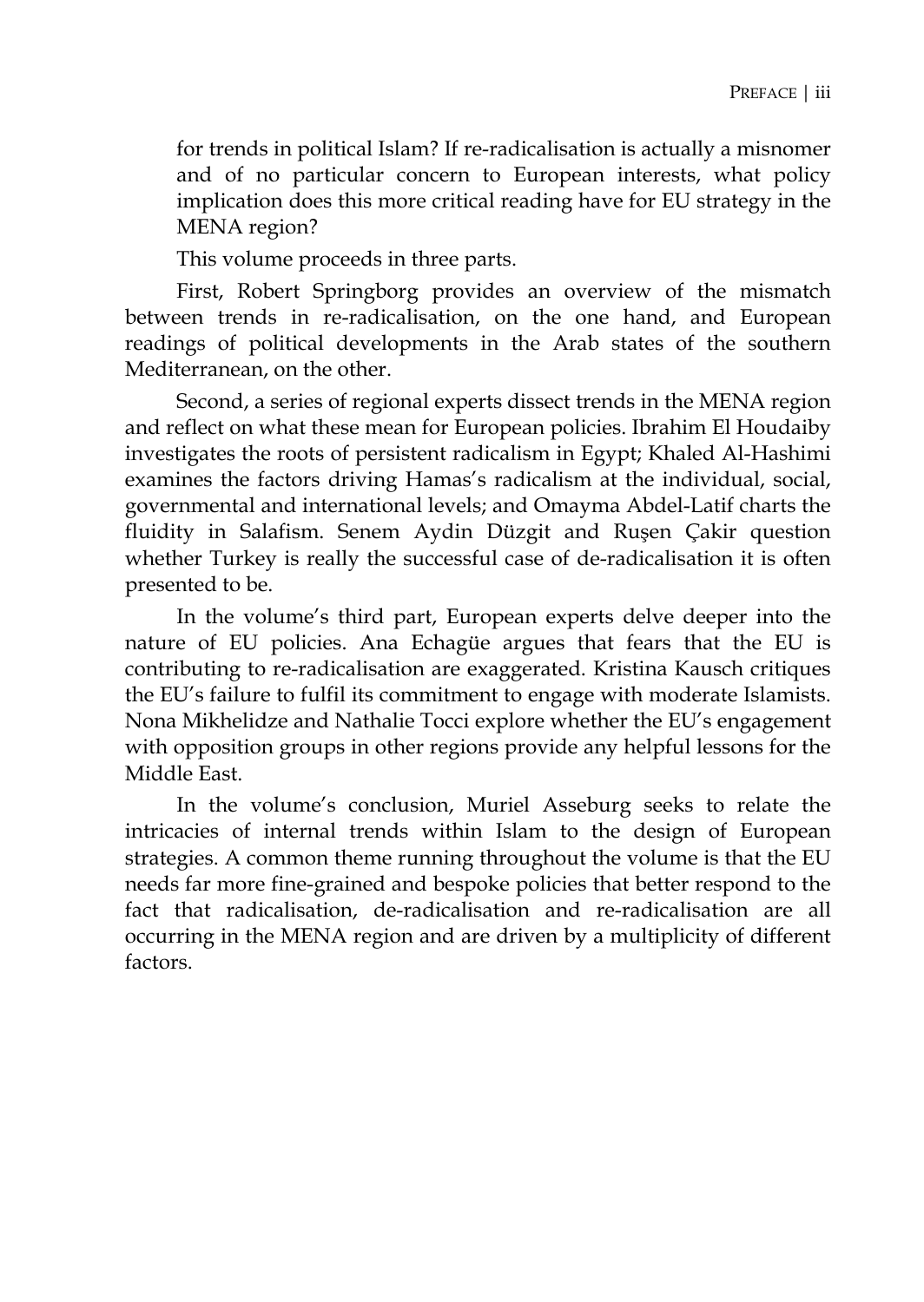for trends in political Islam? If re-radicalisation is actually a misnomer and of no particular concern to European interests, what policy implication does this more critical reading have for EU strategy in the MENA region?

This volume proceeds in three parts.

First, Robert Springborg provides an overview of the mismatch between trends in re-radicalisation, on the one hand, and European readings of political developments in the Arab states of the southern Mediterranean, on the other.

Second, a series of regional experts dissect trends in the MENA region and reflect on what these mean for European policies. Ibrahim El Houdaiby investigates the roots of persistent radicalism in Egypt; Khaled Al-Hashimi examines the factors driving Hamas's radicalism at the individual, social, governmental and international levels; and Omayma Abdel-Latif charts the fluidity in Salafism. Senem Aydin Düzgit and Ruşen Çakir question whether Turkey is really the successful case of de-radicalisation it is often presented to be.

In the volume's third part, European experts delve deeper into the nature of EU policies. Ana Echagüe argues that fears that the EU is contributing to re-radicalisation are exaggerated. Kristina Kausch critiques the EU's failure to fulfil its commitment to engage with moderate Islamists. Nona Mikhelidze and Nathalie Tocci explore whether the EU's engagement with opposition groups in other regions provide any helpful lessons for the Middle East.

In the volume's conclusion, Muriel Asseburg seeks to relate the intricacies of internal trends within Islam to the design of European strategies. A common theme running throughout the volume is that the EU needs far more fine-grained and bespoke policies that better respond to the fact that radicalisation, de-radicalisation and re-radicalisation are all occurring in the MENA region and are driven by a multiplicity of different factors.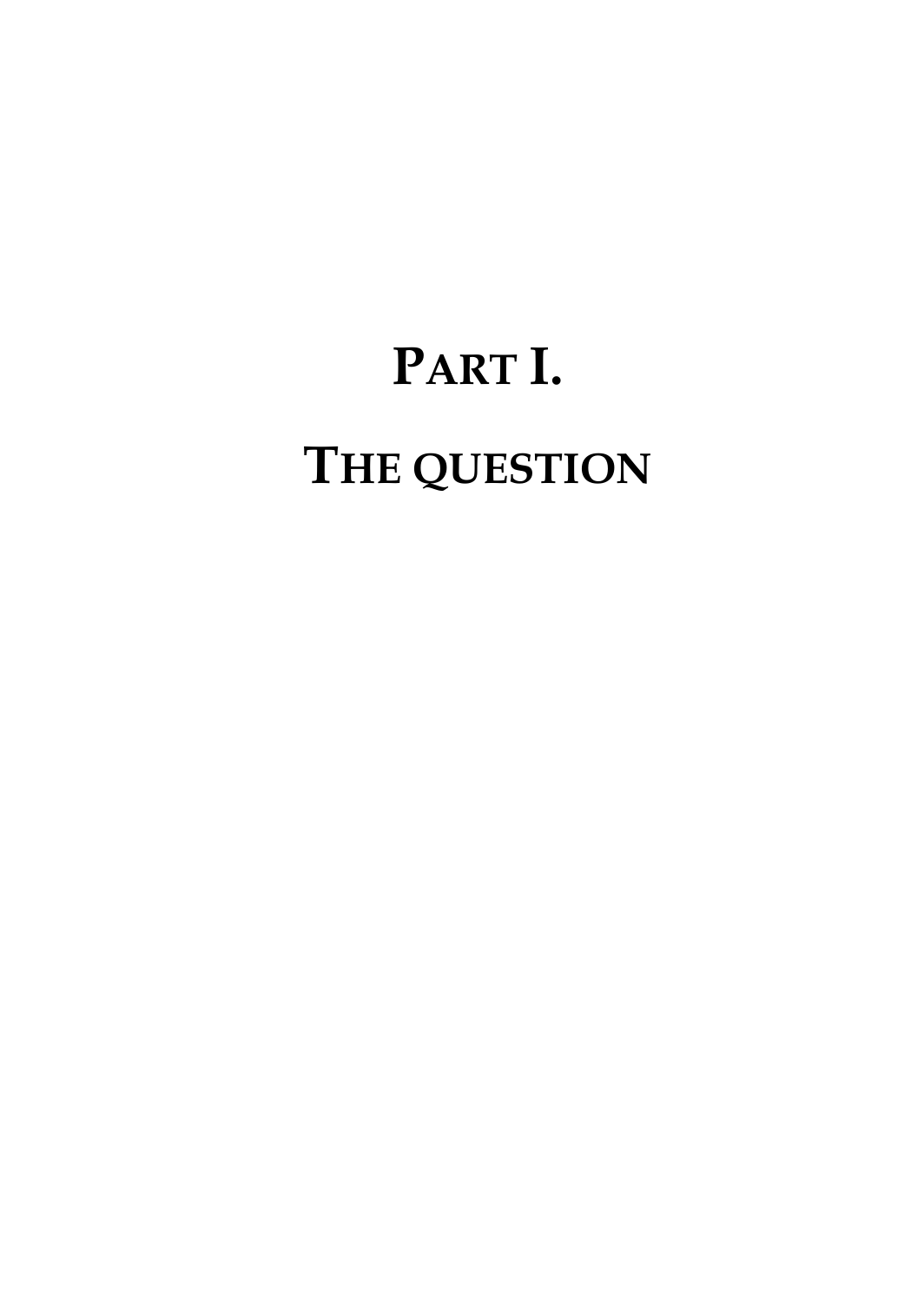# PART I.

# THE QUESTION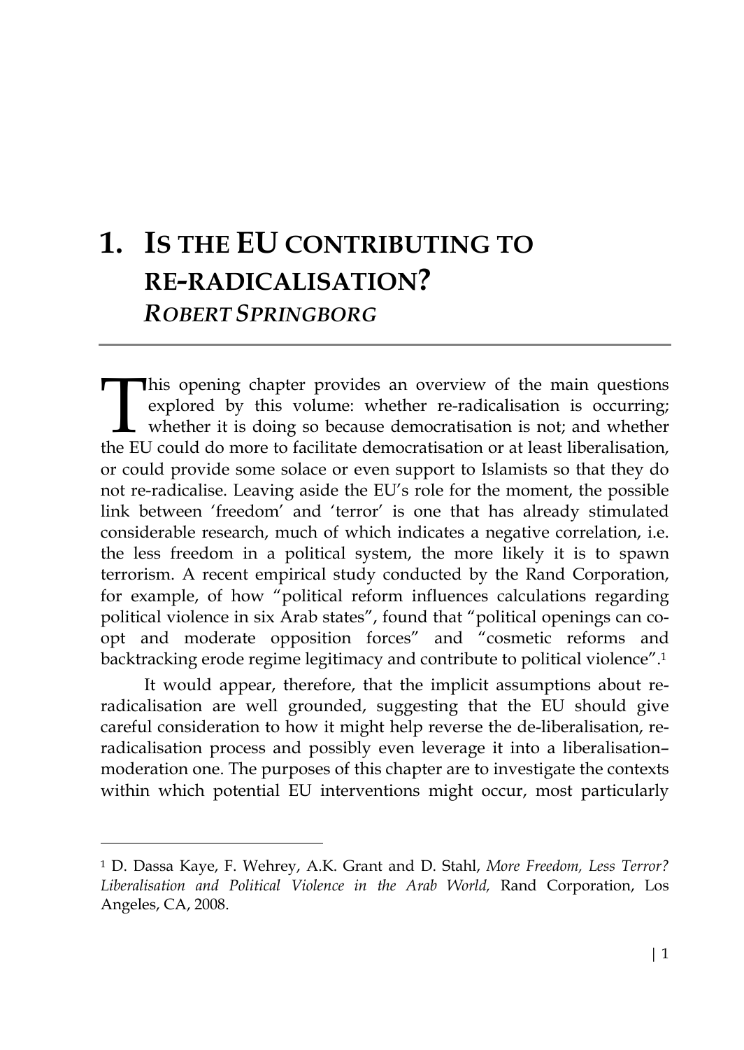# 1. IS THE EU CONTRIBUTING TO RE-RADICALISATION?

## *ROBERT SPRINGBORG*

This opening chapter provides an overview of the main questions explored by this volume: whether re-radicalisation is occurring; whether it is doing so because democratisation is not; and whether the EU could do more to facilitate democratisation or at least liberalisation, or could provide some solace or even support to Islamists so that they do not re-radicalise. Leaving aside the EU's role for the moment, the possible link between 'freedom' and 'terror' is one that has already stimulated considerable research, much of which indicates a negative correlation, i.e. the less freedom in a political system, the more likely it is to spawn terrorism. A recent empirical study conducted by the Rand Corporation, for example, of how "political reform influences calculations regarding political violence in six Arab states", found that "political openings can co-opt and moderate opposition forces" and "cosmetic reforms and backtracking erode regime legitimacy and contribute to political violence".[1]

It would appear, therefore, that the implicit assumptions about re-radicalisation are well grounded, suggesting that the EU should give careful consideration to how it might help reverse the de-liberalisation, re-radicalisation process and possibly even leverage it into a liberalisation–moderation one. The purposes of this chapter are to investigate the contexts within which potential EU interventions might occur, most particularly

---

[1] D. Dassa Kaye, F. Wehrey, A.K. Grant and D. Stahl, *More Freedom, Less Terror? Liberalisation and Political Violence in the Arab World,* Rand Corporation, Los Angeles, CA, 2008.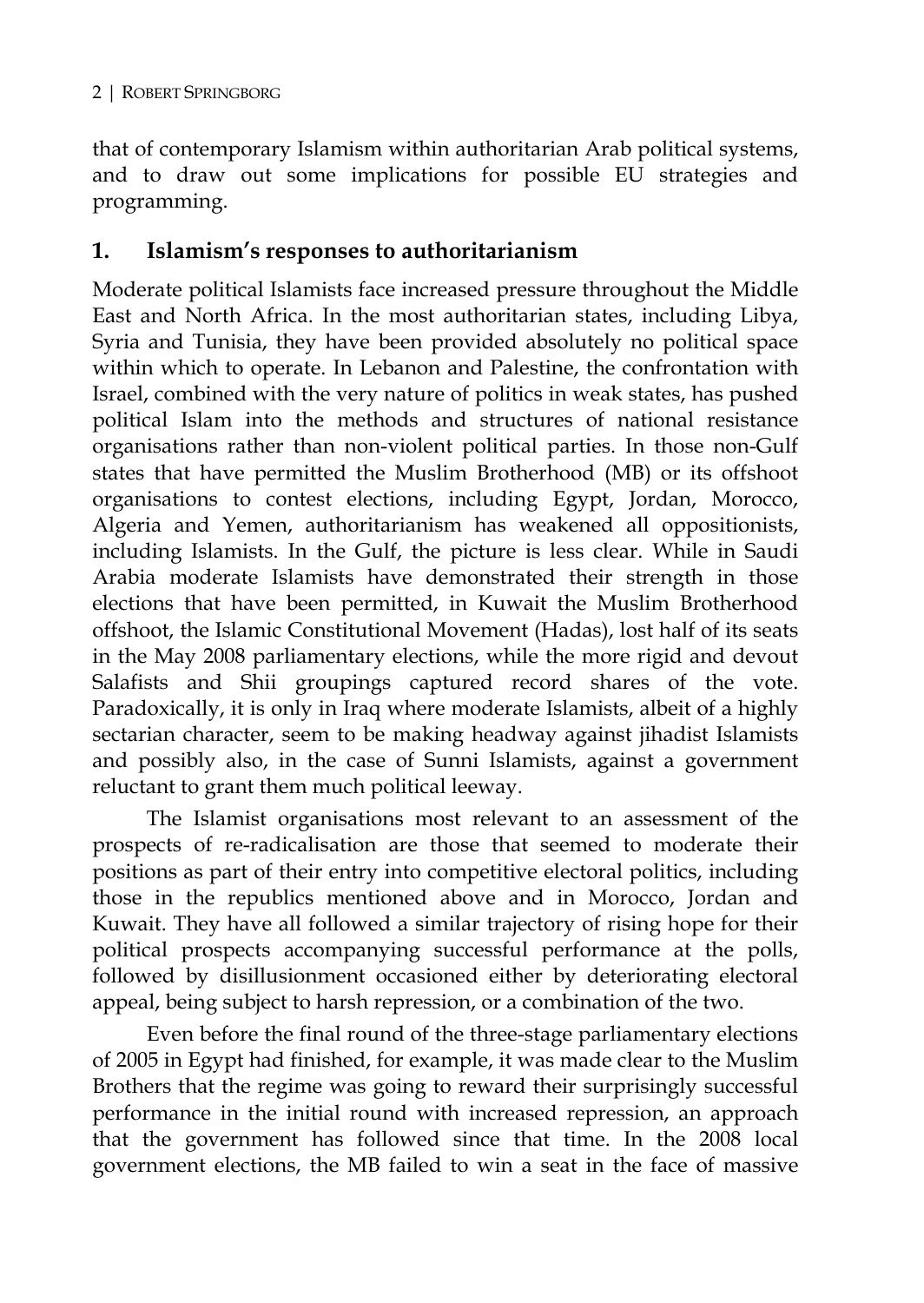that of contemporary Islamism within authoritarian Arab political systems, and to draw out some implications for possible EU strategies and programming.

## 1. Islamism's responses to authoritarianism

Moderate political Islamists face increased pressure throughout the Middle East and North Africa. In the most authoritarian states, including Libya, Syria and Tunisia, they have been provided absolutely no political space within which to operate. In Lebanon and Palestine, the confrontation with Israel, combined with the very nature of politics in weak states, has pushed political Islam into the methods and structures of national resistance organisations rather than non-violent political parties. In those non-Gulf states that have permitted the Muslim Brotherhood (MB) or its offshoot organisations to contest elections, including Egypt, Jordan, Morocco, Algeria and Yemen, authoritarianism has weakened all oppositionists, including Islamists. In the Gulf, the picture is less clear. While in Saudi Arabia moderate Islamists have demonstrated their strength in those elections that have been permitted, in Kuwait the Muslim Brotherhood offshoot, the Islamic Constitutional Movement (Hadas), lost half of its seats in the May 2008 parliamentary elections, while the more rigid and devout Salafists and Shii groupings captured record shares of the vote. Paradoxically, it is only in Iraq where moderate Islamists, albeit of a highly sectarian character, seem to be making headway against jihadist Islamists and possibly also, in the case of Sunni Islamists, against a government reluctant to grant them much political leeway.

The Islamist organisations most relevant to an assessment of the prospects of re-radicalisation are those that seemed to moderate their positions as part of their entry into competitive electoral politics, including those in the republics mentioned above and in Morocco, Jordan and Kuwait. They have all followed a similar trajectory of rising hope for their political prospects accompanying successful performance at the polls, followed by disillusionment occasioned either by deteriorating electoral appeal, being subject to harsh repression, or a combination of the two.

Even before the final round of the three-stage parliamentary elections of 2005 in Egypt had finished, for example, it was made clear to the Muslim Brothers that the regime was going to reward their surprisingly successful performance in the initial round with increased repression, an approach that the government has followed since that time. In the 2008 local government elections, the MB failed to win a seat in the face of massive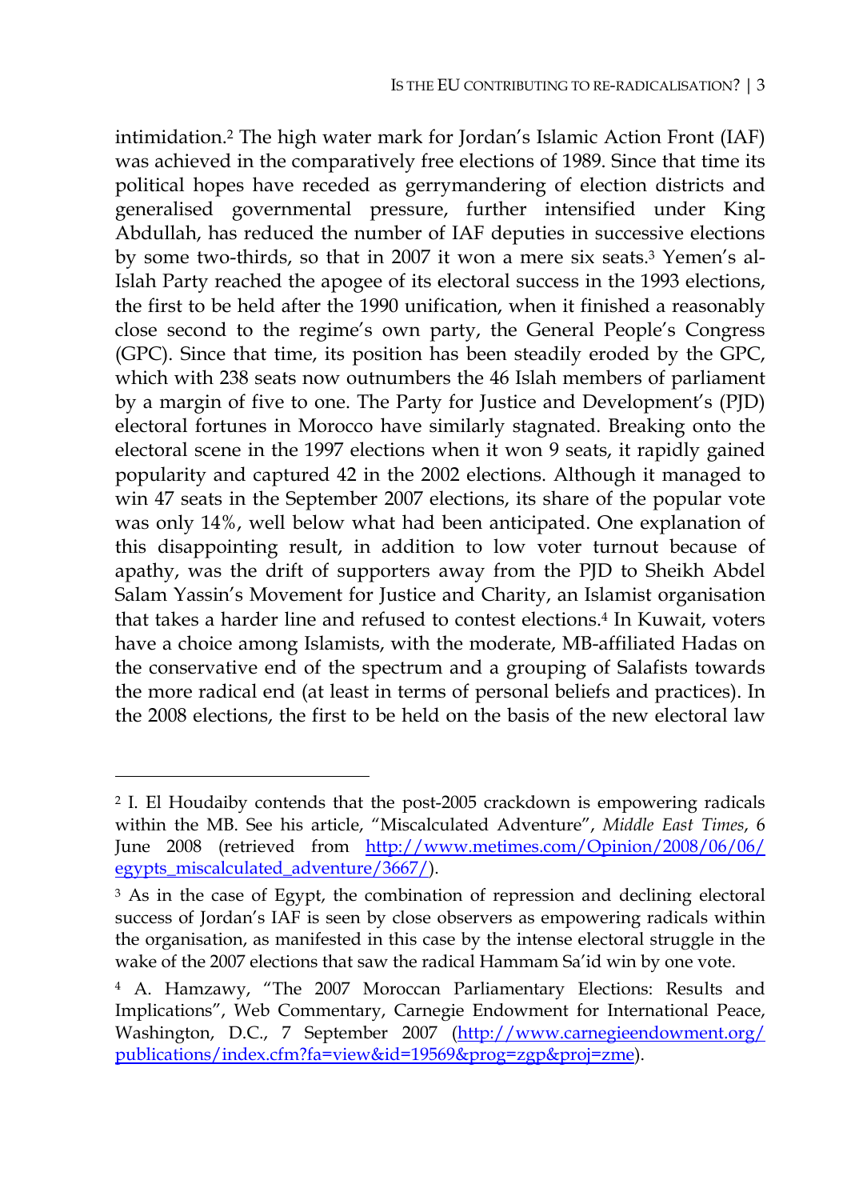intimidation.[2] The high water mark for Jordan's Islamic Action Front (IAF) was achieved in the comparatively free elections of 1989. Since that time its political hopes have receded as gerrymandering of election districts and generalised governmental pressure, further intensified under King Abdullah, has reduced the number of IAF deputies in successive elections by some two-thirds, so that in 2007 it won a mere six seats.[3] Yemen's al-Islah Party reached the apogee of its electoral success in the 1993 elections, the first to be held after the 1990 unification, when it finished a reasonably close second to the regime's own party, the General People's Congress (GPC). Since that time, its position has been steadily eroded by the GPC, which with 238 seats now outnumbers the 46 Islah members of parliament by a margin of five to one. The Party for Justice and Development's (PJD) electoral fortunes in Morocco have similarly stagnated. Breaking onto the electoral scene in the 1997 elections when it won 9 seats, it rapidly gained popularity and captured 42 in the 2002 elections. Although it managed to win 47 seats in the September 2007 elections, its share of the popular vote was only 14%, well below what had been anticipated. One explanation of this disappointing result, in addition to low voter turnout because of apathy, was the drift of supporters away from the PJD to Sheikh Abdel Salam Yassin's Movement for Justice and Charity, an Islamist organisation that takes a harder line and refused to contest elections.[4] In Kuwait, voters have a choice among Islamists, with the moderate, MB-affiliated Hadas on the conservative end of the spectrum and a grouping of Salafists towards the more radical end (at least in terms of personal beliefs and practices). In the 2008 elections, the first to be held on the basis of the new electoral law

---

[2] I. El Houdaiby contends that the post-2005 crackdown is empowering radicals within the MB. See his article, "Miscalculated Adventure", *Middle East Times*, 6 June 2008 (retrieved from http://www.metimes.com/Opinion/2008/06/06/egypts_miscalculated_adventure/3667/).

[3] As in the case of Egypt, the combination of repression and declining electoral success of Jordan's IAF is seen by close observers as empowering radicals within the organisation, as manifested in this case by the intense electoral struggle in the wake of the 2007 elections that saw the radical Hammam Sa'id win by one vote.

[4] A. Hamzawy, "The 2007 Moroccan Parliamentary Elections: Results and Implications", Web Commentary, Carnegie Endowment for International Peace, Washington, D.C., 7 September 2007 (http://www.carnegieendowment.org/publications/index.cfm?fa=view&id=19569&prog=zgp&proj=zme).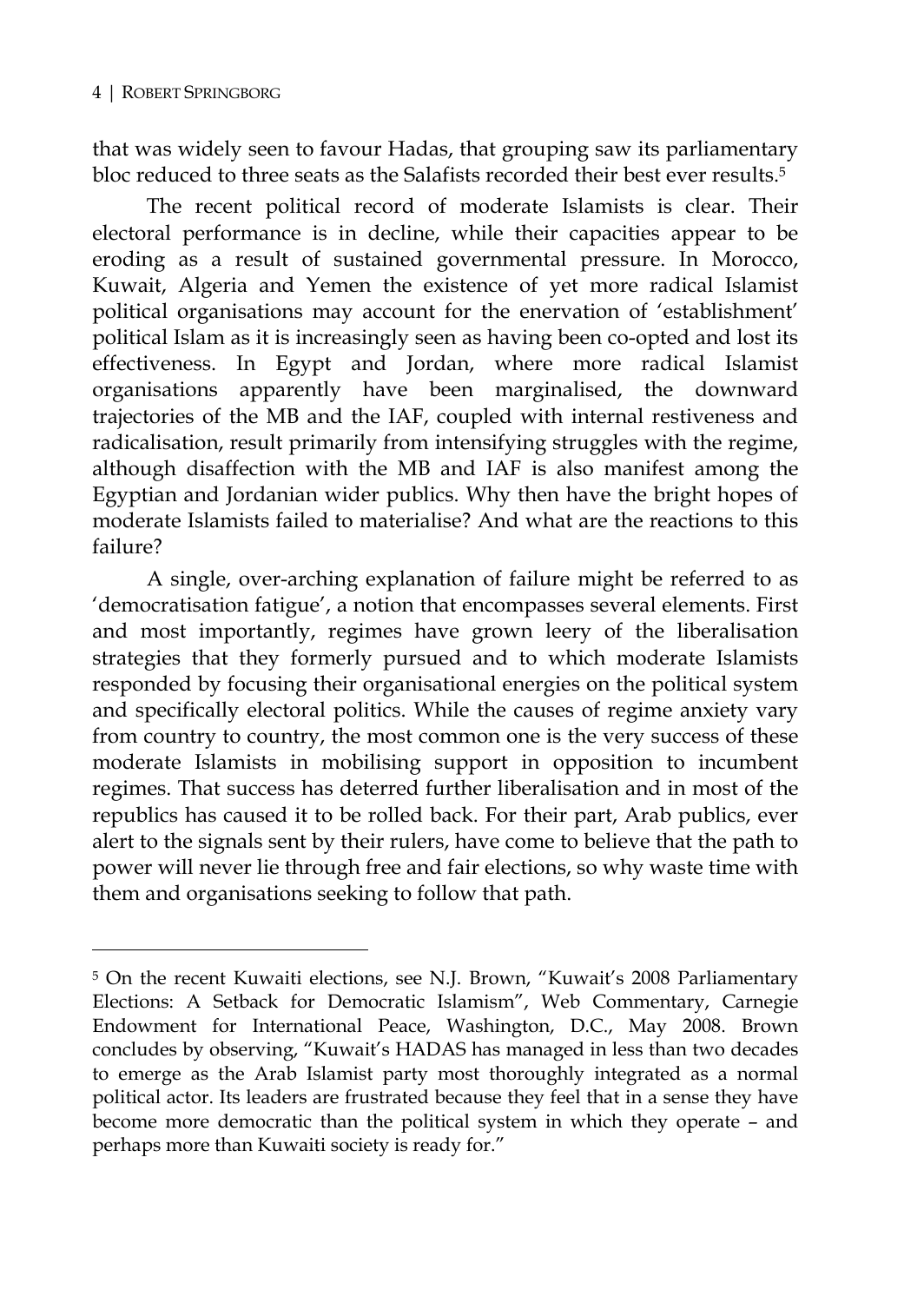that was widely seen to favour Hadas, that grouping saw its parliamentary bloc reduced to three seats as the Salafists recorded their best ever results.[5]

The recent political record of moderate Islamists is clear. Their electoral performance is in decline, while their capacities appear to be eroding as a result of sustained governmental pressure. In Morocco, Kuwait, Algeria and Yemen the existence of yet more radical Islamist political organisations may account for the enervation of 'establishment' political Islam as it is increasingly seen as having been co-opted and lost its effectiveness. In Egypt and Jordan, where more radical Islamist organisations apparently have been marginalised, the downward trajectories of the MB and the IAF, coupled with internal restiveness and radicalisation, result primarily from intensifying struggles with the regime, although disaffection with the MB and IAF is also manifest among the Egyptian and Jordanian wider publics. Why then have the bright hopes of moderate Islamists failed to materialise? And what are the reactions to this failure?

A single, over-arching explanation of failure might be referred to as 'democratisation fatigue', a notion that encompasses several elements. First and most importantly, regimes have grown leery of the liberalisation strategies that they formerly pursued and to which moderate Islamists responded by focusing their organisational energies on the political system and specifically electoral politics. While the causes of regime anxiety vary from country to country, the most common one is the very success of these moderate Islamists in mobilising support in opposition to incumbent regimes. That success has deterred further liberalisation and in most of the republics has caused it to be rolled back. For their part, Arab publics, ever alert to the signals sent by their rulers, have come to believe that the path to power will never lie through free and fair elections, so why waste time with them and organisations seeking to follow that path.

---

[5] On the recent Kuwaiti elections, see N.J. Brown, "Kuwait's 2008 Parliamentary Elections: A Setback for Democratic Islamism", Web Commentary, Carnegie Endowment for International Peace, Washington, D.C., May 2008. Brown concludes by observing, "Kuwait's HADAS has managed in less than two decades to emerge as the Arab Islamist party most thoroughly integrated as a normal political actor. Its leaders are frustrated because they feel that in a sense they have become more democratic than the political system in which they operate – and perhaps more than Kuwaiti society is ready for."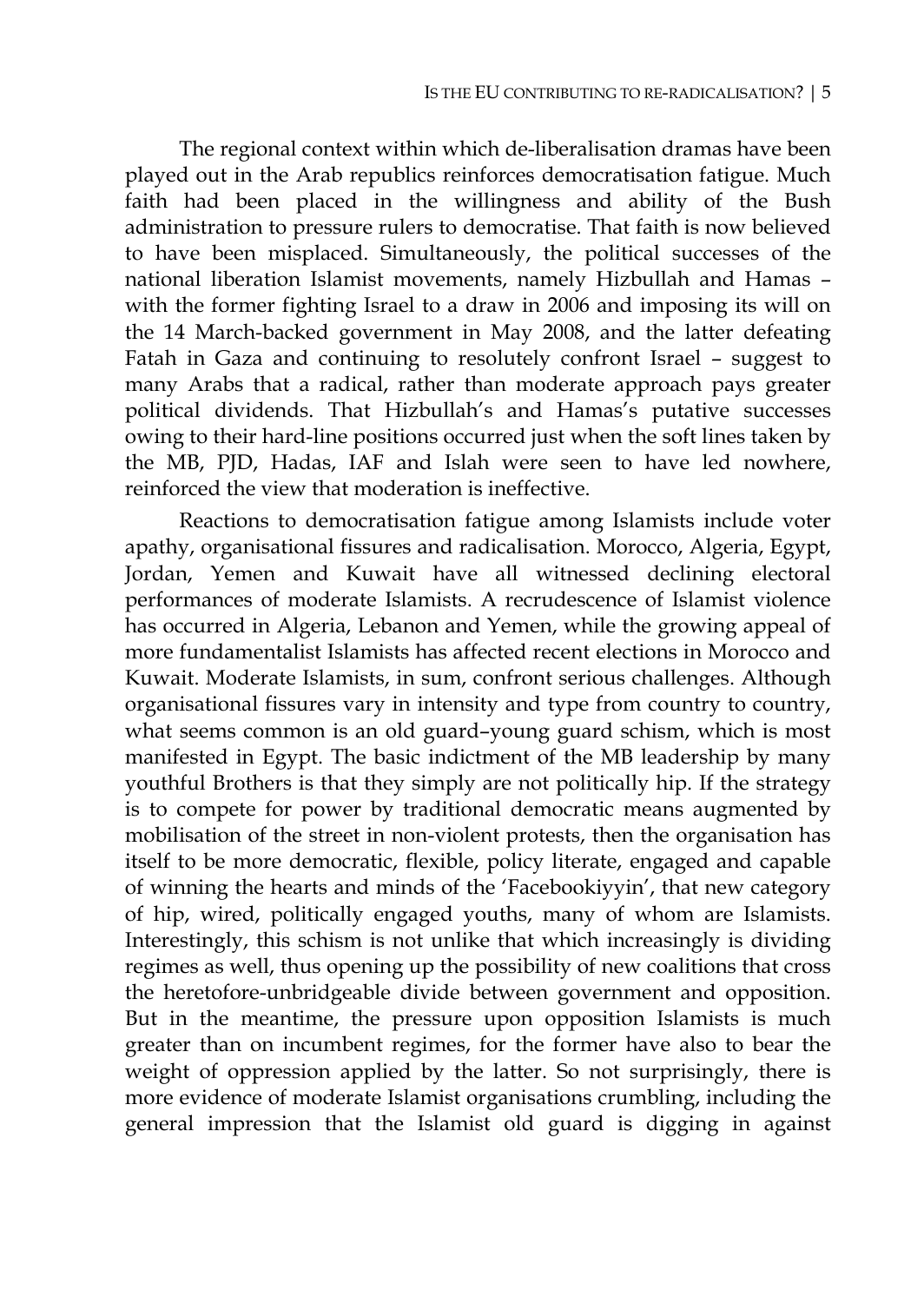The regional context within which de-liberalisation dramas have been played out in the Arab republics reinforces democratisation fatigue. Much faith had been placed in the willingness and ability of the Bush administration to pressure rulers to democratise. That faith is now believed to have been misplaced. Simultaneously, the political successes of the national liberation Islamist movements, namely Hizbullah and Hamas – with the former fighting Israel to a draw in 2006 and imposing its will on the 14 March-backed government in May 2008, and the latter defeating Fatah in Gaza and continuing to resolutely confront Israel – suggest to many Arabs that a radical, rather than moderate approach pays greater political dividends. That Hizbullah's and Hamas's putative successes owing to their hard-line positions occurred just when the soft lines taken by the MB, PJD, Hadas, IAF and Islah were seen to have led nowhere, reinforced the view that moderation is ineffective.

Reactions to democratisation fatigue among Islamists include voter apathy, organisational fissures and radicalisation. Morocco, Algeria, Egypt, Jordan, Yemen and Kuwait have all witnessed declining electoral performances of moderate Islamists. A recrudescence of Islamist violence has occurred in Algeria, Lebanon and Yemen, while the growing appeal of more fundamentalist Islamists has affected recent elections in Morocco and Kuwait. Moderate Islamists, in sum, confront serious challenges. Although organisational fissures vary in intensity and type from country to country, what seems common is an old guard–young guard schism, which is most manifested in Egypt. The basic indictment of the MB leadership by many youthful Brothers is that they simply are not politically hip. If the strategy is to compete for power by traditional democratic means augmented by mobilisation of the street in non-violent protests, then the organisation has itself to be more democratic, flexible, policy literate, engaged and capable of winning the hearts and minds of the 'Facebookiyyin', that new category of hip, wired, politically engaged youths, many of whom are Islamists. Interestingly, this schism is not unlike that which increasingly is dividing regimes as well, thus opening up the possibility of new coalitions that cross the heretofore-unbridgeable divide between government and opposition. But in the meantime, the pressure upon opposition Islamists is much greater than on incumbent regimes, for the former have also to bear the weight of oppression applied by the latter. So not surprisingly, there is more evidence of moderate Islamist organisations crumbling, including the general impression that the Islamist old guard is digging in against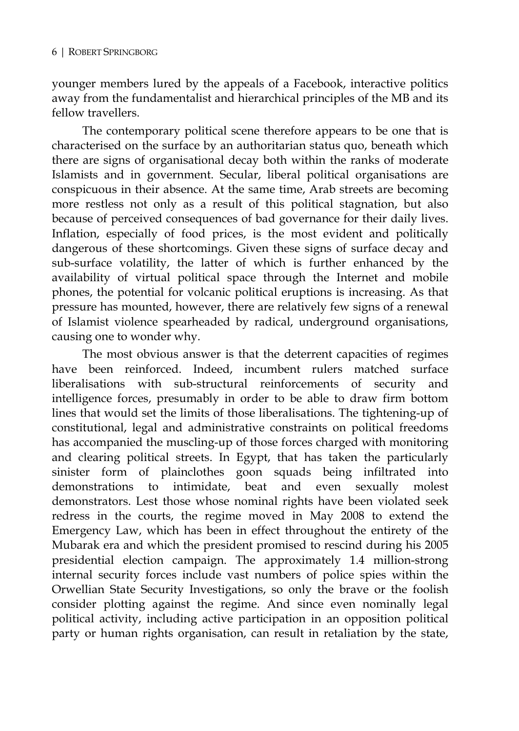younger members lured by the appeals of a Facebook, interactive politics away from the fundamentalist and hierarchical principles of the MB and its fellow travellers.

The contemporary political scene therefore appears to be one that is characterised on the surface by an authoritarian status quo, beneath which there are signs of organisational decay both within the ranks of moderate Islamists and in government. Secular, liberal political organisations are conspicuous in their absence. At the same time, Arab streets are becoming more restless not only as a result of this political stagnation, but also because of perceived consequences of bad governance for their daily lives. Inflation, especially of food prices, is the most evident and politically dangerous of these shortcomings. Given these signs of surface decay and sub-surface volatility, the latter of which is further enhanced by the availability of virtual political space through the Internet and mobile phones, the potential for volcanic political eruptions is increasing. As that pressure has mounted, however, there are relatively few signs of a renewal of Islamist violence spearheaded by radical, underground organisations, causing one to wonder why.

The most obvious answer is that the deterrent capacities of regimes have been reinforced. Indeed, incumbent rulers matched surface liberalisations with sub-structural reinforcements of security and intelligence forces, presumably in order to be able to draw firm bottom lines that would set the limits of those liberalisations. The tightening-up of constitutional, legal and administrative constraints on political freedoms has accompanied the muscling-up of those forces charged with monitoring and clearing political streets. In Egypt, that has taken the particularly sinister form of plainclothes goon squads being infiltrated into demonstrations to intimidate, beat and even sexually molest demonstrators. Lest those whose nominal rights have been violated seek redress in the courts, the regime moved in May 2008 to extend the Emergency Law, which has been in effect throughout the entirety of the Mubarak era and which the president promised to rescind during his 2005 presidential election campaign. The approximately 1.4 million-strong internal security forces include vast numbers of police spies within the Orwellian State Security Investigations, so only the brave or the foolish consider plotting against the regime. And since even nominally legal political activity, including active participation in an opposition political party or human rights organisation, can result in retaliation by the state,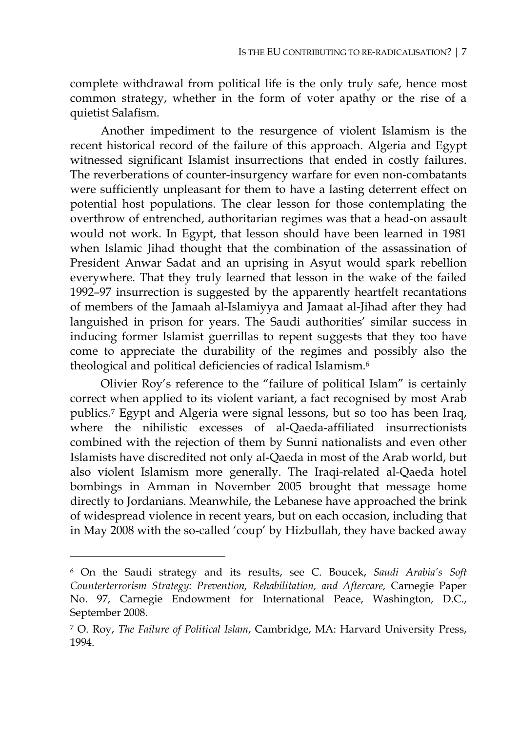complete withdrawal from political life is the only truly safe, hence most common strategy, whether in the form of voter apathy or the rise of a quietist Salafism.

Another impediment to the resurgence of violent Islamism is the recent historical record of the failure of this approach. Algeria and Egypt witnessed significant Islamist insurrections that ended in costly failures. The reverberations of counter-insurgency warfare for even non-combatants were sufficiently unpleasant for them to have a lasting deterrent effect on potential host populations. The clear lesson for those contemplating the overthrow of entrenched, authoritarian regimes was that a head-on assault would not work. In Egypt, that lesson should have been learned in 1981 when Islamic Jihad thought that the combination of the assassination of President Anwar Sadat and an uprising in Asyut would spark rebellion everywhere. That they truly learned that lesson in the wake of the failed 1992–97 insurrection is suggested by the apparently heartfelt recantations of members of the Jamaah al-Islamiyya and Jamaat al-Jihad after they had languished in prison for years. The Saudi authorities' similar success in inducing former Islamist guerrillas to repent suggests that they too have come to appreciate the durability of the regimes and possibly also the theological and political deficiencies of radical Islamism.[6]

Olivier Roy's reference to the "failure of political Islam" is certainly correct when applied to its violent variant, a fact recognised by most Arab publics.[7] Egypt and Algeria were signal lessons, but so too has been Iraq, where the nihilistic excesses of al-Qaeda-affiliated insurrectionists combined with the rejection of them by Sunni nationalists and even other Islamists have discredited not only al-Qaeda in most of the Arab world, but also violent Islamism more generally. The Iraqi-related al-Qaeda hotel bombings in Amman in November 2005 brought that message home directly to Jordanians. Meanwhile, the Lebanese have approached the brink of widespread violence in recent years, but on each occasion, including that in May 2008 with the so-called 'coup' by Hizbullah, they have backed away

---

[6] On the Saudi strategy and its results, see C. Boucek, *Saudi Arabia's Soft Counterterrorism Strategy: Prevention, Rehabilitation, and Aftercare,* Carnegie Paper No. 97, Carnegie Endowment for International Peace, Washington, D.C., September 2008.

[7] O. Roy, *The Failure of Political Islam*, Cambridge, MA: Harvard University Press, 1994.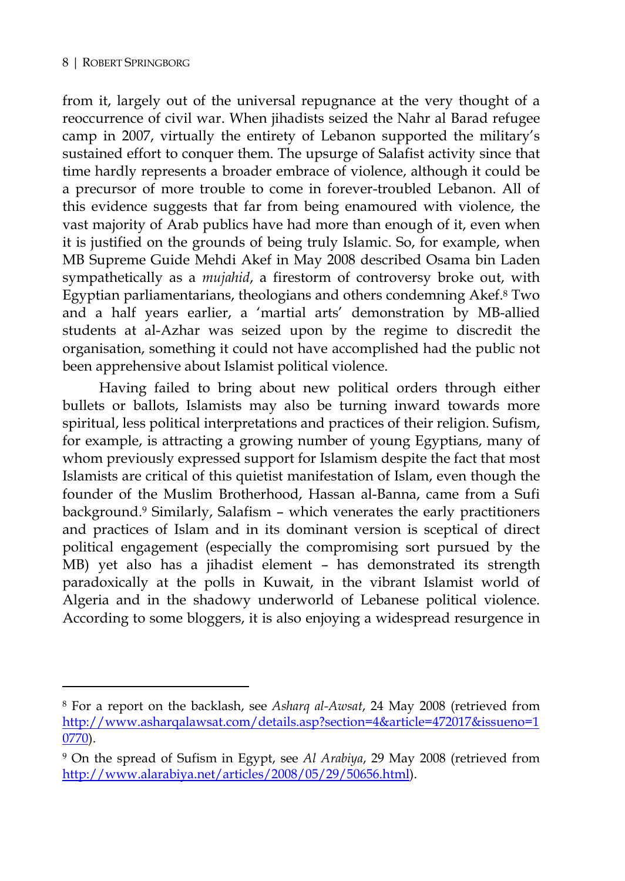from it, largely out of the universal repugnance at the very thought of a reoccurrence of civil war. When jihadists seized the Nahr al Barad refugee camp in 2007, virtually the entirety of Lebanon supported the military's sustained effort to conquer them. The upsurge of Salafist activity since that time hardly represents a broader embrace of violence, although it could be a precursor of more trouble to come in forever-troubled Lebanon. All of this evidence suggests that far from being enamoured with violence, the vast majority of Arab publics have had more than enough of it, even when it is justified on the grounds of being truly Islamic. So, for example, when MB Supreme Guide Mehdi Akef in May 2008 described Osama bin Laden sympathetically as a *mujahid*, a firestorm of controversy broke out, with Egyptian parliamentarians, theologians and others condemning Akef.[8] Two and a half years earlier, a 'martial arts' demonstration by MB-allied students at al-Azhar was seized upon by the regime to discredit the organisation, something it could not have accomplished had the public not been apprehensive about Islamist political violence.

Having failed to bring about new political orders through either bullets or ballots, Islamists may also be turning inward towards more spiritual, less political interpretations and practices of their religion. Sufism, for example, is attracting a growing number of young Egyptians, many of whom previously expressed support for Islamism despite the fact that most Islamists are critical of this quietist manifestation of Islam, even though the founder of the Muslim Brotherhood, Hassan al-Banna, came from a Sufi background.[9] Similarly, Salafism – which venerates the early practitioners and practices of Islam and in its dominant version is sceptical of direct political engagement (especially the compromising sort pursued by the MB) yet also has a jihadist element – has demonstrated its strength paradoxically at the polls in Kuwait, in the vibrant Islamist world of Algeria and in the shadowy underworld of Lebanese political violence. According to some bloggers, it is also enjoying a widespread resurgence in

---

[8] For a report on the backlash, see *Asharq al-Awsat*, 24 May 2008 (retrieved from http://www.asharqalawsat.com/details.asp?section=4&article=472017&issueno=10770).

[9] On the spread of Sufism in Egypt, see *Al Arabiya*, 29 May 2008 (retrieved from http://www.alarabiya.net/articles/2008/05/29/50656.html).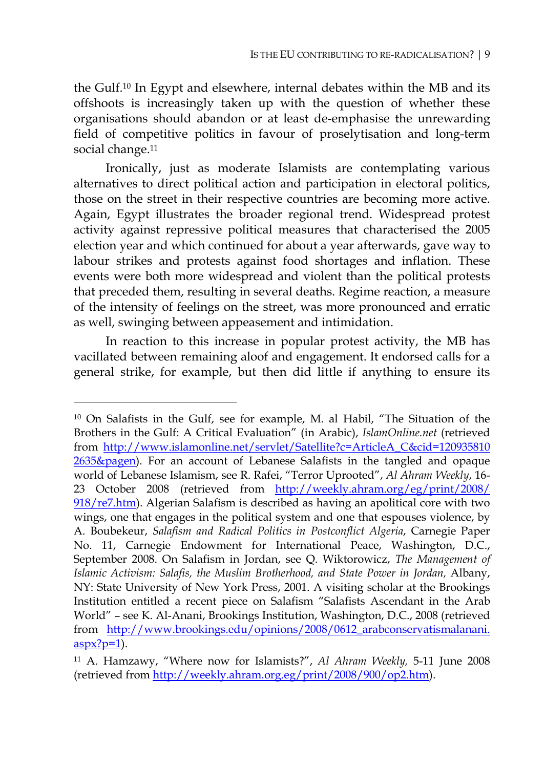the Gulf.[10] In Egypt and elsewhere, internal debates within the MB and its offshoots is increasingly taken up with the question of whether these organisations should abandon or at least de-emphasise the unrewarding field of competitive politics in favour of proselytisation and long-term social change.[11]

Ironically, just as moderate Islamists are contemplating various alternatives to direct political action and participation in electoral politics, those on the street in their respective countries are becoming more active. Again, Egypt illustrates the broader regional trend. Widespread protest activity against repressive political measures that characterised the 2005 election year and which continued for about a year afterwards, gave way to labour strikes and protests against food shortages and inflation. These events were both more widespread and violent than the political protests that preceded them, resulting in several deaths. Regime reaction, a measure of the intensity of feelings on the street, was more pronounced and erratic as well, swinging between appeasement and intimidation.

In reaction to this increase in popular protest activity, the MB has vacillated between remaining aloof and engagement. It endorsed calls for a general strike, for example, but then did little if anything to ensure its

---

[10] On Salafists in the Gulf, see for example, M. al Habil, "The Situation of the Brothers in the Gulf: A Critical Evaluation" (in Arabic), *IslamOnline.net* (retrieved from http://www.islamonline.net/servlet/Satellite?c=ArticleA_C&cid=1209358102635&pagen). For an account of Lebanese Salafists in the tangled and opaque world of Lebanese Islamism, see R. Rafei, "Terror Uprooted", *Al Ahram Weekly*, 16-23 October 2008 (retrieved from http://weekly.ahram.org/eg/print/2008/918/re7.htm). Algerian Salafism is described as having an apolitical core with two wings, one that engages in the political system and one that espouses violence, by A. Boubekeur, *Salafism and Radical Politics in Postconflict Algeria*, Carnegie Paper No. 11, Carnegie Endowment for International Peace, Washington, D.C., September 2008. On Salafism in Jordan, see Q. Wiktorowicz, *The Management of Islamic Activism: Salafis, the Muslim Brotherhood, and State Power in Jordan,* Albany, NY: State University of New York Press, 2001. A visiting scholar at the Brookings Institution entitled a recent piece on Salafism "Salafists Ascendant in the Arab World" – see K. Al-Anani, Brookings Institution, Washington, D.C., 2008 (retrieved from http://www.brookings.edu/opinions/2008/0612_arabconservatismalanani.aspx?p=1).

[11] A. Hamzawy, "Where now for Islamists?", *Al Ahram Weekly,* 5-11 June 2008 (retrieved from http://weekly.ahram.org.eg/print/2008/900/op2.htm).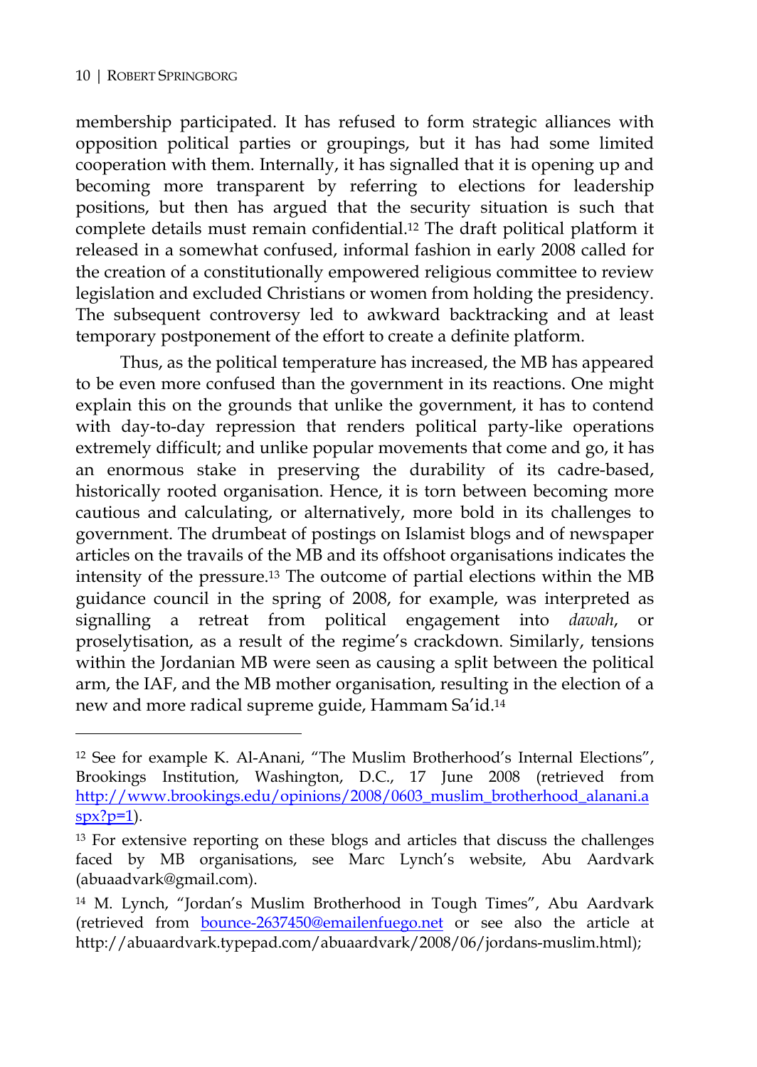membership participated. It has refused to form strategic alliances with opposition political parties or groupings, but it has had some limited cooperation with them. Internally, it has signalled that it is opening up and becoming more transparent by referring to elections for leadership positions, but then has argued that the security situation is such that complete details must remain confidential.[12] The draft political platform it released in a somewhat confused, informal fashion in early 2008 called for the creation of a constitutionally empowered religious committee to review legislation and excluded Christians or women from holding the presidency. The subsequent controversy led to awkward backtracking and at least temporary postponement of the effort to create a definite platform.

Thus, as the political temperature has increased, the MB has appeared to be even more confused than the government in its reactions. One might explain this on the grounds that unlike the government, it has to contend with day-to-day repression that renders political party-like operations extremely difficult; and unlike popular movements that come and go, it has an enormous stake in preserving the durability of its cadre-based, historically rooted organisation. Hence, it is torn between becoming more cautious and calculating, or alternatively, more bold in its challenges to government. The drumbeat of postings on Islamist blogs and of newspaper articles on the travails of the MB and its offshoot organisations indicates the intensity of the pressure.[13] The outcome of partial elections within the MB guidance council in the spring of 2008, for example, was interpreted as signalling a retreat from political engagement into *dawah*, or proselytisation, as a result of the regime's crackdown. Similarly, tensions within the Jordanian MB were seen as causing a split between the political arm, the IAF, and the MB mother organisation, resulting in the election of a new and more radical supreme guide, Hammam Sa'id.[14]

---

[12] See for example K. Al-Anani, "The Muslim Brotherhood's Internal Elections", Brookings Institution, Washington, D.C., 17 June 2008 (retrieved from http://www.brookings.edu/opinions/2008/0603_muslim_brotherhood_alanani.aspx?p=1).

[13] For extensive reporting on these blogs and articles that discuss the challenges faced by MB organisations, see Marc Lynch's website, Abu Aardvark (abuaadvark@gmail.com).

[14] M. Lynch, "Jordan's Muslim Brotherhood in Tough Times", Abu Aardvark (retrieved from bounce-2637450@emailenfuego.net or see also the article at http://abuaardvark.typepad.com/abuaardvark/2008/06/jordans-muslim.html);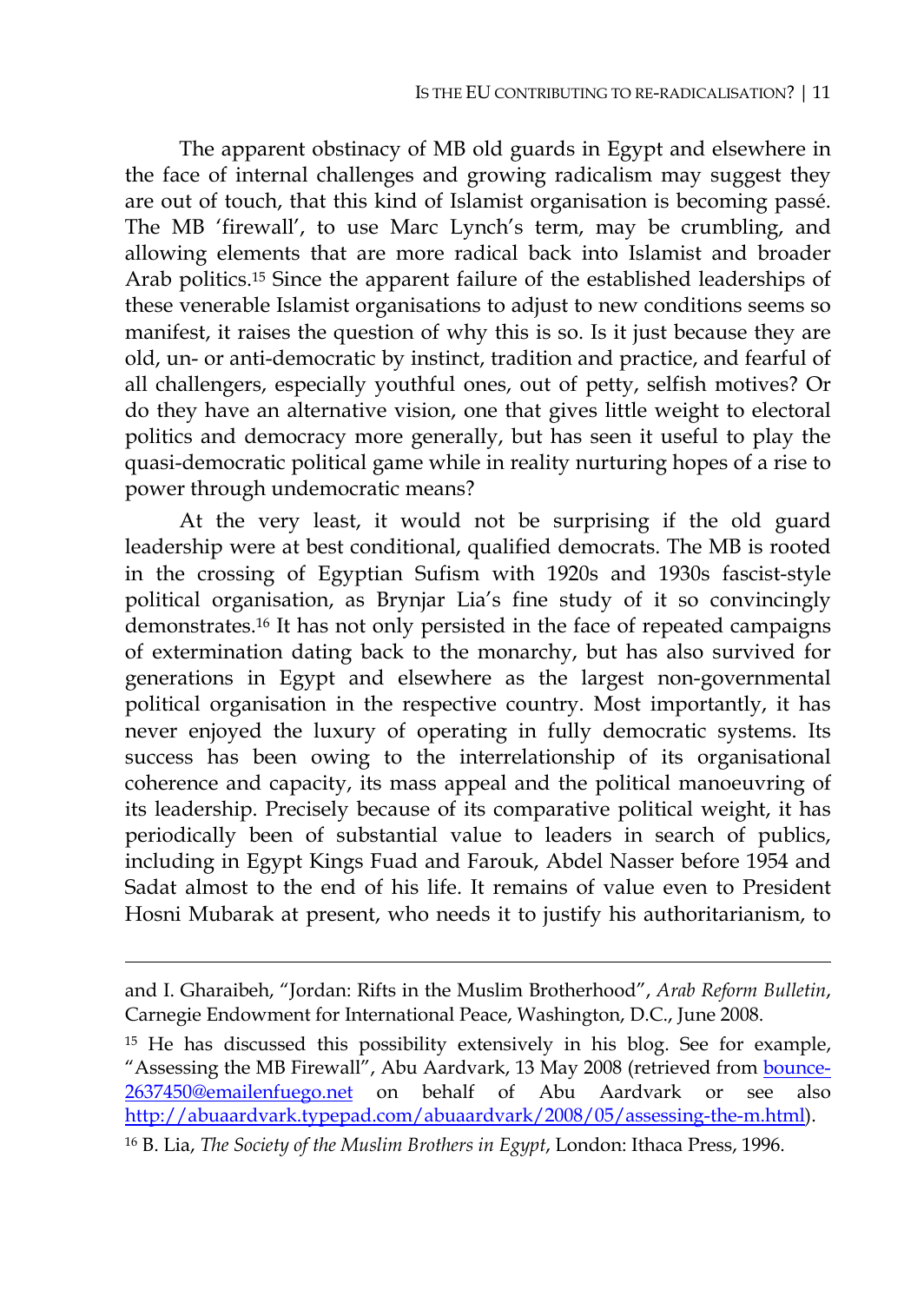The apparent obstinacy of MB old guards in Egypt and elsewhere in the face of internal challenges and growing radicalism may suggest they are out of touch, that this kind of Islamist organisation is becoming passé. The MB 'firewall', to use Marc Lynch's term, may be crumbling, and allowing elements that are more radical back into Islamist and broader Arab politics.[15] Since the apparent failure of the established leaderships of these venerable Islamist organisations to adjust to new conditions seems so manifest, it raises the question of why this is so. Is it just because they are old, un- or anti-democratic by instinct, tradition and practice, and fearful of all challengers, especially youthful ones, out of petty, selfish motives? Or do they have an alternative vision, one that gives little weight to electoral politics and democracy more generally, but has seen it useful to play the quasi-democratic political game while in reality nurturing hopes of a rise to power through undemocratic means?

At the very least, it would not be surprising if the old guard leadership were at best conditional, qualified democrats. The MB is rooted in the crossing of Egyptian Sufism with 1920s and 1930s fascist-style political organisation, as Brynjar Lia's fine study of it so convincingly demonstrates.[16] It has not only persisted in the face of repeated campaigns of extermination dating back to the monarchy, but has also survived for generations in Egypt and elsewhere as the largest non-governmental political organisation in the respective country. Most importantly, it has never enjoyed the luxury of operating in fully democratic systems. Its success has been owing to the interrelationship of its organisational coherence and capacity, its mass appeal and the political manoeuvring of its leadership. Precisely because of its comparative political weight, it has periodically been of substantial value to leaders in search of publics, including in Egypt Kings Fuad and Farouk, Abdel Nasser before 1954 and Sadat almost to the end of his life. It remains of value even to President Hosni Mubarak at present, who needs it to justify his authoritarianism, to

---

and I. Gharaibeh, "Jordan: Rifts in the Muslim Brotherhood", *Arab Reform Bulletin*, Carnegie Endowment for International Peace, Washington, D.C., June 2008.

[15] He has discussed this possibility extensively in his blog. See for example, "Assessing the MB Firewall", Abu Aardvark, 13 May 2008 (retrieved from bounce-2637450@emailenfuego.net on behalf of Abu Aardvark or see also http://abuaardvark.typepad.com/abuaardvark/2008/05/assessing-the-m.html).

[16] B. Lia, *The Society of the Muslim Brothers in Egypt*, London: Ithaca Press, 1996.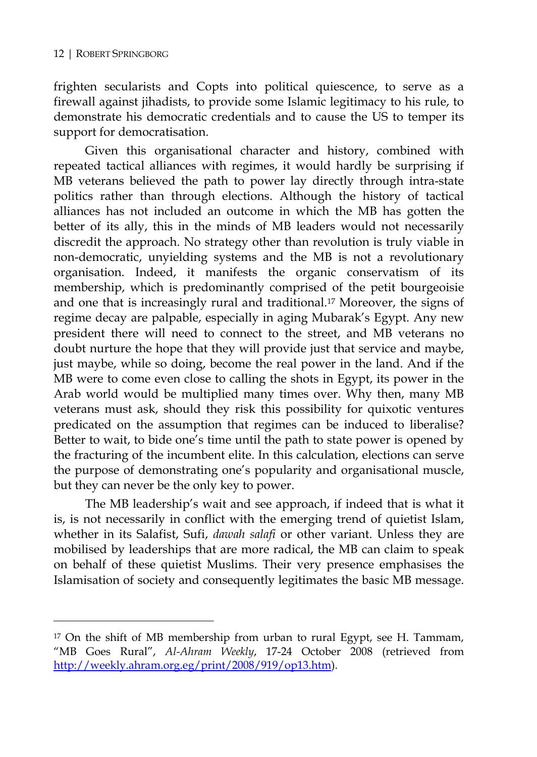frighten secularists and Copts into political quiescence, to serve as a firewall against jihadists, to provide some Islamic legitimacy to his rule, to demonstrate his democratic credentials and to cause the US to temper its support for democratisation.

Given this organisational character and history, combined with repeated tactical alliances with regimes, it would hardly be surprising if MB veterans believed the path to power lay directly through intra-state politics rather than through elections. Although the history of tactical alliances has not included an outcome in which the MB has gotten the better of its ally, this in the minds of MB leaders would not necessarily discredit the approach. No strategy other than revolution is truly viable in non-democratic, unyielding systems and the MB is not a revolutionary organisation. Indeed, it manifests the organic conservatism of its membership, which is predominantly comprised of the petit bourgeoisie and one that is increasingly rural and traditional.[17] Moreover, the signs of regime decay are palpable, especially in aging Mubarak's Egypt. Any new president there will need to connect to the street, and MB veterans no doubt nurture the hope that they will provide just that service and maybe, just maybe, while so doing, become the real power in the land. And if the MB were to come even close to calling the shots in Egypt, its power in the Arab world would be multiplied many times over. Why then, many MB veterans must ask, should they risk this possibility for quixotic ventures predicated on the assumption that regimes can be induced to liberalise? Better to wait, to bide one's time until the path to state power is opened by the fracturing of the incumbent elite. In this calculation, elections can serve the purpose of demonstrating one's popularity and organisational muscle, but they can never be the only key to power.

The MB leadership's wait and see approach, if indeed that is what it is, is not necessarily in conflict with the emerging trend of quietist Islam, whether in its Salafist, Sufi, *dawah salafi* or other variant. Unless they are mobilised by leaderships that are more radical, the MB can claim to speak on behalf of these quietist Muslims. Their very presence emphasises the Islamisation of society and consequently legitimates the basic MB message.

---

[17] On the shift of MB membership from urban to rural Egypt, see H. Tammam, "MB Goes Rural", *Al-Ahram Weekly*, 17-24 October 2008 (retrieved from http://weekly.ahram.org.eg/print/2008/919/op13.htm).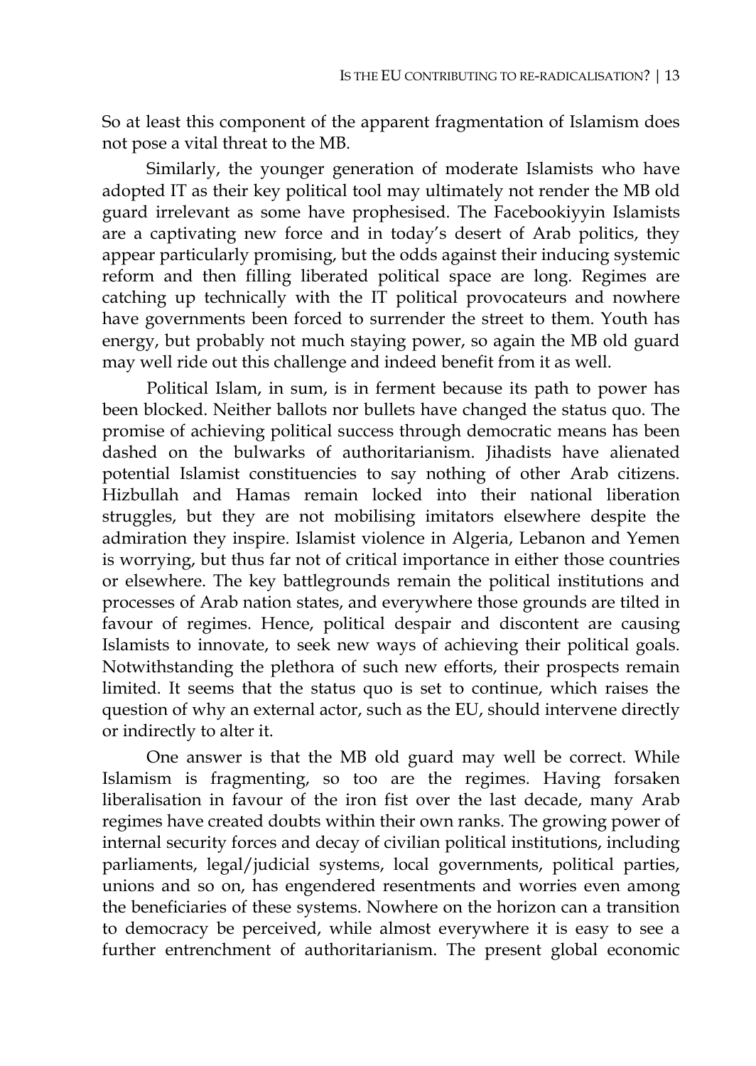So at least this component of the apparent fragmentation of Islamism does not pose a vital threat to the MB.

Similarly, the younger generation of moderate Islamists who have adopted IT as their key political tool may ultimately not render the MB old guard irrelevant as some have prophesised. The Facebookiyyin Islamists are a captivating new force and in today's desert of Arab politics, they appear particularly promising, but the odds against their inducing systemic reform and then filling liberated political space are long. Regimes are catching up technically with the IT political provocateurs and nowhere have governments been forced to surrender the street to them. Youth has energy, but probably not much staying power, so again the MB old guard may well ride out this challenge and indeed benefit from it as well.

Political Islam, in sum, is in ferment because its path to power has been blocked. Neither ballots nor bullets have changed the status quo. The promise of achieving political success through democratic means has been dashed on the bulwarks of authoritarianism. Jihadists have alienated potential Islamist constituencies to say nothing of other Arab citizens. Hizbullah and Hamas remain locked into their national liberation struggles, but they are not mobilising imitators elsewhere despite the admiration they inspire. Islamist violence in Algeria, Lebanon and Yemen is worrying, but thus far not of critical importance in either those countries or elsewhere. The key battlegrounds remain the political institutions and processes of Arab nation states, and everywhere those grounds are tilted in favour of regimes. Hence, political despair and discontent are causing Islamists to innovate, to seek new ways of achieving their political goals. Notwithstanding the plethora of such new efforts, their prospects remain limited. It seems that the status quo is set to continue, which raises the question of why an external actor, such as the EU, should intervene directly or indirectly to alter it.

One answer is that the MB old guard may well be correct. While Islamism is fragmenting, so too are the regimes. Having forsaken liberalisation in favour of the iron fist over the last decade, many Arab regimes have created doubts within their own ranks. The growing power of internal security forces and decay of civilian political institutions, including parliaments, legal/judicial systems, local governments, political parties, unions and so on, has engendered resentments and worries even among the beneficiaries of these systems. Nowhere on the horizon can a transition to democracy be perceived, while almost everywhere it is easy to see a further entrenchment of authoritarianism. The present global economic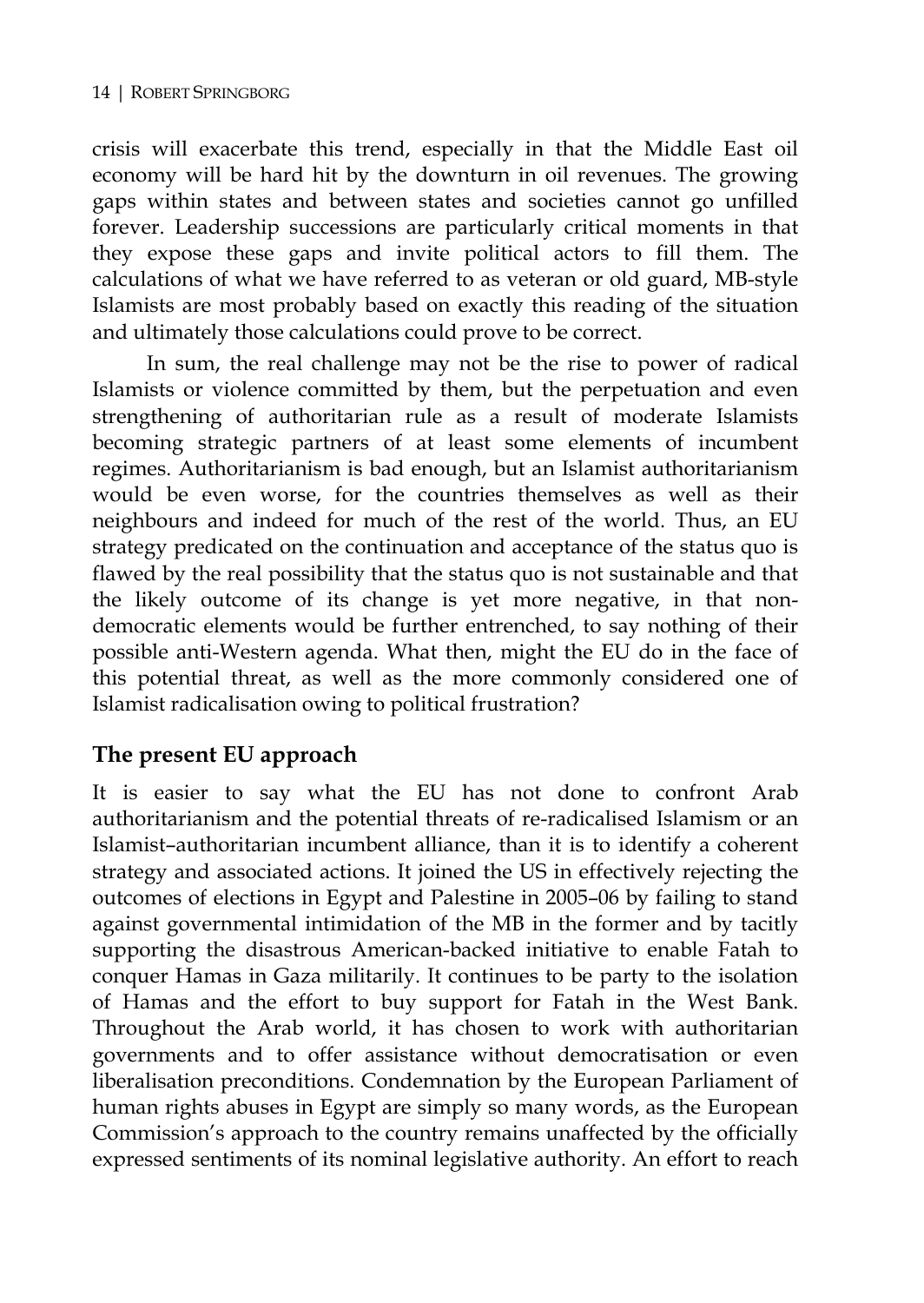crisis will exacerbate this trend, especially in that the Middle East oil economy will be hard hit by the downturn in oil revenues. The growing gaps within states and between states and societies cannot go unfilled forever. Leadership successions are particularly critical moments in that they expose these gaps and invite political actors to fill them. The calculations of what we have referred to as veteran or old guard, MB-style Islamists are most probably based on exactly this reading of the situation and ultimately those calculations could prove to be correct.

In sum, the real challenge may not be the rise to power of radical Islamists or violence committed by them, but the perpetuation and even strengthening of authoritarian rule as a result of moderate Islamists becoming strategic partners of at least some elements of incumbent regimes. Authoritarianism is bad enough, but an Islamist authoritarianism would be even worse, for the countries themselves as well as their neighbours and indeed for much of the rest of the world. Thus, an EU strategy predicated on the continuation and acceptance of the status quo is flawed by the real possibility that the status quo is not sustainable and that the likely outcome of its change is yet more negative, in that non-democratic elements would be further entrenched, to say nothing of their possible anti-Western agenda. What then, might the EU do in the face of this potential threat, as well as the more commonly considered one of Islamist radicalisation owing to political frustration?

## The present EU approach

It is easier to say what the EU has not done to confront Arab authoritarianism and the potential threats of re-radicalised Islamism or an Islamist–authoritarian incumbent alliance, than it is to identify a coherent strategy and associated actions. It joined the US in effectively rejecting the outcomes of elections in Egypt and Palestine in 2005–06 by failing to stand against governmental intimidation of the MB in the former and by tacitly supporting the disastrous American-backed initiative to enable Fatah to conquer Hamas in Gaza militarily. It continues to be party to the isolation of Hamas and the effort to buy support for Fatah in the West Bank. Throughout the Arab world, it has chosen to work with authoritarian governments and to offer assistance without democratisation or even liberalisation preconditions. Condemnation by the European Parliament of human rights abuses in Egypt are simply so many words, as the European Commission's approach to the country remains unaffected by the officially expressed sentiments of its nominal legislative authority. An effort to reach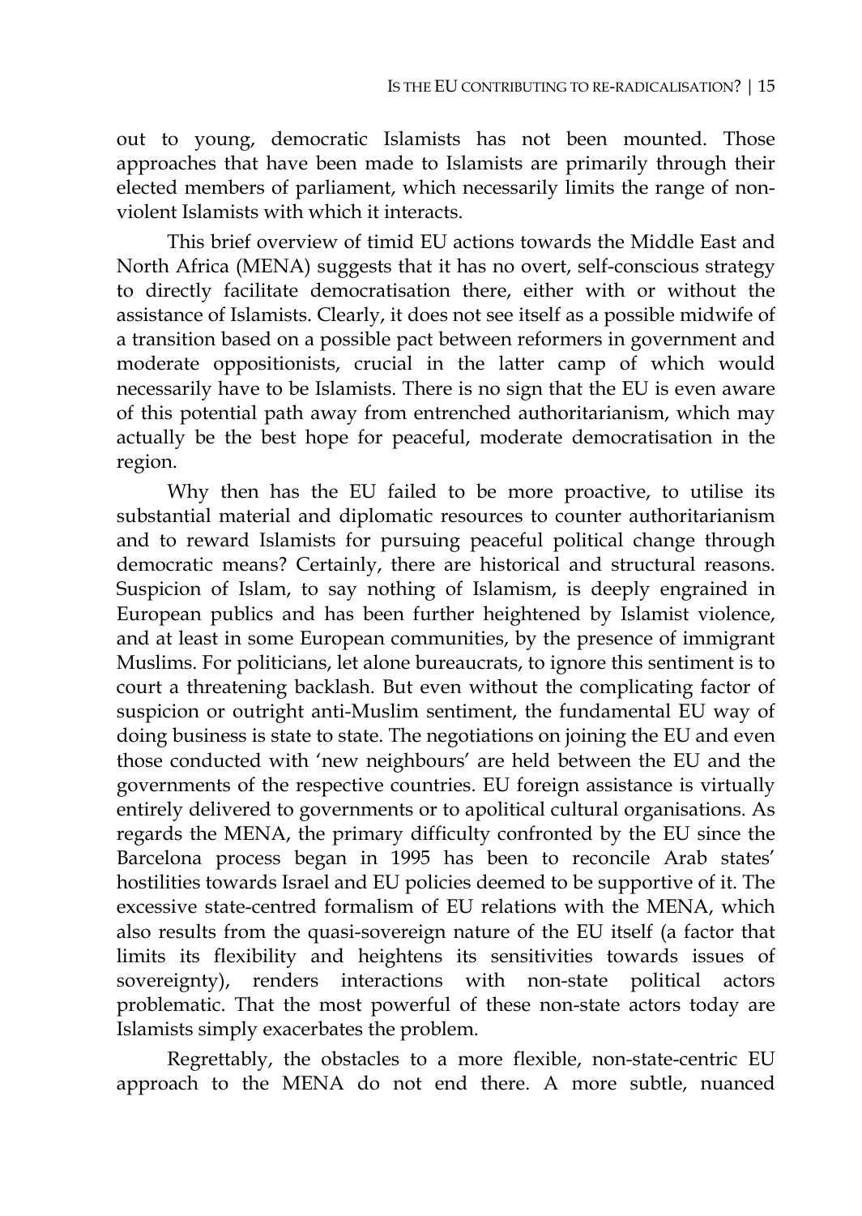out to young, democratic Islamists has not been mounted. Those approaches that have been made to Islamists are primarily through their elected members of parliament, which necessarily limits the range of non-violent Islamists with which it interacts.

This brief overview of timid EU actions towards the Middle East and North Africa (MENA) suggests that it has no overt, self-conscious strategy to directly facilitate democratisation there, either with or without the assistance of Islamists. Clearly, it does not see itself as a possible midwife of a transition based on a possible pact between reformers in government and moderate oppositionists, crucial in the latter camp of which would necessarily have to be Islamists. There is no sign that the EU is even aware of this potential path away from entrenched authoritarianism, which may actually be the best hope for peaceful, moderate democratisation in the region.

Why then has the EU failed to be more proactive, to utilise its substantial material and diplomatic resources to counter authoritarianism and to reward Islamists for pursuing peaceful political change through democratic means? Certainly, there are historical and structural reasons. Suspicion of Islam, to say nothing of Islamism, is deeply engrained in European publics and has been further heightened by Islamist violence, and at least in some European communities, by the presence of immigrant Muslims. For politicians, let alone bureaucrats, to ignore this sentiment is to court a threatening backlash. But even without the complicating factor of suspicion or outright anti-Muslim sentiment, the fundamental EU way of doing business is state to state. The negotiations on joining the EU and even those conducted with 'new neighbours' are held between the EU and the governments of the respective countries. EU foreign assistance is virtually entirely delivered to governments or to apolitical cultural organisations. As regards the MENA, the primary difficulty confronted by the EU since the Barcelona process began in 1995 has been to reconcile Arab states' hostilities towards Israel and EU policies deemed to be supportive of it. The excessive state-centred formalism of EU relations with the MENA, which also results from the quasi-sovereign nature of the EU itself (a factor that limits its flexibility and heightens its sensitivities towards issues of sovereignty), renders interactions with non-state political actors problematic. That the most powerful of these non-state actors today are Islamists simply exacerbates the problem.

Regrettably, the obstacles to a more flexible, non-state-centric EU approach to the MENA do not end there. A more subtle, nuanced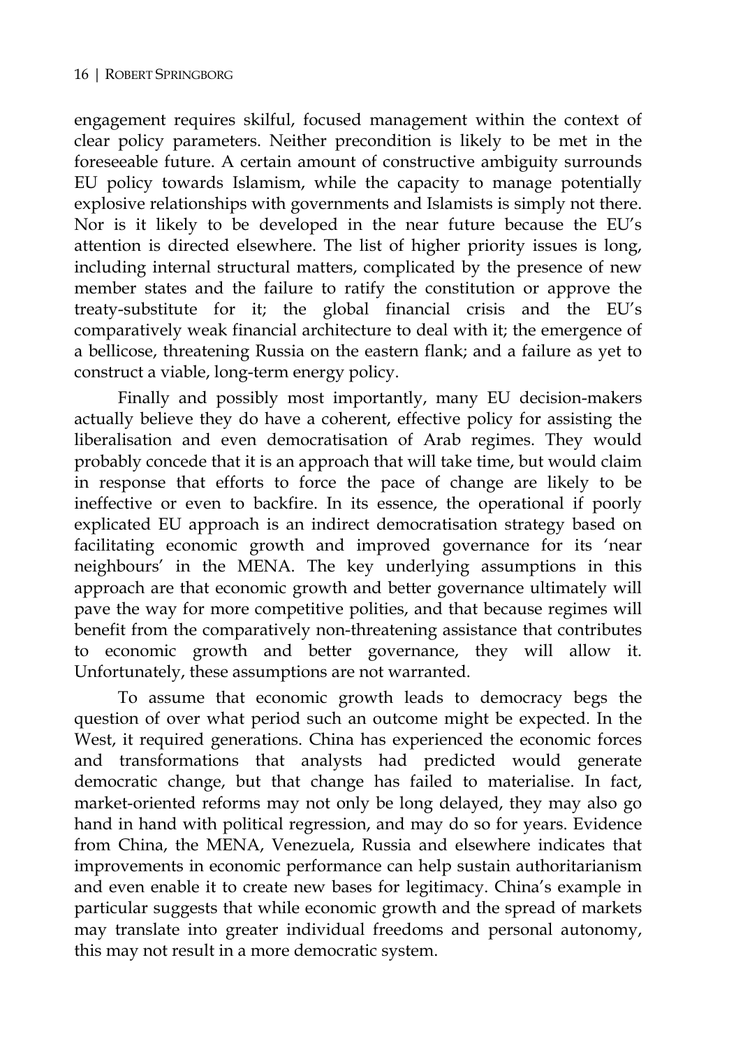engagement requires skilful, focused management within the context of clear policy parameters. Neither precondition is likely to be met in the foreseeable future. A certain amount of constructive ambiguity surrounds EU policy towards Islamism, while the capacity to manage potentially explosive relationships with governments and Islamists is simply not there. Nor is it likely to be developed in the near future because the EU's attention is directed elsewhere. The list of higher priority issues is long, including internal structural matters, complicated by the presence of new member states and the failure to ratify the constitution or approve the treaty-substitute for it; the global financial crisis and the EU's comparatively weak financial architecture to deal with it; the emergence of a bellicose, threatening Russia on the eastern flank; and a failure as yet to construct a viable, long-term energy policy.

Finally and possibly most importantly, many EU decision-makers actually believe they do have a coherent, effective policy for assisting the liberalisation and even democratisation of Arab regimes. They would probably concede that it is an approach that will take time, but would claim in response that efforts to force the pace of change are likely to be ineffective or even to backfire. In its essence, the operational if poorly explicated EU approach is an indirect democratisation strategy based on facilitating economic growth and improved governance for its 'near neighbours' in the MENA. The key underlying assumptions in this approach are that economic growth and better governance ultimately will pave the way for more competitive polities, and that because regimes will benefit from the comparatively non-threatening assistance that contributes to economic growth and better governance, they will allow it. Unfortunately, these assumptions are not warranted.

To assume that economic growth leads to democracy begs the question of over what period such an outcome might be expected. In the West, it required generations. China has experienced the economic forces and transformations that analysts had predicted would generate democratic change, but that change has failed to materialise. In fact, market-oriented reforms may not only be long delayed, they may also go hand in hand with political regression, and may do so for years. Evidence from China, the MENA, Venezuela, Russia and elsewhere indicates that improvements in economic performance can help sustain authoritarianism and even enable it to create new bases for legitimacy. China's example in particular suggests that while economic growth and the spread of markets may translate into greater individual freedoms and personal autonomy, this may not result in a more democratic system.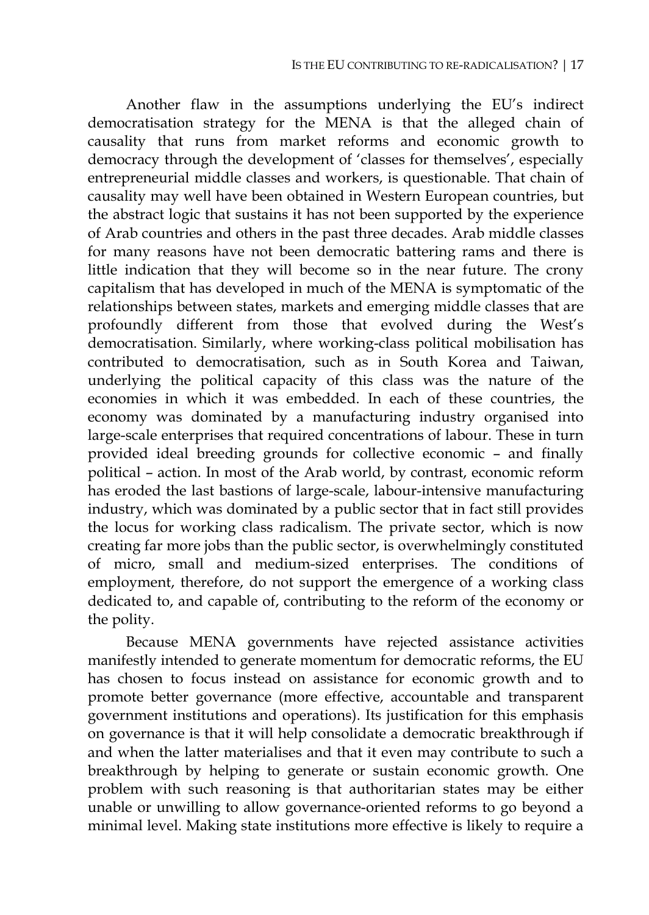Another flaw in the assumptions underlying the EU's indirect democratisation strategy for the MENA is that the alleged chain of causality that runs from market reforms and economic growth to democracy through the development of 'classes for themselves', especially entrepreneurial middle classes and workers, is questionable. That chain of causality may well have been obtained in Western European countries, but the abstract logic that sustains it has not been supported by the experience of Arab countries and others in the past three decades. Arab middle classes for many reasons have not been democratic battering rams and there is little indication that they will become so in the near future. The crony capitalism that has developed in much of the MENA is symptomatic of the relationships between states, markets and emerging middle classes that are profoundly different from those that evolved during the West's democratisation. Similarly, where working-class political mobilisation has contributed to democratisation, such as in South Korea and Taiwan, underlying the political capacity of this class was the nature of the economies in which it was embedded. In each of these countries, the economy was dominated by a manufacturing industry organised into large-scale enterprises that required concentrations of labour. These in turn provided ideal breeding grounds for collective economic – and finally political – action. In most of the Arab world, by contrast, economic reform has eroded the last bastions of large-scale, labour-intensive manufacturing industry, which was dominated by a public sector that in fact still provides the locus for working class radicalism. The private sector, which is now creating far more jobs than the public sector, is overwhelmingly constituted of micro, small and medium-sized enterprises. The conditions of employment, therefore, do not support the emergence of a working class dedicated to, and capable of, contributing to the reform of the economy or the polity.

Because MENA governments have rejected assistance activities manifestly intended to generate momentum for democratic reforms, the EU has chosen to focus instead on assistance for economic growth and to promote better governance (more effective, accountable and transparent government institutions and operations). Its justification for this emphasis on governance is that it will help consolidate a democratic breakthrough if and when the latter materialises and that it even may contribute to such a breakthrough by helping to generate or sustain economic growth. One problem with such reasoning is that authoritarian states may be either unable or unwilling to allow governance-oriented reforms to go beyond a minimal level. Making state institutions more effective is likely to require a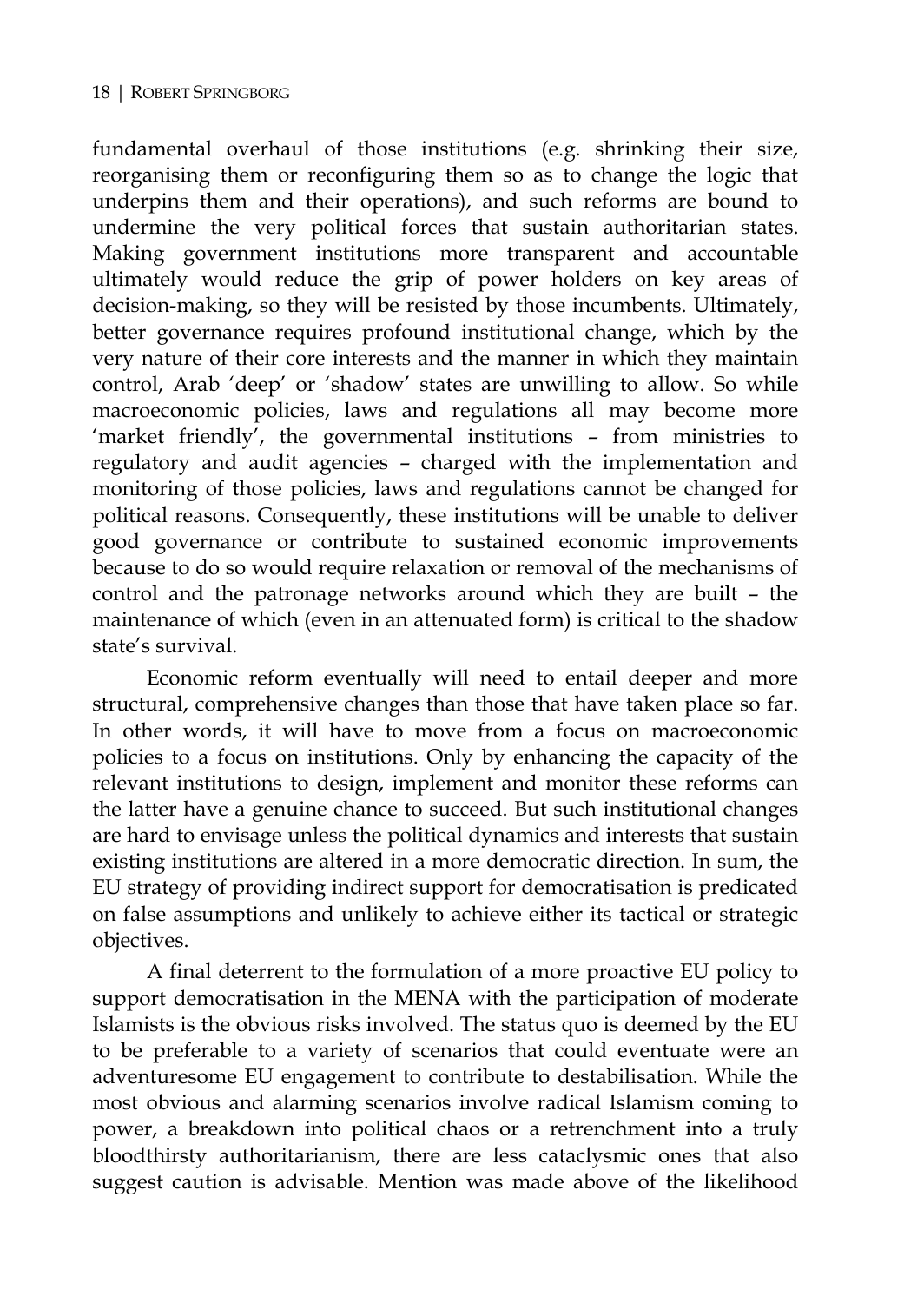fundamental overhaul of those institutions (e.g. shrinking their size, reorganising them or reconfiguring them so as to change the logic that underpins them and their operations), and such reforms are bound to undermine the very political forces that sustain authoritarian states. Making government institutions more transparent and accountable ultimately would reduce the grip of power holders on key areas of decision-making, so they will be resisted by those incumbents. Ultimately, better governance requires profound institutional change, which by the very nature of their core interests and the manner in which they maintain control, Arab 'deep' or 'shadow' states are unwilling to allow. So while macroeconomic policies, laws and regulations all may become more 'market friendly', the governmental institutions – from ministries to regulatory and audit agencies – charged with the implementation and monitoring of those policies, laws and regulations cannot be changed for political reasons. Consequently, these institutions will be unable to deliver good governance or contribute to sustained economic improvements because to do so would require relaxation or removal of the mechanisms of control and the patronage networks around which they are built – the maintenance of which (even in an attenuated form) is critical to the shadow state's survival.

Economic reform eventually will need to entail deeper and more structural, comprehensive changes than those that have taken place so far. In other words, it will have to move from a focus on macroeconomic policies to a focus on institutions. Only by enhancing the capacity of the relevant institutions to design, implement and monitor these reforms can the latter have a genuine chance to succeed. But such institutional changes are hard to envisage unless the political dynamics and interests that sustain existing institutions are altered in a more democratic direction. In sum, the EU strategy of providing indirect support for democratisation is predicated on false assumptions and unlikely to achieve either its tactical or strategic objectives.

A final deterrent to the formulation of a more proactive EU policy to support democratisation in the MENA with the participation of moderate Islamists is the obvious risks involved. The status quo is deemed by the EU to be preferable to a variety of scenarios that could eventuate were an adventuresome EU engagement to contribute to destabilisation. While the most obvious and alarming scenarios involve radical Islamism coming to power, a breakdown into political chaos or a retrenchment into a truly bloodthirsty authoritarianism, there are less cataclysmic ones that also suggest caution is advisable. Mention was made above of the likelihood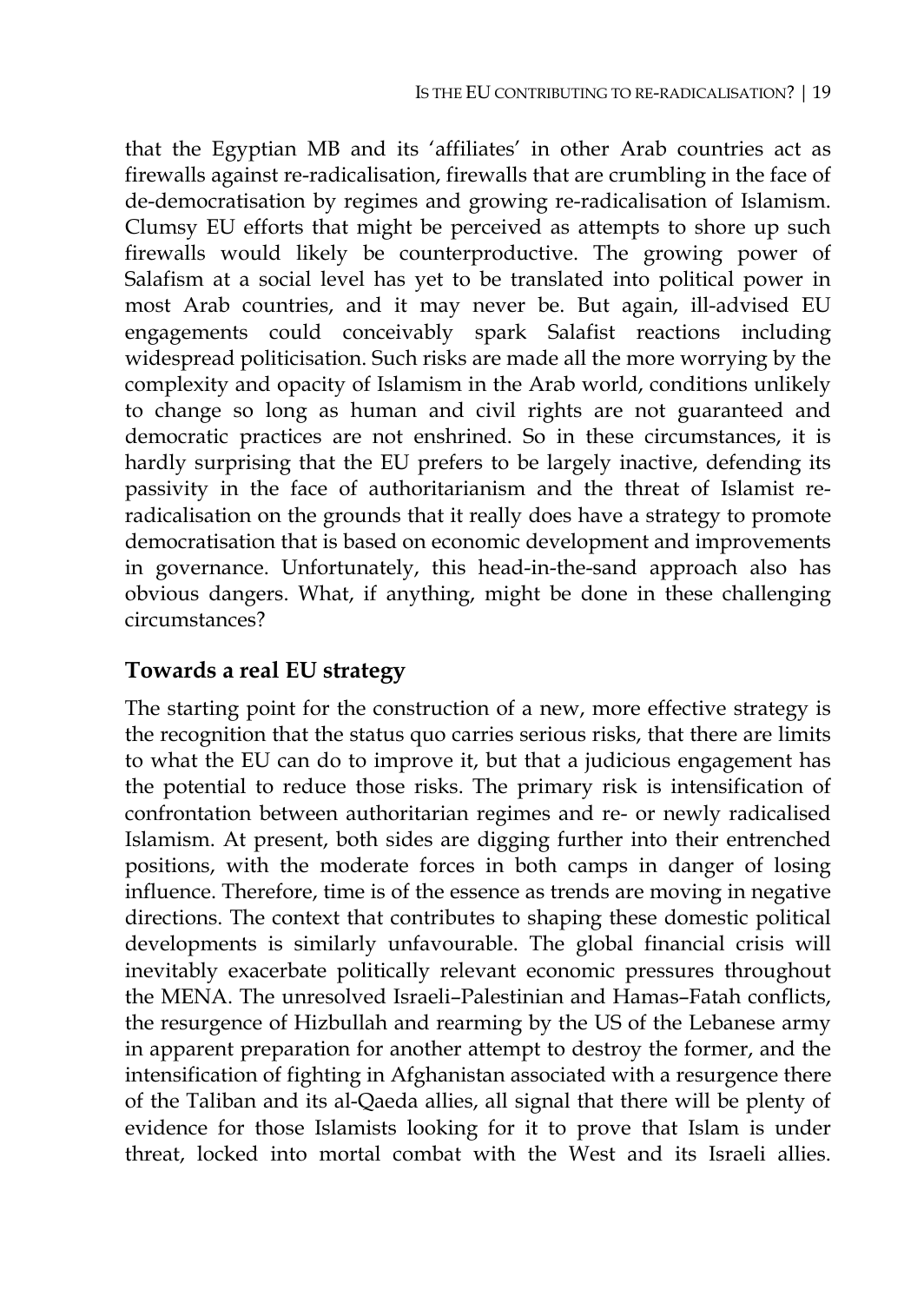that the Egyptian MB and its 'affiliates' in other Arab countries act as firewalls against re-radicalisation, firewalls that are crumbling in the face of de-democratisation by regimes and growing re-radicalisation of Islamism. Clumsy EU efforts that might be perceived as attempts to shore up such firewalls would likely be counterproductive. The growing power of Salafism at a social level has yet to be translated into political power in most Arab countries, and it may never be. But again, ill-advised EU engagements could conceivably spark Salafist reactions including widespread politicisation. Such risks are made all the more worrying by the complexity and opacity of Islamism in the Arab world, conditions unlikely to change so long as human and civil rights are not guaranteed and democratic practices are not enshrined. So in these circumstances, it is hardly surprising that the EU prefers to be largely inactive, defending its passivity in the face of authoritarianism and the threat of Islamist re-radicalisation on the grounds that it really does have a strategy to promote democratisation that is based on economic development and improvements in governance. Unfortunately, this head-in-the-sand approach also has obvious dangers. What, if anything, might be done in these challenging circumstances?

## Towards a real EU strategy

The starting point for the construction of a new, more effective strategy is the recognition that the status quo carries serious risks, that there are limits to what the EU can do to improve it, but that a judicious engagement has the potential to reduce those risks. The primary risk is intensification of confrontation between authoritarian regimes and re- or newly radicalised Islamism. At present, both sides are digging further into their entrenched positions, with the moderate forces in both camps in danger of losing influence. Therefore, time is of the essence as trends are moving in negative directions. The context that contributes to shaping these domestic political developments is similarly unfavourable. The global financial crisis will inevitably exacerbate politically relevant economic pressures throughout the MENA. The unresolved Israeli–Palestinian and Hamas–Fatah conflicts, the resurgence of Hizbullah and rearming by the US of the Lebanese army in apparent preparation for another attempt to destroy the former, and the intensification of fighting in Afghanistan associated with a resurgence there of the Taliban and its al-Qaeda allies, all signal that there will be plenty of evidence for those Islamists looking for it to prove that Islam is under threat, locked into mortal combat with the West and its Israeli allies.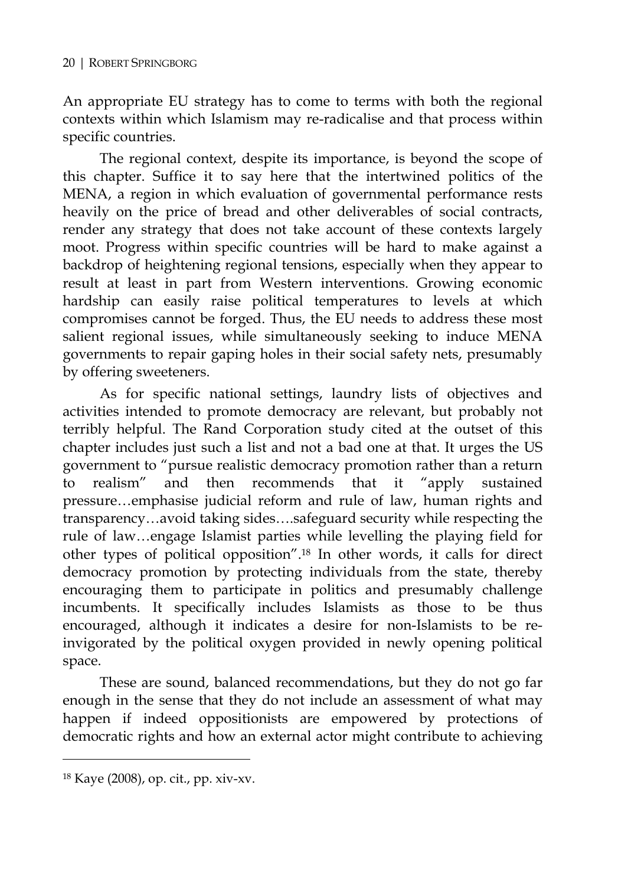An appropriate EU strategy has to come to terms with both the regional contexts within which Islamism may re-radicalise and that process within specific countries.

The regional context, despite its importance, is beyond the scope of this chapter. Suffice it to say here that the intertwined politics of the MENA, a region in which evaluation of governmental performance rests heavily on the price of bread and other deliverables of social contracts, render any strategy that does not take account of these contexts largely moot. Progress within specific countries will be hard to make against a backdrop of heightening regional tensions, especially when they appear to result at least in part from Western interventions. Growing economic hardship can easily raise political temperatures to levels at which compromises cannot be forged. Thus, the EU needs to address these most salient regional issues, while simultaneously seeking to induce MENA governments to repair gaping holes in their social safety nets, presumably by offering sweeteners.

As for specific national settings, laundry lists of objectives and activities intended to promote democracy are relevant, but probably not terribly helpful. The Rand Corporation study cited at the outset of this chapter includes just such a list and not a bad one at that. It urges the US government to "pursue realistic democracy promotion rather than a return to realism" and then recommends that it "apply sustained pressure…emphasise judicial reform and rule of law, human rights and transparency…avoid taking sides….safeguard security while respecting the rule of law…engage Islamist parties while levelling the playing field for other types of political opposition".[18] In other words, it calls for direct democracy promotion by protecting individuals from the state, thereby encouraging them to participate in politics and presumably challenge incumbents. It specifically includes Islamists as those to be thus encouraged, although it indicates a desire for non-Islamists to be re-invigorated by the political oxygen provided in newly opening political space.

These are sound, balanced recommendations, but they do not go far enough in the sense that they do not include an assessment of what may happen if indeed oppositionists are empowered by protections of democratic rights and how an external actor might contribute to achieving

---

[18] Kaye (2008), op. cit., pp. xiv-xv.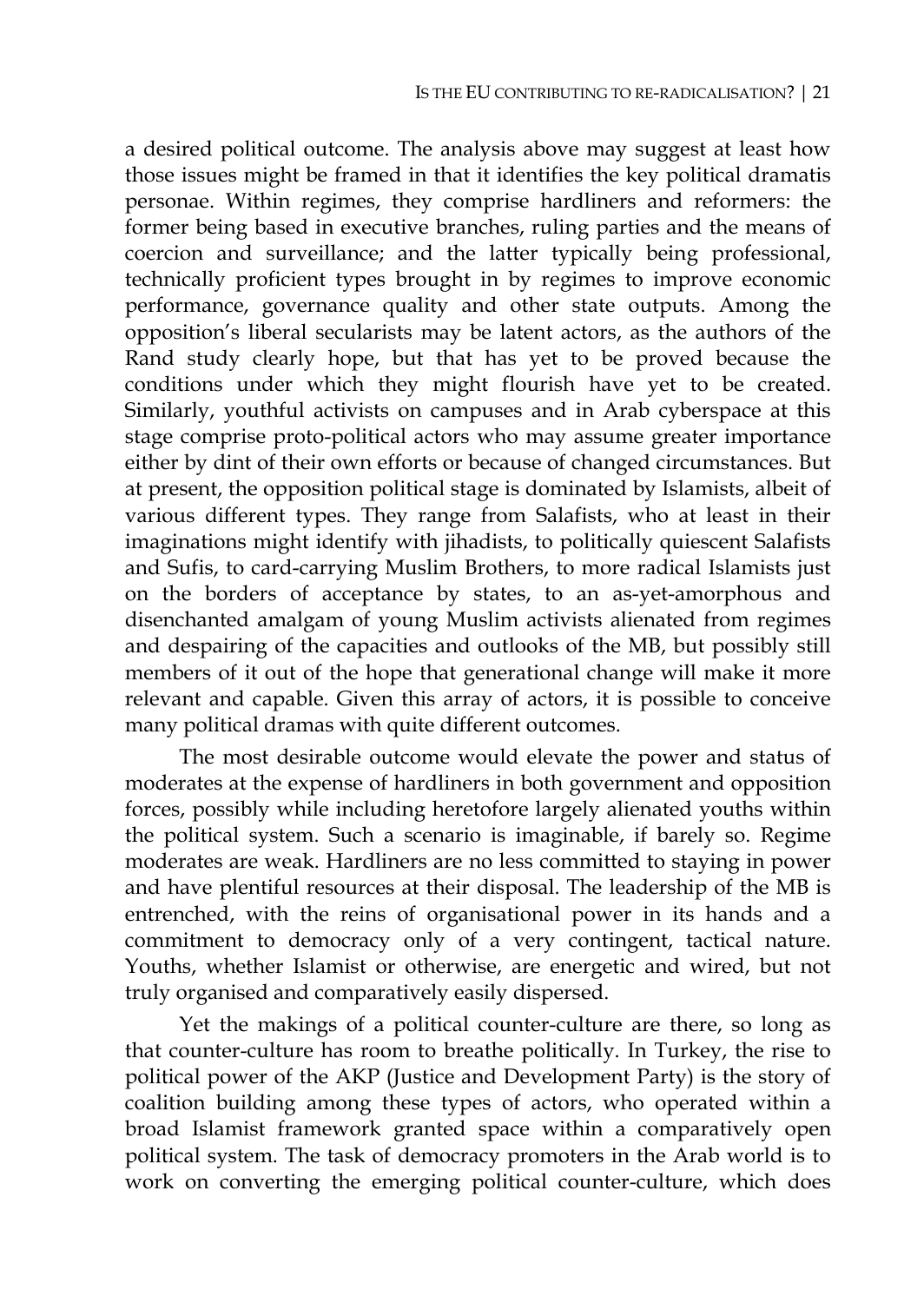a desired political outcome. The analysis above may suggest at least how those issues might be framed in that it identifies the key political dramatis personae. Within regimes, they comprise hardliners and reformers: the former being based in executive branches, ruling parties and the means of coercion and surveillance; and the latter typically being professional, technically proficient types brought in by regimes to improve economic performance, governance quality and other state outputs. Among the opposition's liberal secularists may be latent actors, as the authors of the Rand study clearly hope, but that has yet to be proved because the conditions under which they might flourish have yet to be created. Similarly, youthful activists on campuses and in Arab cyberspace at this stage comprise proto-political actors who may assume greater importance either by dint of their own efforts or because of changed circumstances. But at present, the opposition political stage is dominated by Islamists, albeit of various different types. They range from Salafists, who at least in their imaginations might identify with jihadists, to politically quiescent Salafists and Sufis, to card-carrying Muslim Brothers, to more radical Islamists just on the borders of acceptance by states, to an as-yet-amorphous and disenchanted amalgam of young Muslim activists alienated from regimes and despairing of the capacities and outlooks of the MB, but possibly still members of it out of the hope that generational change will make it more relevant and capable. Given this array of actors, it is possible to conceive many political dramas with quite different outcomes.

The most desirable outcome would elevate the power and status of moderates at the expense of hardliners in both government and opposition forces, possibly while including heretofore largely alienated youths within the political system. Such a scenario is imaginable, if barely so. Regime moderates are weak. Hardliners are no less committed to staying in power and have plentiful resources at their disposal. The leadership of the MB is entrenched, with the reins of organisational power in its hands and a commitment to democracy only of a very contingent, tactical nature. Youths, whether Islamist or otherwise, are energetic and wired, but not truly organised and comparatively easily dispersed.

Yet the makings of a political counter-culture are there, so long as that counter-culture has room to breathe politically. In Turkey, the rise to political power of the AKP (Justice and Development Party) is the story of coalition building among these types of actors, who operated within a broad Islamist framework granted space within a comparatively open political system. The task of democracy promoters in the Arab world is to work on converting the emerging political counter-culture, which does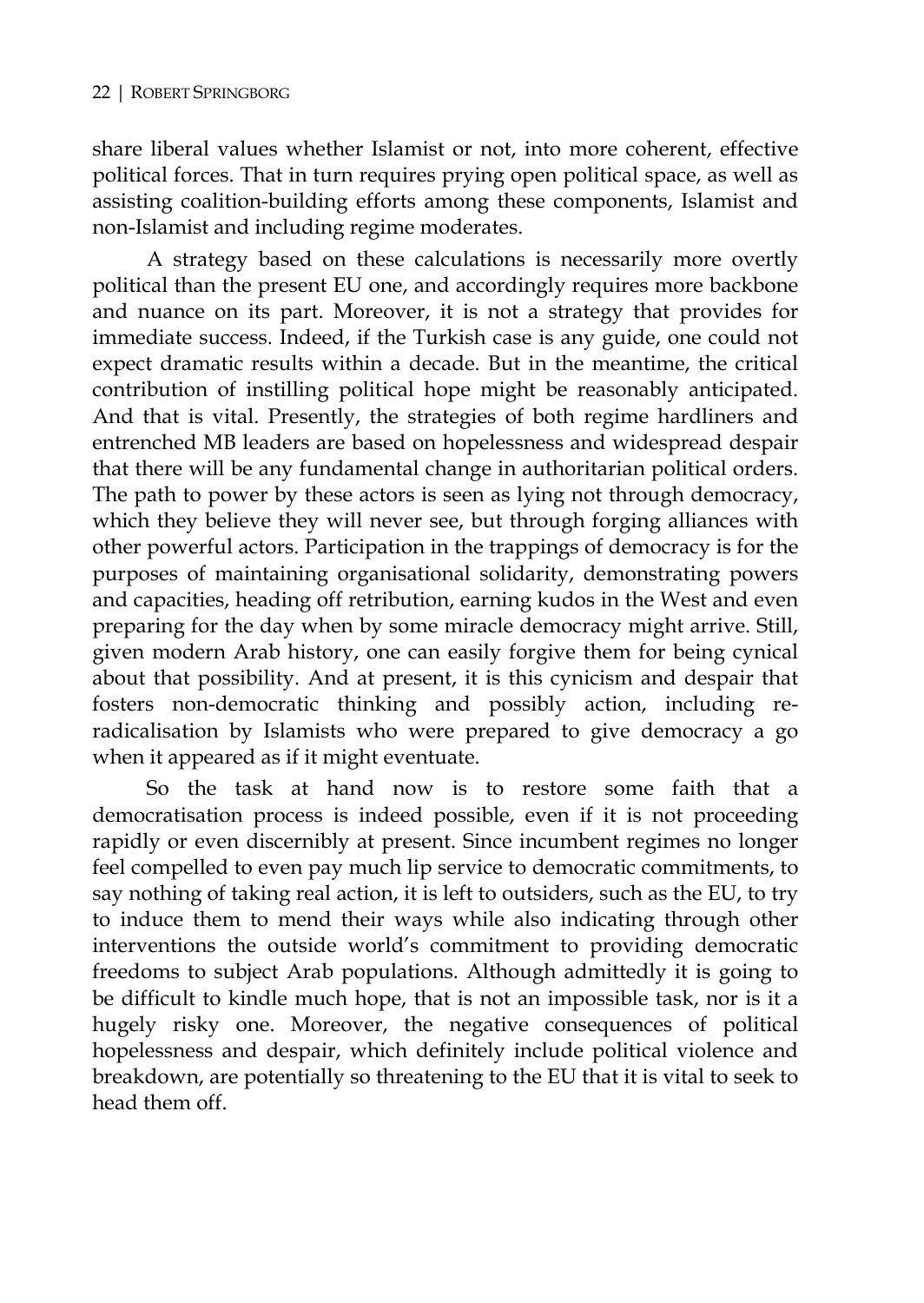share liberal values whether Islamist or not, into more coherent, effective political forces. That in turn requires prying open political space, as well as assisting coalition-building efforts among these components, Islamist and non-Islamist and including regime moderates.

A strategy based on these calculations is necessarily more overtly political than the present EU one, and accordingly requires more backbone and nuance on its part. Moreover, it is not a strategy that provides for immediate success. Indeed, if the Turkish case is any guide, one could not expect dramatic results within a decade. But in the meantime, the critical contribution of instilling political hope might be reasonably anticipated. And that is vital. Presently, the strategies of both regime hardliners and entrenched MB leaders are based on hopelessness and widespread despair that there will be any fundamental change in authoritarian political orders. The path to power by these actors is seen as lying not through democracy, which they believe they will never see, but through forging alliances with other powerful actors. Participation in the trappings of democracy is for the purposes of maintaining organisational solidarity, demonstrating powers and capacities, heading off retribution, earning kudos in the West and even preparing for the day when by some miracle democracy might arrive. Still, given modern Arab history, one can easily forgive them for being cynical about that possibility. And at present, it is this cynicism and despair that fosters non-democratic thinking and possibly action, including re-radicalisation by Islamists who were prepared to give democracy a go when it appeared as if it might eventuate.

So the task at hand now is to restore some faith that a democratisation process is indeed possible, even if it is not proceeding rapidly or even discernibly at present. Since incumbent regimes no longer feel compelled to even pay much lip service to democratic commitments, to say nothing of taking real action, it is left to outsiders, such as the EU, to try to induce them to mend their ways while also indicating through other interventions the outside world's commitment to providing democratic freedoms to subject Arab populations. Although admittedly it is going to be difficult to kindle much hope, that is not an impossible task, nor is it a hugely risky one. Moreover, the negative consequences of political hopelessness and despair, which definitely include political violence and breakdown, are potentially so threatening to the EU that it is vital to seek to head them off.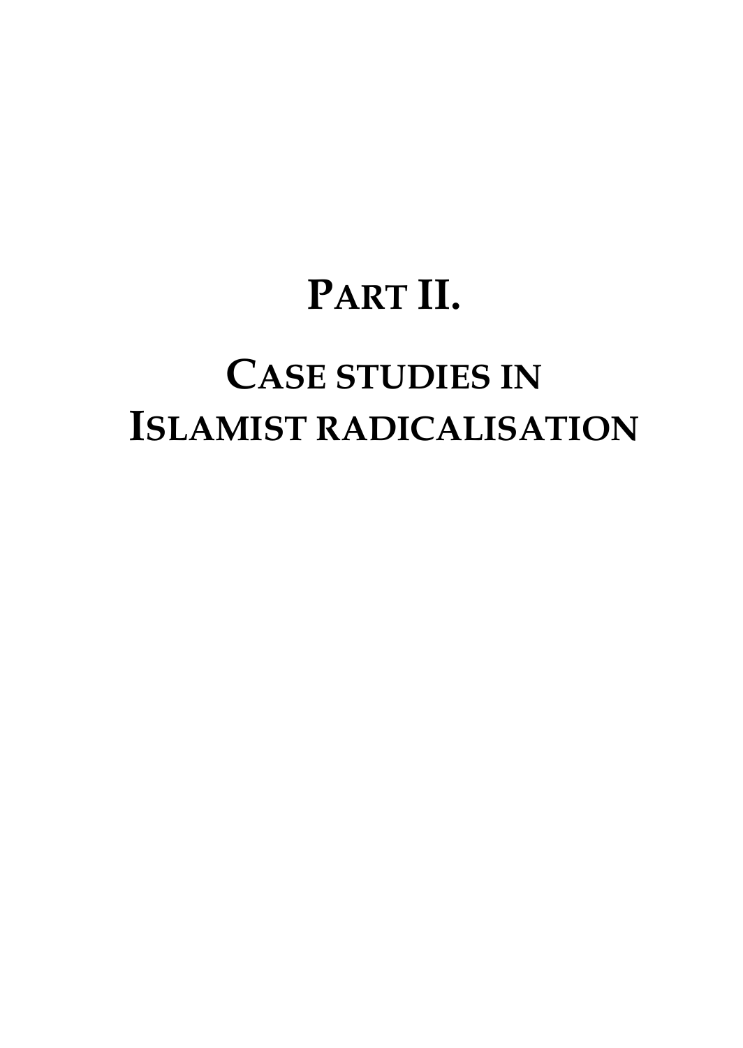# PART II.

# CASE STUDIES IN ISLAMIST RADICALISATION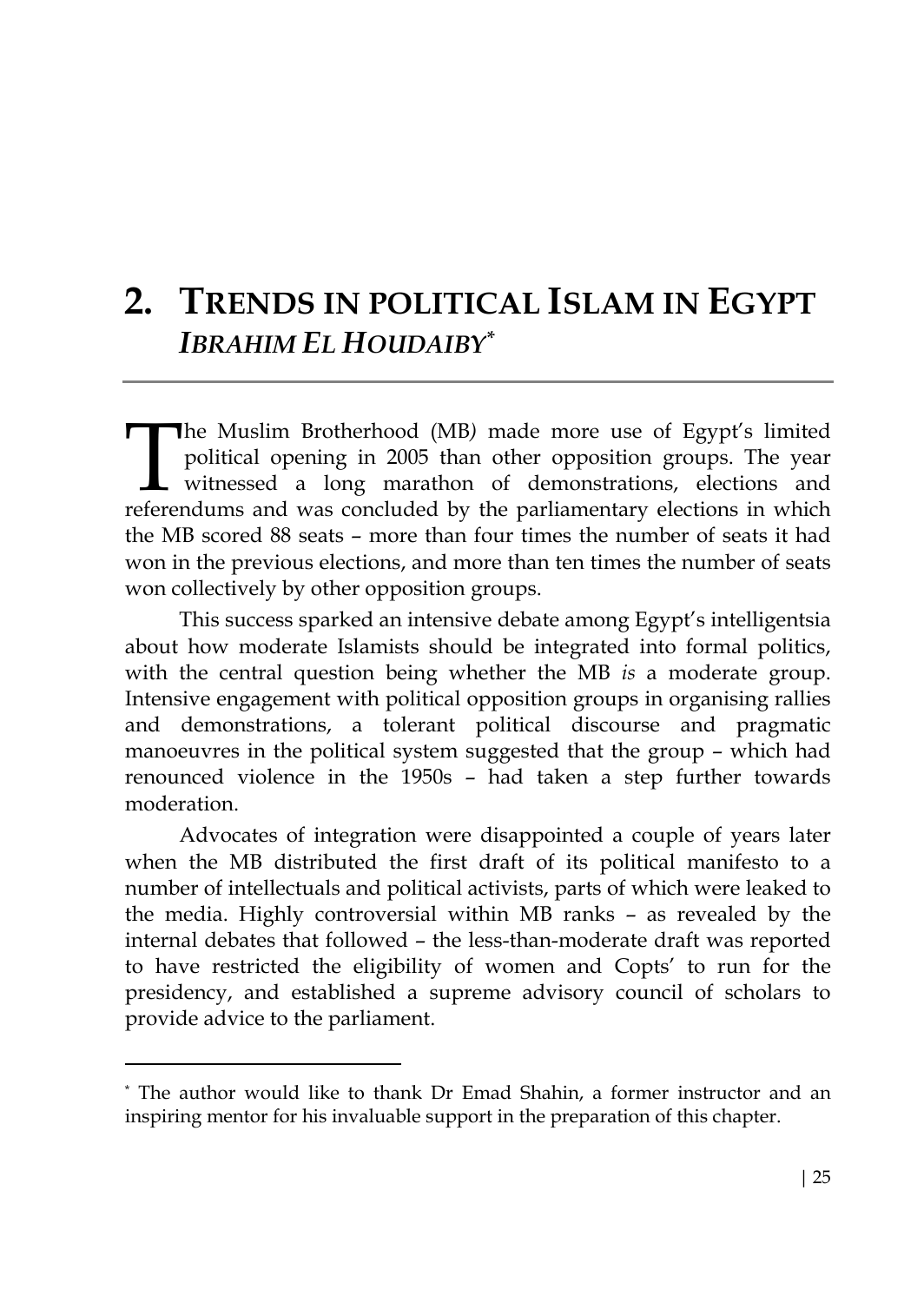# 2. TRENDS IN POLITICAL ISLAM IN EGYPT

## *IBRAHIM EL HOUDAIBY*[*]

The Muslim Brotherhood (MB*)* made more use of Egypt's limited political opening in 2005 than other opposition groups. The year witnessed a long marathon of demonstrations, elections and referendums and was concluded by the parliamentary elections in which the MB scored 88 seats – more than four times the number of seats it had won in the previous elections, and more than ten times the number of seats won collectively by other opposition groups.

This success sparked an intensive debate among Egypt's intelligentsia about how moderate Islamists should be integrated into formal politics, with the central question being whether the MB *is* a moderate group. Intensive engagement with political opposition groups in organising rallies and demonstrations, a tolerant political discourse and pragmatic manoeuvres in the political system suggested that the group – which had renounced violence in the 1950s – had taken a step further towards moderation.

Advocates of integration were disappointed a couple of years later when the MB distributed the first draft of its political manifesto to a number of intellectuals and political activists, parts of which were leaked to the media. Highly controversial within MB ranks – as revealed by the internal debates that followed – the less-than-moderate draft was reported to have restricted the eligibility of women and Copts' to run for the presidency, and established a supreme advisory council of scholars to provide advice to the parliament.

---

[*] The author would like to thank Dr Emad Shahin, a former instructor and an inspiring mentor for his invaluable support in the preparation of this chapter.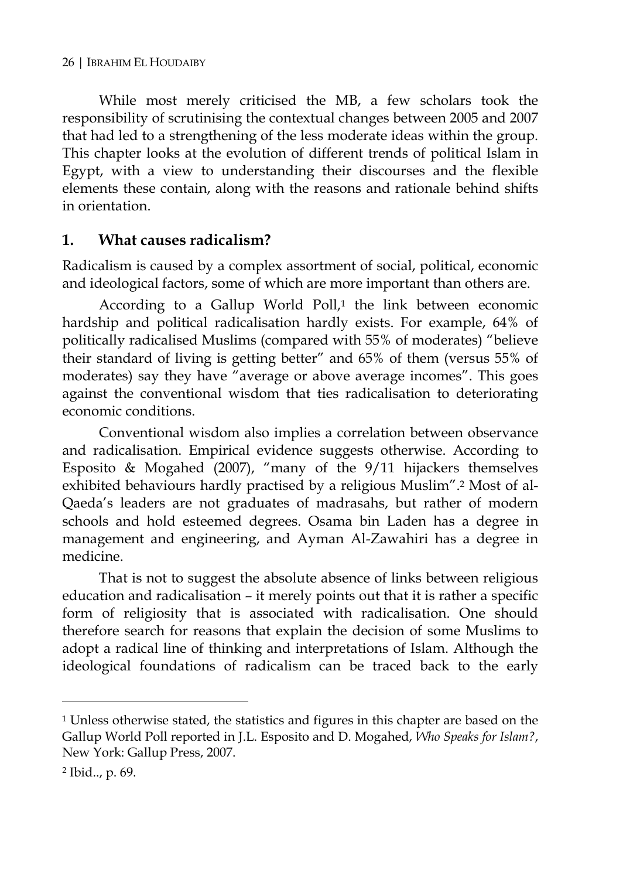While most merely criticised the MB, a few scholars took the responsibility of scrutinising the contextual changes between 2005 and 2007 that had led to a strengthening of the less moderate ideas within the group. This chapter looks at the evolution of different trends of political Islam in Egypt, with a view to understanding their discourses and the flexible elements these contain, along with the reasons and rationale behind shifts in orientation.

## 1. What causes radicalism?

Radicalism is caused by a complex assortment of social, political, economic and ideological factors, some of which are more important than others are.

According to a Gallup World Poll,[1] the link between economic hardship and political radicalisation hardly exists. For example, 64% of politically radicalised Muslims (compared with 55% of moderates) "believe their standard of living is getting better" and 65% of them (versus 55% of moderates) say they have "average or above average incomes". This goes against the conventional wisdom that ties radicalisation to deteriorating economic conditions.

Conventional wisdom also implies a correlation between observance and radicalisation. Empirical evidence suggests otherwise. According to Esposito & Mogahed (2007), "many of the 9/11 hijackers themselves exhibited behaviours hardly practised by a religious Muslim".[2] Most of al-Qaeda's leaders are not graduates of madrasahs, but rather of modern schools and hold esteemed degrees. Osama bin Laden has a degree in management and engineering, and Ayman Al-Zawahiri has a degree in medicine.

That is not to suggest the absolute absence of links between religious education and radicalisation – it merely points out that it is rather a specific form of religiosity that is associated with radicalisation. One should therefore search for reasons that explain the decision of some Muslims to adopt a radical line of thinking and interpretations of Islam. Although the ideological foundations of radicalism can be traced back to the early

---

[1] Unless otherwise stated, the statistics and figures in this chapter are based on the Gallup World Poll reported in J.L. Esposito and D. Mogahed, *Who Speaks for Islam?*, New York: Gallup Press, 2007.

[2] Ibid.., p. 69.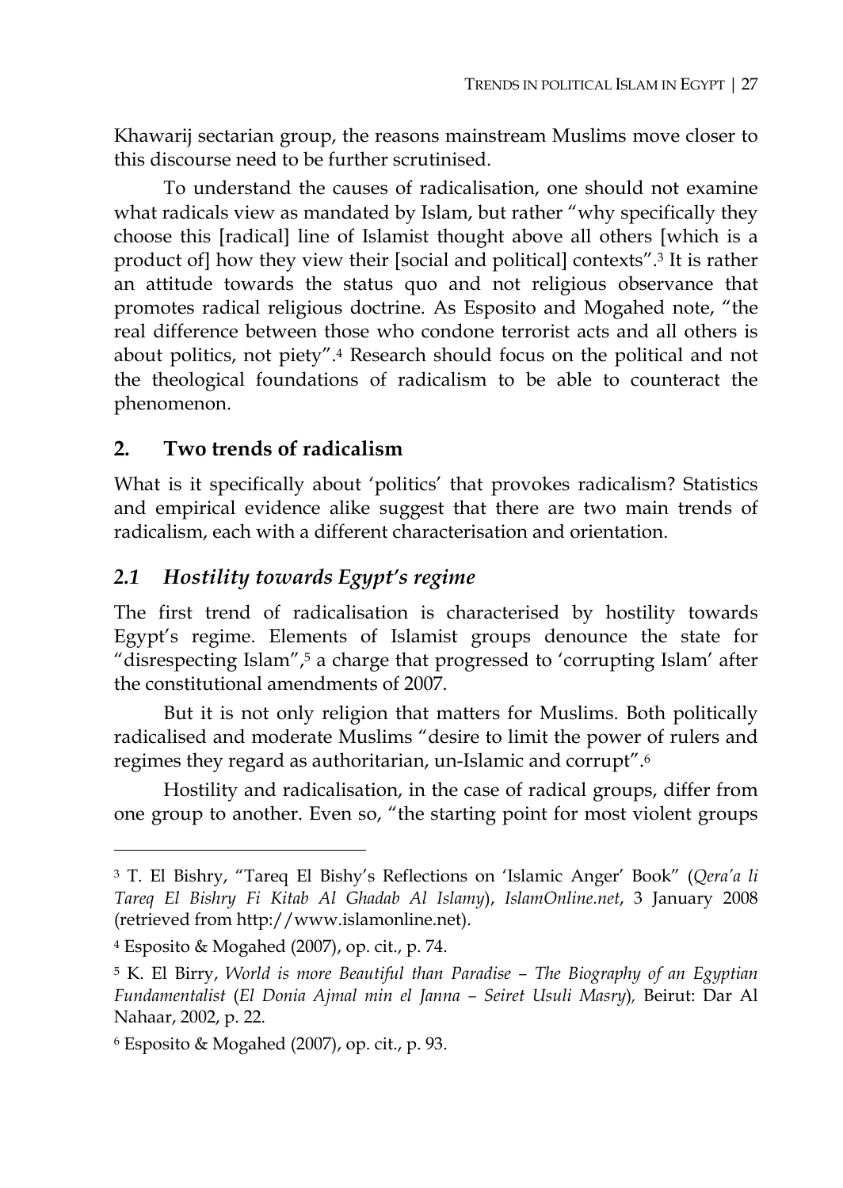Khawarij sectarian group, the reasons mainstream Muslims move closer to this discourse need to be further scrutinised.

To understand the causes of radicalisation, one should not examine what radicals view as mandated by Islam, but rather "why specifically they choose this [radical] line of Islamist thought above all others [which is a product of] how they view their [social and political] contexts".[3] It is rather an attitude towards the status quo and not religious observance that promotes radical religious doctrine. As Esposito and Mogahed note, "the real difference between those who condone terrorist acts and all others is about politics, not piety".[4] Research should focus on the political and not the theological foundations of radicalism to be able to counteract the phenomenon.

## 2. Two trends of radicalism

What is it specifically about 'politics' that provokes radicalism? Statistics and empirical evidence alike suggest that there are two main trends of radicalism, each with a different characterisation and orientation.

### *2.1 Hostility towards Egypt's regime*

The first trend of radicalisation is characterised by hostility towards Egypt's regime. Elements of Islamist groups denounce the state for "disrespecting Islam",[5] a charge that progressed to 'corrupting Islam' after the constitutional amendments of 2007.

But it is not only religion that matters for Muslims. Both politically radicalised and moderate Muslims "desire to limit the power of rulers and regimes they regard as authoritarian, un-Islamic and corrupt".[6]

Hostility and radicalisation, in the case of radical groups, differ from one group to another. Even so, "the starting point for most violent groups

---

[3] T. El Bishry, "Tareq El Bishy's Reflections on 'Islamic Anger' Book" (*Qera'a li Tareq El Bishry Fi Kitab Al Ghadab Al Islamy*), *IslamOnline.net*, 3 January 2008 (retrieved from http://www.islamonline.net).

[4] Esposito & Mogahed (2007), op. cit., p. 74.

[5] K. El Birry, *World is more Beautiful than Paradise – The Biography of an Egyptian Fundamentalist* (*El Donia Ajmal min el Janna – Seiret Usuli Masry*), Beirut: Dar Al Nahaar, 2002, p. 22.

[6] Esposito & Mogahed (2007), op. cit., p. 93.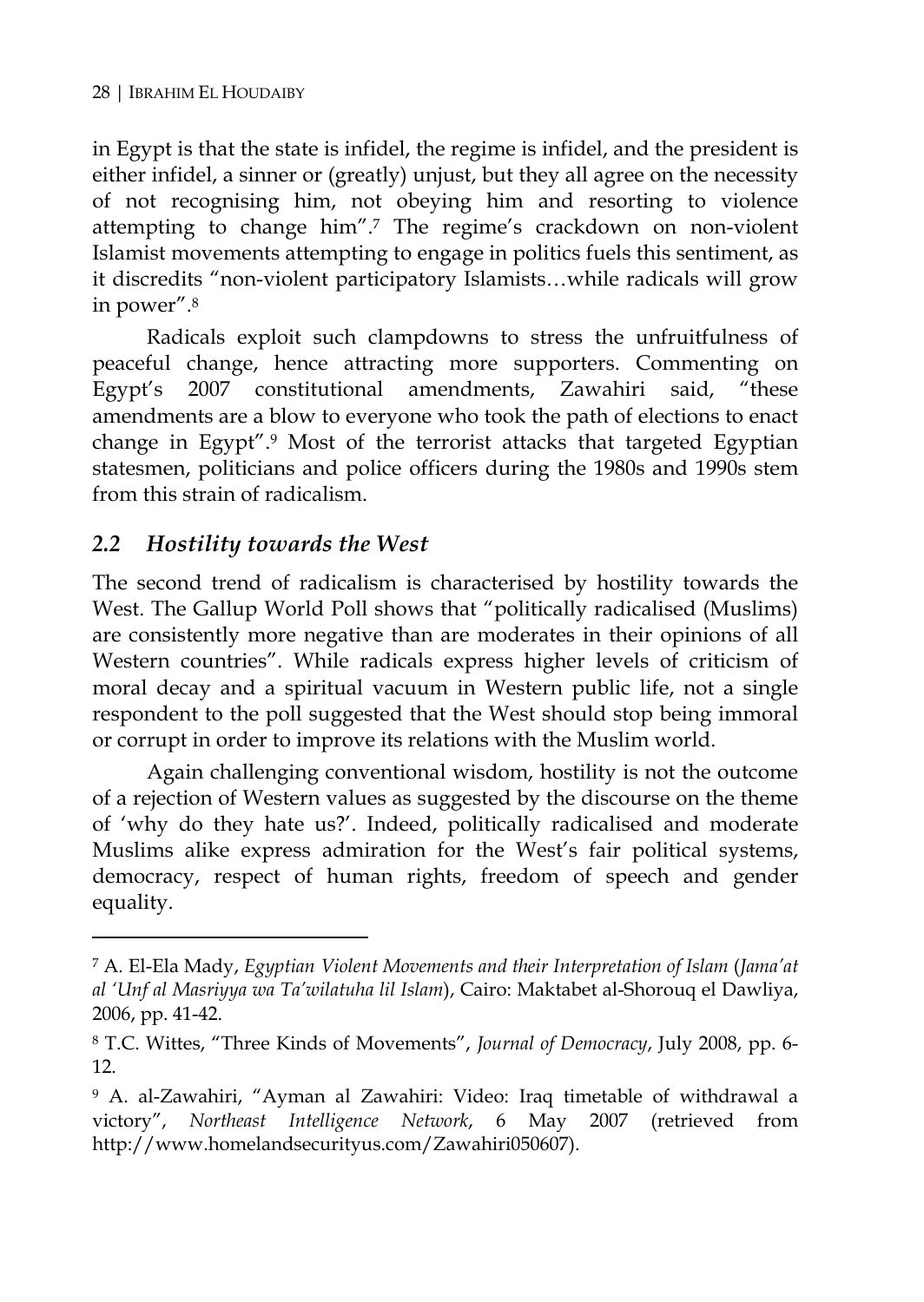in Egypt is that the state is infidel, the regime is infidel, and the president is either infidel, a sinner or (greatly) unjust, but they all agree on the necessity of not recognising him, not obeying him and resorting to violence attempting to change him".[7] The regime's crackdown on non-violent Islamist movements attempting to engage in politics fuels this sentiment, as it discredits "non-violent participatory Islamists…while radicals will grow in power".[8]

Radicals exploit such clampdowns to stress the unfruitfulness of peaceful change, hence attracting more supporters. Commenting on Egypt's 2007 constitutional amendments, Zawahiri said, "these amendments are a blow to everyone who took the path of elections to enact change in Egypt".[9] Most of the terrorist attacks that targeted Egyptian statesmen, politicians and police officers during the 1980s and 1990s stem from this strain of radicalism.

## *2.2 Hostility towards the West*

The second trend of radicalism is characterised by hostility towards the West. The Gallup World Poll shows that "politically radicalised (Muslims) are consistently more negative than are moderates in their opinions of all Western countries". While radicals express higher levels of criticism of moral decay and a spiritual vacuum in Western public life, not a single respondent to the poll suggested that the West should stop being immoral or corrupt in order to improve its relations with the Muslim world.

Again challenging conventional wisdom, hostility is not the outcome of a rejection of Western values as suggested by the discourse on the theme of 'why do they hate us?'. Indeed, politically radicalised and moderate Muslims alike express admiration for the West's fair political systems, democracy, respect of human rights, freedom of speech and gender equality.

---

[7] A. El-Ela Mady, *Egyptian Violent Movements and their Interpretation of Islam* (*Jama'at al 'Unf al Masriyya wa Ta'wilatuha lil Islam*), Cairo: Maktabet al-Shorouq el Dawliya, 2006, pp. 41-42.

[8] T.C. Wittes, "Three Kinds of Movements", *Journal of Democracy*, July 2008, pp. 6-12.

[9] A. al-Zawahiri, "Ayman al Zawahiri: Video: Iraq timetable of withdrawal a victory", *Northeast Intelligence Network*, 6 May 2007 (retrieved from http://www.homelandsecurityus.com/Zawahiri050607).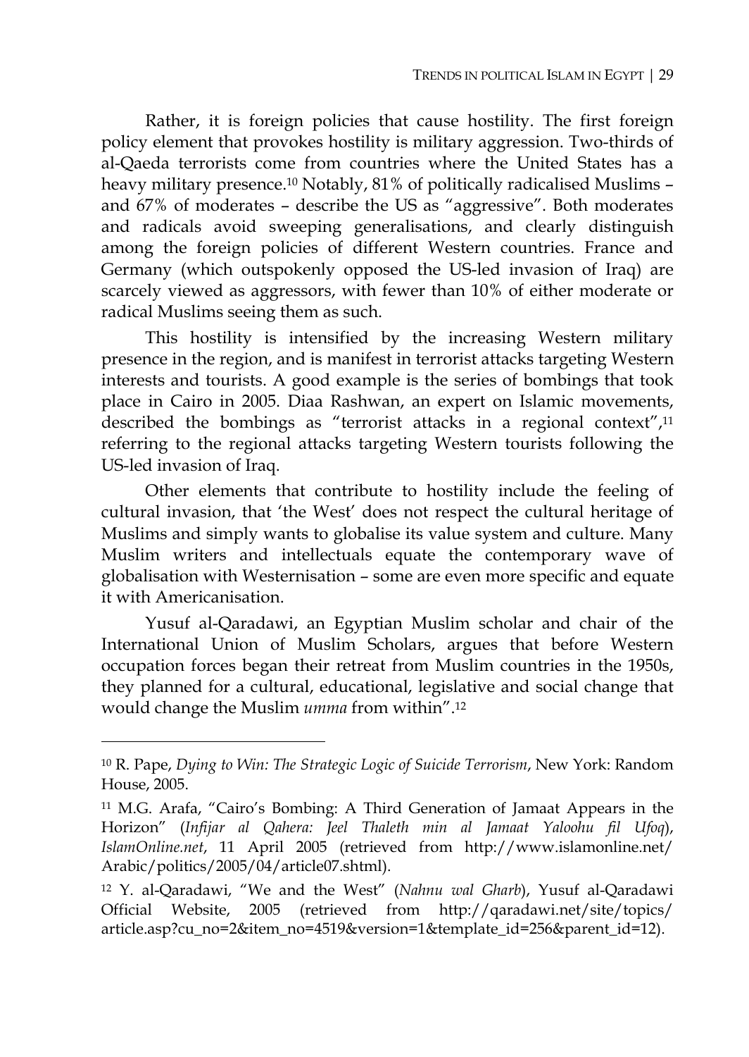Rather, it is foreign policies that cause hostility. The first foreign policy element that provokes hostility is military aggression. Two-thirds of al-Qaeda terrorists come from countries where the United States has a heavy military presence.[10] Notably, 81% of politically radicalised Muslims – and 67% of moderates – describe the US as "aggressive". Both moderates and radicals avoid sweeping generalisations, and clearly distinguish among the foreign policies of different Western countries. France and Germany (which outspokenly opposed the US-led invasion of Iraq) are scarcely viewed as aggressors, with fewer than 10% of either moderate or radical Muslims seeing them as such.

This hostility is intensified by the increasing Western military presence in the region, and is manifest in terrorist attacks targeting Western interests and tourists. A good example is the series of bombings that took place in Cairo in 2005. Diaa Rashwan, an expert on Islamic movements, described the bombings as "terrorist attacks in a regional context",[11] referring to the regional attacks targeting Western tourists following the US-led invasion of Iraq.

Other elements that contribute to hostility include the feeling of cultural invasion, that 'the West' does not respect the cultural heritage of Muslims and simply wants to globalise its value system and culture. Many Muslim writers and intellectuals equate the contemporary wave of globalisation with Westernisation – some are even more specific and equate it with Americanisation.

Yusuf al-Qaradawi, an Egyptian Muslim scholar and chair of the International Union of Muslim Scholars, argues that before Western occupation forces began their retreat from Muslim countries in the 1950s, they planned for a cultural, educational, legislative and social change that would change the Muslim *umma* from within".[12]

---

[10] R. Pape, *Dying to Win: The Strategic Logic of Suicide Terrorism*, New York: Random House, 2005.

[11] M.G. Arafa, "Cairo's Bombing: A Third Generation of Jamaat Appears in the Horizon" (*Infijar al Qahera: Jeel Thaleth min al Jamaat Yaloohu fil Ufoq*), *IslamOnline.net*, 11 April 2005 (retrieved from http://www.islamonline.net/Arabic/politics/2005/04/article07.shtml).

[12] Y. al-Qaradawi, "We and the West" (*Nahnu wal Gharb*), Yusuf al-Qaradawi Official Website, 2005 (retrieved from http://qaradawi.net/site/topics/article.asp?cu_no=2&item_no=4519&version=1&template_id=256&parent_id=12).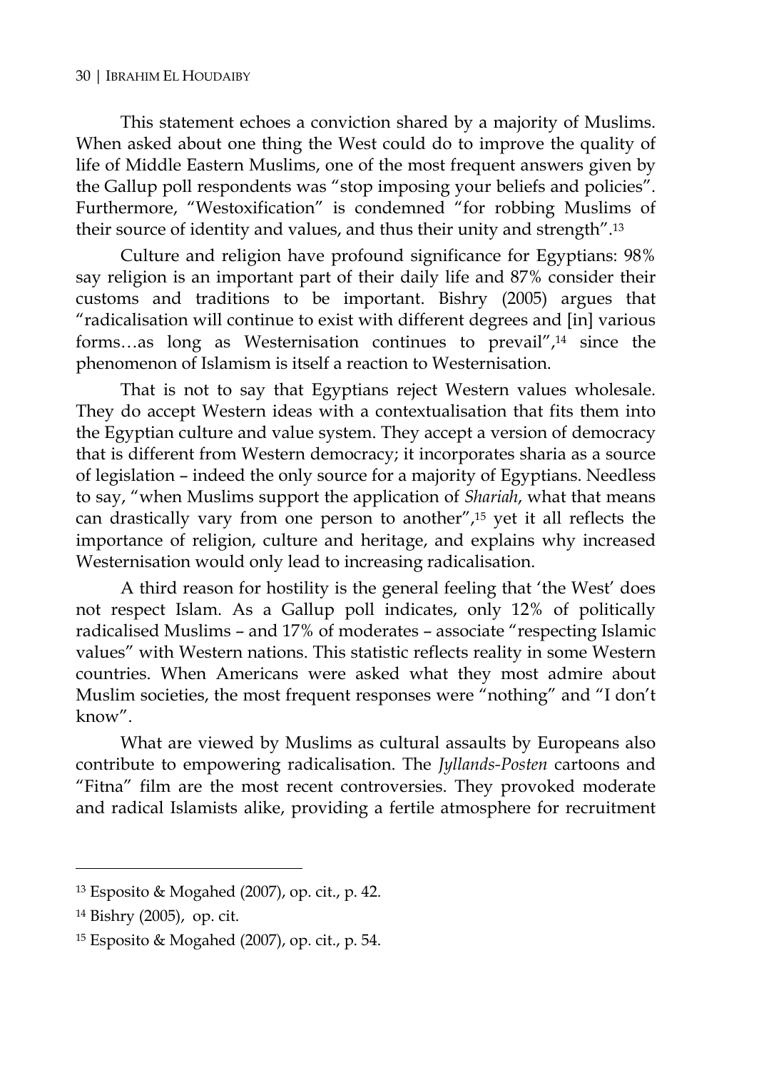This statement echoes a conviction shared by a majority of Muslims. When asked about one thing the West could do to improve the quality of life of Middle Eastern Muslims, one of the most frequent answers given by the Gallup poll respondents was "stop imposing your beliefs and policies". Furthermore, "Westoxification" is condemned "for robbing Muslims of their source of identity and values, and thus their unity and strength".[13]

Culture and religion have profound significance for Egyptians: 98% say religion is an important part of their daily life and 87% consider their customs and traditions to be important. Bishry (2005) argues that "radicalisation will continue to exist with different degrees and [in] various forms…as long as Westernisation continues to prevail",[14] since the phenomenon of Islamism is itself a reaction to Westernisation.

That is not to say that Egyptians reject Western values wholesale. They do accept Western ideas with a contextualisation that fits them into the Egyptian culture and value system. They accept a version of democracy that is different from Western democracy; it incorporates sharia as a source of legislation – indeed the only source for a majority of Egyptians. Needless to say, "when Muslims support the application of *Shariah*, what that means can drastically vary from one person to another",[15] yet it all reflects the importance of religion, culture and heritage, and explains why increased Westernisation would only lead to increasing radicalisation.

A third reason for hostility is the general feeling that 'the West' does not respect Islam. As a Gallup poll indicates, only 12% of politically radicalised Muslims – and 17% of moderates – associate "respecting Islamic values" with Western nations. This statistic reflects reality in some Western countries. When Americans were asked what they most admire about Muslim societies, the most frequent responses were "nothing" and "I don't know".

What are viewed by Muslims as cultural assaults by Europeans also contribute to empowering radicalisation. The *Jyllands-Posten* cartoons and "Fitna" film are the most recent controversies. They provoked moderate and radical Islamists alike, providing a fertile atmosphere for recruitment

---

[13] Esposito & Mogahed (2007), op. cit., p. 42.

[14] Bishry (2005), op. cit.

[15] Esposito & Mogahed (2007), op. cit., p. 54.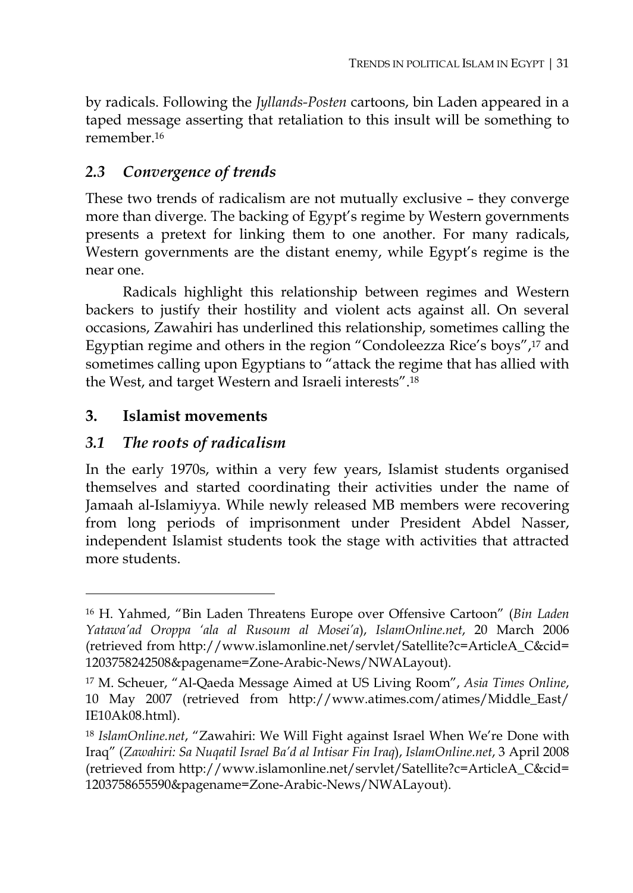by radicals. Following the *Jyllands-Posten* cartoons, bin Laden appeared in a taped message asserting that retaliation to this insult will be something to remember.[16]

### *2.3 Convergence of trends*

These two trends of radicalism are not mutually exclusive – they converge more than diverge. The backing of Egypt's regime by Western governments presents a pretext for linking them to one another. For many radicals, Western governments are the distant enemy, while Egypt's regime is the near one.

Radicals highlight this relationship between regimes and Western backers to justify their hostility and violent acts against all. On several occasions, Zawahiri has underlined this relationship, sometimes calling the Egyptian regime and others in the region "Condoleezza Rice's boys",[17] and sometimes calling upon Egyptians to "attack the regime that has allied with the West, and target Western and Israeli interests".[18]

## 3. Islamist movements

### *3.1 The roots of radicalism*

In the early 1970s, within a very few years, Islamist students organised themselves and started coordinating their activities under the name of Jamaah al-Islamiyya. While newly released MB members were recovering from long periods of imprisonment under President Abdel Nasser, independent Islamist students took the stage with activities that attracted more students.

---

[16] H. Yahmed, "Bin Laden Threatens Europe over Offensive Cartoon" (*Bin Laden Yatawa'ad Oroppa 'ala al Rusoum al Mosei'a*), *IslamOnline.net*, 20 March 2006 (retrieved from http://www.islamonline.net/servlet/Satellite?c=ArticleA_C&cid=1203758242508&pagename=Zone-Arabic-News/NWALayout).

[17] M. Scheuer, "Al-Qaeda Message Aimed at US Living Room", *Asia Times Online*, 10 May 2007 (retrieved from http://www.atimes.com/atimes/Middle_East/IE10Ak08.html).

[18] *IslamOnline.net*, "Zawahiri: We Will Fight against Israel When We're Done with Iraq" (*Zawahiri: Sa Nuqatil Israel Ba'd al Intisar Fin Iraq*), *IslamOnline.net*, 3 April 2008 (retrieved from http://www.islamonline.net/servlet/Satellite?c=ArticleA_C&cid=1203758655590&pagename=Zone-Arabic-News/NWALayout).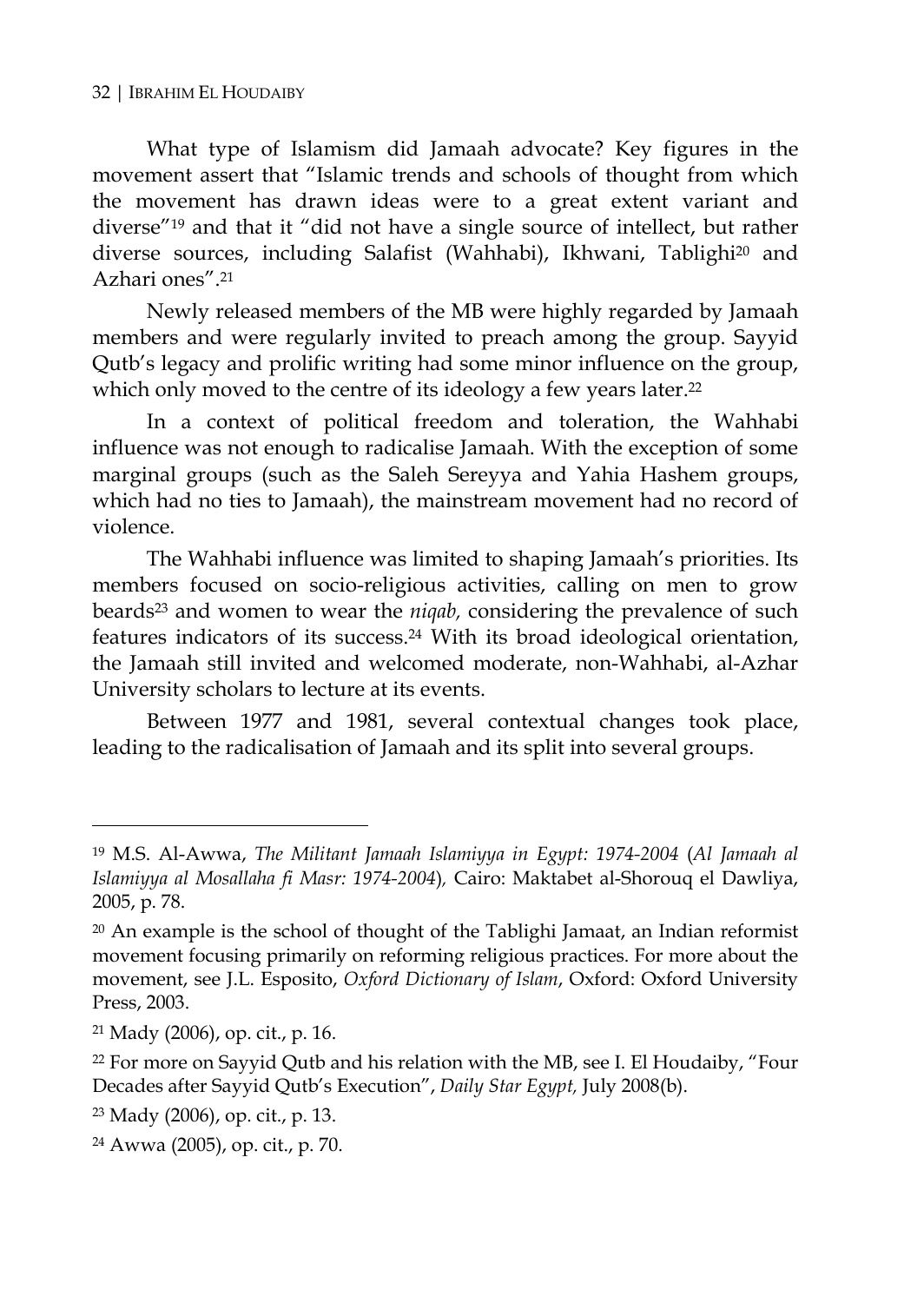What type of Islamism did Jamaah advocate? Key figures in the movement assert that "Islamic trends and schools of thought from which the movement has drawn ideas were to a great extent variant and diverse"[19] and that it "did not have a single source of intellect, but rather diverse sources, including Salafist (Wahhabi), Ikhwani, Tablighi[20] and Azhari ones".[21]

Newly released members of the MB were highly regarded by Jamaah members and were regularly invited to preach among the group. Sayyid Qutb's legacy and prolific writing had some minor influence on the group, which only moved to the centre of its ideology a few years later.[22]

In a context of political freedom and toleration, the Wahhabi influence was not enough to radicalise Jamaah. With the exception of some marginal groups (such as the Saleh Sereyya and Yahia Hashem groups, which had no ties to Jamaah), the mainstream movement had no record of violence.

The Wahhabi influence was limited to shaping Jamaah's priorities. Its members focused on socio-religious activities, calling on men to grow beards[23] and women to wear the *niqab,* considering the prevalence of such features indicators of its success.[24] With its broad ideological orientation, the Jamaah still invited and welcomed moderate, non-Wahhabi, al-Azhar University scholars to lecture at its events.

Between 1977 and 1981, several contextual changes took place, leading to the radicalisation of Jamaah and its split into several groups.

---

[19] M.S. Al-Awwa, *The Militant Jamaah Islamiyya in Egypt: 1974-2004* (*Al Jamaah al Islamiyya al Mosallaha fi Masr: 1974-2004*), Cairo: Maktabet al-Shorouq el Dawliya, 2005, p. 78.

[20] An example is the school of thought of the Tablighi Jamaat, an Indian reformist movement focusing primarily on reforming religious practices. For more about the movement, see J.L. Esposito, *Oxford Dictionary of Islam*, Oxford: Oxford University Press, 2003.

[21] Mady (2006), op. cit., p. 16.

[22] For more on Sayyid Qutb and his relation with the MB, see I. El Houdaiby, "Four Decades after Sayyid Qutb's Execution", *Daily Star Egypt,* July 2008(b).

[23] Mady (2006), op. cit., p. 13.

[24] Awwa (2005), op. cit., p. 70.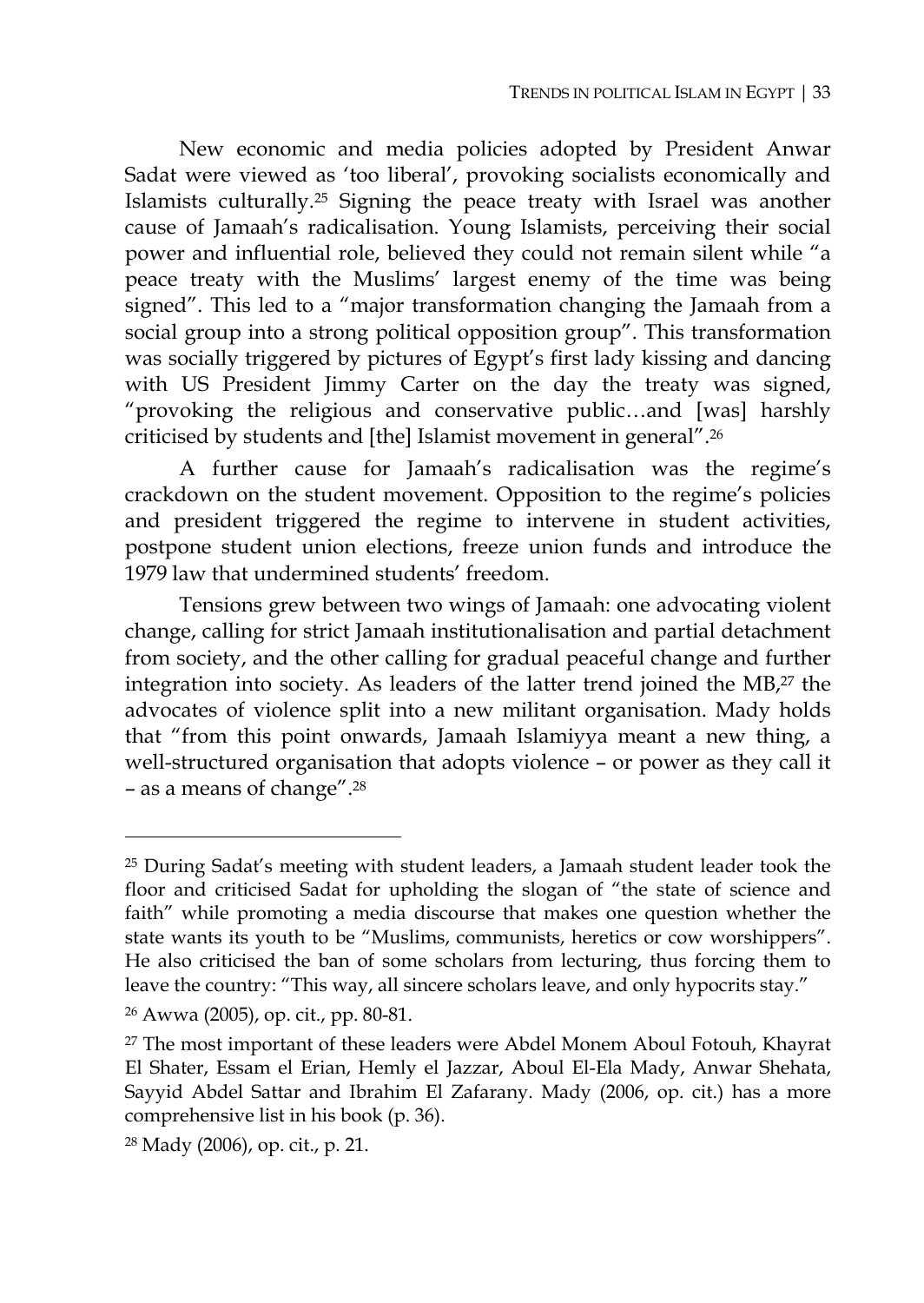New economic and media policies adopted by President Anwar Sadat were viewed as 'too liberal', provoking socialists economically and Islamists culturally.[25] Signing the peace treaty with Israel was another cause of Jamaah's radicalisation. Young Islamists, perceiving their social power and influential role, believed they could not remain silent while "a peace treaty with the Muslims' largest enemy of the time was being signed". This led to a "major transformation changing the Jamaah from a social group into a strong political opposition group". This transformation was socially triggered by pictures of Egypt's first lady kissing and dancing with US President Jimmy Carter on the day the treaty was signed, "provoking the religious and conservative public…and [was] harshly criticised by students and [the] Islamist movement in general".[26]

A further cause for Jamaah's radicalisation was the regime's crackdown on the student movement. Opposition to the regime's policies and president triggered the regime to intervene in student activities, postpone student union elections, freeze union funds and introduce the 1979 law that undermined students' freedom.

Tensions grew between two wings of Jamaah: one advocating violent change, calling for strict Jamaah institutionalisation and partial detachment from society, and the other calling for gradual peaceful change and further integration into society. As leaders of the latter trend joined the MB,[27] the advocates of violence split into a new militant organisation. Mady holds that "from this point onwards, Jamaah Islamiyya meant a new thing, a well-structured organisation that adopts violence – or power as they call it – as a means of change".[28]

---

[25] During Sadat's meeting with student leaders, a Jamaah student leader took the floor and criticised Sadat for upholding the slogan of "the state of science and faith" while promoting a media discourse that makes one question whether the state wants its youth to be "Muslims, communists, heretics or cow worshippers". He also criticised the ban of some scholars from lecturing, thus forcing them to leave the country: "This way, all sincere scholars leave, and only hypocrits stay."

[26] Awwa (2005), op. cit., pp. 80-81.

[27] The most important of these leaders were Abdel Monem Aboul Fotouh, Khayrat El Shater, Essam el Erian, Hemly el Jazzar, Aboul El-Ela Mady, Anwar Shehata, Sayyid Abdel Sattar and Ibrahim El Zafarany. Mady (2006, op. cit.) has a more comprehensive list in his book (p. 36).

[28] Mady (2006), op. cit., p. 21.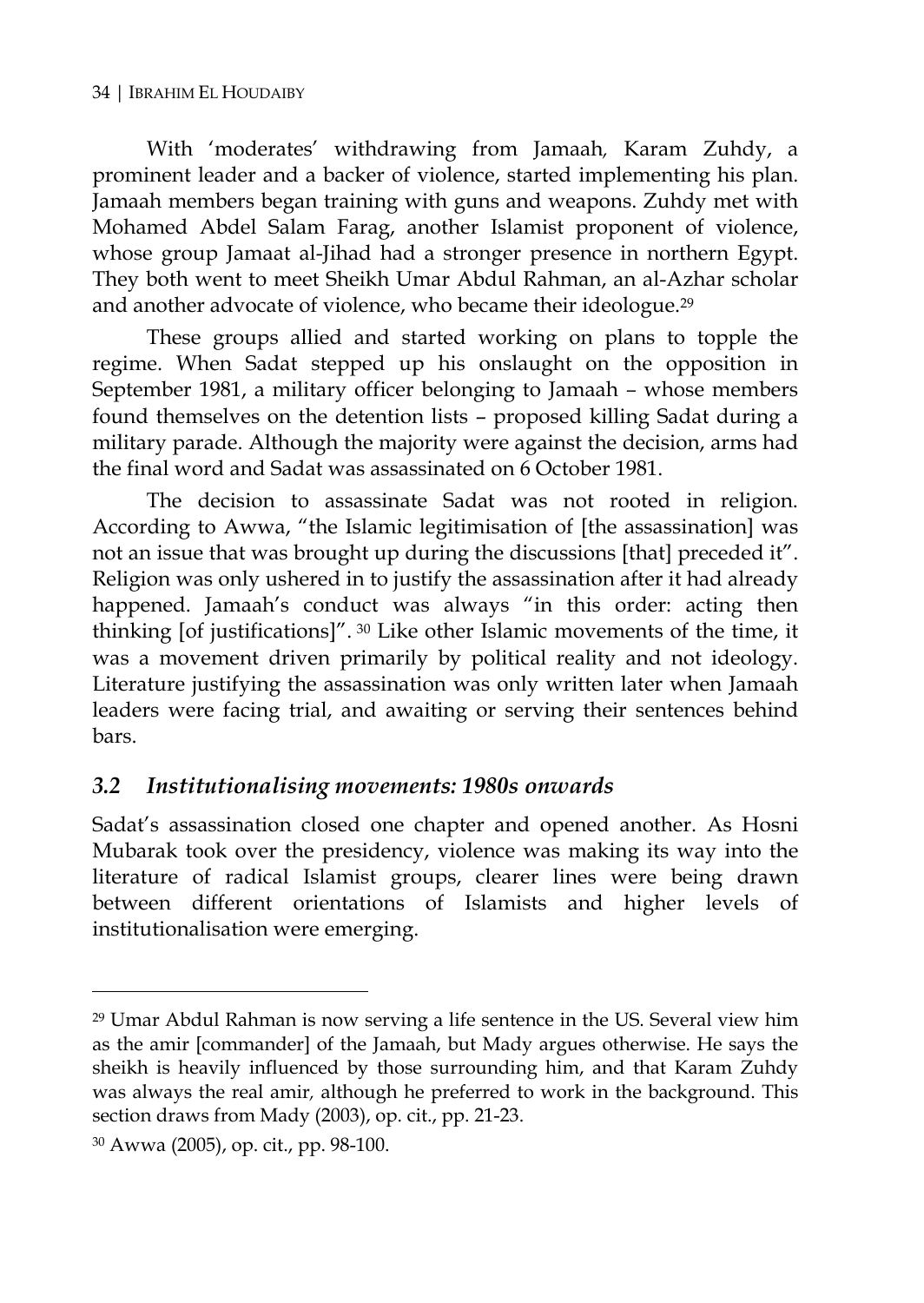With 'moderates' withdrawing from Jamaah, Karam Zuhdy, a prominent leader and a backer of violence, started implementing his plan. Jamaah members began training with guns and weapons. Zuhdy met with Mohamed Abdel Salam Farag, another Islamist proponent of violence, whose group Jamaat al-Jihad had a stronger presence in northern Egypt. They both went to meet Sheikh Umar Abdul Rahman, an al-Azhar scholar and another advocate of violence, who became their ideologue.[29]

These groups allied and started working on plans to topple the regime. When Sadat stepped up his onslaught on the opposition in September 1981, a military officer belonging to Jamaah – whose members found themselves on the detention lists – proposed killing Sadat during a military parade. Although the majority were against the decision, arms had the final word and Sadat was assassinated on 6 October 1981.

The decision to assassinate Sadat was not rooted in religion. According to Awwa, "the Islamic legitimisation of [the assassination] was not an issue that was brought up during the discussions [that] preceded it". Religion was only ushered in to justify the assassination after it had already happened. Jamaah's conduct was always "in this order: acting then thinking [of justifications]". [30] Like other Islamic movements of the time, it was a movement driven primarily by political reality and not ideology. Literature justifying the assassination was only written later when Jamaah leaders were facing trial, and awaiting or serving their sentences behind bars.

### *3.2 Institutionalising movements: 1980s onwards*

Sadat's assassination closed one chapter and opened another. As Hosni Mubarak took over the presidency, violence was making its way into the literature of radical Islamist groups, clearer lines were being drawn between different orientations of Islamists and higher levels of institutionalisation were emerging.

---

[29] Umar Abdul Rahman is now serving a life sentence in the US. Several view him as the amir [commander] of the Jamaah, but Mady argues otherwise. He says the sheikh is heavily influenced by those surrounding him, and that Karam Zuhdy was always the real amir, although he preferred to work in the background. This section draws from Mady (2003), op. cit., pp. 21-23.

[30] Awwa (2005), op. cit., pp. 98-100.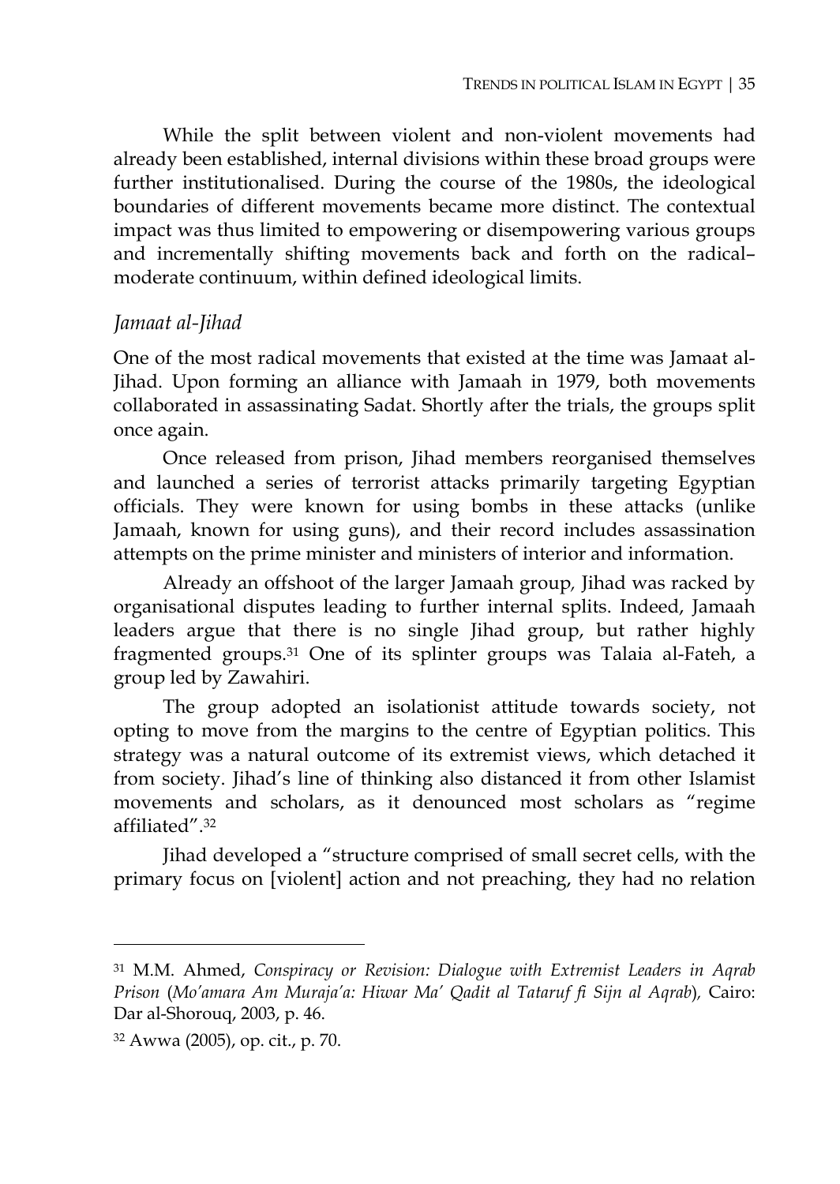While the split between violent and non-violent movements had already been established, internal divisions within these broad groups were further institutionalised. During the course of the 1980s, the ideological boundaries of different movements became more distinct. The contextual impact was thus limited to empowering or disempowering various groups and incrementally shifting movements back and forth on the radical–moderate continuum, within defined ideological limits.

### *Jamaat al-Jihad*

One of the most radical movements that existed at the time was Jamaat al-Jihad. Upon forming an alliance with Jamaah in 1979, both movements collaborated in assassinating Sadat. Shortly after the trials, the groups split once again.

Once released from prison, Jihad members reorganised themselves and launched a series of terrorist attacks primarily targeting Egyptian officials. They were known for using bombs in these attacks (unlike Jamaah, known for using guns), and their record includes assassination attempts on the prime minister and ministers of interior and information.

Already an offshoot of the larger Jamaah group, Jihad was racked by organisational disputes leading to further internal splits. Indeed, Jamaah leaders argue that there is no single Jihad group, but rather highly fragmented groups.[31] One of its splinter groups was Talaia al-Fateh, a group led by Zawahiri.

The group adopted an isolationist attitude towards society, not opting to move from the margins to the centre of Egyptian politics. This strategy was a natural outcome of its extremist views, which detached it from society. Jihad's line of thinking also distanced it from other Islamist movements and scholars, as it denounced most scholars as "regime affiliated".[32]

Jihad developed a "structure comprised of small secret cells, with the primary focus on [violent] action and not preaching, they had no relation

---

[31] M.M. Ahmed, *Conspiracy or Revision: Dialogue with Extremist Leaders in Aqrab Prison* (*Mo'amara Am Muraja'a: Hiwar Ma' Qadit al Tataruf fi Sijn al Aqrab*), Cairo: Dar al-Shorouq, 2003, p. 46.

[32] Awwa (2005), op. cit., p. 70.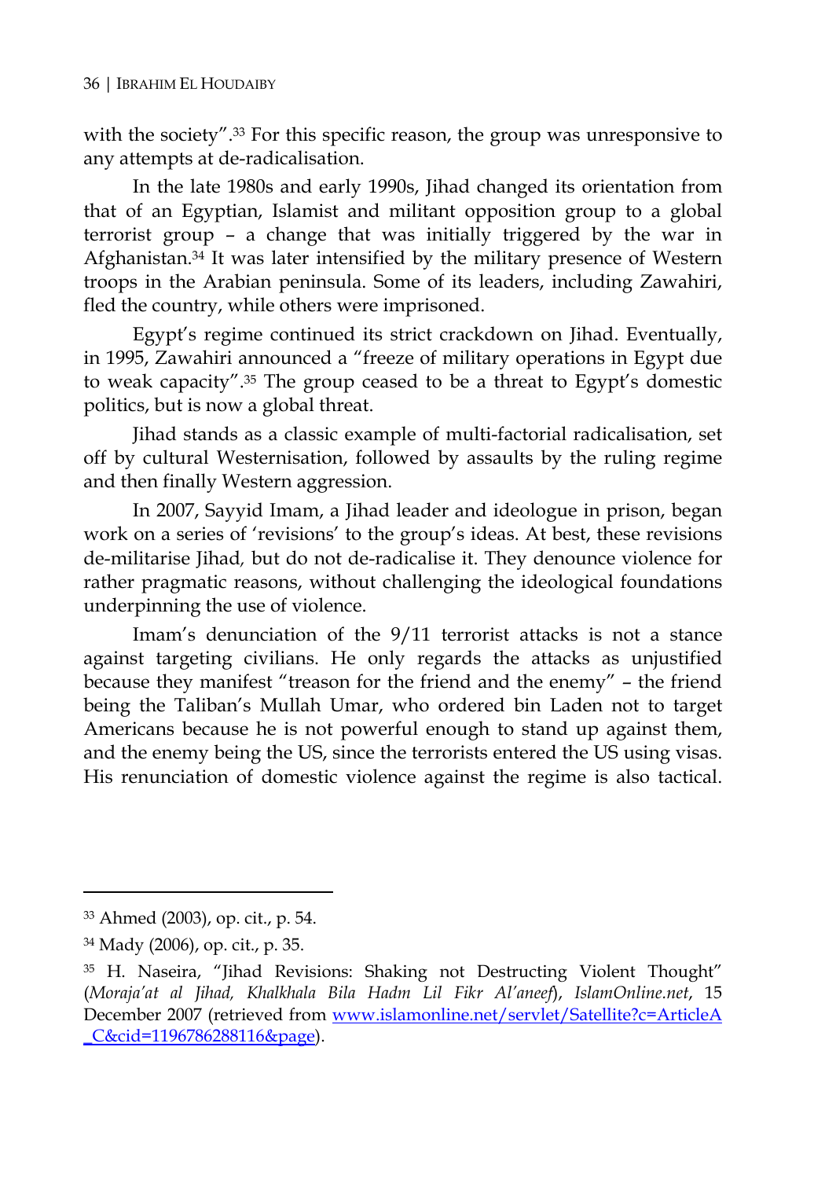with the society".[33] For this specific reason, the group was unresponsive to any attempts at de-radicalisation.

In the late 1980s and early 1990s, Jihad changed its orientation from that of an Egyptian, Islamist and militant opposition group to a global terrorist group – a change that was initially triggered by the war in Afghanistan.[34] It was later intensified by the military presence of Western troops in the Arabian peninsula. Some of its leaders, including Zawahiri, fled the country, while others were imprisoned.

Egypt's regime continued its strict crackdown on Jihad. Eventually, in 1995, Zawahiri announced a "freeze of military operations in Egypt due to weak capacity".[35] The group ceased to be a threat to Egypt's domestic politics, but is now a global threat.

Jihad stands as a classic example of multi-factorial radicalisation, set off by cultural Westernisation, followed by assaults by the ruling regime and then finally Western aggression.

In 2007, Sayyid Imam, a Jihad leader and ideologue in prison, began work on a series of 'revisions' to the group's ideas. At best, these revisions de-militarise Jihad, but do not de-radicalise it. They denounce violence for rather pragmatic reasons, without challenging the ideological foundations underpinning the use of violence.

Imam's denunciation of the 9/11 terrorist attacks is not a stance against targeting civilians. He only regards the attacks as unjustified because they manifest "treason for the friend and the enemy" – the friend being the Taliban's Mullah Umar, who ordered bin Laden not to target Americans because he is not powerful enough to stand up against them, and the enemy being the US, since the terrorists entered the US using visas. His renunciation of domestic violence against the regime is also tactical.

---

[33] Ahmed (2003), op. cit., p. 54.

[34] Mady (2006), op. cit., p. 35.

[35] H. Naseira, "Jihad Revisions: Shaking not Destructing Violent Thought" (*Moraja'at al Jihad, Khalkhala Bila Hadm Lil Fikr Al'aneef*), *IslamOnline.net*, 15 December 2007 (retrieved from www.islamonline.net/servlet/Satellite?c=ArticleA_C&cid=1196786288116&page).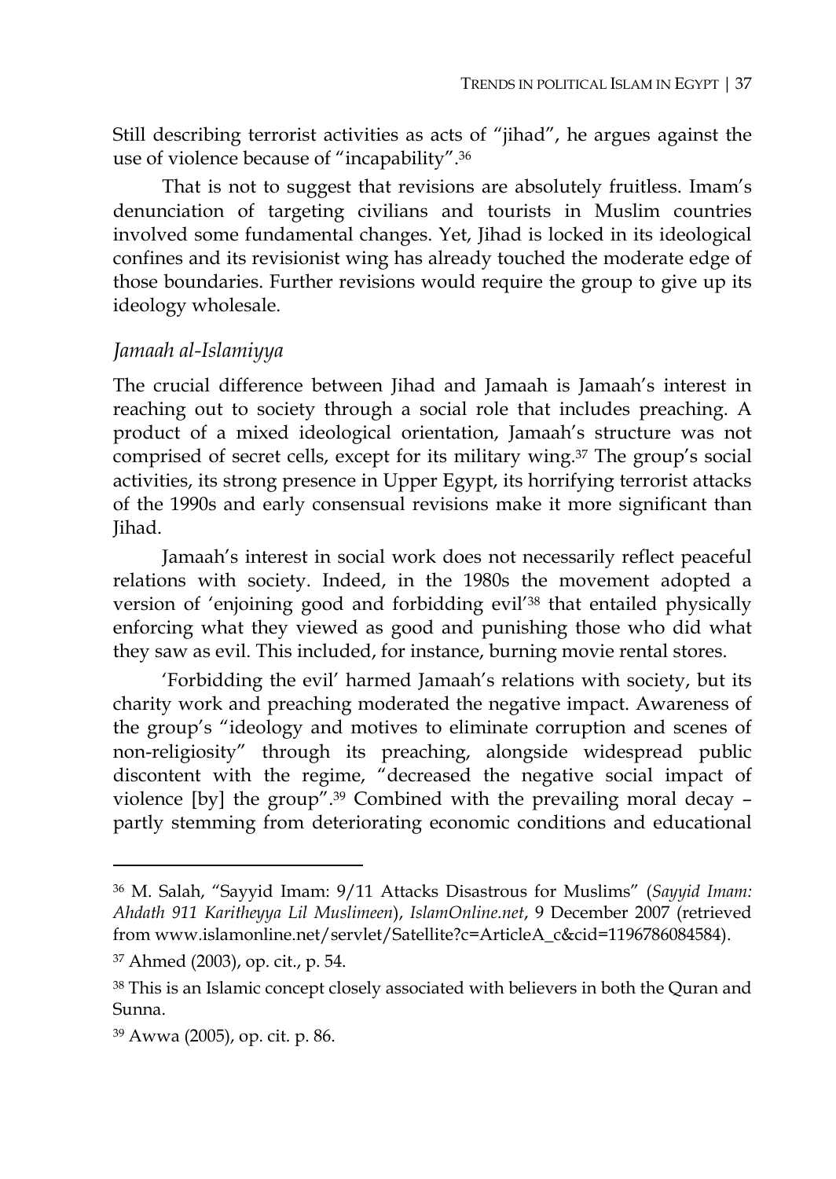Still describing terrorist activities as acts of "jihad", he argues against the use of violence because of "incapability".[36]

That is not to suggest that revisions are absolutely fruitless. Imam's denunciation of targeting civilians and tourists in Muslim countries involved some fundamental changes. Yet, Jihad is locked in its ideological confines and its revisionist wing has already touched the moderate edge of those boundaries. Further revisions would require the group to give up its ideology wholesale.

### *Jamaah al-Islamiyya*

The crucial difference between Jihad and Jamaah is Jamaah's interest in reaching out to society through a social role that includes preaching. A product of a mixed ideological orientation, Jamaah's structure was not comprised of secret cells, except for its military wing.[37] The group's social activities, its strong presence in Upper Egypt, its horrifying terrorist attacks of the 1990s and early consensual revisions make it more significant than Jihad.

Jamaah's interest in social work does not necessarily reflect peaceful relations with society. Indeed, in the 1980s the movement adopted a version of 'enjoining good and forbidding evil'[38] that entailed physically enforcing what they viewed as good and punishing those who did what they saw as evil. This included, for instance, burning movie rental stores.

'Forbidding the evil' harmed Jamaah's relations with society, but its charity work and preaching moderated the negative impact. Awareness of the group's "ideology and motives to eliminate corruption and scenes of non-religiosity" through its preaching, alongside widespread public discontent with the regime, "decreased the negative social impact of violence [by] the group".[39] Combined with the prevailing moral decay – partly stemming from deteriorating economic conditions and educational

---

[36] M. Salah, "Sayyid Imam: 9/11 Attacks Disastrous for Muslims" (*Sayyid Imam: Ahdath 911 Karitheyya Lil Muslimeen*), *IslamOnline.net*, 9 December 2007 (retrieved from www.islamonline.net/servlet/Satellite?c=ArticleA_c&cid=1196786084584).

[37] Ahmed (2003), op. cit., p. 54.

[38] This is an Islamic concept closely associated with believers in both the Quran and Sunna.

[39] Awwa (2005), op. cit. p. 86.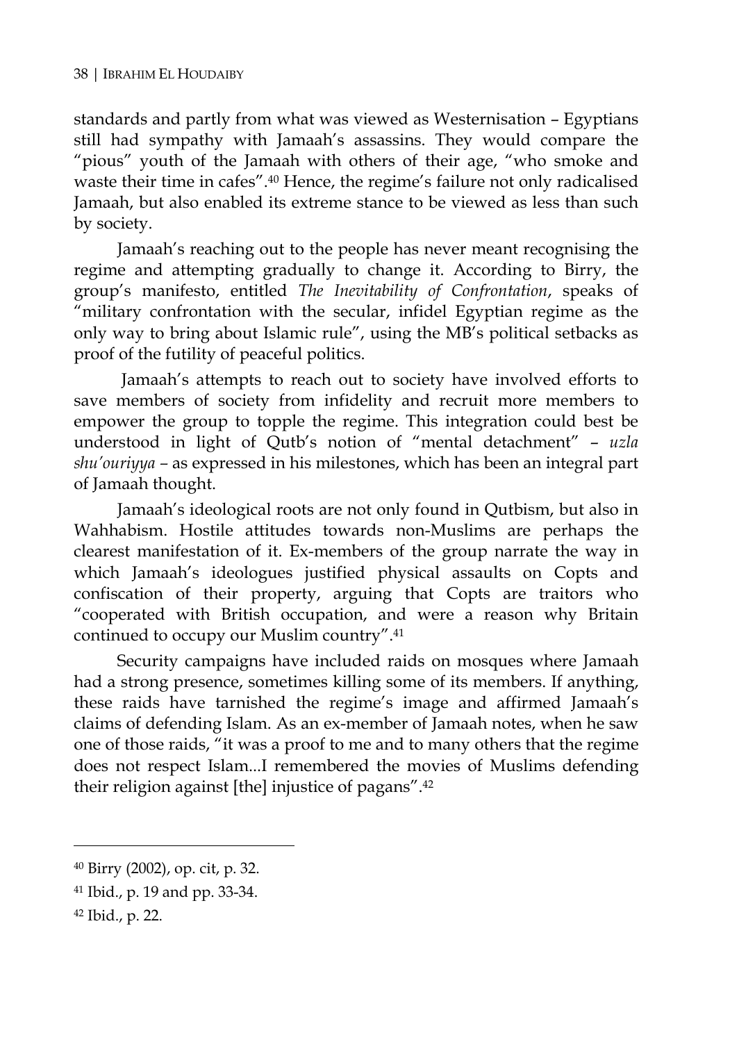standards and partly from what was viewed as Westernisation – Egyptians still had sympathy with Jamaah's assassins. They would compare the "pious" youth of the Jamaah with others of their age, "who smoke and waste their time in cafes".[40] Hence, the regime's failure not only radicalised Jamaah, but also enabled its extreme stance to be viewed as less than such by society.

Jamaah's reaching out to the people has never meant recognising the regime and attempting gradually to change it. According to Birry, the group's manifesto, entitled *The Inevitability of Confrontation*, speaks of "military confrontation with the secular, infidel Egyptian regime as the only way to bring about Islamic rule", using the MB's political setbacks as proof of the futility of peaceful politics.

Jamaah's attempts to reach out to society have involved efforts to save members of society from infidelity and recruit more members to empower the group to topple the regime. This integration could best be understood in light of Qutb's notion of "mental detachment" – *uzla shu'ouriyya* – as expressed in his milestones, which has been an integral part of Jamaah thought.

Jamaah's ideological roots are not only found in Qutbism, but also in Wahhabism. Hostile attitudes towards non-Muslims are perhaps the clearest manifestation of it. Ex-members of the group narrate the way in which Jamaah's ideologues justified physical assaults on Copts and confiscation of their property, arguing that Copts are traitors who "cooperated with British occupation, and were a reason why Britain continued to occupy our Muslim country".[41]

Security campaigns have included raids on mosques where Jamaah had a strong presence, sometimes killing some of its members. If anything, these raids have tarnished the regime's image and affirmed Jamaah's claims of defending Islam. As an ex-member of Jamaah notes, when he saw one of those raids, "it was a proof to me and to many others that the regime does not respect Islam...I remembered the movies of Muslims defending their religion against [the] injustice of pagans".[42]

---

[40] Birry (2002), op. cit, p. 32.

[41] Ibid., p. 19 and pp. 33-34.

[42] Ibid., p. 22.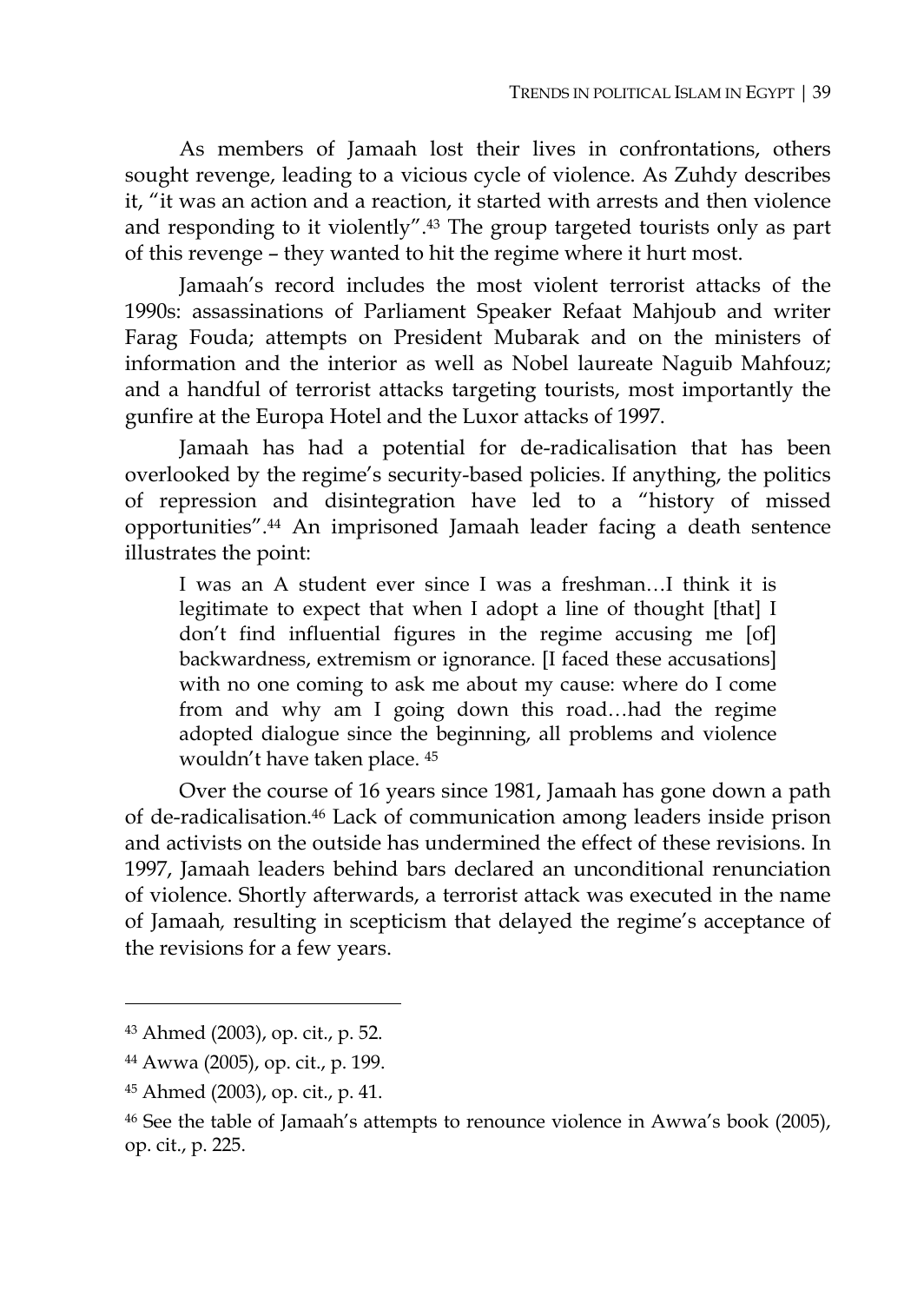As members of Jamaah lost their lives in confrontations, others sought revenge, leading to a vicious cycle of violence. As Zuhdy describes it, "it was an action and a reaction, it started with arrests and then violence and responding to it violently".[43] The group targeted tourists only as part of this revenge – they wanted to hit the regime where it hurt most.

Jamaah's record includes the most violent terrorist attacks of the 1990s: assassinations of Parliament Speaker Refaat Mahjoub and writer Farag Fouda; attempts on President Mubarak and on the ministers of information and the interior as well as Nobel laureate Naguib Mahfouz; and a handful of terrorist attacks targeting tourists, most importantly the gunfire at the Europa Hotel and the Luxor attacks of 1997.

Jamaah has had a potential for de-radicalisation that has been overlooked by the regime's security-based policies. If anything, the politics of repression and disintegration have led to a "history of missed opportunities".[44] An imprisoned Jamaah leader facing a death sentence illustrates the point:

> I was an A student ever since I was a freshman…I think it is legitimate to expect that when I adopt a line of thought [that] I don't find influential figures in the regime accusing me [of] backwardness, extremism or ignorance. [I faced these accusations] with no one coming to ask me about my cause: where do I come from and why am I going down this road…had the regime adopted dialogue since the beginning, all problems and violence wouldn't have taken place. [45]

Over the course of 16 years since 1981, Jamaah has gone down a path of de-radicalisation.[46] Lack of communication among leaders inside prison and activists on the outside has undermined the effect of these revisions. In 1997, Jamaah leaders behind bars declared an unconditional renunciation of violence. Shortly afterwards, a terrorist attack was executed in the name of Jamaah, resulting in scepticism that delayed the regime's acceptance of the revisions for a few years.

---

[43] Ahmed (2003), op. cit., p. 52.

[44] Awwa (2005), op. cit., p. 199.

[45] Ahmed (2003), op. cit., p. 41.

[46] See the table of Jamaah's attempts to renounce violence in Awwa's book (2005), op. cit., p. 225.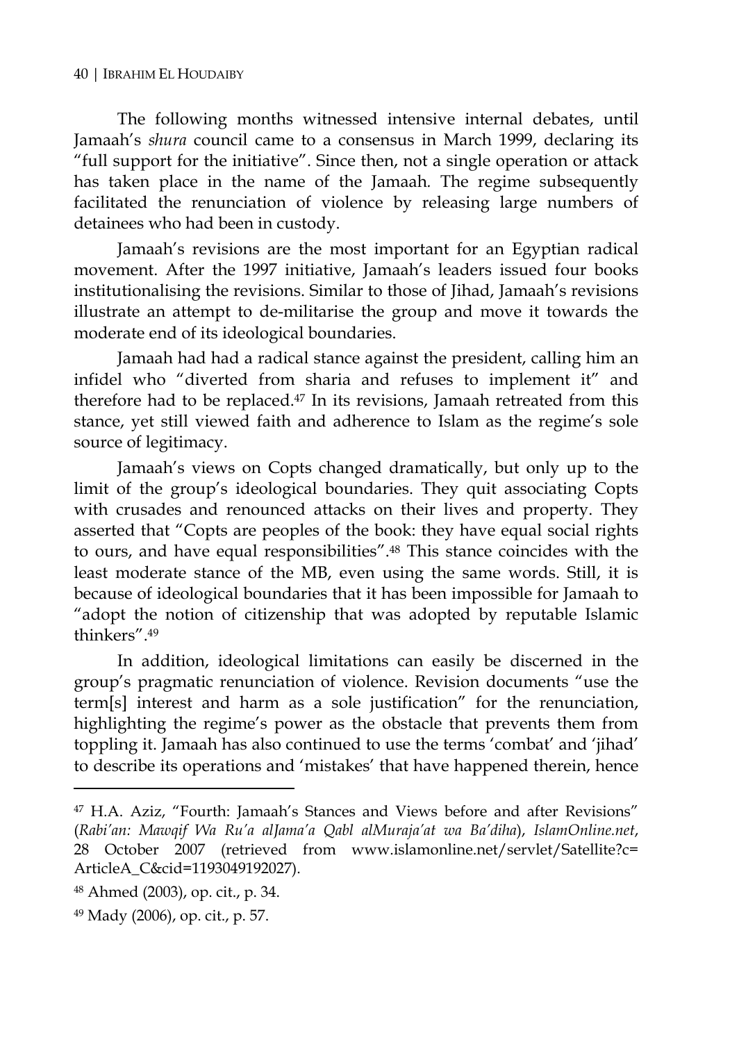The following months witnessed intensive internal debates, until Jamaah's *shura* council came to a consensus in March 1999, declaring its "full support for the initiative". Since then, not a single operation or attack has taken place in the name of the Jamaah. The regime subsequently facilitated the renunciation of violence by releasing large numbers of detainees who had been in custody.

Jamaah's revisions are the most important for an Egyptian radical movement. After the 1997 initiative, Jamaah's leaders issued four books institutionalising the revisions. Similar to those of Jihad, Jamaah's revisions illustrate an attempt to de-militarise the group and move it towards the moderate end of its ideological boundaries.

Jamaah had had a radical stance against the president, calling him an infidel who "diverted from sharia and refuses to implement it" and therefore had to be replaced.[47] In its revisions, Jamaah retreated from this stance, yet still viewed faith and adherence to Islam as the regime's sole source of legitimacy.

Jamaah's views on Copts changed dramatically, but only up to the limit of the group's ideological boundaries. They quit associating Copts with crusades and renounced attacks on their lives and property. They asserted that "Copts are peoples of the book: they have equal social rights to ours, and have equal responsibilities".[48] This stance coincides with the least moderate stance of the MB, even using the same words. Still, it is because of ideological boundaries that it has been impossible for Jamaah to "adopt the notion of citizenship that was adopted by reputable Islamic thinkers".[49]

In addition, ideological limitations can easily be discerned in the group's pragmatic renunciation of violence. Revision documents "use the term[s] interest and harm as a sole justification" for the renunciation, highlighting the regime's power as the obstacle that prevents them from toppling it. Jamaah has also continued to use the terms 'combat' and 'jihad' to describe its operations and 'mistakes' that have happened therein, hence

---

[47] H.A. Aziz, "Fourth: Jamaah's Stances and Views before and after Revisions" (*Rabi'an: Mawqif Wa Ru'a alJama'a Qabl alMuraja'at wa Ba'diha*), *IslamOnline.net*, 28 October 2007 (retrieved from www.islamonline.net/servlet/Satellite?c=ArticleA_C&cid=1193049192027).

[48] Ahmed (2003), op. cit., p. 34.

[49] Mady (2006), op. cit., p. 57.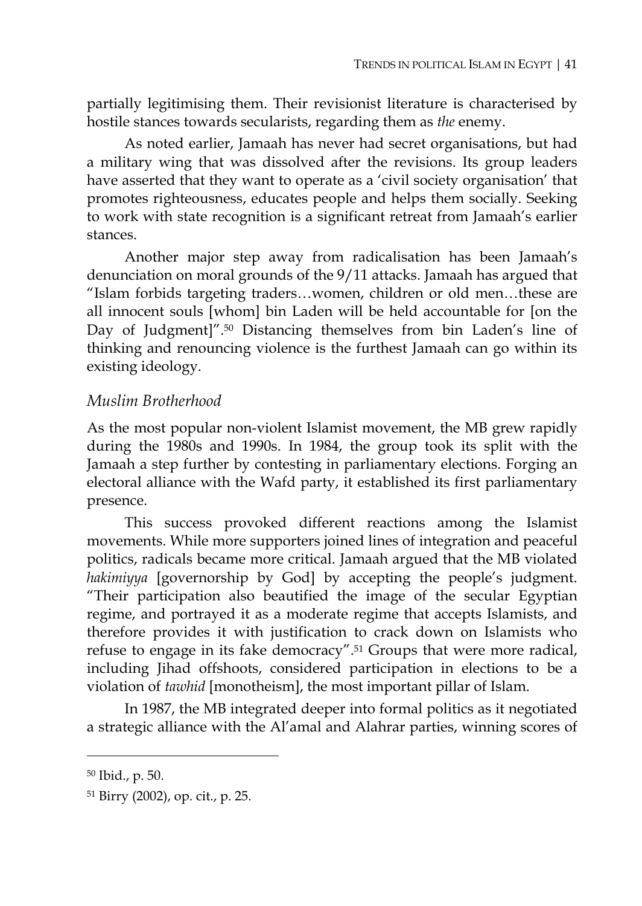partially legitimising them. Their revisionist literature is characterised by hostile stances towards secularists, regarding them as *the* enemy.

As noted earlier, Jamaah has never had secret organisations, but had a military wing that was dissolved after the revisions. Its group leaders have asserted that they want to operate as a 'civil society organisation' that promotes righteousness, educates people and helps them socially. Seeking to work with state recognition is a significant retreat from Jamaah's earlier stances.

Another major step away from radicalisation has been Jamaah's denunciation on moral grounds of the 9/11 attacks. Jamaah has argued that "Islam forbids targeting traders…women, children or old men…these are all innocent souls [whom] bin Laden will be held accountable for [on the Day of Judgment]".[50] Distancing themselves from bin Laden's line of thinking and renouncing violence is the furthest Jamaah can go within its existing ideology.

### *Muslim Brotherhood*

As the most popular non-violent Islamist movement, the MB grew rapidly during the 1980s and 1990s. In 1984, the group took its split with the Jamaah a step further by contesting in parliamentary elections. Forging an electoral alliance with the Wafd party, it established its first parliamentary presence.

This success provoked different reactions among the Islamist movements. While more supporters joined lines of integration and peaceful politics, radicals became more critical. Jamaah argued that the MB violated *hakimiyya* [governorship by God] by accepting the people's judgment. "Their participation also beautified the image of the secular Egyptian regime, and portrayed it as a moderate regime that accepts Islamists, and therefore provides it with justification to crack down on Islamists who refuse to engage in its fake democracy".[51] Groups that were more radical, including Jihad offshoots, considered participation in elections to be a violation of *tawhid* [monotheism], the most important pillar of Islam.

In 1987, the MB integrated deeper into formal politics as it negotiated a strategic alliance with the Al'amal and Alahrar parties, winning scores of

---

[50] Ibid., p. 50.

[51] Birry (2002), op. cit., p. 25.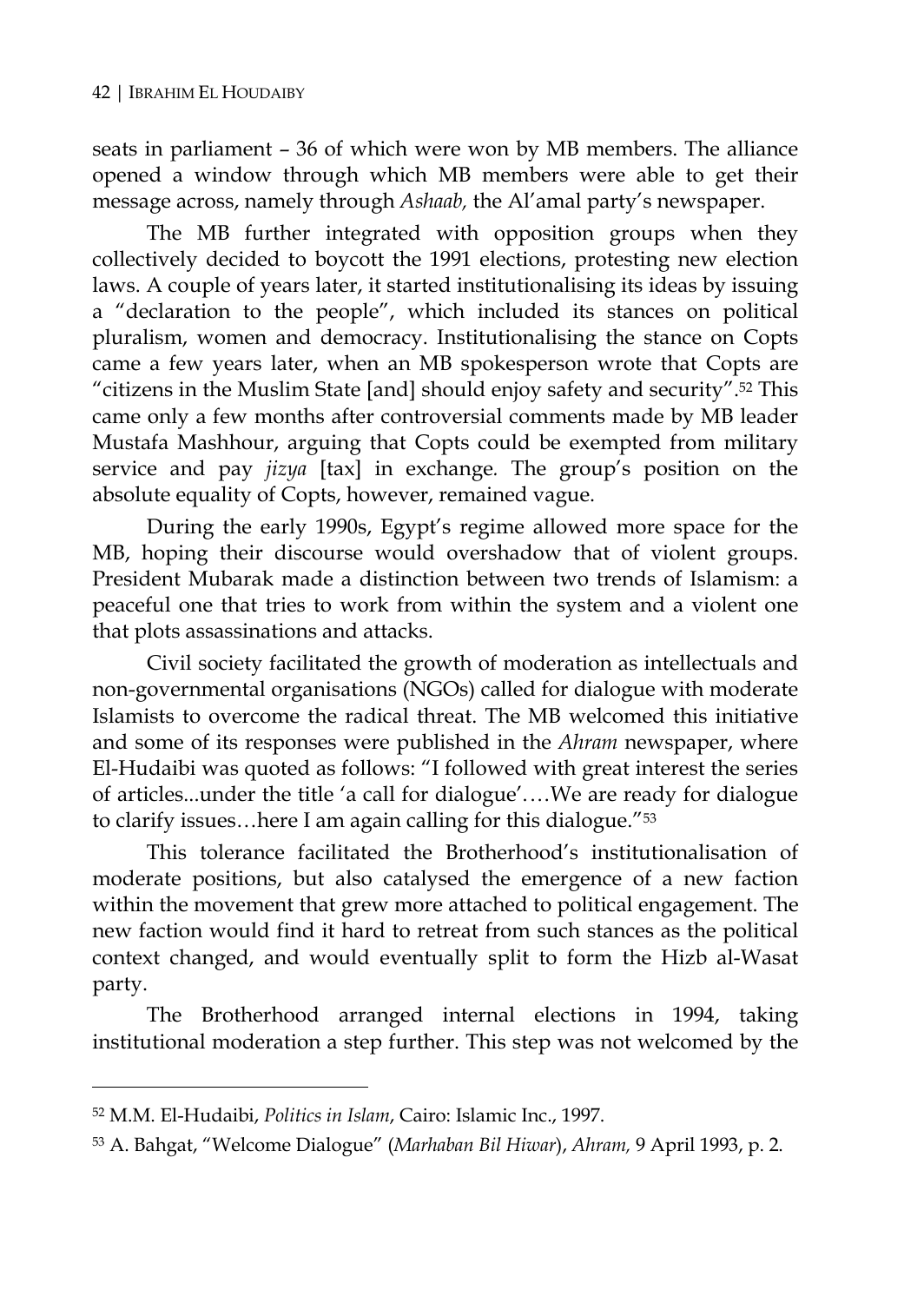seats in parliament – 36 of which were won by MB members. The alliance opened a window through which MB members were able to get their message across, namely through *Ashaab,* the Al'amal party's newspaper.

The MB further integrated with opposition groups when they collectively decided to boycott the 1991 elections, protesting new election laws. A couple of years later, it started institutionalising its ideas by issuing a "declaration to the people", which included its stances on political pluralism, women and democracy. Institutionalising the stance on Copts came a few years later, when an MB spokesperson wrote that Copts are "citizens in the Muslim State [and] should enjoy safety and security".[52] This came only a few months after controversial comments made by MB leader Mustafa Mashhour, arguing that Copts could be exempted from military service and pay *jizya* [tax] in exchange. The group's position on the absolute equality of Copts, however, remained vague.

During the early 1990s, Egypt's regime allowed more space for the MB, hoping their discourse would overshadow that of violent groups. President Mubarak made a distinction between two trends of Islamism: a peaceful one that tries to work from within the system and a violent one that plots assassinations and attacks.

Civil society facilitated the growth of moderation as intellectuals and non-governmental organisations (NGOs) called for dialogue with moderate Islamists to overcome the radical threat. The MB welcomed this initiative and some of its responses were published in the *Ahram* newspaper, where El-Hudaibi was quoted as follows: "I followed with great interest the series of articles...under the title 'a call for dialogue'….We are ready for dialogue to clarify issues…here I am again calling for this dialogue."[53]

This tolerance facilitated the Brotherhood's institutionalisation of moderate positions, but also catalysed the emergence of a new faction within the movement that grew more attached to political engagement. The new faction would find it hard to retreat from such stances as the political context changed, and would eventually split to form the Hizb al-Wasat party.

The Brotherhood arranged internal elections in 1994, taking institutional moderation a step further. This step was not welcomed by the

---

[52] M.M. El-Hudaibi, *Politics in Islam*, Cairo: Islamic Inc., 1997.

[53] A. Bahgat, "Welcome Dialogue" (*Marhaban Bil Hiwar*), *Ahram,* 9 April 1993, p. 2.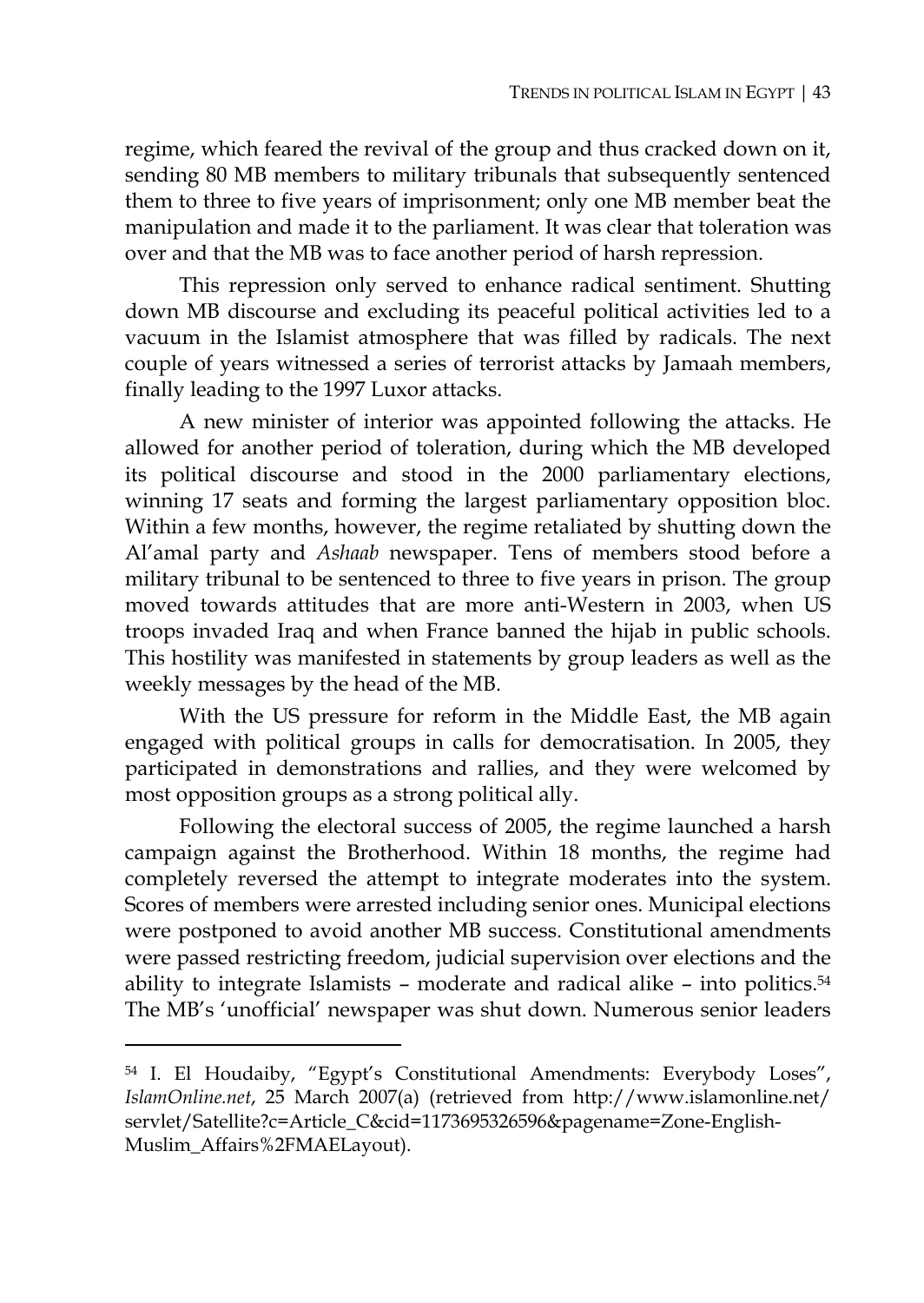regime, which feared the revival of the group and thus cracked down on it, sending 80 MB members to military tribunals that subsequently sentenced them to three to five years of imprisonment; only one MB member beat the manipulation and made it to the parliament. It was clear that toleration was over and that the MB was to face another period of harsh repression.

This repression only served to enhance radical sentiment. Shutting down MB discourse and excluding its peaceful political activities led to a vacuum in the Islamist atmosphere that was filled by radicals. The next couple of years witnessed a series of terrorist attacks by Jamaah members, finally leading to the 1997 Luxor attacks.

A new minister of interior was appointed following the attacks. He allowed for another period of toleration, during which the MB developed its political discourse and stood in the 2000 parliamentary elections, winning 17 seats and forming the largest parliamentary opposition bloc. Within a few months, however, the regime retaliated by shutting down the Al'amal party and *Ashaab* newspaper. Tens of members stood before a military tribunal to be sentenced to three to five years in prison. The group moved towards attitudes that are more anti-Western in 2003, when US troops invaded Iraq and when France banned the hijab in public schools. This hostility was manifested in statements by group leaders as well as the weekly messages by the head of the MB.

With the US pressure for reform in the Middle East, the MB again engaged with political groups in calls for democratisation. In 2005, they participated in demonstrations and rallies, and they were welcomed by most opposition groups as a strong political ally.

Following the electoral success of 2005, the regime launched a harsh campaign against the Brotherhood. Within 18 months, the regime had completely reversed the attempt to integrate moderates into the system. Scores of members were arrested including senior ones. Municipal elections were postponed to avoid another MB success. Constitutional amendments were passed restricting freedom, judicial supervision over elections and the ability to integrate Islamists – moderate and radical alike – into politics.[54] The MB's 'unofficial' newspaper was shut down. Numerous senior leaders

---

[54] I. El Houdaiby, "Egypt's Constitutional Amendments: Everybody Loses", *IslamOnline.net*, 25 March 2007(a) (retrieved from http://www.islamonline.net/servlet/Satellite?c=Article_C&cid=1173695326596&pagename=Zone-English-Muslim_Affairs%2FMAELayout).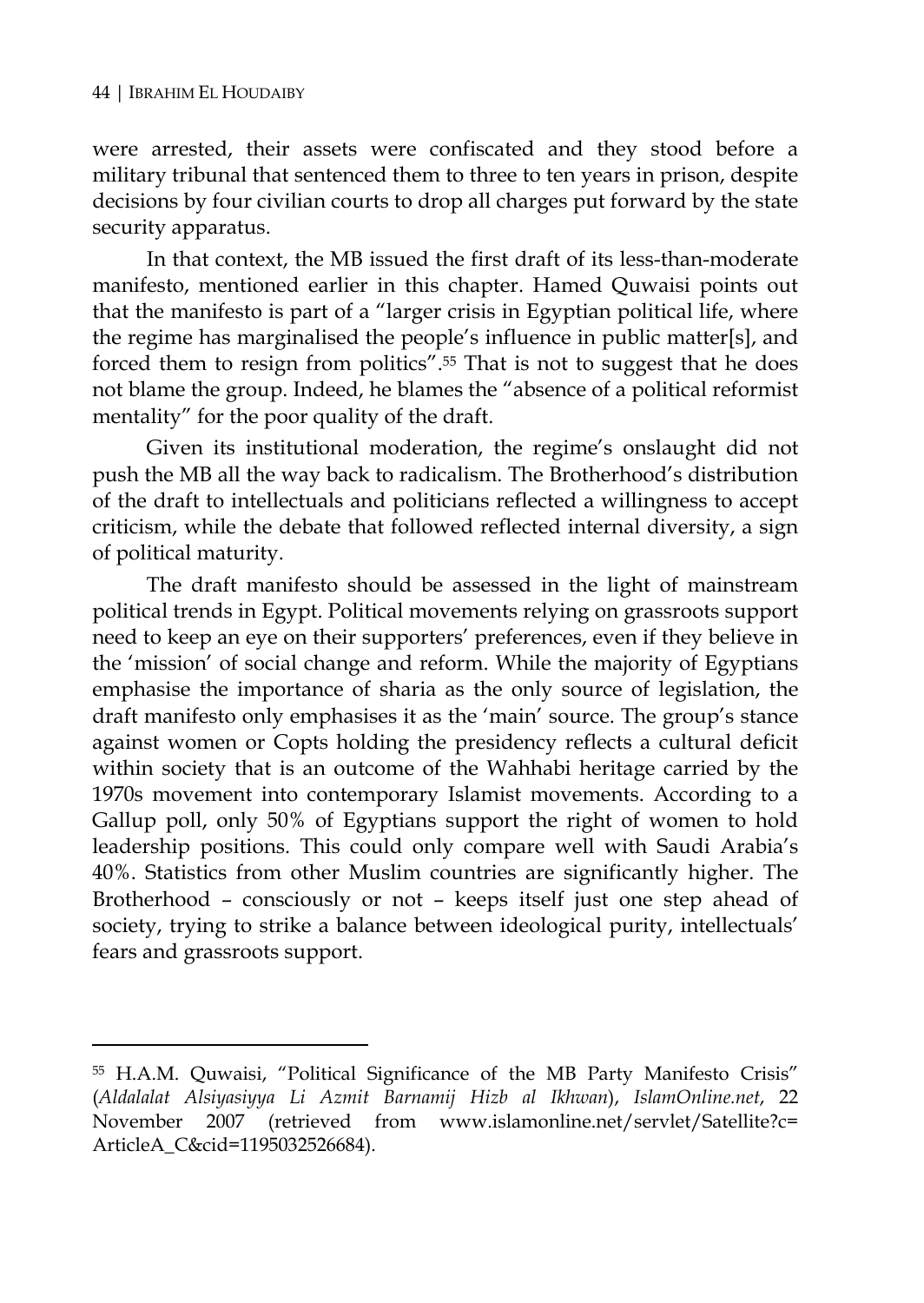were arrested, their assets were confiscated and they stood before a military tribunal that sentenced them to three to ten years in prison, despite decisions by four civilian courts to drop all charges put forward by the state security apparatus.

In that context, the MB issued the first draft of its less-than-moderate manifesto, mentioned earlier in this chapter. Hamed Quwaisi points out that the manifesto is part of a "larger crisis in Egyptian political life, where the regime has marginalised the people's influence in public matter[s], and forced them to resign from politics".[55] That is not to suggest that he does not blame the group. Indeed, he blames the "absence of a political reformist mentality" for the poor quality of the draft.

Given its institutional moderation, the regime's onslaught did not push the MB all the way back to radicalism. The Brotherhood's distribution of the draft to intellectuals and politicians reflected a willingness to accept criticism, while the debate that followed reflected internal diversity, a sign of political maturity.

The draft manifesto should be assessed in the light of mainstream political trends in Egypt. Political movements relying on grassroots support need to keep an eye on their supporters' preferences, even if they believe in the 'mission' of social change and reform. While the majority of Egyptians emphasise the importance of sharia as the only source of legislation, the draft manifesto only emphasises it as the 'main' source. The group's stance against women or Copts holding the presidency reflects a cultural deficit within society that is an outcome of the Wahhabi heritage carried by the 1970s movement into contemporary Islamist movements. According to a Gallup poll, only 50% of Egyptians support the right of women to hold leadership positions. This could only compare well with Saudi Arabia's 40%. Statistics from other Muslim countries are significantly higher. The Brotherhood – consciously or not – keeps itself just one step ahead of society, trying to strike a balance between ideological purity, intellectuals' fears and grassroots support.

---

[55] H.A.M. Quwaisi, "Political Significance of the MB Party Manifesto Crisis" (*Aldalalat Alsiyasiyya Li Azmit Barnamij Hizb al Ikhwan*), *IslamOnline.net*, 22 November 2007 (retrieved from www.islamonline.net/servlet/Satellite?c=ArticleA_C&cid=1195032526684).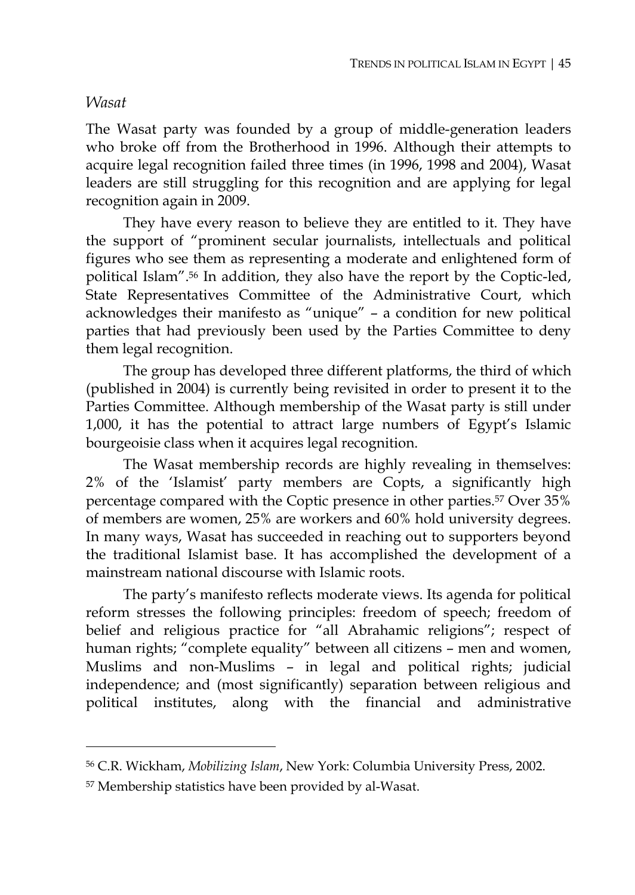### *Wasat*

The Wasat party was founded by a group of middle-generation leaders who broke off from the Brotherhood in 1996. Although their attempts to acquire legal recognition failed three times (in 1996, 1998 and 2004), Wasat leaders are still struggling for this recognition and are applying for legal recognition again in 2009.

They have every reason to believe they are entitled to it. They have the support of "prominent secular journalists, intellectuals and political figures who see them as representing a moderate and enlightened form of political Islam".[56] In addition, they also have the report by the Coptic-led, State Representatives Committee of the Administrative Court, which acknowledges their manifesto as "unique" – a condition for new political parties that had previously been used by the Parties Committee to deny them legal recognition.

The group has developed three different platforms, the third of which (published in 2004) is currently being revisited in order to present it to the Parties Committee. Although membership of the Wasat party is still under 1,000, it has the potential to attract large numbers of Egypt's Islamic bourgeoisie class when it acquires legal recognition.

The Wasat membership records are highly revealing in themselves: 2% of the 'Islamist' party members are Copts, a significantly high percentage compared with the Coptic presence in other parties.[57] Over 35% of members are women, 25% are workers and 60% hold university degrees. In many ways, Wasat has succeeded in reaching out to supporters beyond the traditional Islamist base. It has accomplished the development of a mainstream national discourse with Islamic roots.

The party's manifesto reflects moderate views. Its agenda for political reform stresses the following principles: freedom of speech; freedom of belief and religious practice for "all Abrahamic religions"; respect of human rights; "complete equality" between all citizens – men and women, Muslims and non-Muslims – in legal and political rights; judicial independence; and (most significantly) separation between religious and political institutes, along with the financial and administrative

---

[56] C.R. Wickham, *Mobilizing Islam*, New York: Columbia University Press, 2002.

[57] Membership statistics have been provided by al-Wasat.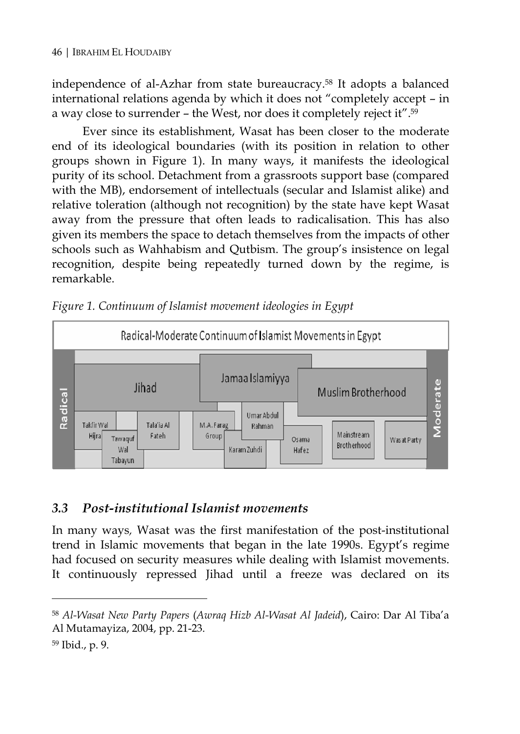independence of al-Azhar from state bureaucracy.[58] It adopts a balanced international relations agenda by which it does not "completely accept – in a way close to surrender – the West, nor does it completely reject it".[59]

Ever since its establishment, Wasat has been closer to the moderate end of its ideological boundaries (with its position in relation to other groups shown in Figure 1). In many ways, it manifests the ideological purity of its school. Detachment from a grassroots support base (compared with the MB), endorsement of intellectuals (secular and Islamist alike) and relative toleration (although not recognition) by the state have kept Wasat away from the pressure that often leads to radicalisation. This has also given its members the space to detach themselves from the impacts of other schools such as Wahhabism and Qutbism. The group's insistence on legal recognition, despite being repeatedly turned down by the regime, is remarkable.

*Figure 1. Continuum of Islamist movement ideologies in Egypt*

Radical-Moderate Continuum of Islamist Movements in Egypt

Radical — Jihad; Jamaa Islamiyya; Muslim Brotherhood — Moderate

Takfir Wal Hijra; Tawaquf Wal Tabayun; Tala'ia Al Fateh; M.A. Farag Group; Karam Zuhdi; Umar Abdul Rahman; Osama Hafez; Mainstream Brotherhood; Wasat Party

## 3.3 *Post-institutional Islamist movements*

In many ways, Wasat was the first manifestation of the post-institutional trend in Islamic movements that began in the late 1990s. Egypt's regime had focused on security measures while dealing with Islamist movements. It continuously repressed Jihad until a freeze was declared on its

---

[58] *Al-Wasat New Party Papers* (*Awraq Hizb Al-Wasat Al Jadeid*), Cairo: Dar Al Tiba'a Al Mutamayiza, 2004, pp. 21-23.

[59] Ibid., p. 9.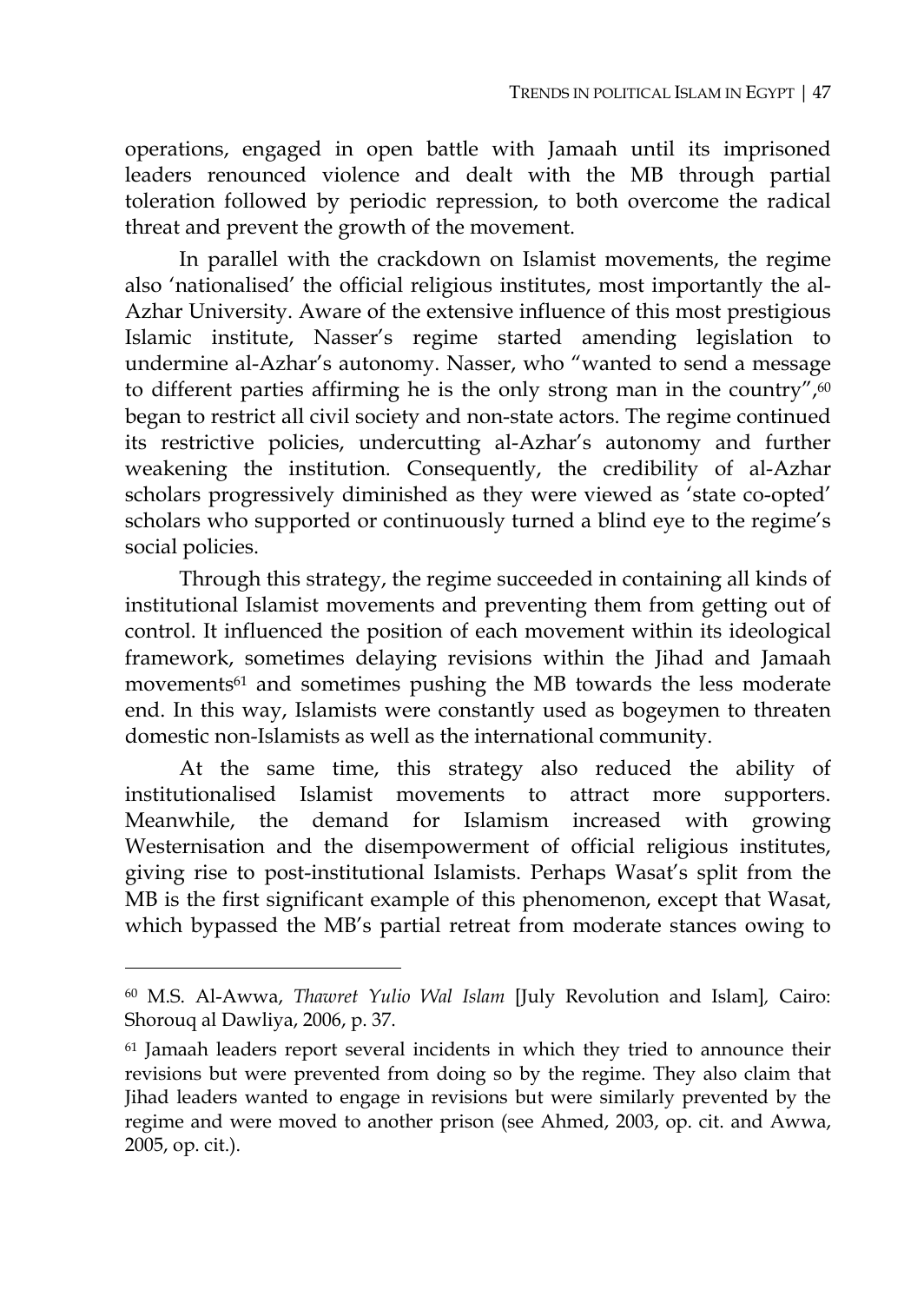operations, engaged in open battle with Jamaah until its imprisoned leaders renounced violence and dealt with the MB through partial toleration followed by periodic repression, to both overcome the radical threat and prevent the growth of the movement.

In parallel with the crackdown on Islamist movements, the regime also 'nationalised' the official religious institutes, most importantly the al-Azhar University. Aware of the extensive influence of this most prestigious Islamic institute, Nasser's regime started amending legislation to undermine al-Azhar's autonomy. Nasser, who "wanted to send a message to different parties affirming he is the only strong man in the country",[60] began to restrict all civil society and non-state actors. The regime continued its restrictive policies, undercutting al-Azhar's autonomy and further weakening the institution. Consequently, the credibility of al-Azhar scholars progressively diminished as they were viewed as 'state co-opted' scholars who supported or continuously turned a blind eye to the regime's social policies.

Through this strategy, the regime succeeded in containing all kinds of institutional Islamist movements and preventing them from getting out of control. It influenced the position of each movement within its ideological framework, sometimes delaying revisions within the Jihad and Jamaah movements[61] and sometimes pushing the MB towards the less moderate end. In this way, Islamists were constantly used as bogeymen to threaten domestic non-Islamists as well as the international community.

At the same time, this strategy also reduced the ability of institutionalised Islamist movements to attract more supporters. Meanwhile, the demand for Islamism increased with growing Westernisation and the disempowerment of official religious institutes, giving rise to post-institutional Islamists. Perhaps Wasat's split from the MB is the first significant example of this phenomenon, except that Wasat, which bypassed the MB's partial retreat from moderate stances owing to

---

[60] M.S. Al-Awwa, *Thawret Yulio Wal Islam* [July Revolution and Islam], Cairo: Shorouq al Dawliya, 2006, p. 37.

[61] Jamaah leaders report several incidents in which they tried to announce their revisions but were prevented from doing so by the regime. They also claim that Jihad leaders wanted to engage in revisions but were similarly prevented by the regime and were moved to another prison (see Ahmed, 2003, op. cit. and Awwa, 2005, op. cit.).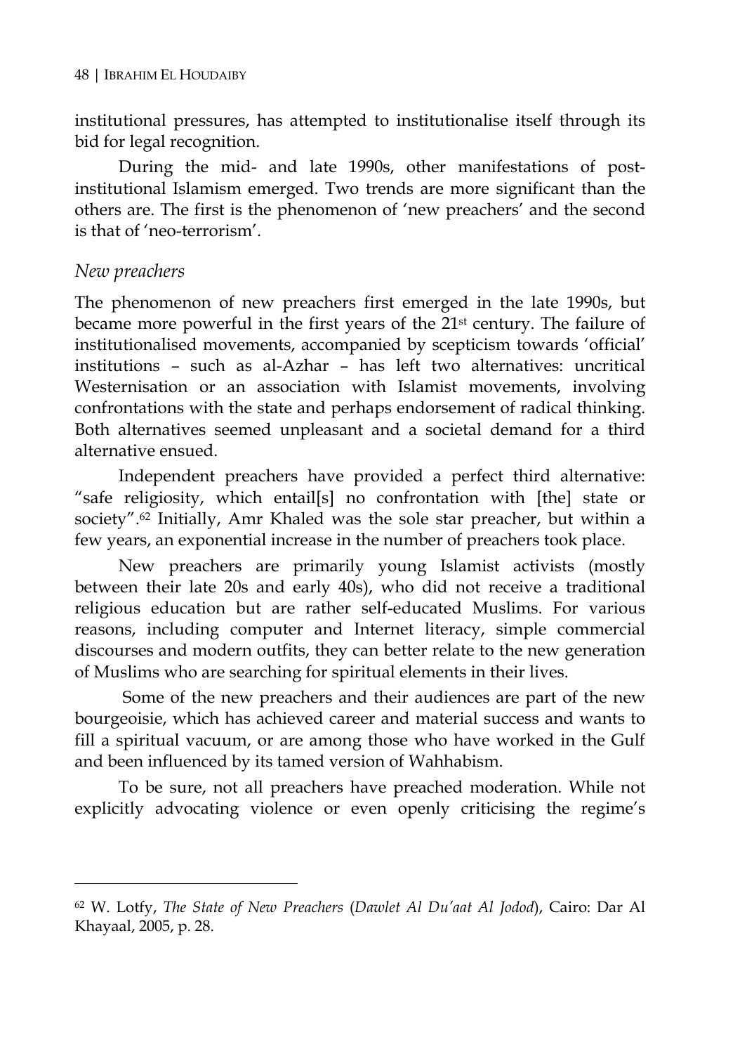institutional pressures, has attempted to institutionalise itself through its bid for legal recognition.

During the mid- and late 1990s, other manifestations of post-institutional Islamism emerged. Two trends are more significant than the others are. The first is the phenomenon of 'new preachers' and the second is that of 'neo-terrorism'.

*New preachers*

The phenomenon of new preachers first emerged in the late 1990s, but became more powerful in the first years of the 21st century. The failure of institutionalised movements, accompanied by scepticism towards 'official' institutions – such as al-Azhar – has left two alternatives: uncritical Westernisation or an association with Islamist movements, involving confrontations with the state and perhaps endorsement of radical thinking. Both alternatives seemed unpleasant and a societal demand for a third alternative ensued.

Independent preachers have provided a perfect third alternative: "safe religiosity, which entail[s] no confrontation with [the] state or society".[62] Initially, Amr Khaled was the sole star preacher, but within a few years, an exponential increase in the number of preachers took place.

New preachers are primarily young Islamist activists (mostly between their late 20s and early 40s), who did not receive a traditional religious education but are rather self-educated Muslims. For various reasons, including computer and Internet literacy, simple commercial discourses and modern outfits, they can better relate to the new generation of Muslims who are searching for spiritual elements in their lives.

Some of the new preachers and their audiences are part of the new bourgeoisie, which has achieved career and material success and wants to fill a spiritual vacuum, or are among those who have worked in the Gulf and been influenced by its tamed version of Wahhabism.

To be sure, not all preachers have preached moderation. While not explicitly advocating violence or even openly criticising the regime's

---

[62] W. Lotfy, *The State of New Preachers* (*Dawlet Al Du'aat Al Jodod*), Cairo: Dar Al Khayaal, 2005, p. 28.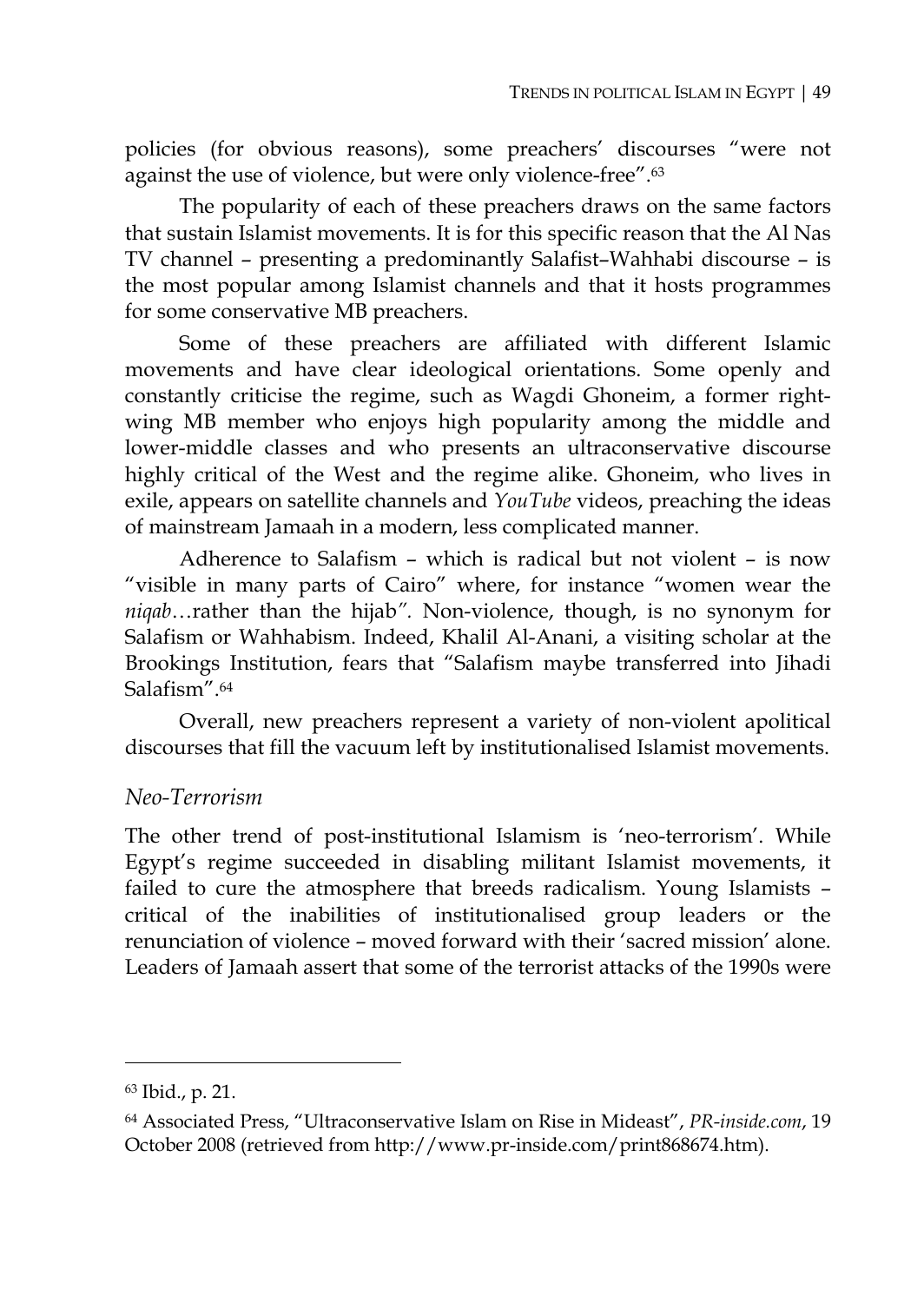policies (for obvious reasons), some preachers' discourses "were not against the use of violence, but were only violence-free".[63]

The popularity of each of these preachers draws on the same factors that sustain Islamist movements. It is for this specific reason that the Al Nas TV channel – presenting a predominantly Salafist–Wahhabi discourse – is the most popular among Islamist channels and that it hosts programmes for some conservative MB preachers.

Some of these preachers are affiliated with different Islamic movements and have clear ideological orientations. Some openly and constantly criticise the regime, such as Wagdi Ghoneim, a former right-wing MB member who enjoys high popularity among the middle and lower-middle classes and who presents an ultraconservative discourse highly critical of the West and the regime alike. Ghoneim, who lives in exile, appears on satellite channels and *YouTube* videos, preaching the ideas of mainstream Jamaah in a modern, less complicated manner.

Adherence to Salafism – which is radical but not violent – is now "visible in many parts of Cairo" where, for instance "women wear the *niqab*…rather than the hijab*"*. Non-violence, though, is no synonym for Salafism or Wahhabism. Indeed, Khalil Al-Anani, a visiting scholar at the Brookings Institution, fears that "Salafism maybe transferred into Jihadi Salafism".[64]

Overall, new preachers represent a variety of non-violent apolitical discourses that fill the vacuum left by institutionalised Islamist movements.

### *Neo-Terrorism*

The other trend of post-institutional Islamism is 'neo-terrorism'. While Egypt's regime succeeded in disabling militant Islamist movements, it failed to cure the atmosphere that breeds radicalism. Young Islamists – critical of the inabilities of institutionalised group leaders or the renunciation of violence – moved forward with their 'sacred mission' alone. Leaders of Jamaah assert that some of the terrorist attacks of the 1990s were

---

[63] Ibid., p. 21.

[64] Associated Press, "Ultraconservative Islam on Rise in Mideast", *PR-inside.com*, 19 October 2008 (retrieved from http://www.pr-inside.com/print868674.htm).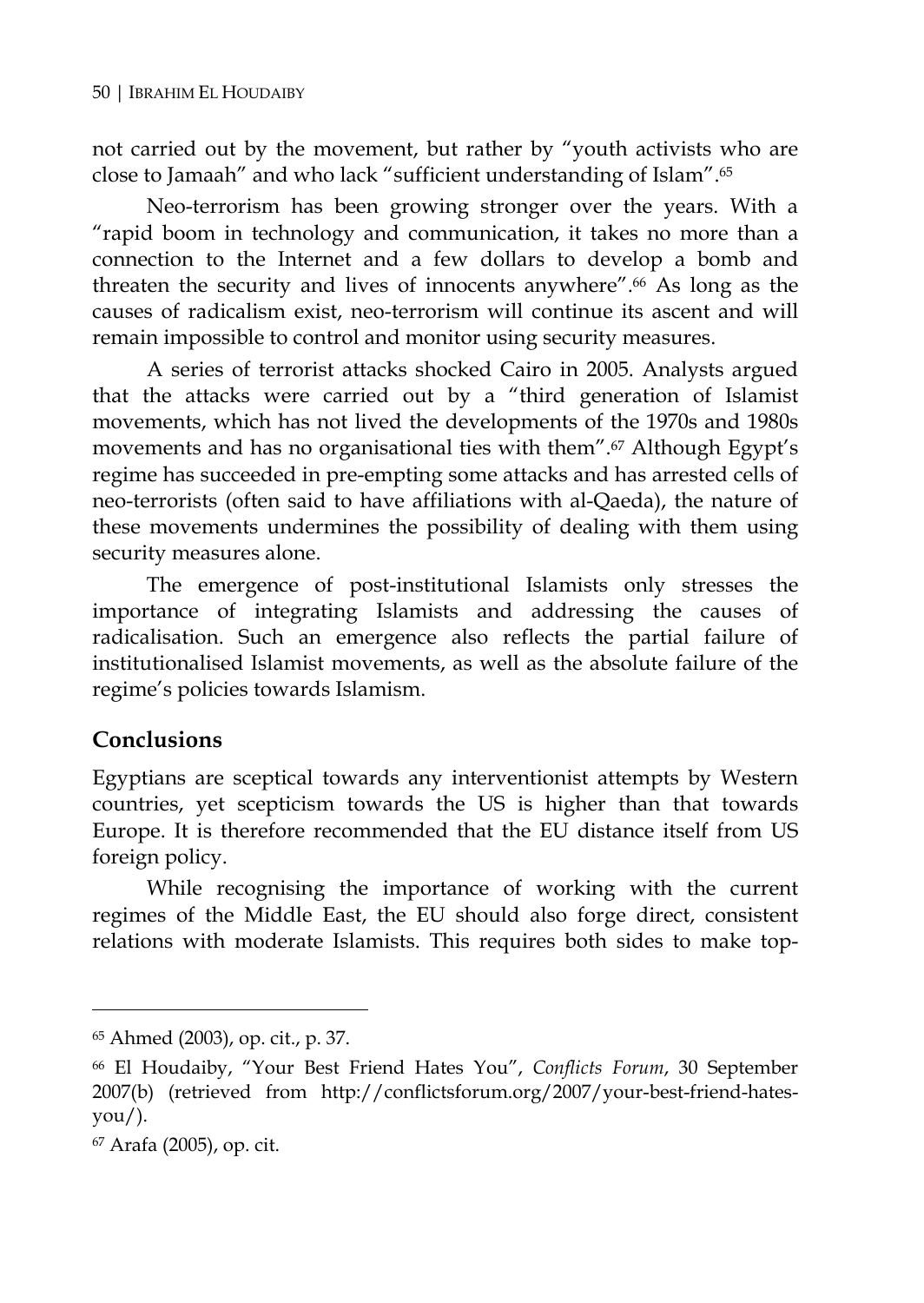not carried out by the movement, but rather by "youth activists who are close to Jamaah" and who lack "sufficient understanding of Islam".[65]

Neo-terrorism has been growing stronger over the years. With a "rapid boom in technology and communication, it takes no more than a connection to the Internet and a few dollars to develop a bomb and threaten the security and lives of innocents anywhere".[66] As long as the causes of radicalism exist, neo-terrorism will continue its ascent and will remain impossible to control and monitor using security measures.

A series of terrorist attacks shocked Cairo in 2005. Analysts argued that the attacks were carried out by a "third generation of Islamist movements, which has not lived the developments of the 1970s and 1980s movements and has no organisational ties with them".[67] Although Egypt's regime has succeeded in pre-empting some attacks and has arrested cells of neo-terrorists (often said to have affiliations with al-Qaeda), the nature of these movements undermines the possibility of dealing with them using security measures alone.

The emergence of post-institutional Islamists only stresses the importance of integrating Islamists and addressing the causes of radicalisation. Such an emergence also reflects the partial failure of institutionalised Islamist movements, as well as the absolute failure of the regime's policies towards Islamism.

## Conclusions

Egyptians are sceptical towards any interventionist attempts by Western countries, yet scepticism towards the US is higher than that towards Europe. It is therefore recommended that the EU distance itself from US foreign policy.

While recognising the importance of working with the current regimes of the Middle East, the EU should also forge direct, consistent relations with moderate Islamists. This requires both sides to make top-

---

[65] Ahmed (2003), op. cit., p. 37.

[66] El Houdaiby, "Your Best Friend Hates You", *Conflicts Forum*, 30 September 2007(b) (retrieved from http://conflictsforum.org/2007/your-best-friend-hates-you/).

[67] Arafa (2005), op. cit.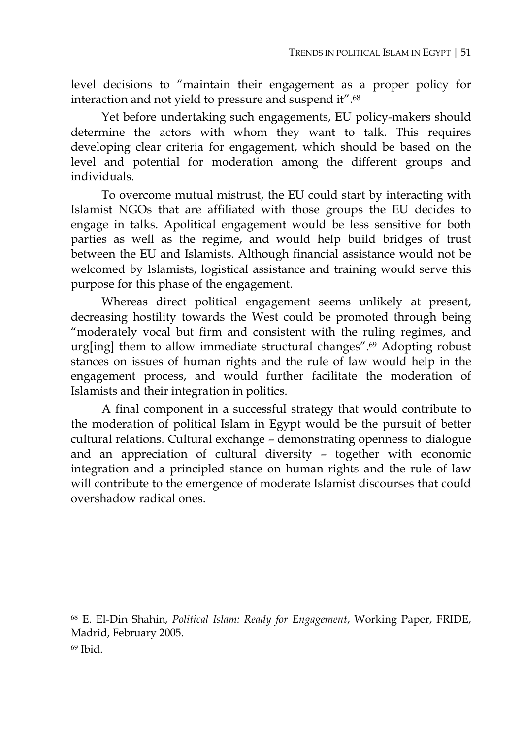level decisions to "maintain their engagement as a proper policy for interaction and not yield to pressure and suspend it".[68]

Yet before undertaking such engagements, EU policy-makers should determine the actors with whom they want to talk. This requires developing clear criteria for engagement, which should be based on the level and potential for moderation among the different groups and individuals.

To overcome mutual mistrust, the EU could start by interacting with Islamist NGOs that are affiliated with those groups the EU decides to engage in talks. Apolitical engagement would be less sensitive for both parties as well as the regime, and would help build bridges of trust between the EU and Islamists. Although financial assistance would not be welcomed by Islamists, logistical assistance and training would serve this purpose for this phase of the engagement.

Whereas direct political engagement seems unlikely at present, decreasing hostility towards the West could be promoted through being "moderately vocal but firm and consistent with the ruling regimes, and urg[ing] them to allow immediate structural changes".[69] Adopting robust stances on issues of human rights and the rule of law would help in the engagement process, and would further facilitate the moderation of Islamists and their integration in politics.

A final component in a successful strategy that would contribute to the moderation of political Islam in Egypt would be the pursuit of better cultural relations. Cultural exchange – demonstrating openness to dialogue and an appreciation of cultural diversity – together with economic integration and a principled stance on human rights and the rule of law will contribute to the emergence of moderate Islamist discourses that could overshadow radical ones.

---

[68] E. El-Din Shahin, *Political Islam: Ready for Engagement*, Working Paper, FRIDE, Madrid, February 2005.

[69] Ibid.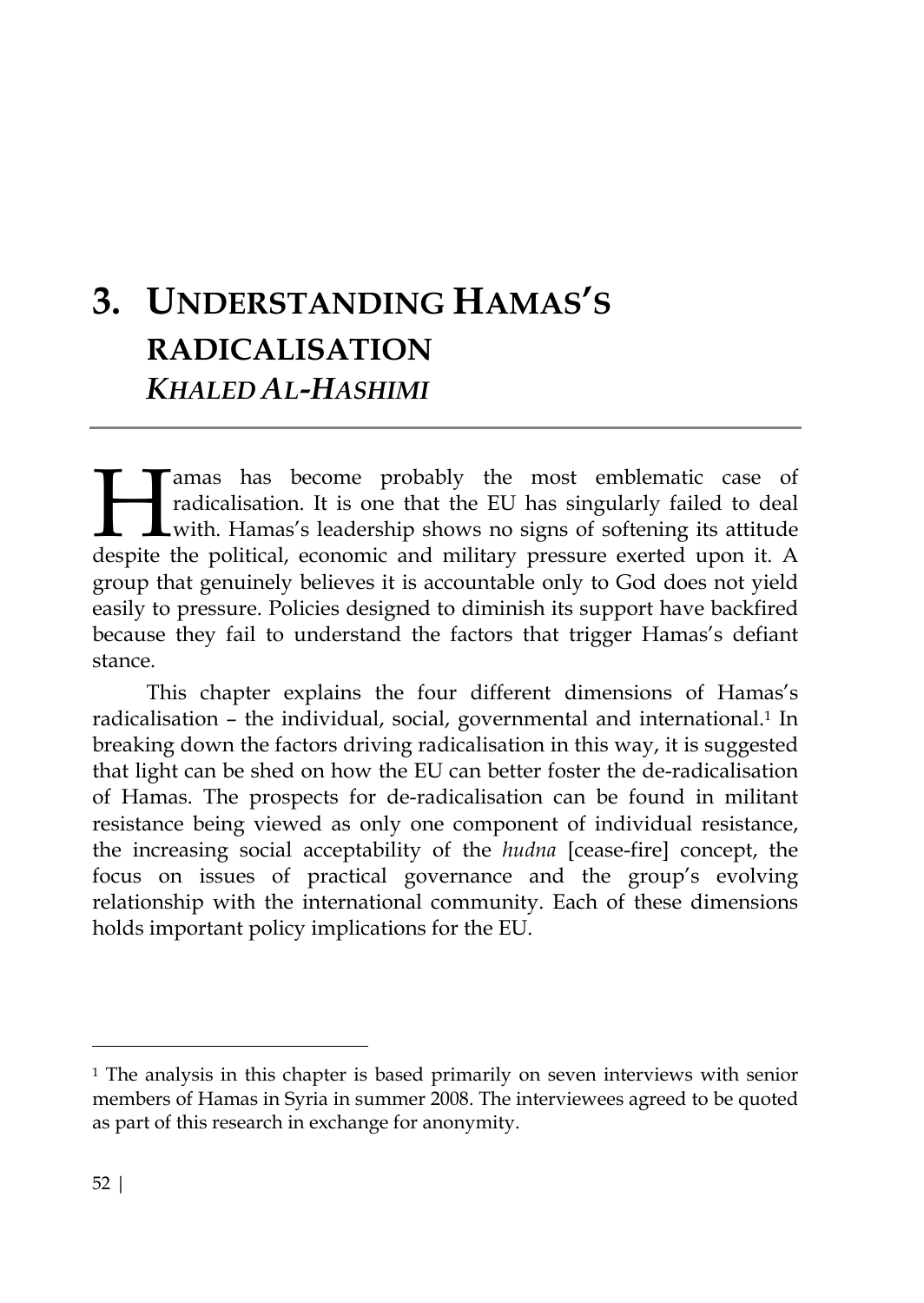# 3. UNDERSTANDING HAMAS'S RADICALISATION

## *KHALED AL-HASHIMI*

Hamas has become probably the most emblematic case of radicalisation. It is one that the EU has singularly failed to deal with. Hamas's leadership shows no signs of softening its attitude despite the political, economic and military pressure exerted upon it. A group that genuinely believes it is accountable only to God does not yield easily to pressure. Policies designed to diminish its support have backfired because they fail to understand the factors that trigger Hamas's defiant stance.

This chapter explains the four different dimensions of Hamas's radicalisation – the individual, social, governmental and international.[1] In breaking down the factors driving radicalisation in this way, it is suggested that light can be shed on how the EU can better foster the de-radicalisation of Hamas. The prospects for de-radicalisation can be found in militant resistance being viewed as only one component of individual resistance, the increasing social acceptability of the *hudna* [cease-fire] concept, the focus on issues of practical governance and the group's evolving relationship with the international community. Each of these dimensions holds important policy implications for the EU.

---

[1] The analysis in this chapter is based primarily on seven interviews with senior members of Hamas in Syria in summer 2008. The interviewees agreed to be quoted as part of this research in exchange for anonymity.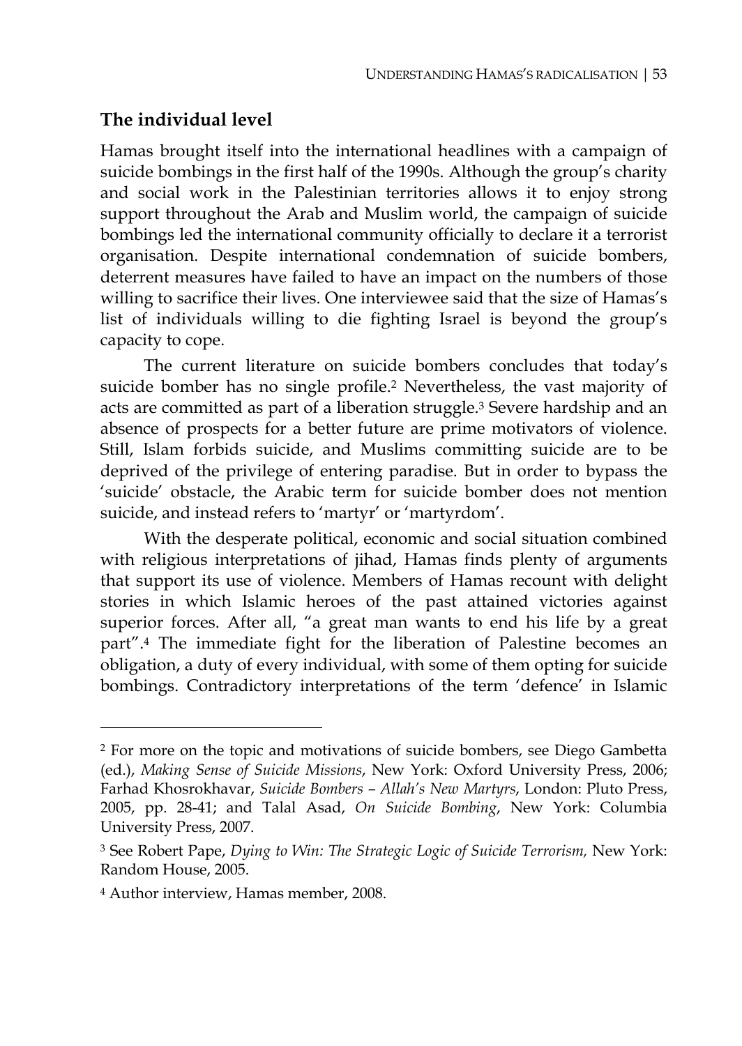## The individual level

Hamas brought itself into the international headlines with a campaign of suicide bombings in the first half of the 1990s. Although the group's charity and social work in the Palestinian territories allows it to enjoy strong support throughout the Arab and Muslim world, the campaign of suicide bombings led the international community officially to declare it a terrorist organisation. Despite international condemnation of suicide bombers, deterrent measures have failed to have an impact on the numbers of those willing to sacrifice their lives. One interviewee said that the size of Hamas's list of individuals willing to die fighting Israel is beyond the group's capacity to cope.

The current literature on suicide bombers concludes that today's suicide bomber has no single profile.[2] Nevertheless, the vast majority of acts are committed as part of a liberation struggle.[3] Severe hardship and an absence of prospects for a better future are prime motivators of violence. Still, Islam forbids suicide, and Muslims committing suicide are to be deprived of the privilege of entering paradise. But in order to bypass the 'suicide' obstacle, the Arabic term for suicide bomber does not mention suicide, and instead refers to 'martyr' or 'martyrdom'.

With the desperate political, economic and social situation combined with religious interpretations of jihad, Hamas finds plenty of arguments that support its use of violence. Members of Hamas recount with delight stories in which Islamic heroes of the past attained victories against superior forces. After all, "a great man wants to end his life by a great part".[4] The immediate fight for the liberation of Palestine becomes an obligation, a duty of every individual, with some of them opting for suicide bombings. Contradictory interpretations of the term 'defence' in Islamic

---

[2] For more on the topic and motivations of suicide bombers, see Diego Gambetta (ed.), *Making Sense of Suicide Missions*, New York: Oxford University Press, 2006; Farhad Khosrokhavar, *Suicide Bombers – Allah's New Martyrs*, London: Pluto Press, 2005, pp. 28-41; and Talal Asad, *On Suicide Bombing*, New York: Columbia University Press, 2007.

[3] See Robert Pape, *Dying to Win: The Strategic Logic of Suicide Terrorism,* New York: Random House, 2005.

[4] Author interview, Hamas member, 2008.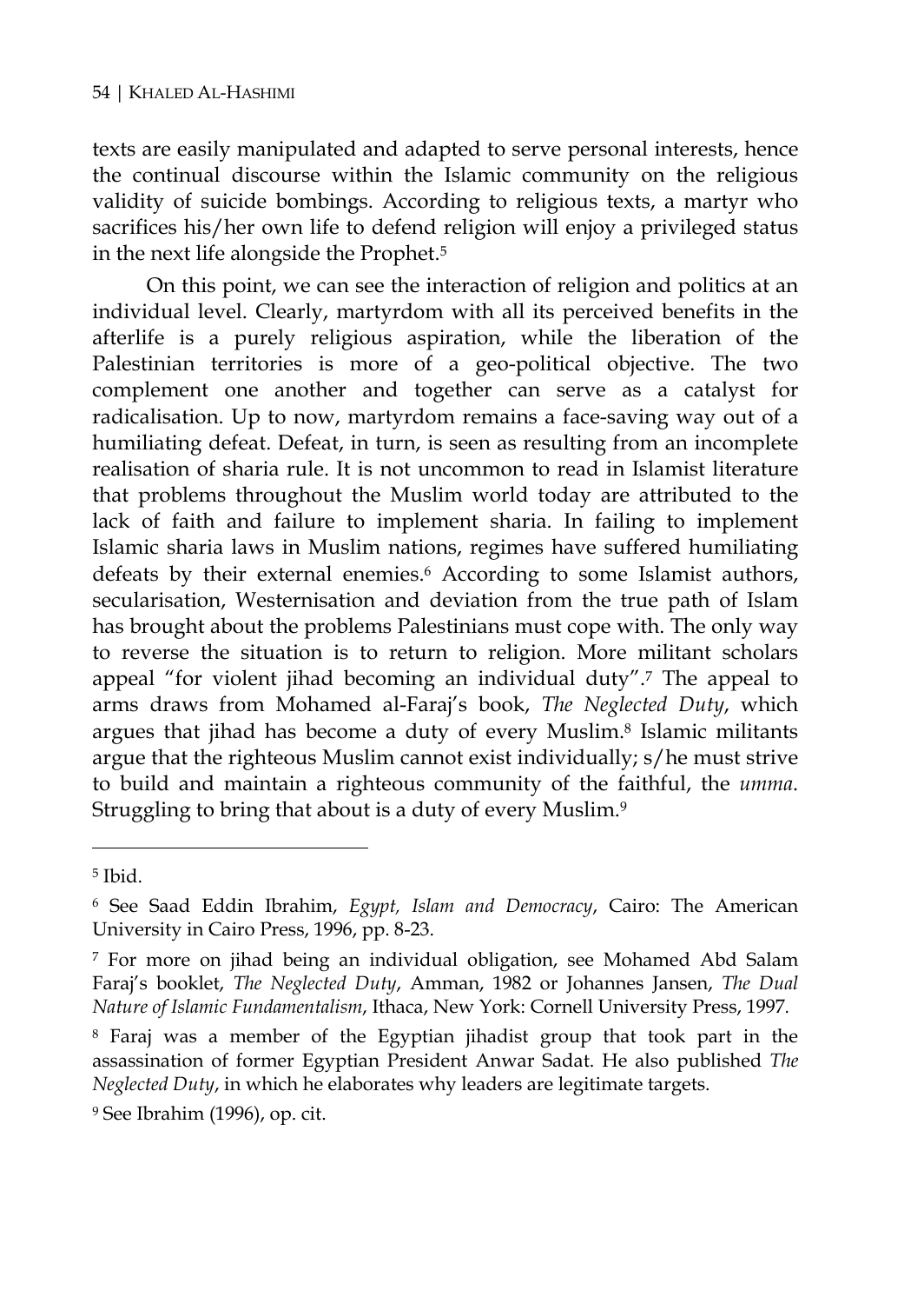texts are easily manipulated and adapted to serve personal interests, hence the continual discourse within the Islamic community on the religious validity of suicide bombings. According to religious texts, a martyr who sacrifices his/her own life to defend religion will enjoy a privileged status in the next life alongside the Prophet.[5]

On this point, we can see the interaction of religion and politics at an individual level. Clearly, martyrdom with all its perceived benefits in the afterlife is a purely religious aspiration, while the liberation of the Palestinian territories is more of a geo-political objective. The two complement one another and together can serve as a catalyst for radicalisation. Up to now, martyrdom remains a face-saving way out of a humiliating defeat. Defeat, in turn, is seen as resulting from an incomplete realisation of sharia rule. It is not uncommon to read in Islamist literature that problems throughout the Muslim world today are attributed to the lack of faith and failure to implement sharia. In failing to implement Islamic sharia laws in Muslim nations, regimes have suffered humiliating defeats by their external enemies.[6] According to some Islamist authors, secularisation, Westernisation and deviation from the true path of Islam has brought about the problems Palestinians must cope with. The only way to reverse the situation is to return to religion. More militant scholars appeal "for violent jihad becoming an individual duty".[7] The appeal to arms draws from Mohamed al-Faraj's book, *The Neglected Duty*, which argues that jihad has become a duty of every Muslim.[8] Islamic militants argue that the righteous Muslim cannot exist individually; s/he must strive to build and maintain a righteous community of the faithful, the *umma*. Struggling to bring that about is a duty of every Muslim.[9]

---

[5] Ibid.

[6] See Saad Eddin Ibrahim, *Egypt, Islam and Democracy*, Cairo: The American University in Cairo Press, 1996, pp. 8-23.

[7] For more on jihad being an individual obligation, see Mohamed Abd Salam Faraj's booklet, *The Neglected Duty*, Amman, 1982 or Johannes Jansen, *The Dual Nature of Islamic Fundamentalism*, Ithaca, New York: Cornell University Press, 1997.

[8] Faraj was a member of the Egyptian jihadist group that took part in the assassination of former Egyptian President Anwar Sadat. He also published *The Neglected Duty*, in which he elaborates why leaders are legitimate targets.

[9] See Ibrahim (1996), op. cit.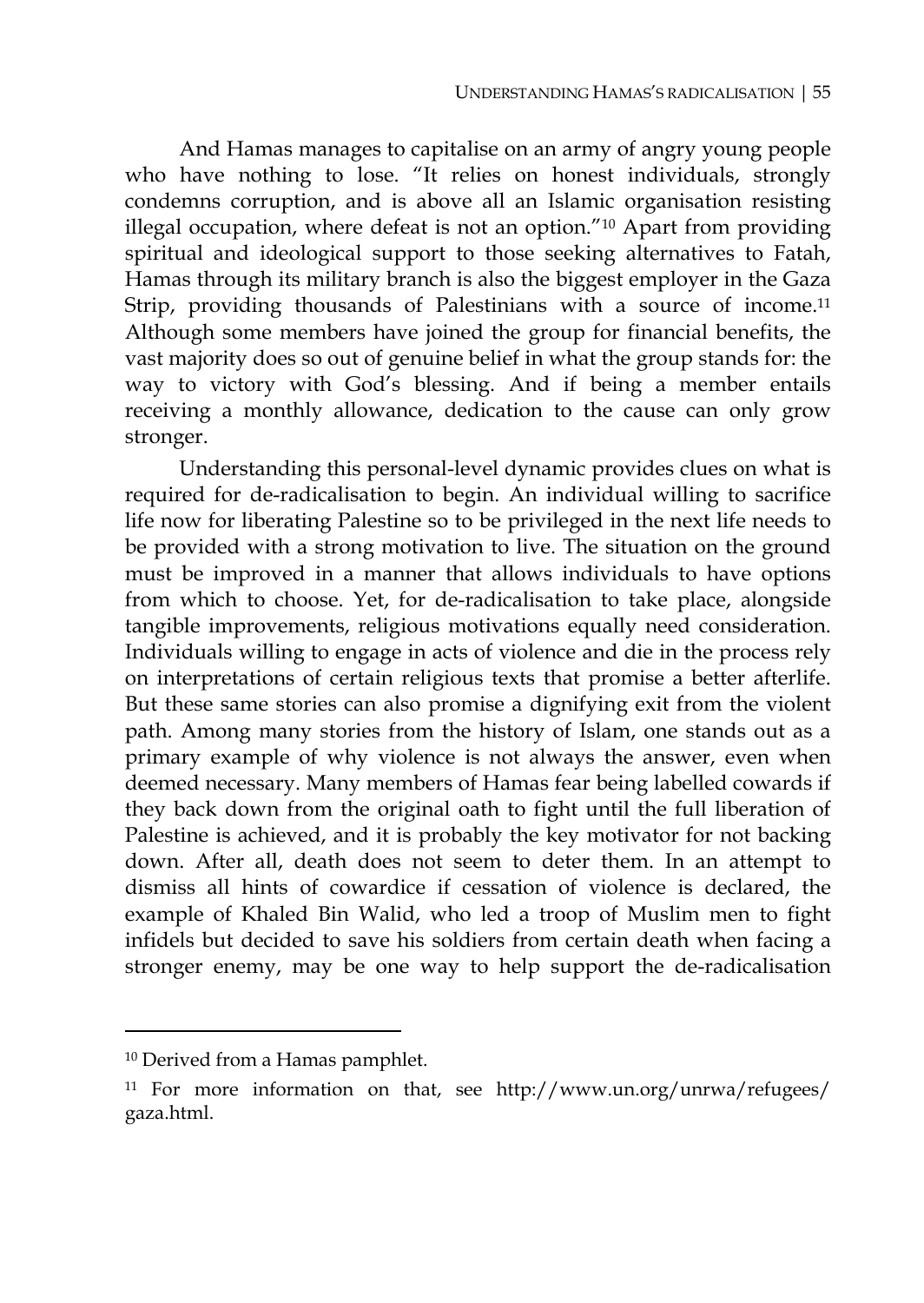And Hamas manages to capitalise on an army of angry young people who have nothing to lose. "It relies on honest individuals, strongly condemns corruption, and is above all an Islamic organisation resisting illegal occupation, where defeat is not an option."[10] Apart from providing spiritual and ideological support to those seeking alternatives to Fatah, Hamas through its military branch is also the biggest employer in the Gaza Strip, providing thousands of Palestinians with a source of income.[11] Although some members have joined the group for financial benefits, the vast majority does so out of genuine belief in what the group stands for: the way to victory with God's blessing. And if being a member entails receiving a monthly allowance, dedication to the cause can only grow stronger.

Understanding this personal-level dynamic provides clues on what is required for de-radicalisation to begin. An individual willing to sacrifice life now for liberating Palestine so to be privileged in the next life needs to be provided with a strong motivation to live. The situation on the ground must be improved in a manner that allows individuals to have options from which to choose. Yet, for de-radicalisation to take place, alongside tangible improvements, religious motivations equally need consideration. Individuals willing to engage in acts of violence and die in the process rely on interpretations of certain religious texts that promise a better afterlife. But these same stories can also promise a dignifying exit from the violent path. Among many stories from the history of Islam, one stands out as a primary example of why violence is not always the answer, even when deemed necessary. Many members of Hamas fear being labelled cowards if they back down from the original oath to fight until the full liberation of Palestine is achieved, and it is probably the key motivator for not backing down. After all, death does not seem to deter them. In an attempt to dismiss all hints of cowardice if cessation of violence is declared, the example of Khaled Bin Walid, who led a troop of Muslim men to fight infidels but decided to save his soldiers from certain death when facing a stronger enemy, may be one way to help support the de-radicalisation

---

[10] Derived from a Hamas pamphlet.

[11] For more information on that, see http://www.un.org/unrwa/refugees/gaza.html.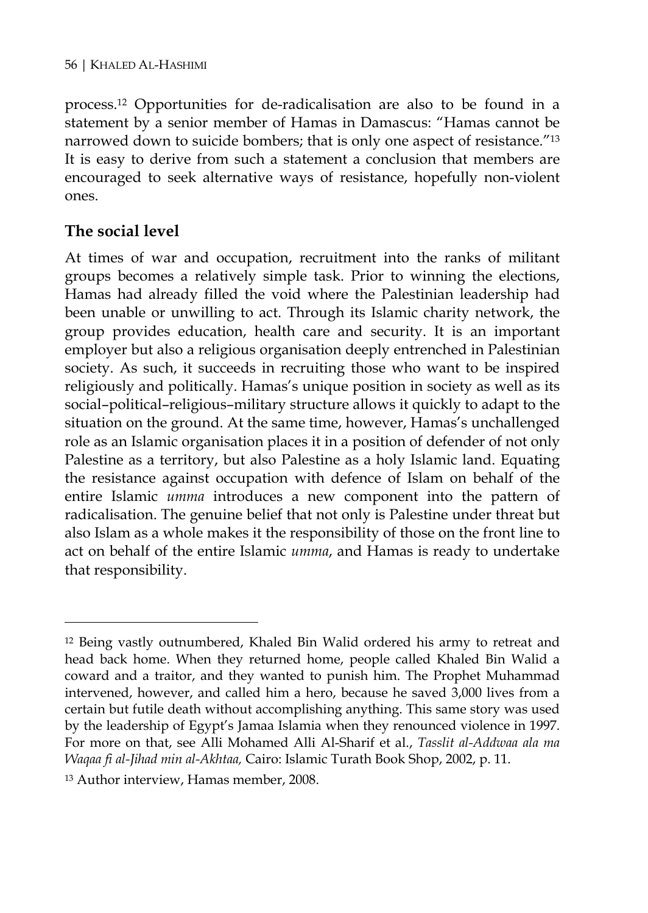process.[12] Opportunities for de-radicalisation are also to be found in a statement by a senior member of Hamas in Damascus: "Hamas cannot be narrowed down to suicide bombers; that is only one aspect of resistance."[13] It is easy to derive from such a statement a conclusion that members are encouraged to seek alternative ways of resistance, hopefully non-violent ones.

## The social level

At times of war and occupation, recruitment into the ranks of militant groups becomes a relatively simple task. Prior to winning the elections, Hamas had already filled the void where the Palestinian leadership had been unable or unwilling to act. Through its Islamic charity network, the group provides education, health care and security. It is an important employer but also a religious organisation deeply entrenched in Palestinian society. As such, it succeeds in recruiting those who want to be inspired religiously and politically. Hamas's unique position in society as well as its social–political–religious–military structure allows it quickly to adapt to the situation on the ground. At the same time, however, Hamas's unchallenged role as an Islamic organisation places it in a position of defender of not only Palestine as a territory, but also Palestine as a holy Islamic land. Equating the resistance against occupation with defence of Islam on behalf of the entire Islamic *umma* introduces a new component into the pattern of radicalisation. The genuine belief that not only is Palestine under threat but also Islam as a whole makes it the responsibility of those on the front line to act on behalf of the entire Islamic *umma*, and Hamas is ready to undertake that responsibility.

---

[12] Being vastly outnumbered, Khaled Bin Walid ordered his army to retreat and head back home. When they returned home, people called Khaled Bin Walid a coward and a traitor, and they wanted to punish him. The Prophet Muhammad intervened, however, and called him a hero, because he saved 3,000 lives from a certain but futile death without accomplishing anything. This same story was used by the leadership of Egypt's Jamaa Islamia when they renounced violence in 1997. For more on that, see Alli Mohamed Alli Al-Sharif et al., *Tasslit al-Addwaa ala ma Waqaa fi al-Jihad min al-Akhtaa,* Cairo: Islamic Turath Book Shop, 2002, p. 11.

[13] Author interview, Hamas member, 2008.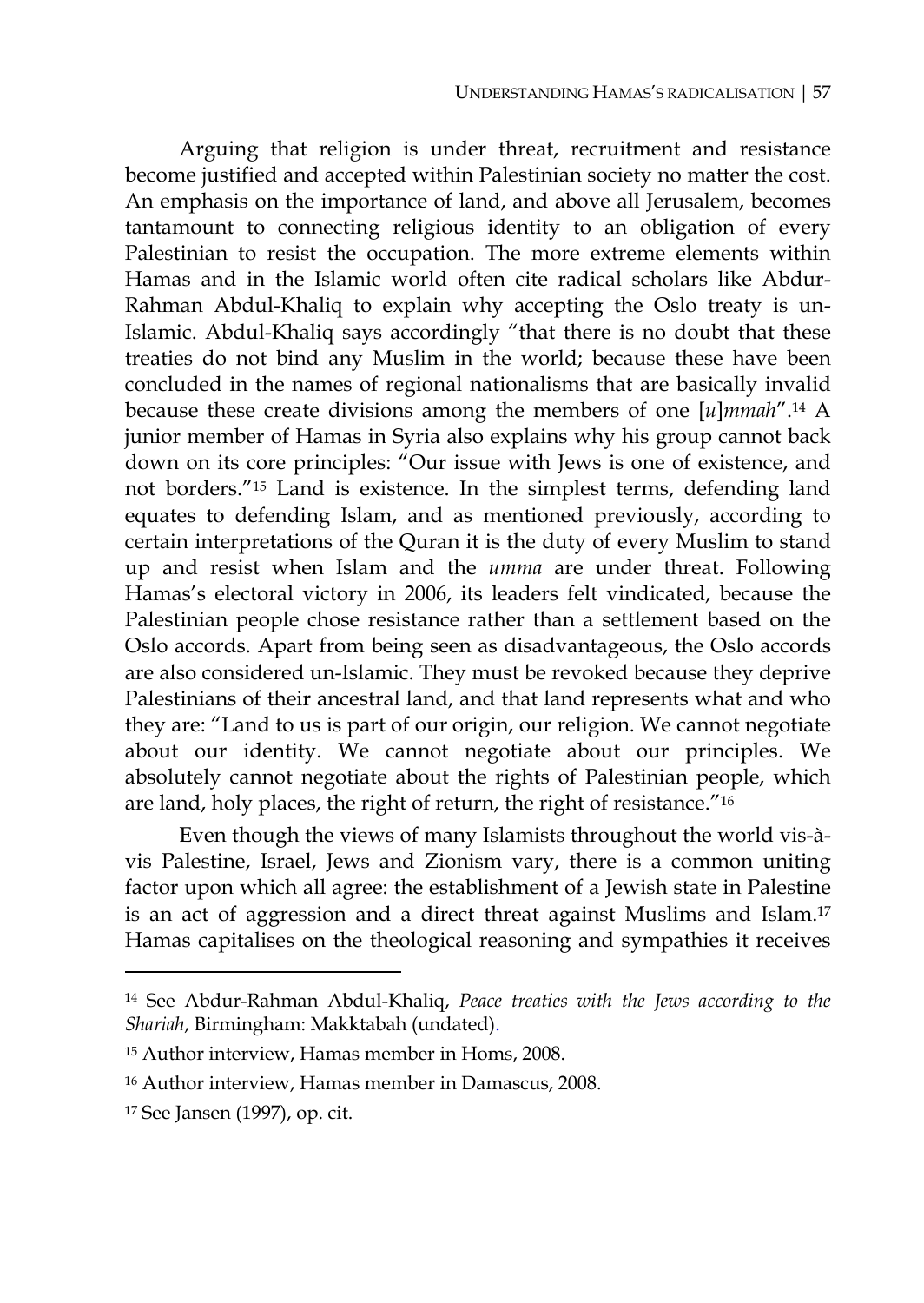Arguing that religion is under threat, recruitment and resistance become justified and accepted within Palestinian society no matter the cost. An emphasis on the importance of land, and above all Jerusalem, becomes tantamount to connecting religious identity to an obligation of every Palestinian to resist the occupation. The more extreme elements within Hamas and in the Islamic world often cite radical scholars like Abdur-Rahman Abdul-Khaliq to explain why accepting the Oslo treaty is un-Islamic. Abdul-Khaliq says accordingly "that there is no doubt that these treaties do not bind any Muslim in the world; because these have been concluded in the names of regional nationalisms that are basically invalid because these create divisions among the members of one [*u*]*mmah*".[14] A junior member of Hamas in Syria also explains why his group cannot back down on its core principles: "Our issue with Jews is one of existence, and not borders."[15] Land is existence. In the simplest terms, defending land equates to defending Islam, and as mentioned previously, according to certain interpretations of the Quran it is the duty of every Muslim to stand up and resist when Islam and the *umma* are under threat. Following Hamas's electoral victory in 2006, its leaders felt vindicated, because the Palestinian people chose resistance rather than a settlement based on the Oslo accords. Apart from being seen as disadvantageous, the Oslo accords are also considered un-Islamic. They must be revoked because they deprive Palestinians of their ancestral land, and that land represents what and who they are: "Land to us is part of our origin, our religion. We cannot negotiate about our identity. We cannot negotiate about our principles. We absolutely cannot negotiate about the rights of Palestinian people, which are land, holy places, the right of return, the right of resistance."[16]

Even though the views of many Islamists throughout the world vis-à-vis Palestine, Israel, Jews and Zionism vary, there is a common uniting factor upon which all agree: the establishment of a Jewish state in Palestine is an act of aggression and a direct threat against Muslims and Islam.[17] Hamas capitalises on the theological reasoning and sympathies it receives

---

[14] See Abdur-Rahman Abdul-Khaliq, *Peace treaties with the Jews according to the Shariah*, Birmingham: Makktabah (undated).

[15] Author interview, Hamas member in Homs, 2008.

[16] Author interview, Hamas member in Damascus, 2008.

[17] See Jansen (1997), op. cit.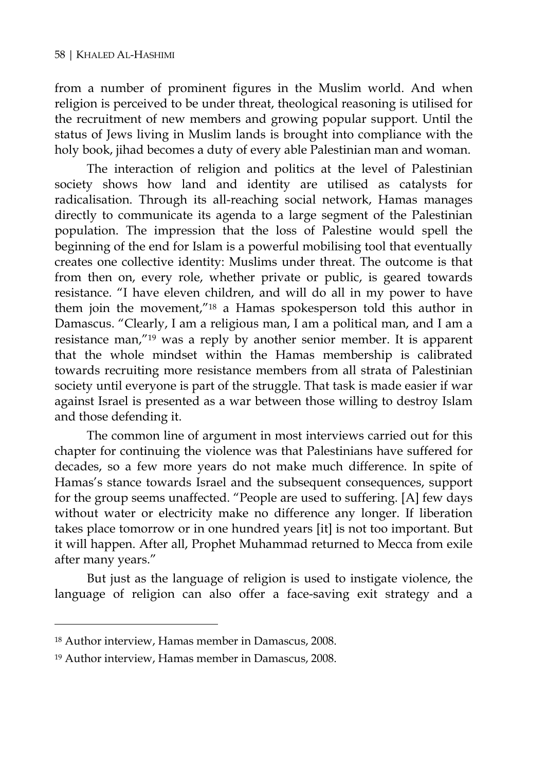from a number of prominent figures in the Muslim world. And when religion is perceived to be under threat, theological reasoning is utilised for the recruitment of new members and growing popular support. Until the status of Jews living in Muslim lands is brought into compliance with the holy book, jihad becomes a duty of every able Palestinian man and woman.

The interaction of religion and politics at the level of Palestinian society shows how land and identity are utilised as catalysts for radicalisation. Through its all-reaching social network, Hamas manages directly to communicate its agenda to a large segment of the Palestinian population. The impression that the loss of Palestine would spell the beginning of the end for Islam is a powerful mobilising tool that eventually creates one collective identity: Muslims under threat. The outcome is that from then on, every role, whether private or public, is geared towards resistance. "I have eleven children, and will do all in my power to have them join the movement,"[18] a Hamas spokesperson told this author in Damascus. "Clearly, I am a religious man, I am a political man, and I am a resistance man,"[19] was a reply by another senior member. It is apparent that the whole mindset within the Hamas membership is calibrated towards recruiting more resistance members from all strata of Palestinian society until everyone is part of the struggle. That task is made easier if war against Israel is presented as a war between those willing to destroy Islam and those defending it.

The common line of argument in most interviews carried out for this chapter for continuing the violence was that Palestinians have suffered for decades, so a few more years do not make much difference. In spite of Hamas's stance towards Israel and the subsequent consequences, support for the group seems unaffected. "People are used to suffering. [A] few days without water or electricity make no difference any longer. If liberation takes place tomorrow or in one hundred years [it] is not too important. But it will happen. After all, Prophet Muhammad returned to Mecca from exile after many years."

But just as the language of religion is used to instigate violence, the language of religion can also offer a face-saving exit strategy and a

---

[18] Author interview, Hamas member in Damascus, 2008.

[19] Author interview, Hamas member in Damascus, 2008.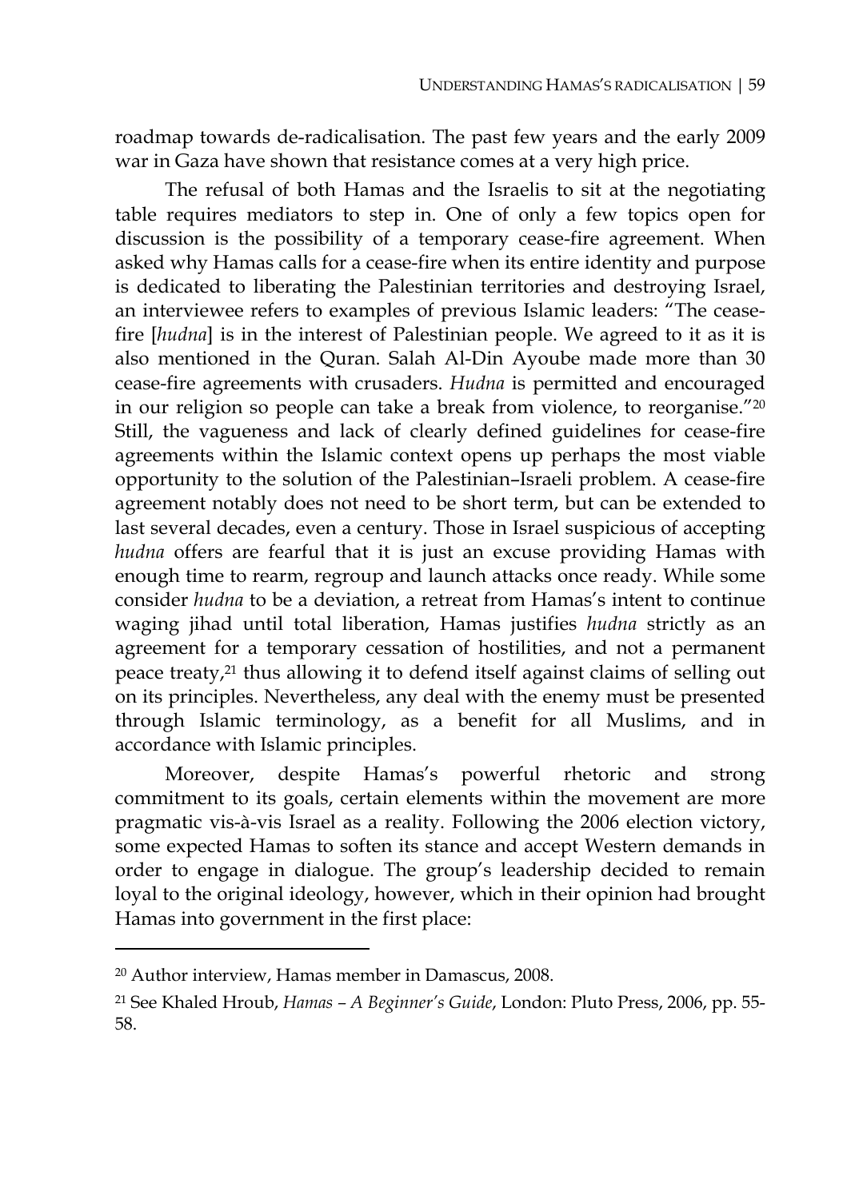roadmap towards de-radicalisation. The past few years and the early 2009 war in Gaza have shown that resistance comes at a very high price.

The refusal of both Hamas and the Israelis to sit at the negotiating table requires mediators to step in. One of only a few topics open for discussion is the possibility of a temporary cease-fire agreement. When asked why Hamas calls for a cease-fire when its entire identity and purpose is dedicated to liberating the Palestinian territories and destroying Israel, an interviewee refers to examples of previous Islamic leaders: "The cease-fire [*hudna*] is in the interest of Palestinian people. We agreed to it as it is also mentioned in the Quran. Salah Al-Din Ayoube made more than 30 cease-fire agreements with crusaders. *Hudna* is permitted and encouraged in our religion so people can take a break from violence, to reorganise."[20] Still, the vagueness and lack of clearly defined guidelines for cease-fire agreements within the Islamic context opens up perhaps the most viable opportunity to the solution of the Palestinian–Israeli problem. A cease-fire agreement notably does not need to be short term, but can be extended to last several decades, even a century. Those in Israel suspicious of accepting *hudna* offers are fearful that it is just an excuse providing Hamas with enough time to rearm, regroup and launch attacks once ready. While some consider *hudna* to be a deviation, a retreat from Hamas's intent to continue waging jihad until total liberation, Hamas justifies *hudna* strictly as an agreement for a temporary cessation of hostilities, and not a permanent peace treaty,[21] thus allowing it to defend itself against claims of selling out on its principles. Nevertheless, any deal with the enemy must be presented through Islamic terminology, as a benefit for all Muslims, and in accordance with Islamic principles.

Moreover, despite Hamas's powerful rhetoric and strong commitment to its goals, certain elements within the movement are more pragmatic vis-à-vis Israel as a reality. Following the 2006 election victory, some expected Hamas to soften its stance and accept Western demands in order to engage in dialogue. The group's leadership decided to remain loyal to the original ideology, however, which in their opinion had brought Hamas into government in the first place:

---

[20] Author interview, Hamas member in Damascus, 2008.

[21] See Khaled Hroub, *Hamas – A Beginner's Guide*, London: Pluto Press, 2006, pp. 55-58.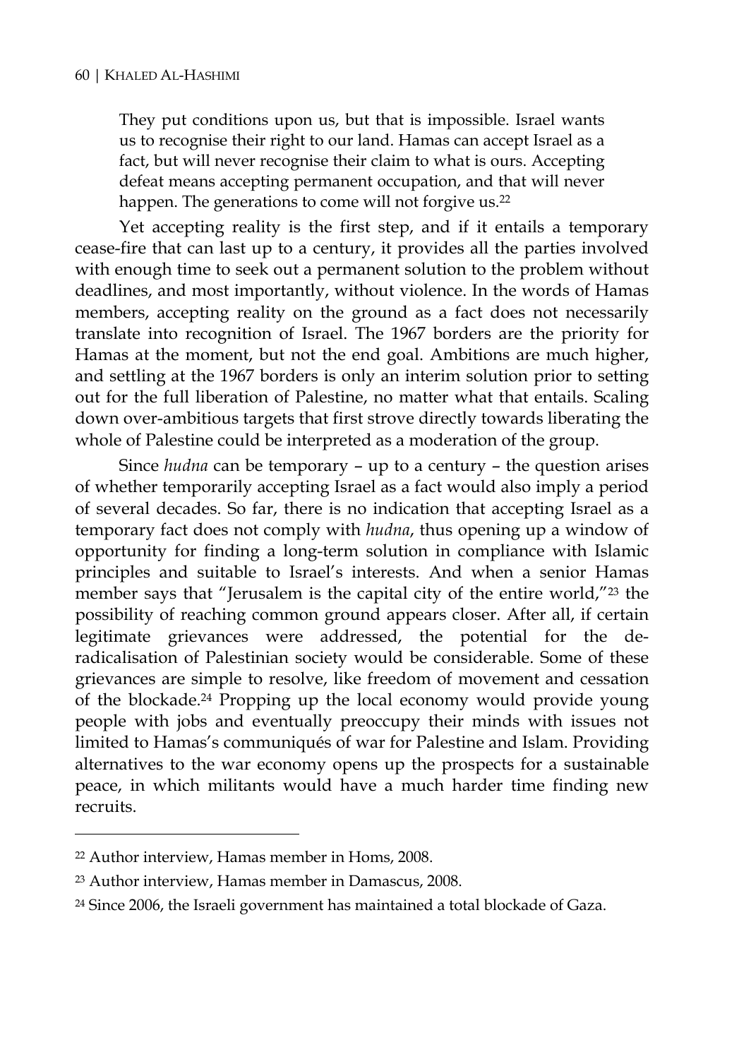> They put conditions upon us, but that is impossible. Israel wants us to recognise their right to our land. Hamas can accept Israel as a fact, but will never recognise their claim to what is ours. Accepting defeat means accepting permanent occupation, and that will never happen. The generations to come will not forgive us.[22]

Yet accepting reality is the first step, and if it entails a temporary cease-fire that can last up to a century, it provides all the parties involved with enough time to seek out a permanent solution to the problem without deadlines, and most importantly, without violence. In the words of Hamas members, accepting reality on the ground as a fact does not necessarily translate into recognition of Israel. The 1967 borders are the priority for Hamas at the moment, but not the end goal. Ambitions are much higher, and settling at the 1967 borders is only an interim solution prior to setting out for the full liberation of Palestine, no matter what that entails. Scaling down over-ambitious targets that first strove directly towards liberating the whole of Palestine could be interpreted as a moderation of the group.

Since *hudna* can be temporary – up to a century – the question arises of whether temporarily accepting Israel as a fact would also imply a period of several decades. So far, there is no indication that accepting Israel as a temporary fact does not comply with *hudna*, thus opening up a window of opportunity for finding a long-term solution in compliance with Islamic principles and suitable to Israel's interests. And when a senior Hamas member says that "Jerusalem is the capital city of the entire world,"[23] the possibility of reaching common ground appears closer. After all, if certain legitimate grievances were addressed, the potential for the de-radicalisation of Palestinian society would be considerable. Some of these grievances are simple to resolve, like freedom of movement and cessation of the blockade.[24] Propping up the local economy would provide young people with jobs and eventually preoccupy their minds with issues not limited to Hamas's communiqués of war for Palestine and Islam. Providing alternatives to the war economy opens up the prospects for a sustainable peace, in which militants would have a much harder time finding new recruits.

---

[22] Author interview, Hamas member in Homs, 2008.

[23] Author interview, Hamas member in Damascus, 2008.

[24] Since 2006, the Israeli government has maintained a total blockade of Gaza.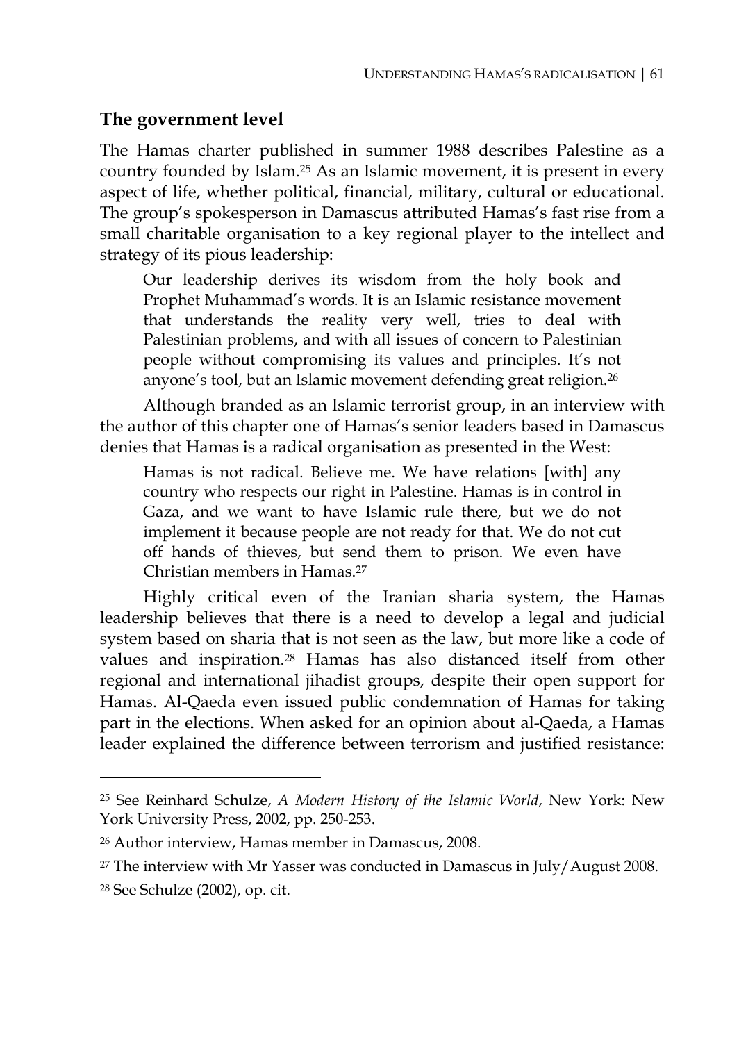## The government level

The Hamas charter published in summer 1988 describes Palestine as a country founded by Islam.[25] As an Islamic movement, it is present in every aspect of life, whether political, financial, military, cultural or educational. The group's spokesperson in Damascus attributed Hamas's fast rise from a small charitable organisation to a key regional player to the intellect and strategy of its pious leadership:

> Our leadership derives its wisdom from the holy book and Prophet Muhammad's words. It is an Islamic resistance movement that understands the reality very well, tries to deal with Palestinian problems, and with all issues of concern to Palestinian people without compromising its values and principles. It's not anyone's tool, but an Islamic movement defending great religion.[26]

Although branded as an Islamic terrorist group, in an interview with the author of this chapter one of Hamas's senior leaders based in Damascus denies that Hamas is a radical organisation as presented in the West:

> Hamas is not radical. Believe me. We have relations [with] any country who respects our right in Palestine. Hamas is in control in Gaza, and we want to have Islamic rule there, but we do not implement it because people are not ready for that. We do not cut off hands of thieves, but send them to prison. We even have Christian members in Hamas.[27]

Highly critical even of the Iranian sharia system, the Hamas leadership believes that there is a need to develop a legal and judicial system based on sharia that is not seen as the law, but more like a code of values and inspiration.[28] Hamas has also distanced itself from other regional and international jihadist groups, despite their open support for Hamas. Al-Qaeda even issued public condemnation of Hamas for taking part in the elections. When asked for an opinion about al-Qaeda, a Hamas leader explained the difference between terrorism and justified resistance:

---

[25] See Reinhard Schulze, *A Modern History of the Islamic World*, New York: New York University Press, 2002, pp. 250-253.

[26] Author interview, Hamas member in Damascus, 2008.

[27] The interview with Mr Yasser was conducted in Damascus in July/August 2008.

[28] See Schulze (2002), op. cit.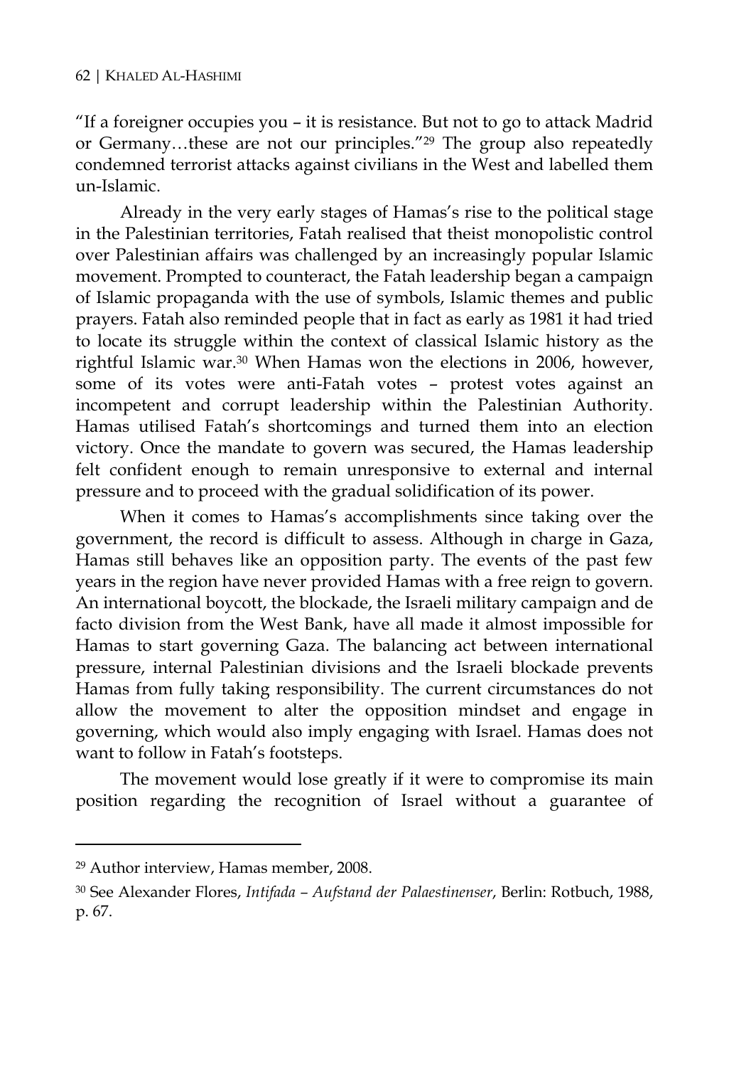"If a foreigner occupies you – it is resistance. But not to go to attack Madrid or Germany…these are not our principles."[29] The group also repeatedly condemned terrorist attacks against civilians in the West and labelled them un-Islamic.

Already in the very early stages of Hamas's rise to the political stage in the Palestinian territories, Fatah realised that theist monopolistic control over Palestinian affairs was challenged by an increasingly popular Islamic movement. Prompted to counteract, the Fatah leadership began a campaign of Islamic propaganda with the use of symbols, Islamic themes and public prayers. Fatah also reminded people that in fact as early as 1981 it had tried to locate its struggle within the context of classical Islamic history as the rightful Islamic war.[30] When Hamas won the elections in 2006, however, some of its votes were anti-Fatah votes – protest votes against an incompetent and corrupt leadership within the Palestinian Authority. Hamas utilised Fatah's shortcomings and turned them into an election victory. Once the mandate to govern was secured, the Hamas leadership felt confident enough to remain unresponsive to external and internal pressure and to proceed with the gradual solidification of its power.

When it comes to Hamas's accomplishments since taking over the government, the record is difficult to assess. Although in charge in Gaza, Hamas still behaves like an opposition party. The events of the past few years in the region have never provided Hamas with a free reign to govern. An international boycott, the blockade, the Israeli military campaign and de facto division from the West Bank, have all made it almost impossible for Hamas to start governing Gaza. The balancing act between international pressure, internal Palestinian divisions and the Israeli blockade prevents Hamas from fully taking responsibility. The current circumstances do not allow the movement to alter the opposition mindset and engage in governing, which would also imply engaging with Israel. Hamas does not want to follow in Fatah's footsteps.

The movement would lose greatly if it were to compromise its main position regarding the recognition of Israel without a guarantee of

---

[29] Author interview, Hamas member, 2008.

[30] See Alexander Flores, *Intifada – Aufstand der Palaestinenser*, Berlin: Rotbuch, 1988, p. 67.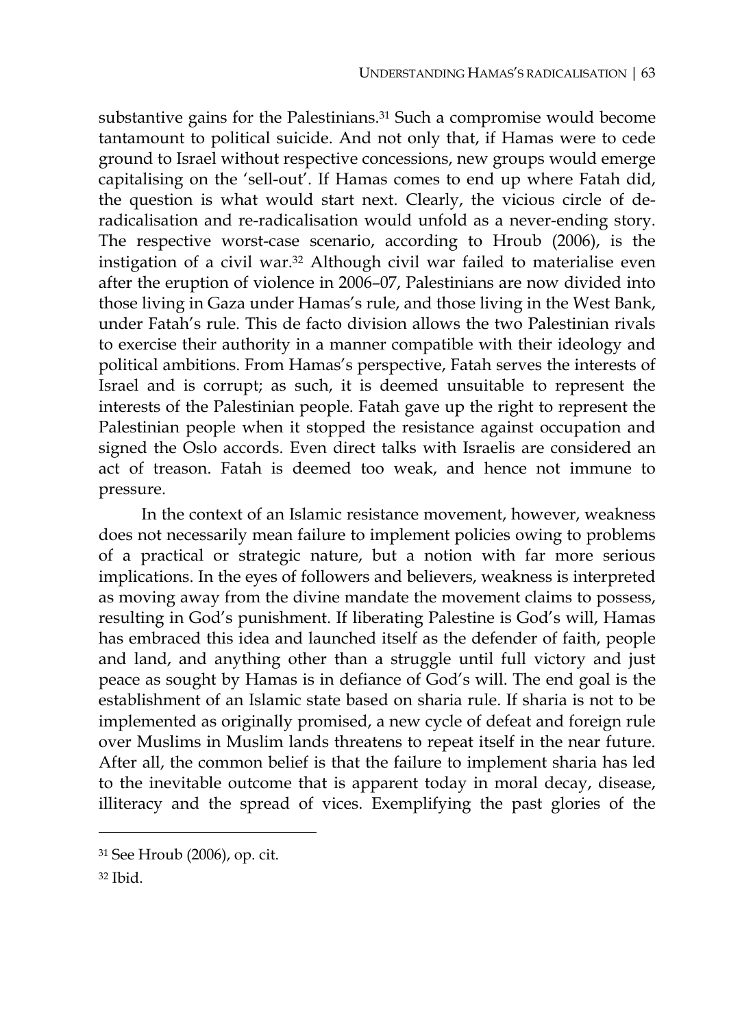substantive gains for the Palestinians.[31] Such a compromise would become tantamount to political suicide. And not only that, if Hamas were to cede ground to Israel without respective concessions, new groups would emerge capitalising on the 'sell-out'. If Hamas comes to end up where Fatah did, the question is what would start next. Clearly, the vicious circle of de-radicalisation and re-radicalisation would unfold as a never-ending story. The respective worst-case scenario, according to Hroub (2006), is the instigation of a civil war.[32] Although civil war failed to materialise even after the eruption of violence in 2006–07, Palestinians are now divided into those living in Gaza under Hamas's rule, and those living in the West Bank, under Fatah's rule. This de facto division allows the two Palestinian rivals to exercise their authority in a manner compatible with their ideology and political ambitions. From Hamas's perspective, Fatah serves the interests of Israel and is corrupt; as such, it is deemed unsuitable to represent the interests of the Palestinian people. Fatah gave up the right to represent the Palestinian people when it stopped the resistance against occupation and signed the Oslo accords. Even direct talks with Israelis are considered an act of treason. Fatah is deemed too weak, and hence not immune to pressure.

In the context of an Islamic resistance movement, however, weakness does not necessarily mean failure to implement policies owing to problems of a practical or strategic nature, but a notion with far more serious implications. In the eyes of followers and believers, weakness is interpreted as moving away from the divine mandate the movement claims to possess, resulting in God's punishment. If liberating Palestine is God's will, Hamas has embraced this idea and launched itself as the defender of faith, people and land, and anything other than a struggle until full victory and just peace as sought by Hamas is in defiance of God's will. The end goal is the establishment of an Islamic state based on sharia rule. If sharia is not to be implemented as originally promised, a new cycle of defeat and foreign rule over Muslims in Muslim lands threatens to repeat itself in the near future. After all, the common belief is that the failure to implement sharia has led to the inevitable outcome that is apparent today in moral decay, disease, illiteracy and the spread of vices. Exemplifying the past glories of the

---

[31] See Hroub (2006), op. cit.

[32] Ibid.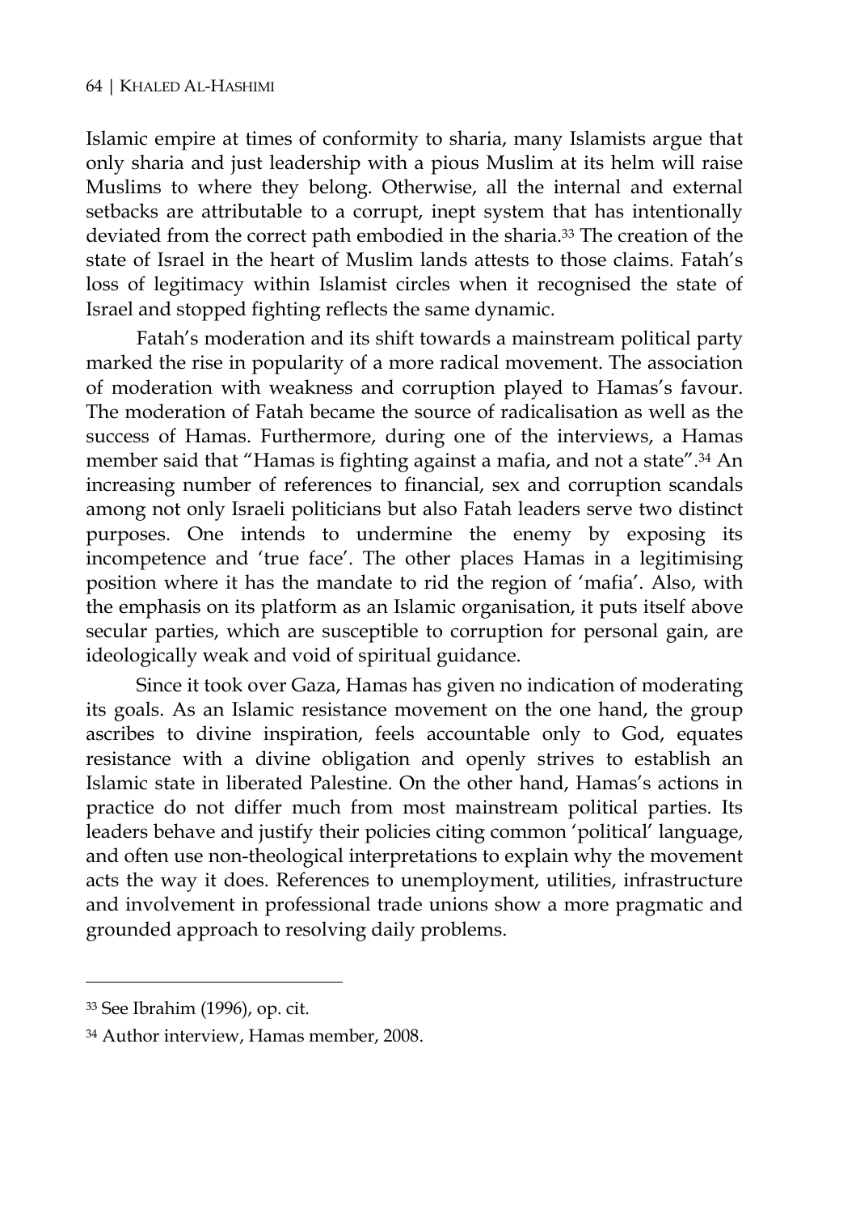Islamic empire at times of conformity to sharia, many Islamists argue that only sharia and just leadership with a pious Muslim at its helm will raise Muslims to where they belong. Otherwise, all the internal and external setbacks are attributable to a corrupt, inept system that has intentionally deviated from the correct path embodied in the sharia.[33] The creation of the state of Israel in the heart of Muslim lands attests to those claims. Fatah's loss of legitimacy within Islamist circles when it recognised the state of Israel and stopped fighting reflects the same dynamic.

Fatah's moderation and its shift towards a mainstream political party marked the rise in popularity of a more radical movement. The association of moderation with weakness and corruption played to Hamas's favour. The moderation of Fatah became the source of radicalisation as well as the success of Hamas. Furthermore, during one of the interviews, a Hamas member said that "Hamas is fighting against a mafia, and not a state".[34] An increasing number of references to financial, sex and corruption scandals among not only Israeli politicians but also Fatah leaders serve two distinct purposes. One intends to undermine the enemy by exposing its incompetence and 'true face'. The other places Hamas in a legitimising position where it has the mandate to rid the region of 'mafia'. Also, with the emphasis on its platform as an Islamic organisation, it puts itself above secular parties, which are susceptible to corruption for personal gain, are ideologically weak and void of spiritual guidance.

Since it took over Gaza, Hamas has given no indication of moderating its goals. As an Islamic resistance movement on the one hand, the group ascribes to divine inspiration, feels accountable only to God, equates resistance with a divine obligation and openly strives to establish an Islamic state in liberated Palestine. On the other hand, Hamas's actions in practice do not differ much from most mainstream political parties. Its leaders behave and justify their policies citing common 'political' language, and often use non-theological interpretations to explain why the movement acts the way it does. References to unemployment, utilities, infrastructure and involvement in professional trade unions show a more pragmatic and grounded approach to resolving daily problems.

---

[33] See Ibrahim (1996), op. cit.

[34] Author interview, Hamas member, 2008.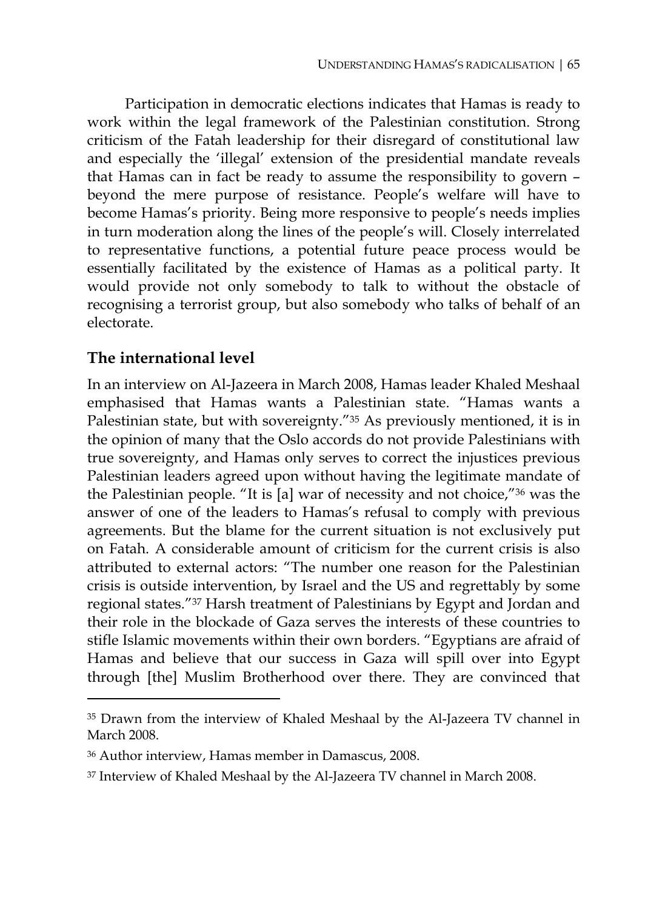Participation in democratic elections indicates that Hamas is ready to work within the legal framework of the Palestinian constitution. Strong criticism of the Fatah leadership for their disregard of constitutional law and especially the 'illegal' extension of the presidential mandate reveals that Hamas can in fact be ready to assume the responsibility to govern – beyond the mere purpose of resistance. People's welfare will have to become Hamas's priority. Being more responsive to people's needs implies in turn moderation along the lines of the people's will. Closely interrelated to representative functions, a potential future peace process would be essentially facilitated by the existence of Hamas as a political party. It would provide not only somebody to talk to without the obstacle of recognising a terrorist group, but also somebody who talks of behalf of an electorate.

## The international level

In an interview on Al-Jazeera in March 2008, Hamas leader Khaled Meshaal emphasised that Hamas wants a Palestinian state. "Hamas wants a Palestinian state, but with sovereignty."[35] As previously mentioned, it is in the opinion of many that the Oslo accords do not provide Palestinians with true sovereignty, and Hamas only serves to correct the injustices previous Palestinian leaders agreed upon without having the legitimate mandate of the Palestinian people. "It is [a] war of necessity and not choice,"[36] was the answer of one of the leaders to Hamas's refusal to comply with previous agreements. But the blame for the current situation is not exclusively put on Fatah. A considerable amount of criticism for the current crisis is also attributed to external actors: "The number one reason for the Palestinian crisis is outside intervention, by Israel and the US and regrettably by some regional states."[37] Harsh treatment of Palestinians by Egypt and Jordan and their role in the blockade of Gaza serves the interests of these countries to stifle Islamic movements within their own borders. "Egyptians are afraid of Hamas and believe that our success in Gaza will spill over into Egypt through [the] Muslim Brotherhood over there. They are convinced that

---

[35] Drawn from the interview of Khaled Meshaal by the Al-Jazeera TV channel in March 2008.

[36] Author interview, Hamas member in Damascus, 2008.

[37] Interview of Khaled Meshaal by the Al-Jazeera TV channel in March 2008.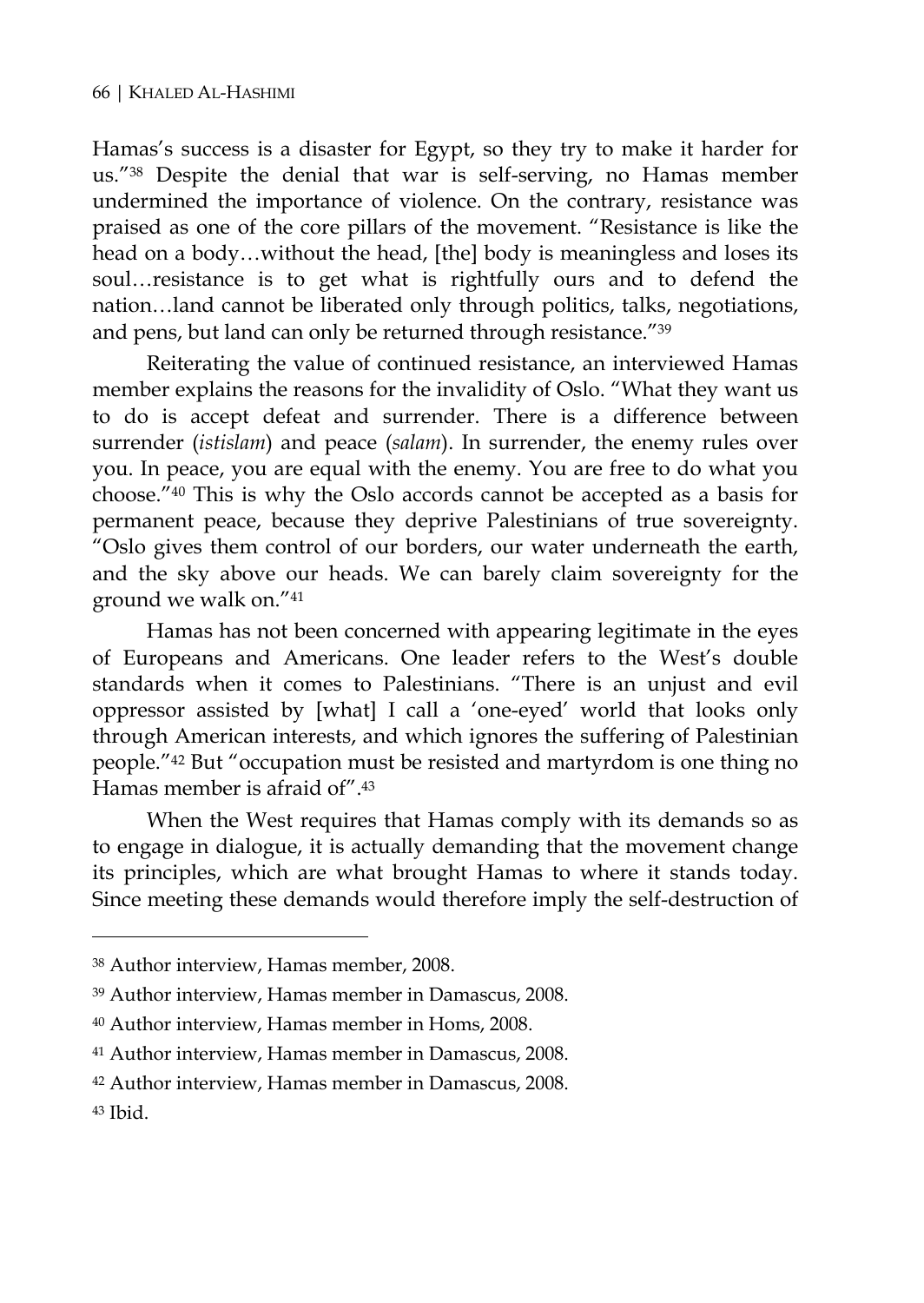Hamas's success is a disaster for Egypt, so they try to make it harder for us."[38] Despite the denial that war is self-serving, no Hamas member undermined the importance of violence. On the contrary, resistance was praised as one of the core pillars of the movement. "Resistance is like the head on a body…without the head, [the] body is meaningless and loses its soul…resistance is to get what is rightfully ours and to defend the nation…land cannot be liberated only through politics, talks, negotiations, and pens, but land can only be returned through resistance."[39]

Reiterating the value of continued resistance, an interviewed Hamas member explains the reasons for the invalidity of Oslo. "What they want us to do is accept defeat and surrender. There is a difference between surrender (*istislam*) and peace (*salam*). In surrender, the enemy rules over you. In peace, you are equal with the enemy. You are free to do what you choose."[40] This is why the Oslo accords cannot be accepted as a basis for permanent peace, because they deprive Palestinians of true sovereignty. "Oslo gives them control of our borders, our water underneath the earth, and the sky above our heads. We can barely claim sovereignty for the ground we walk on."[41]

Hamas has not been concerned with appearing legitimate in the eyes of Europeans and Americans. One leader refers to the West's double standards when it comes to Palestinians. "There is an unjust and evil oppressor assisted by [what] I call a 'one-eyed' world that looks only through American interests, and which ignores the suffering of Palestinian people."[42] But "occupation must be resisted and martyrdom is one thing no Hamas member is afraid of".[43]

When the West requires that Hamas comply with its demands so as to engage in dialogue, it is actually demanding that the movement change its principles, which are what brought Hamas to where it stands today. Since meeting these demands would therefore imply the self-destruction of

---

[38] Author interview, Hamas member, 2008.

[39] Author interview, Hamas member in Damascus, 2008.

[40] Author interview, Hamas member in Homs, 2008.

[41] Author interview, Hamas member in Damascus, 2008.

[42] Author interview, Hamas member in Damascus, 2008.

[43] Ibid.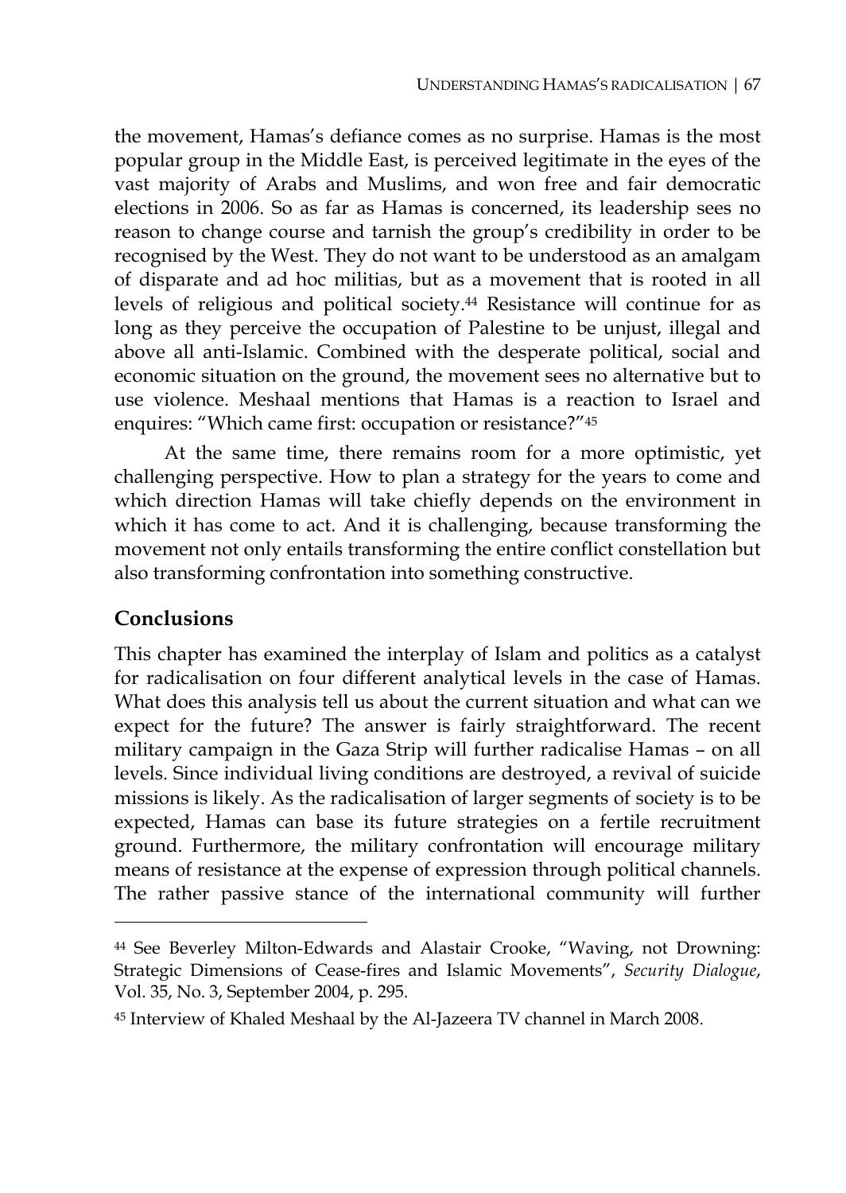the movement, Hamas's defiance comes as no surprise. Hamas is the most popular group in the Middle East, is perceived legitimate in the eyes of the vast majority of Arabs and Muslims, and won free and fair democratic elections in 2006. So as far as Hamas is concerned, its leadership sees no reason to change course and tarnish the group's credibility in order to be recognised by the West. They do not want to be understood as an amalgam of disparate and ad hoc militias, but as a movement that is rooted in all levels of religious and political society.[44] Resistance will continue for as long as they perceive the occupation of Palestine to be unjust, illegal and above all anti-Islamic. Combined with the desperate political, social and economic situation on the ground, the movement sees no alternative but to use violence. Meshaal mentions that Hamas is a reaction to Israel and enquires: "Which came first: occupation or resistance?"[45]

At the same time, there remains room for a more optimistic, yet challenging perspective. How to plan a strategy for the years to come and which direction Hamas will take chiefly depends on the environment in which it has come to act. And it is challenging, because transforming the movement not only entails transforming the entire conflict constellation but also transforming confrontation into something constructive.

## Conclusions

This chapter has examined the interplay of Islam and politics as a catalyst for radicalisation on four different analytical levels in the case of Hamas. What does this analysis tell us about the current situation and what can we expect for the future? The answer is fairly straightforward. The recent military campaign in the Gaza Strip will further radicalise Hamas – on all levels. Since individual living conditions are destroyed, a revival of suicide missions is likely. As the radicalisation of larger segments of society is to be expected, Hamas can base its future strategies on a fertile recruitment ground. Furthermore, the military confrontation will encourage military means of resistance at the expense of expression through political channels. The rather passive stance of the international community will further

---

[44] See Beverley Milton-Edwards and Alastair Crooke, "Waving, not Drowning: Strategic Dimensions of Cease-fires and Islamic Movements", *Security Dialogue*, Vol. 35, No. 3, September 2004, p. 295.

[45] Interview of Khaled Meshaal by the Al-Jazeera TV channel in March 2008.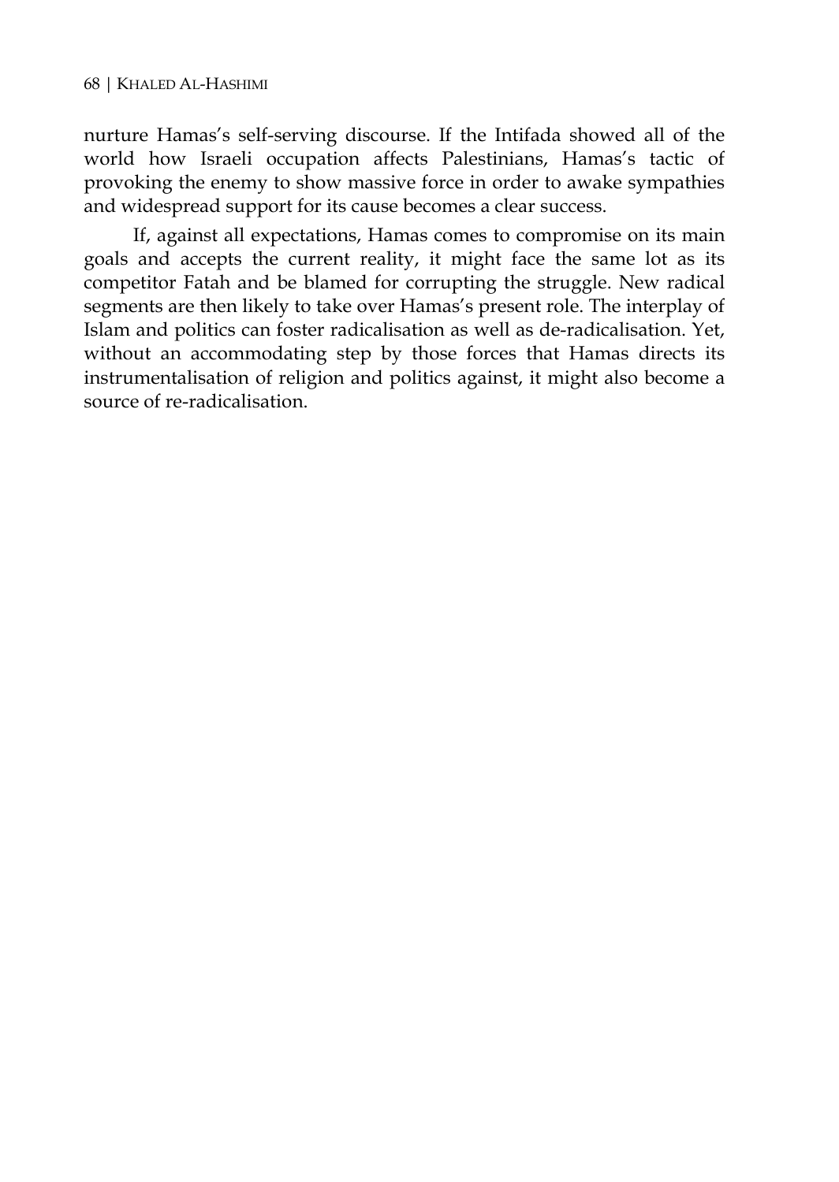nurture Hamas's self-serving discourse. If the Intifada showed all of the world how Israeli occupation affects Palestinians, Hamas's tactic of provoking the enemy to show massive force in order to awake sympathies and widespread support for its cause becomes a clear success.

If, against all expectations, Hamas comes to compromise on its main goals and accepts the current reality, it might face the same lot as its competitor Fatah and be blamed for corrupting the struggle. New radical segments are then likely to take over Hamas's present role. The interplay of Islam and politics can foster radicalisation as well as de-radicalisation. Yet, without an accommodating step by those forces that Hamas directs its instrumentalisation of religion and politics against, it might also become a source of re-radicalisation.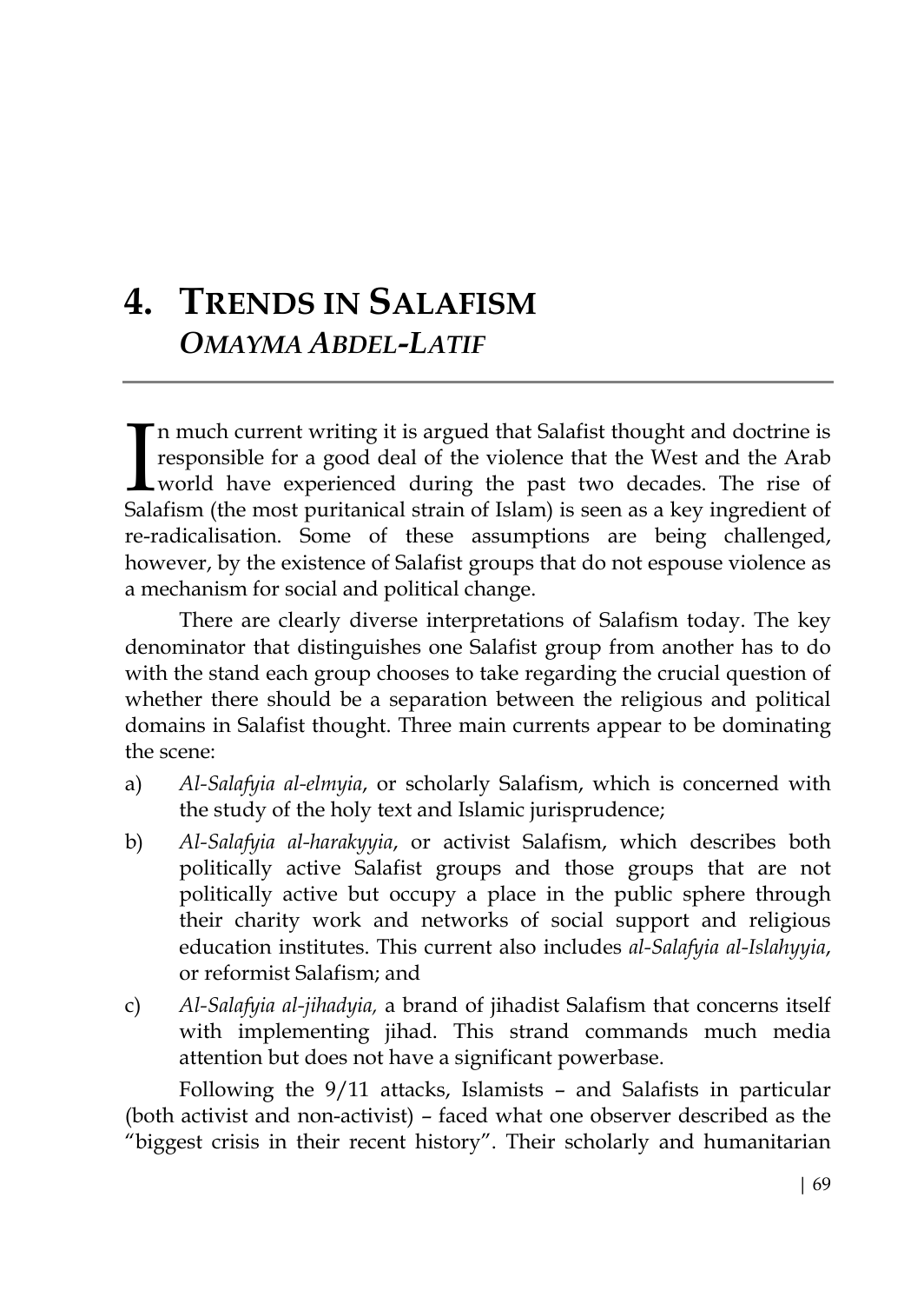# 4. TRENDS IN SALAFISM

## *OMAYMA ABDEL-LATIF*

In much current writing it is argued that Salafist thought and doctrine is responsible for a good deal of the violence that the West and the Arab world have experienced during the past two decades. The rise of Salafism (the most puritanical strain of Islam) is seen as a key ingredient of re-radicalisation. Some of these assumptions are being challenged, however, by the existence of Salafist groups that do not espouse violence as a mechanism for social and political change.

There are clearly diverse interpretations of Salafism today. The key denominator that distinguishes one Salafist group from another has to do with the stand each group chooses to take regarding the crucial question of whether there should be a separation between the religious and political domains in Salafist thought. Three main currents appear to be dominating the scene:

a) *Al-Salafyia al-elmyia*, or scholarly Salafism, which is concerned with the study of the holy text and Islamic jurisprudence;

b) *Al-Salafyia al-harakyyia*, or activist Salafism, which describes both politically active Salafist groups and those groups that are not politically active but occupy a place in the public sphere through their charity work and networks of social support and religious education institutes. This current also includes *al-Salafyia al-Islahyyia*, or reformist Salafism; and

c) *Al-Salafyia al-jihadyia,* a brand of jihadist Salafism that concerns itself with implementing jihad. This strand commands much media attention but does not have a significant powerbase.

Following the 9/11 attacks, Islamists – and Salafists in particular (both activist and non-activist) – faced what one observer described as the "biggest crisis in their recent history". Their scholarly and humanitarian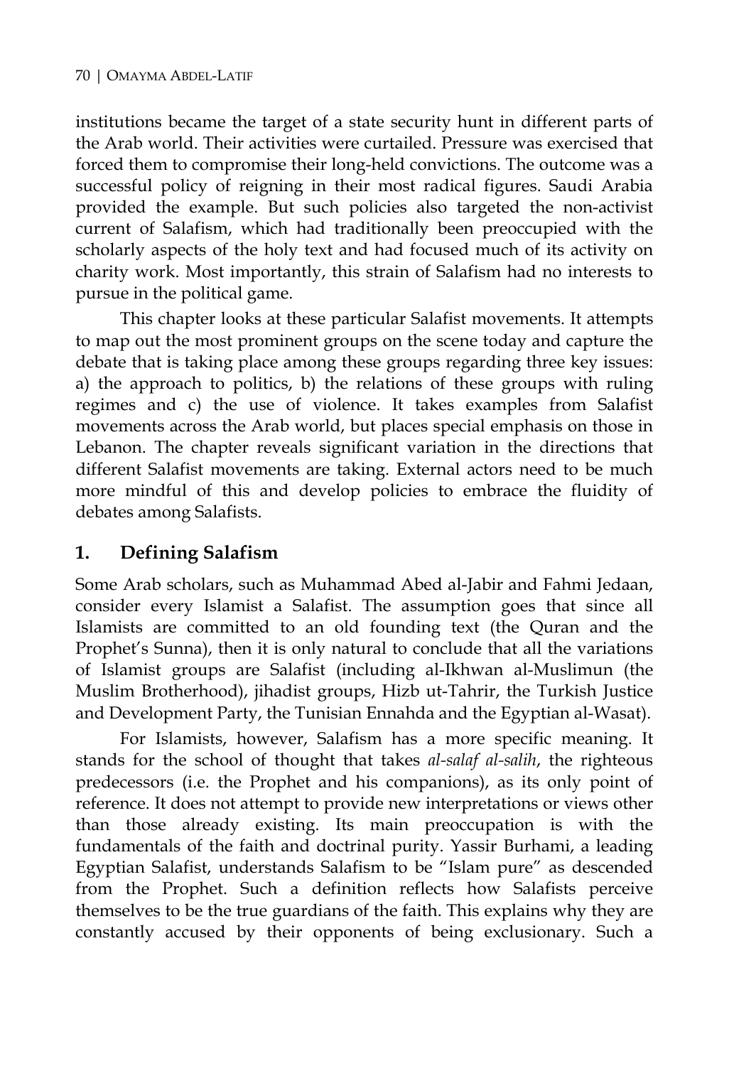institutions became the target of a state security hunt in different parts of the Arab world. Their activities were curtailed. Pressure was exercised that forced them to compromise their long-held convictions. The outcome was a successful policy of reigning in their most radical figures. Saudi Arabia provided the example. But such policies also targeted the non-activist current of Salafism, which had traditionally been preoccupied with the scholarly aspects of the holy text and had focused much of its activity on charity work. Most importantly, this strain of Salafism had no interests to pursue in the political game.

This chapter looks at these particular Salafist movements. It attempts to map out the most prominent groups on the scene today and capture the debate that is taking place among these groups regarding three key issues: a) the approach to politics, b) the relations of these groups with ruling regimes and c) the use of violence. It takes examples from Salafist movements across the Arab world, but places special emphasis on those in Lebanon. The chapter reveals significant variation in the directions that different Salafist movements are taking. External actors need to be much more mindful of this and develop policies to embrace the fluidity of debates among Salafists.

## 1. Defining Salafism

Some Arab scholars, such as Muhammad Abed al-Jabir and Fahmi Jedaan, consider every Islamist a Salafist. The assumption goes that since all Islamists are committed to an old founding text (the Quran and the Prophet's Sunna), then it is only natural to conclude that all the variations of Islamist groups are Salafist (including al-Ikhwan al-Muslimun (the Muslim Brotherhood), jihadist groups, Hizb ut-Tahrir, the Turkish Justice and Development Party, the Tunisian Ennahda and the Egyptian al-Wasat).

For Islamists, however, Salafism has a more specific meaning. It stands for the school of thought that takes *al-salaf al-salih*, the righteous predecessors (i.e. the Prophet and his companions), as its only point of reference. It does not attempt to provide new interpretations or views other than those already existing. Its main preoccupation is with the fundamentals of the faith and doctrinal purity. Yassir Burhami, a leading Egyptian Salafist, understands Salafism to be "Islam pure" as descended from the Prophet. Such a definition reflects how Salafists perceive themselves to be the true guardians of the faith. This explains why they are constantly accused by their opponents of being exclusionary. Such a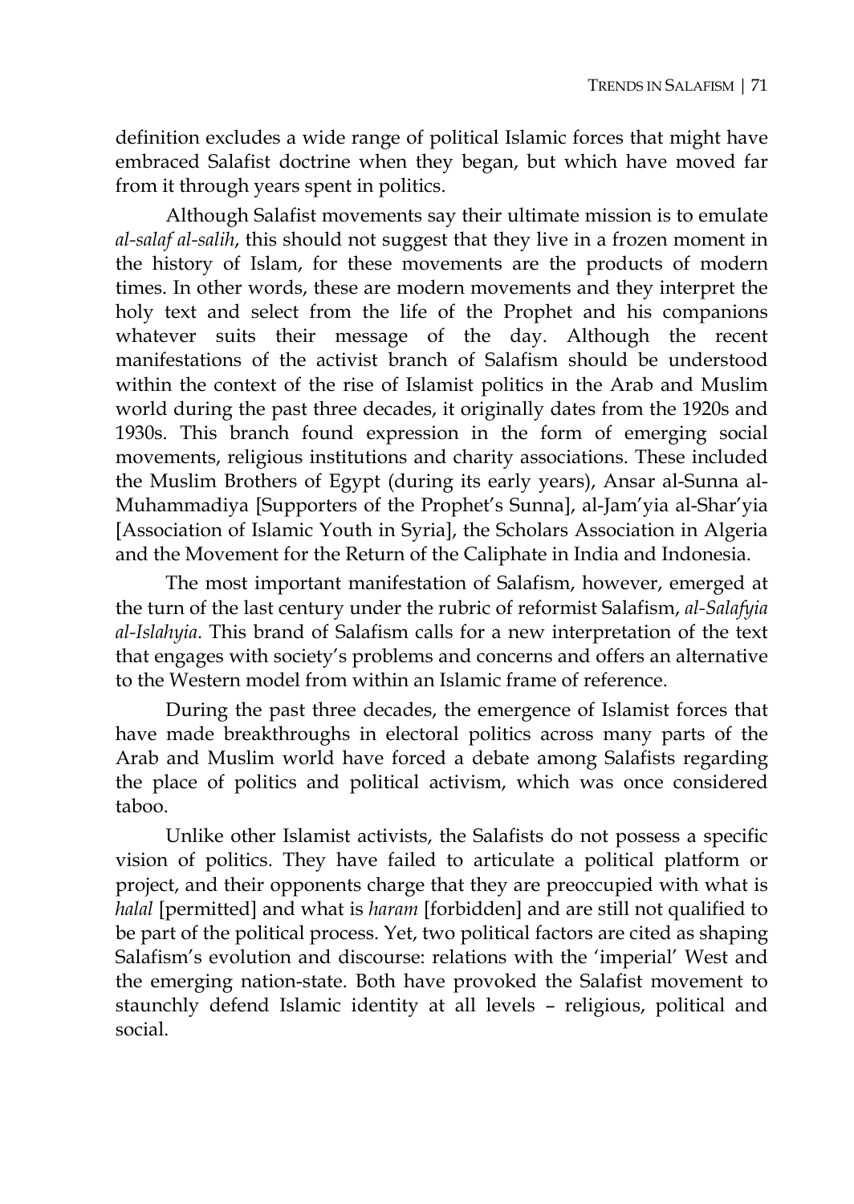definition excludes a wide range of political Islamic forces that might have embraced Salafist doctrine when they began, but which have moved far from it through years spent in politics.

Although Salafist movements say their ultimate mission is to emulate *al-salaf al-salih*, this should not suggest that they live in a frozen moment in the history of Islam, for these movements are the products of modern times. In other words, these are modern movements and they interpret the holy text and select from the life of the Prophet and his companions whatever suits their message of the day. Although the recent manifestations of the activist branch of Salafism should be understood within the context of the rise of Islamist politics in the Arab and Muslim world during the past three decades, it originally dates from the 1920s and 1930s. This branch found expression in the form of emerging social movements, religious institutions and charity associations. These included the Muslim Brothers of Egypt (during its early years), Ansar al-Sunna al-Muhammadiya [Supporters of the Prophet's Sunna], al-Jam'yia al-Shar'yia [Association of Islamic Youth in Syria], the Scholars Association in Algeria and the Movement for the Return of the Caliphate in India and Indonesia.

The most important manifestation of Salafism, however, emerged at the turn of the last century under the rubric of reformist Salafism, *al-Salafyia al-Islahyia*. This brand of Salafism calls for a new interpretation of the text that engages with society's problems and concerns and offers an alternative to the Western model from within an Islamic frame of reference.

During the past three decades, the emergence of Islamist forces that have made breakthroughs in electoral politics across many parts of the Arab and Muslim world have forced a debate among Salafists regarding the place of politics and political activism, which was once considered taboo.

Unlike other Islamist activists, the Salafists do not possess a specific vision of politics. They have failed to articulate a political platform or project, and their opponents charge that they are preoccupied with what is *halal* [permitted] and what is *haram* [forbidden] and are still not qualified to be part of the political process. Yet, two political factors are cited as shaping Salafism's evolution and discourse: relations with the 'imperial' West and the emerging nation-state. Both have provoked the Salafist movement to staunchly defend Islamic identity at all levels – religious, political and social.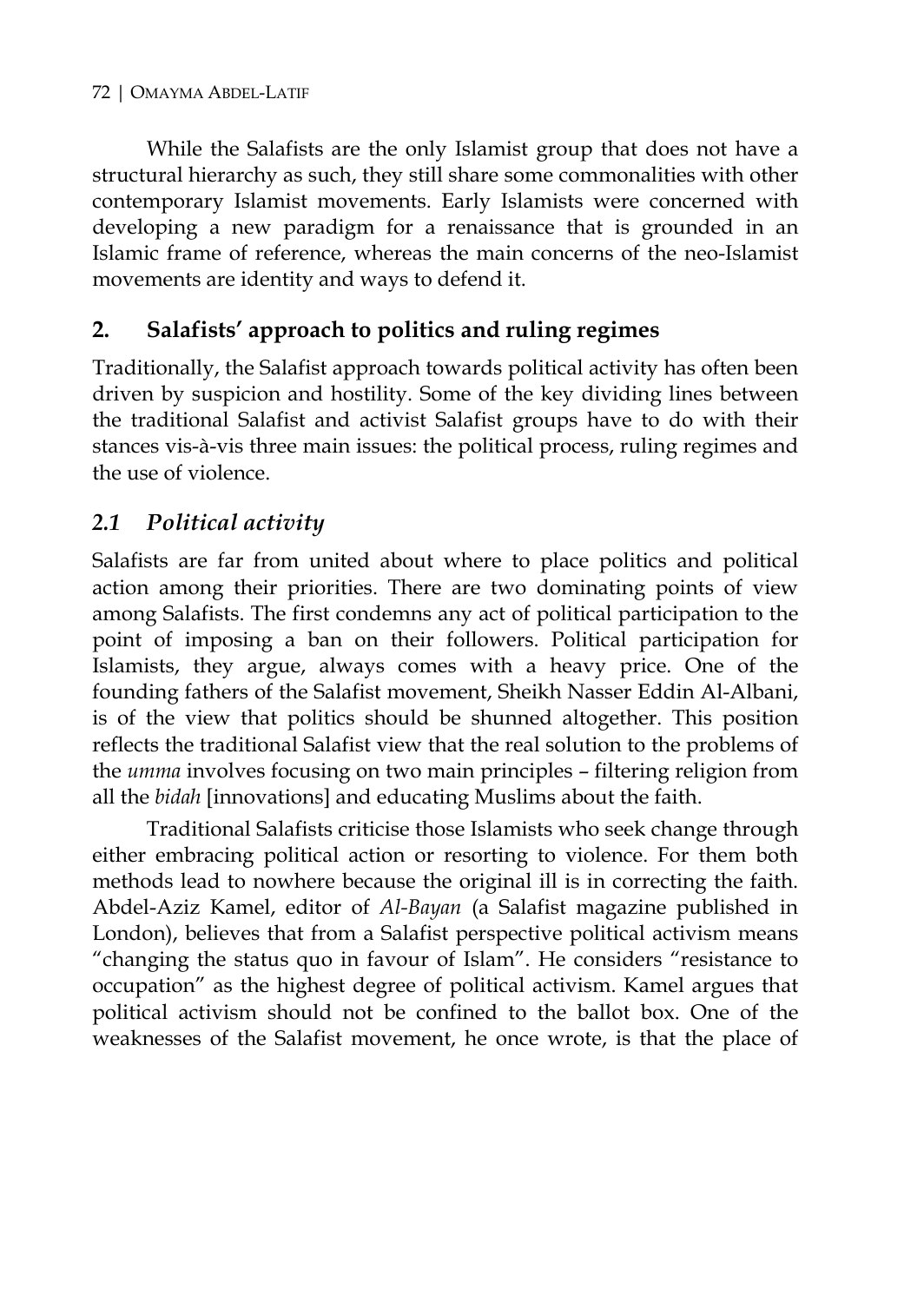While the Salafists are the only Islamist group that does not have a structural hierarchy as such, they still share some commonalities with other contemporary Islamist movements. Early Islamists were concerned with developing a new paradigm for a renaissance that is grounded in an Islamic frame of reference, whereas the main concerns of the neo-Islamist movements are identity and ways to defend it.

## 2. Salafists' approach to politics and ruling regimes

Traditionally, the Salafist approach towards political activity has often been driven by suspicion and hostility. Some of the key dividing lines between the traditional Salafist and activist Salafist groups have to do with their stances vis-à-vis three main issues: the political process, ruling regimes and the use of violence.

### *2.1 Political activity*

Salafists are far from united about where to place politics and political action among their priorities. There are two dominating points of view among Salafists. The first condemns any act of political participation to the point of imposing a ban on their followers. Political participation for Islamists, they argue, always comes with a heavy price. One of the founding fathers of the Salafist movement, Sheikh Nasser Eddin Al-Albani, is of the view that politics should be shunned altogether. This position reflects the traditional Salafist view that the real solution to the problems of the *umma* involves focusing on two main principles – filtering religion from all the *bidah* [innovations] and educating Muslims about the faith.

Traditional Salafists criticise those Islamists who seek change through either embracing political action or resorting to violence. For them both methods lead to nowhere because the original ill is in correcting the faith. Abdel-Aziz Kamel, editor of *Al-Bayan* (a Salafist magazine published in London), believes that from a Salafist perspective political activism means "changing the status quo in favour of Islam". He considers "resistance to occupation" as the highest degree of political activism. Kamel argues that political activism should not be confined to the ballot box. One of the weaknesses of the Salafist movement, he once wrote, is that the place of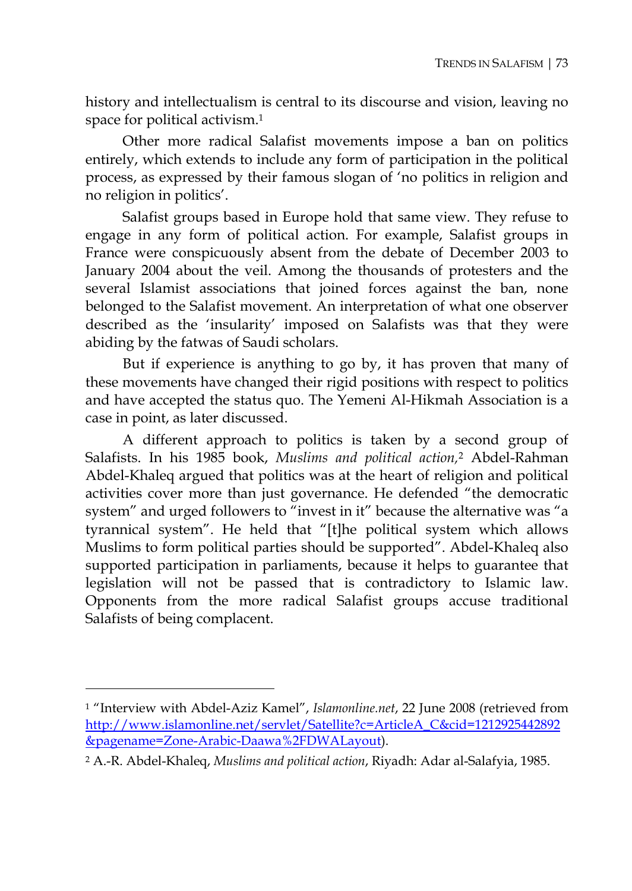history and intellectualism is central to its discourse and vision, leaving no space for political activism.[1]

Other more radical Salafist movements impose a ban on politics entirely, which extends to include any form of participation in the political process, as expressed by their famous slogan of 'no politics in religion and no religion in politics'.

Salafist groups based in Europe hold that same view. They refuse to engage in any form of political action. For example, Salafist groups in France were conspicuously absent from the debate of December 2003 to January 2004 about the veil. Among the thousands of protesters and the several Islamist associations that joined forces against the ban, none belonged to the Salafist movement. An interpretation of what one observer described as the 'insularity' imposed on Salafists was that they were abiding by the fatwas of Saudi scholars.

But if experience is anything to go by, it has proven that many of these movements have changed their rigid positions with respect to politics and have accepted the status quo. The Yemeni Al-Hikmah Association is a case in point, as later discussed.

A different approach to politics is taken by a second group of Salafists. In his 1985 book, *Muslims and political action*,[2] Abdel-Rahman Abdel-Khaleq argued that politics was at the heart of religion and political activities cover more than just governance. He defended "the democratic system" and urged followers to "invest in it" because the alternative was "a tyrannical system". He held that "[t]he political system which allows Muslims to form political parties should be supported". Abdel-Khaleq also supported participation in parliaments, because it helps to guarantee that legislation will not be passed that is contradictory to Islamic law. Opponents from the more radical Salafist groups accuse traditional Salafists of being complacent.

---

[1] "Interview with Abdel-Aziz Kamel", *Islamonline.net*, 22 June 2008 (retrieved from http://www.islamonline.net/servlet/Satellite?c=ArticleA_C&cid=1212925442892&pagename=Zone-Arabic-Daawa%2FDWALayout).

[2] A.-R. Abdel-Khaleq, *Muslims and political action*, Riyadh: Adar al-Salafyia, 1985.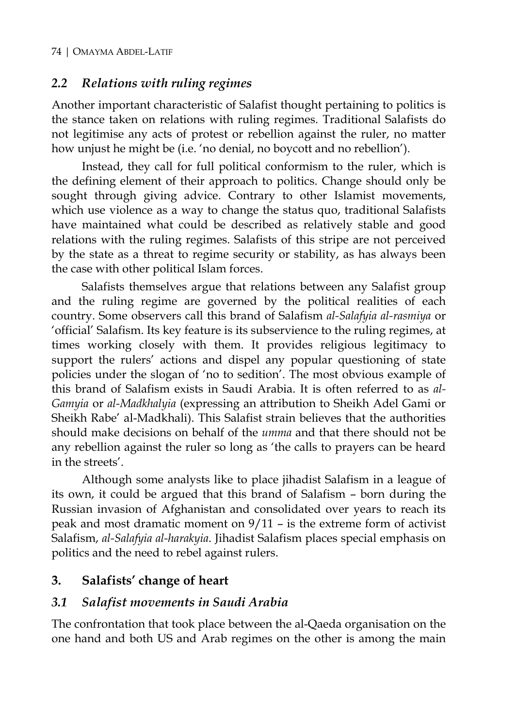### *2.2 Relations with ruling regimes*

Another important characteristic of Salafist thought pertaining to politics is the stance taken on relations with ruling regimes. Traditional Salafists do not legitimise any acts of protest or rebellion against the ruler, no matter how unjust he might be (i.e. 'no denial, no boycott and no rebellion').

Instead, they call for full political conformism to the ruler, which is the defining element of their approach to politics. Change should only be sought through giving advice. Contrary to other Islamist movements, which use violence as a way to change the status quo, traditional Salafists have maintained what could be described as relatively stable and good relations with the ruling regimes. Salafists of this stripe are not perceived by the state as a threat to regime security or stability, as has always been the case with other political Islam forces.

Salafists themselves argue that relations between any Salafist group and the ruling regime are governed by the political realities of each country. Some observers call this brand of Salafism *al-Salafyia al-rasmiya* or 'official' Salafism. Its key feature is its subservience to the ruling regimes, at times working closely with them. It provides religious legitimacy to support the rulers' actions and dispel any popular questioning of state policies under the slogan of 'no to sedition'. The most obvious example of this brand of Salafism exists in Saudi Arabia. It is often referred to as *al-Gamyia* or *al-Madkhalyia* (expressing an attribution to Sheikh Adel Gami or Sheikh Rabe' al-Madkhali). This Salafist strain believes that the authorities should make decisions on behalf of the *umma* and that there should not be any rebellion against the ruler so long as 'the calls to prayers can be heard in the streets'.

Although some analysts like to place jihadist Salafism in a league of its own, it could be argued that this brand of Salafism – born during the Russian invasion of Afghanistan and consolidated over years to reach its peak and most dramatic moment on 9/11 – is the extreme form of activist Salafism, *al-Salafyia al-harakyia*. Jihadist Salafism places special emphasis on politics and the need to rebel against rulers.

## 3. Salafists' change of heart

### *3.1 Salafist movements in Saudi Arabia*

The confrontation that took place between the al-Qaeda organisation on the one hand and both US and Arab regimes on the other is among the main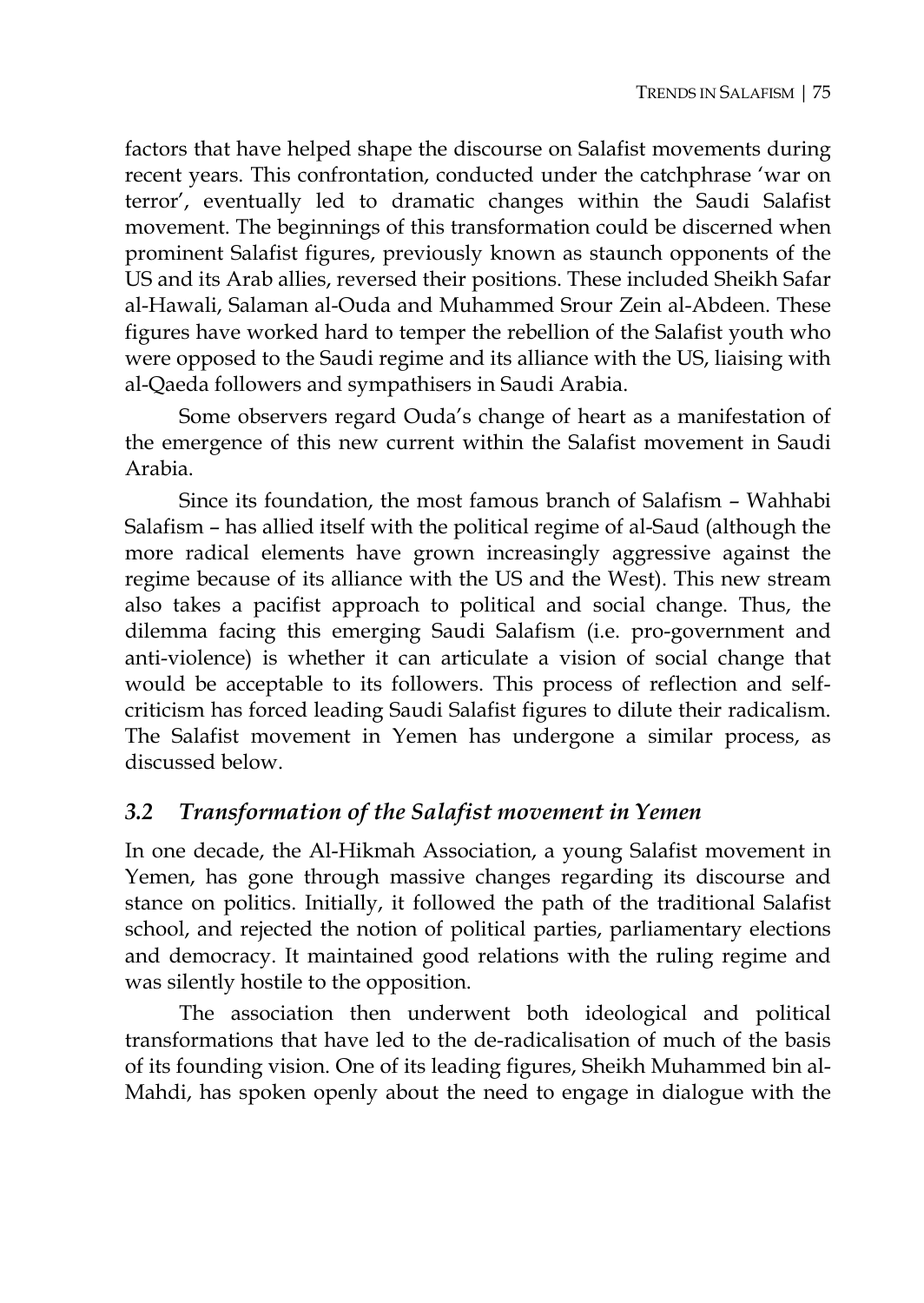factors that have helped shape the discourse on Salafist movements during recent years. This confrontation, conducted under the catchphrase 'war on terror', eventually led to dramatic changes within the Saudi Salafist movement. The beginnings of this transformation could be discerned when prominent Salafist figures, previously known as staunch opponents of the US and its Arab allies, reversed their positions. These included Sheikh Safar al-Hawali, Salaman al-Ouda and Muhammed Srour Zein al-Abdeen. These figures have worked hard to temper the rebellion of the Salafist youth who were opposed to the Saudi regime and its alliance with the US, liaising with al-Qaeda followers and sympathisers in Saudi Arabia.

Some observers regard Ouda's change of heart as a manifestation of the emergence of this new current within the Salafist movement in Saudi Arabia.

Since its foundation, the most famous branch of Salafism – Wahhabi Salafism – has allied itself with the political regime of al-Saud (although the more radical elements have grown increasingly aggressive against the regime because of its alliance with the US and the West). This new stream also takes a pacifist approach to political and social change. Thus, the dilemma facing this emerging Saudi Salafism (i.e. pro-government and anti-violence) is whether it can articulate a vision of social change that would be acceptable to its followers. This process of reflection and self-criticism has forced leading Saudi Salafist figures to dilute their radicalism. The Salafist movement in Yemen has undergone a similar process, as discussed below.

### *3.2 Transformation of the Salafist movement in Yemen*

In one decade, the Al-Hikmah Association, a young Salafist movement in Yemen, has gone through massive changes regarding its discourse and stance on politics. Initially, it followed the path of the traditional Salafist school, and rejected the notion of political parties, parliamentary elections and democracy. It maintained good relations with the ruling regime and was silently hostile to the opposition.

The association then underwent both ideological and political transformations that have led to the de-radicalisation of much of the basis of its founding vision. One of its leading figures, Sheikh Muhammed bin al-Mahdi, has spoken openly about the need to engage in dialogue with the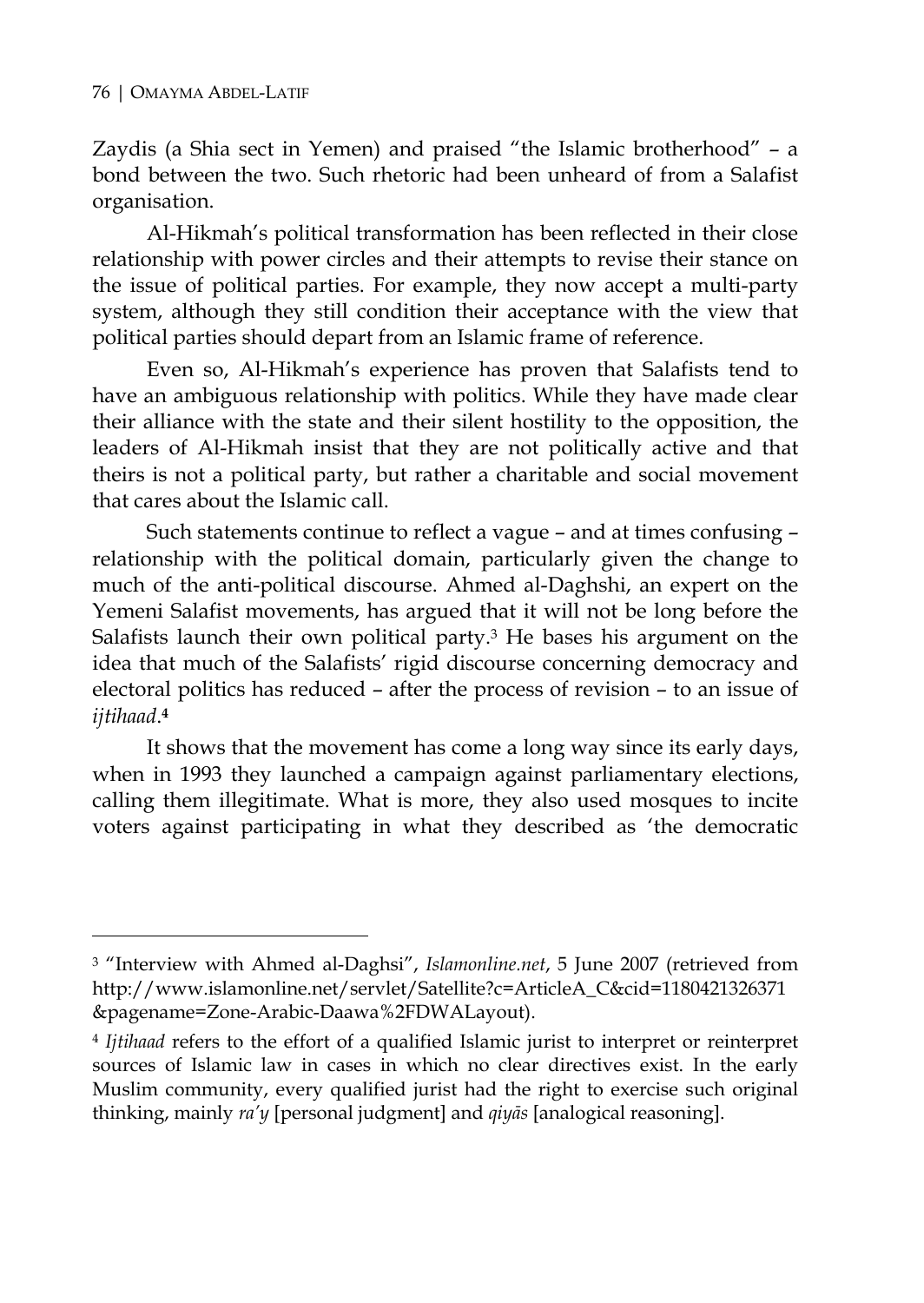Zaydis (a Shia sect in Yemen) and praised "the Islamic brotherhood" – a bond between the two. Such rhetoric had been unheard of from a Salafist organisation.

Al-Hikmah's political transformation has been reflected in their close relationship with power circles and their attempts to revise their stance on the issue of political parties. For example, they now accept a multi-party system, although they still condition their acceptance with the view that political parties should depart from an Islamic frame of reference.

Even so, Al-Hikmah's experience has proven that Salafists tend to have an ambiguous relationship with politics. While they have made clear their alliance with the state and their silent hostility to the opposition, the leaders of Al-Hikmah insist that they are not politically active and that theirs is not a political party, but rather a charitable and social movement that cares about the Islamic call.

Such statements continue to reflect a vague – and at times confusing – relationship with the political domain, particularly given the change to much of the anti-political discourse. Ahmed al-Daghshi, an expert on the Yemeni Salafist movements, has argued that it will not be long before the Salafists launch their own political party.[3] He bases his argument on the idea that much of the Salafists' rigid discourse concerning democracy and electoral politics has reduced – after the process of revision – to an issue of *ijtihaad*.[4]

It shows that the movement has come a long way since its early days, when in 1993 they launched a campaign against parliamentary elections, calling them illegitimate. What is more, they also used mosques to incite voters against participating in what they described as 'the democratic

---

[3] "Interview with Ahmed al-Daghsi", *Islamonline.net*, 5 June 2007 (retrieved from http://www.islamonline.net/servlet/Satellite?c=ArticleA_C&cid=1180421326371 &pagename=Zone-Arabic-Daawa%2FDWALayout).

[4] *Ijtihaad* refers to the effort of a qualified Islamic jurist to interpret or reinterpret sources of Islamic law in cases in which no clear directives exist. In the early Muslim community, every qualified jurist had the right to exercise such original thinking, mainly *ra'y* [personal judgment] and *qiyās* [analogical reasoning].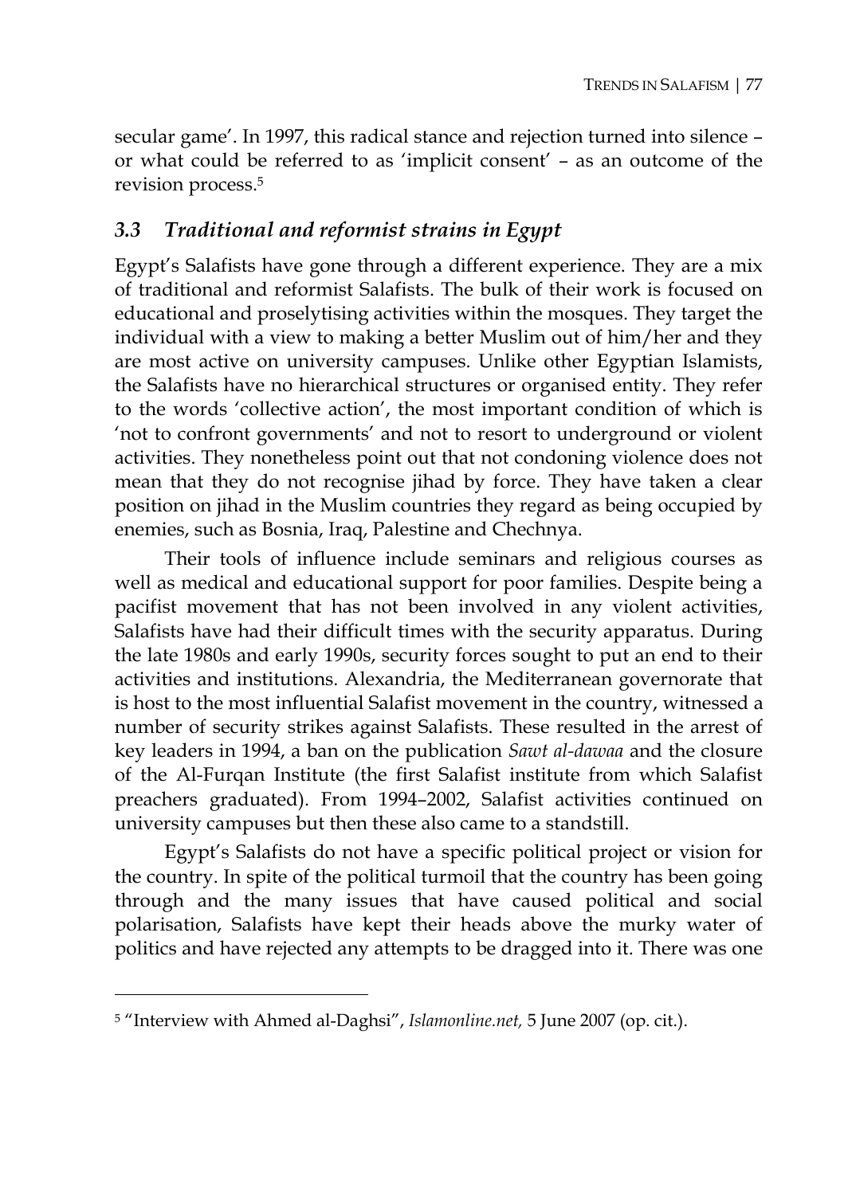secular game'. In 1997, this radical stance and rejection turned into silence – or what could be referred to as 'implicit consent' – as an outcome of the revision process.[5]

### *3.3 Traditional and reformist strains in Egypt*

Egypt's Salafists have gone through a different experience. They are a mix of traditional and reformist Salafists. The bulk of their work is focused on educational and proselytising activities within the mosques. They target the individual with a view to making a better Muslim out of him/her and they are most active on university campuses. Unlike other Egyptian Islamists, the Salafists have no hierarchical structures or organised entity. They refer to the words 'collective action', the most important condition of which is 'not to confront governments' and not to resort to underground or violent activities. They nonetheless point out that not condoning violence does not mean that they do not recognise jihad by force. They have taken a clear position on jihad in the Muslim countries they regard as being occupied by enemies, such as Bosnia, Iraq, Palestine and Chechnya.

Their tools of influence include seminars and religious courses as well as medical and educational support for poor families. Despite being a pacifist movement that has not been involved in any violent activities, Salafists have had their difficult times with the security apparatus. During the late 1980s and early 1990s, security forces sought to put an end to their activities and institutions. Alexandria, the Mediterranean governorate that is host to the most influential Salafist movement in the country, witnessed a number of security strikes against Salafists. These resulted in the arrest of key leaders in 1994, a ban on the publication *Sawt al-dawaa* and the closure of the Al-Furqan Institute (the first Salafist institute from which Salafist preachers graduated). From 1994–2002, Salafist activities continued on university campuses but then these also came to a standstill.

Egypt's Salafists do not have a specific political project or vision for the country. In spite of the political turmoil that the country has been going through and the many issues that have caused political and social polarisation, Salafists have kept their heads above the murky water of politics and have rejected any attempts to be dragged into it. There was one

---

[5] "Interview with Ahmed al-Daghsi", *Islamonline.net,* 5 June 2007 (op. cit.).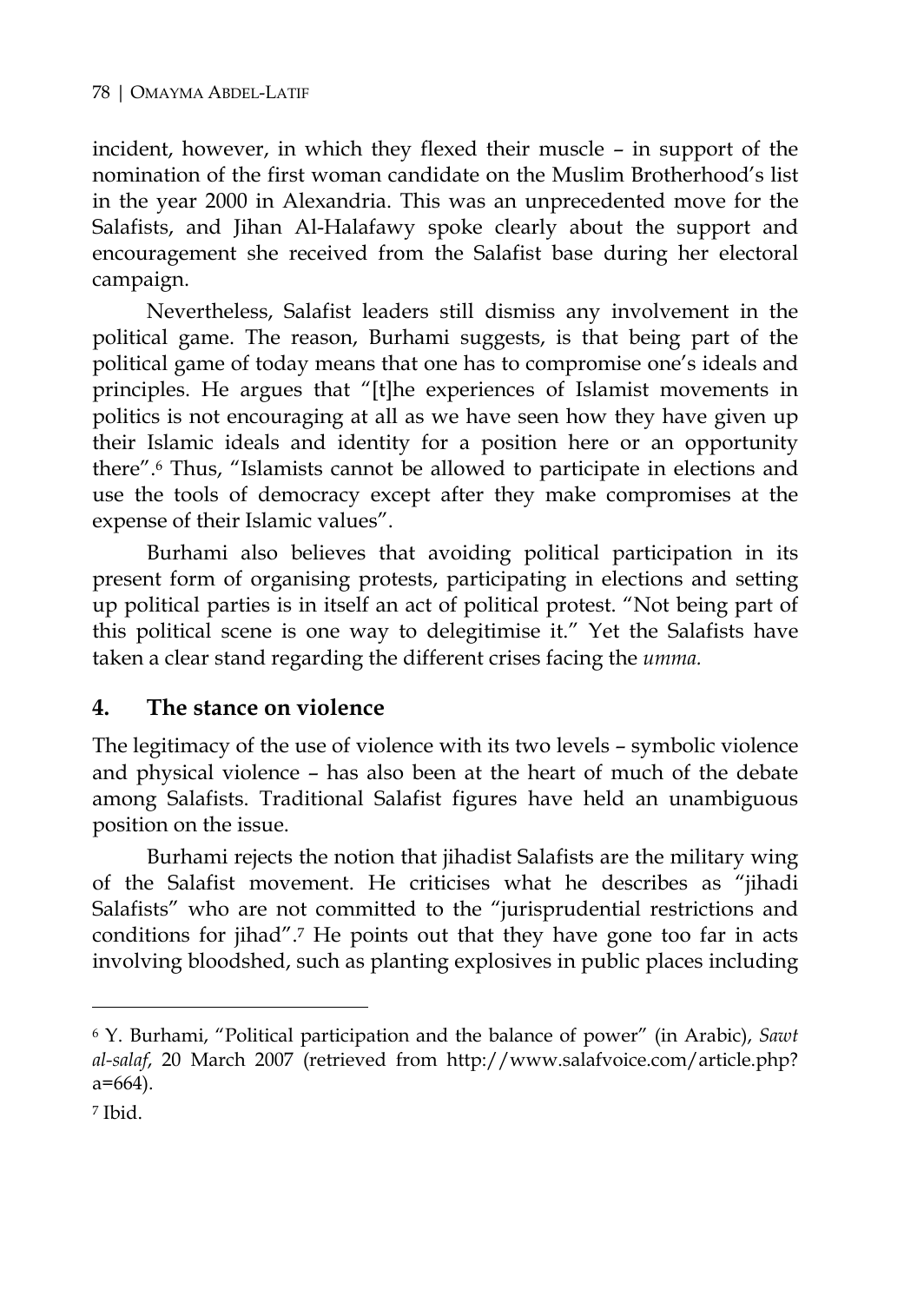incident, however, in which they flexed their muscle – in support of the nomination of the first woman candidate on the Muslim Brotherhood's list in the year 2000 in Alexandria. This was an unprecedented move for the Salafists, and Jihan Al-Halafawy spoke clearly about the support and encouragement she received from the Salafist base during her electoral campaign.

Nevertheless, Salafist leaders still dismiss any involvement in the political game. The reason, Burhami suggests, is that being part of the political game of today means that one has to compromise one's ideals and principles. He argues that "[t]he experiences of Islamist movements in politics is not encouraging at all as we have seen how they have given up their Islamic ideals and identity for a position here or an opportunity there".[6] Thus, "Islamists cannot be allowed to participate in elections and use the tools of democracy except after they make compromises at the expense of their Islamic values".

Burhami also believes that avoiding political participation in its present form of organising protests, participating in elections and setting up political parties is in itself an act of political protest. "Not being part of this political scene is one way to delegitimise it." Yet the Salafists have taken a clear stand regarding the different crises facing the *umma.*

## 4. The stance on violence

The legitimacy of the use of violence with its two levels – symbolic violence and physical violence – has also been at the heart of much of the debate among Salafists. Traditional Salafist figures have held an unambiguous position on the issue.

Burhami rejects the notion that jihadist Salafists are the military wing of the Salafist movement. He criticises what he describes as "jihadi Salafists" who are not committed to the "jurisprudential restrictions and conditions for jihad".[7] He points out that they have gone too far in acts involving bloodshed, such as planting explosives in public places including

---

[6] Y. Burhami, "Political participation and the balance of power" (in Arabic), *Sawt al-salaf*, 20 March 2007 (retrieved from http://www.salafvoice.com/article.php?a=664).

[7] Ibid.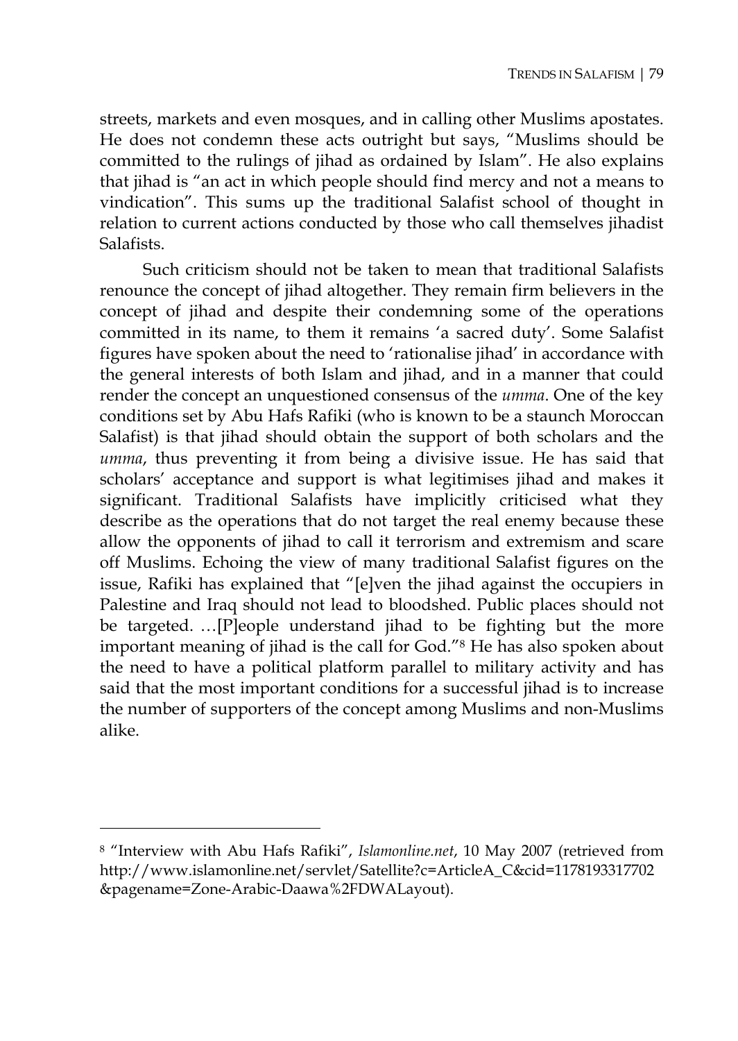streets, markets and even mosques, and in calling other Muslims apostates. He does not condemn these acts outright but says, "Muslims should be committed to the rulings of jihad as ordained by Islam". He also explains that jihad is "an act in which people should find mercy and not a means to vindication". This sums up the traditional Salafist school of thought in relation to current actions conducted by those who call themselves jihadist Salafists.

Such criticism should not be taken to mean that traditional Salafists renounce the concept of jihad altogether. They remain firm believers in the concept of jihad and despite their condemning some of the operations committed in its name, to them it remains 'a sacred duty'. Some Salafist figures have spoken about the need to 'rationalise jihad' in accordance with the general interests of both Islam and jihad, and in a manner that could render the concept an unquestioned consensus of the *umma*. One of the key conditions set by Abu Hafs Rafiki (who is known to be a staunch Moroccan Salafist) is that jihad should obtain the support of both scholars and the *umma*, thus preventing it from being a divisive issue. He has said that scholars' acceptance and support is what legitimises jihad and makes it significant. Traditional Salafists have implicitly criticised what they describe as the operations that do not target the real enemy because these allow the opponents of jihad to call it terrorism and extremism and scare off Muslims. Echoing the view of many traditional Salafist figures on the issue, Rafiki has explained that "[e]ven the jihad against the occupiers in Palestine and Iraq should not lead to bloodshed. Public places should not be targeted. …[P]eople understand jihad to be fighting but the more important meaning of jihad is the call for God."[8] He has also spoken about the need to have a political platform parallel to military activity and has said that the most important conditions for a successful jihad is to increase the number of supporters of the concept among Muslims and non-Muslims alike.

---

[8] "Interview with Abu Hafs Rafiki", *Islamonline.net*, 10 May 2007 (retrieved from http://www.islamonline.net/servlet/Satellite?c=ArticleA_C&cid=1178193317702&pagename=Zone-Arabic-Daawa%2FDWALayout).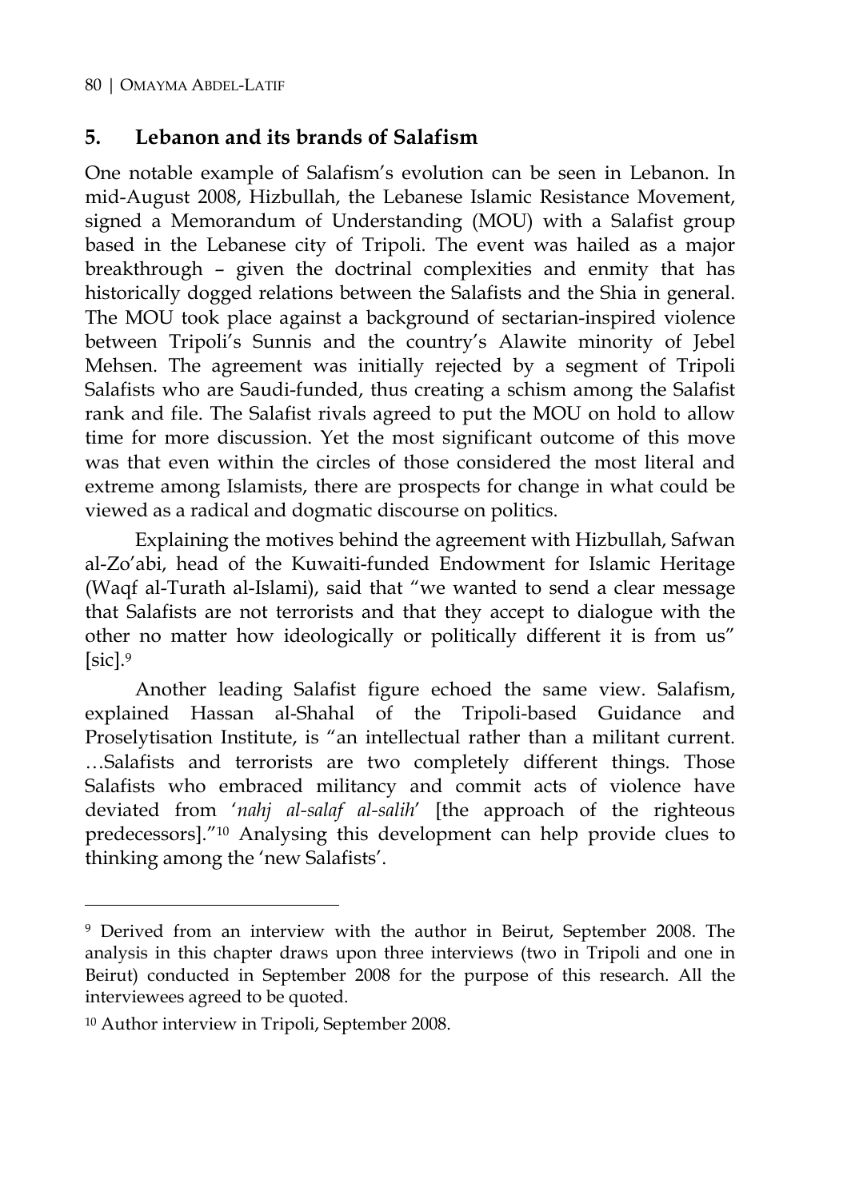## 5. Lebanon and its brands of Salafism

One notable example of Salafism's evolution can be seen in Lebanon. In mid-August 2008, Hizbullah, the Lebanese Islamic Resistance Movement, signed a Memorandum of Understanding (MOU) with a Salafist group based in the Lebanese city of Tripoli. The event was hailed as a major breakthrough – given the doctrinal complexities and enmity that has historically dogged relations between the Salafists and the Shia in general. The MOU took place against a background of sectarian-inspired violence between Tripoli's Sunnis and the country's Alawite minority of Jebel Mehsen. The agreement was initially rejected by a segment of Tripoli Salafists who are Saudi-funded, thus creating a schism among the Salafist rank and file. The Salafist rivals agreed to put the MOU on hold to allow time for more discussion. Yet the most significant outcome of this move was that even within the circles of those considered the most literal and extreme among Islamists, there are prospects for change in what could be viewed as a radical and dogmatic discourse on politics.

Explaining the motives behind the agreement with Hizbullah, Safwan al-Zo'abi, head of the Kuwaiti-funded Endowment for Islamic Heritage (Waqf al-Turath al-Islami), said that "we wanted to send a clear message that Salafists are not terrorists and that they accept to dialogue with the other no matter how ideologically or politically different it is from us" [sic].[9]

Another leading Salafist figure echoed the same view. Salafism, explained Hassan al-Shahal of the Tripoli-based Guidance and Proselytisation Institute, is "an intellectual rather than a militant current. …Salafists and terrorists are two completely different things. Those Salafists who embraced militancy and commit acts of violence have deviated from '*nahj al-salaf al-salih*' [the approach of the righteous predecessors]."[10] Analysing this development can help provide clues to thinking among the 'new Salafists'.

---

[9] Derived from an interview with the author in Beirut, September 2008. The analysis in this chapter draws upon three interviews (two in Tripoli and one in Beirut) conducted in September 2008 for the purpose of this research. All the interviewees agreed to be quoted.

[10] Author interview in Tripoli, September 2008.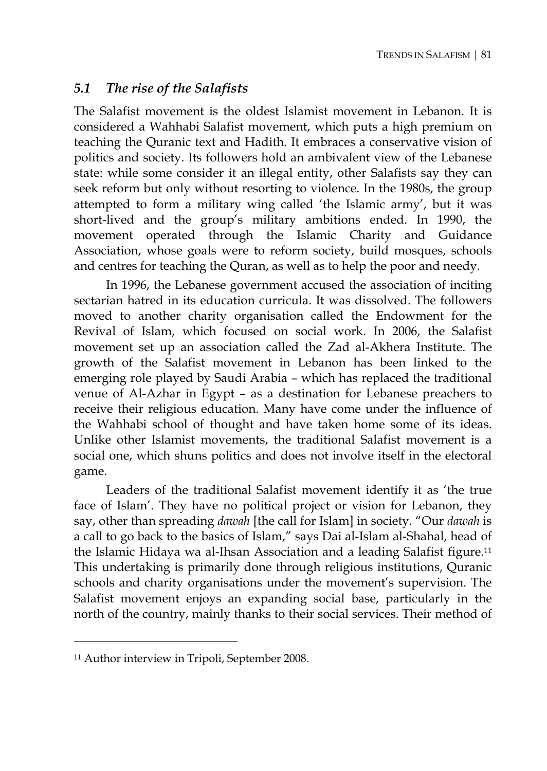## *5.1 The rise of the Salafists*

The Salafist movement is the oldest Islamist movement in Lebanon. It is considered a Wahhabi Salafist movement, which puts a high premium on teaching the Quranic text and Hadith. It embraces a conservative vision of politics and society. Its followers hold an ambivalent view of the Lebanese state: while some consider it an illegal entity, other Salafists say they can seek reform but only without resorting to violence. In the 1980s, the group attempted to form a military wing called 'the Islamic army', but it was short-lived and the group's military ambitions ended. In 1990, the movement operated through the Islamic Charity and Guidance Association, whose goals were to reform society, build mosques, schools and centres for teaching the Quran, as well as to help the poor and needy.

In 1996, the Lebanese government accused the association of inciting sectarian hatred in its education curricula. It was dissolved. The followers moved to another charity organisation called the Endowment for the Revival of Islam, which focused on social work. In 2006, the Salafist movement set up an association called the Zad al-Akhera Institute. The growth of the Salafist movement in Lebanon has been linked to the emerging role played by Saudi Arabia – which has replaced the traditional venue of Al-Azhar in Egypt – as a destination for Lebanese preachers to receive their religious education. Many have come under the influence of the Wahhabi school of thought and have taken home some of its ideas. Unlike other Islamist movements, the traditional Salafist movement is a social one, which shuns politics and does not involve itself in the electoral game.

Leaders of the traditional Salafist movement identify it as 'the true face of Islam'. They have no political project or vision for Lebanon, they say, other than spreading *dawah* [the call for Islam] in society. "Our *dawah* is a call to go back to the basics of Islam," says Dai al-Islam al-Shahal, head of the Islamic Hidaya wa al-Ihsan Association and a leading Salafist figure.[11] This undertaking is primarily done through religious institutions, Quranic schools and charity organisations under the movement's supervision. The Salafist movement enjoys an expanding social base, particularly in the north of the country, mainly thanks to their social services. Their method of

[11] Author interview in Tripoli, September 2008.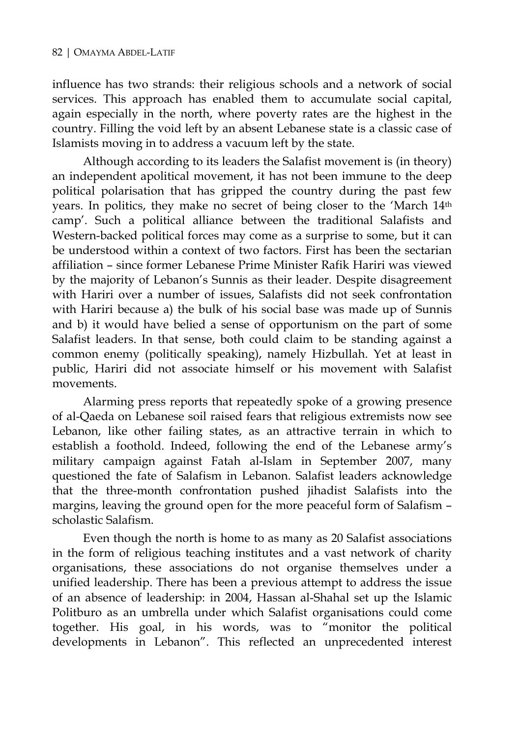influence has two strands: their religious schools and a network of social services. This approach has enabled them to accumulate social capital, again especially in the north, where poverty rates are the highest in the country. Filling the void left by an absent Lebanese state is a classic case of Islamists moving in to address a vacuum left by the state.

Although according to its leaders the Salafist movement is (in theory) an independent apolitical movement, it has not been immune to the deep political polarisation that has gripped the country during the past few years. In politics, they make no secret of being closer to the 'March 14th camp'. Such a political alliance between the traditional Salafists and Western-backed political forces may come as a surprise to some, but it can be understood within a context of two factors. First has been the sectarian affiliation – since former Lebanese Prime Minister Rafik Hariri was viewed by the majority of Lebanon's Sunnis as their leader. Despite disagreement with Hariri over a number of issues, Salafists did not seek confrontation with Hariri because a) the bulk of his social base was made up of Sunnis and b) it would have belied a sense of opportunism on the part of some Salafist leaders. In that sense, both could claim to be standing against a common enemy (politically speaking), namely Hizbullah. Yet at least in public, Hariri did not associate himself or his movement with Salafist movements.

Alarming press reports that repeatedly spoke of a growing presence of al-Qaeda on Lebanese soil raised fears that religious extremists now see Lebanon, like other failing states, as an attractive terrain in which to establish a foothold. Indeed, following the end of the Lebanese army's military campaign against Fatah al-Islam in September 2007, many questioned the fate of Salafism in Lebanon. Salafist leaders acknowledge that the three-month confrontation pushed jihadist Salafists into the margins, leaving the ground open for the more peaceful form of Salafism – scholastic Salafism.

Even though the north is home to as many as 20 Salafist associations in the form of religious teaching institutes and a vast network of charity organisations, these associations do not organise themselves under a unified leadership. There has been a previous attempt to address the issue of an absence of leadership: in 2004, Hassan al-Shahal set up the Islamic Politburo as an umbrella under which Salafist organisations could come together. His goal, in his words, was to "monitor the political developments in Lebanon". This reflected an unprecedented interest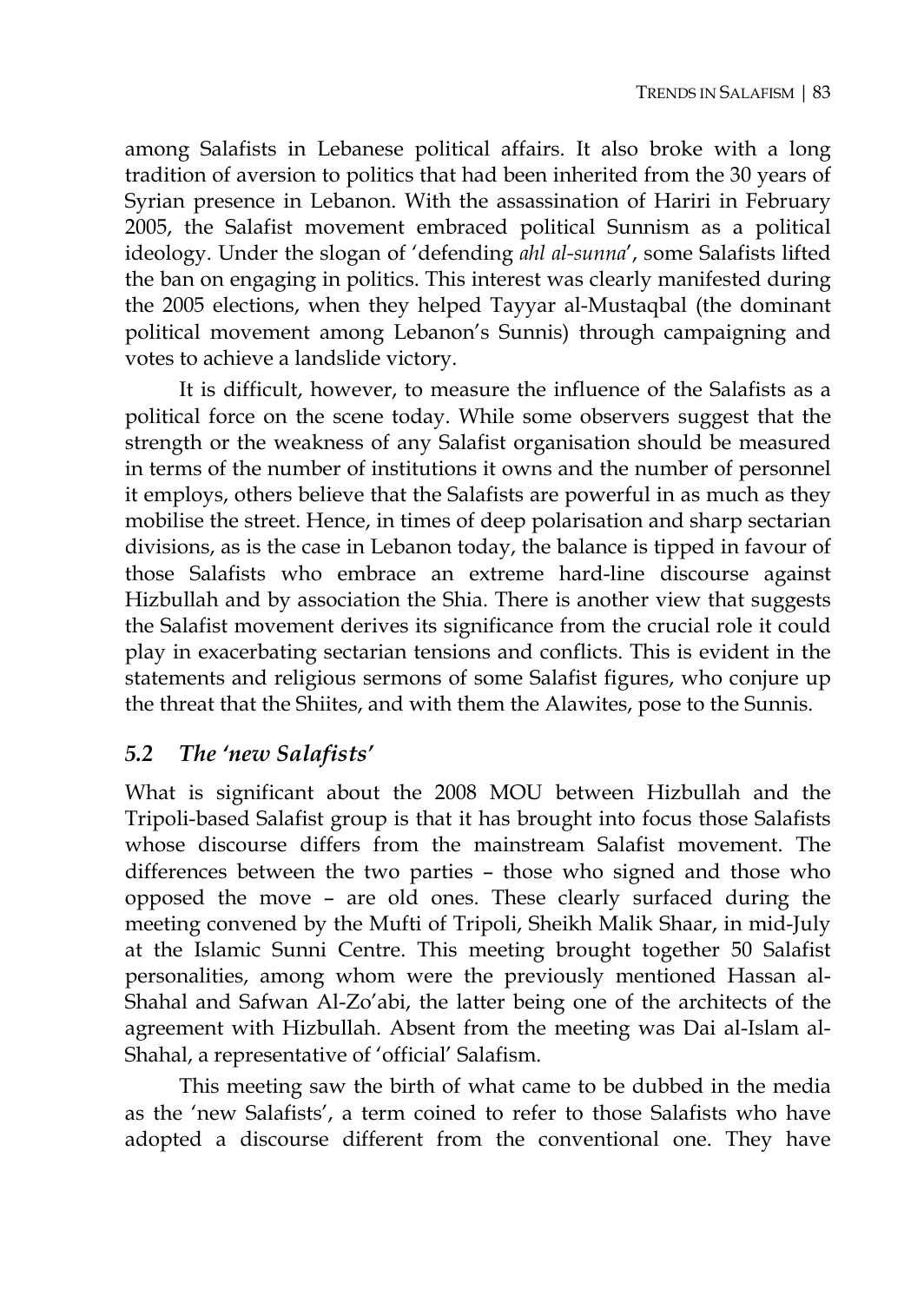among Salafists in Lebanese political affairs. It also broke with a long tradition of aversion to politics that had been inherited from the 30 years of Syrian presence in Lebanon. With the assassination of Hariri in February 2005, the Salafist movement embraced political Sunnism as a political ideology. Under the slogan of 'defending *ahl al-sunna*', some Salafists lifted the ban on engaging in politics. This interest was clearly manifested during the 2005 elections, when they helped Tayyar al-Mustaqbal (the dominant political movement among Lebanon's Sunnis) through campaigning and votes to achieve a landslide victory.

It is difficult, however, to measure the influence of the Salafists as a political force on the scene today. While some observers suggest that the strength or the weakness of any Salafist organisation should be measured in terms of the number of institutions it owns and the number of personnel it employs, others believe that the Salafists are powerful in as much as they mobilise the street. Hence, in times of deep polarisation and sharp sectarian divisions, as is the case in Lebanon today, the balance is tipped in favour of those Salafists who embrace an extreme hard-line discourse against Hizbullah and by association the Shia. There is another view that suggests the Salafist movement derives its significance from the crucial role it could play in exacerbating sectarian tensions and conflicts. This is evident in the statements and religious sermons of some Salafist figures, who conjure up the threat that the Shiites, and with them the Alawites, pose to the Sunnis.

## *5.2 The 'new Salafists'*

What is significant about the 2008 MOU between Hizbullah and the Tripoli-based Salafist group is that it has brought into focus those Salafists whose discourse differs from the mainstream Salafist movement. The differences between the two parties – those who signed and those who opposed the move – are old ones. These clearly surfaced during the meeting convened by the Mufti of Tripoli, Sheikh Malik Shaar, in mid-July at the Islamic Sunni Centre. This meeting brought together 50 Salafist personalities, among whom were the previously mentioned Hassan al-Shahal and Safwan Al-Zo'abi, the latter being one of the architects of the agreement with Hizbullah. Absent from the meeting was Dai al-Islam al-Shahal, a representative of 'official' Salafism.

This meeting saw the birth of what came to be dubbed in the media as the 'new Salafists', a term coined to refer to those Salafists who have adopted a discourse different from the conventional one. They have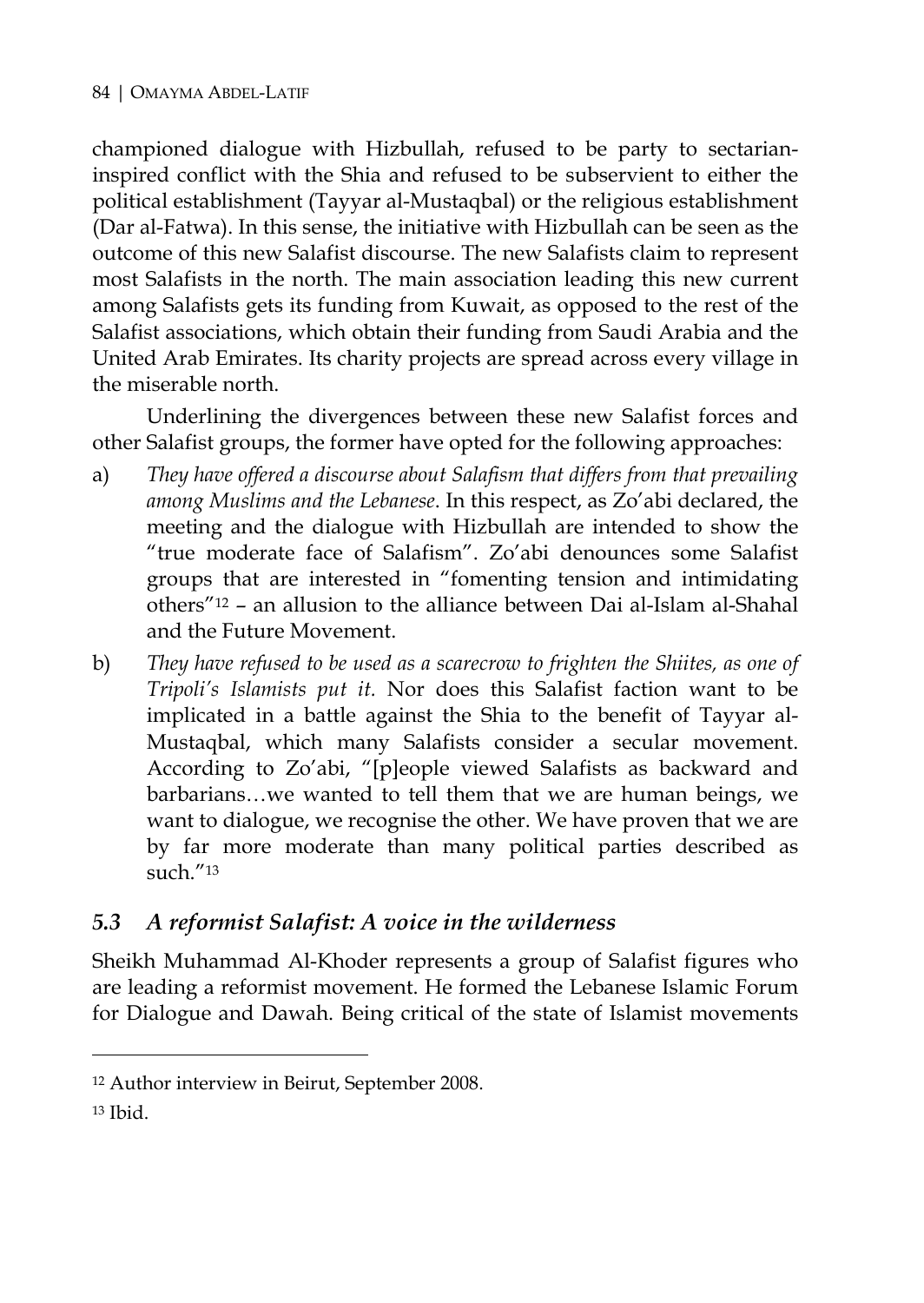championed dialogue with Hizbullah, refused to be party to sectarian-inspired conflict with the Shia and refused to be subservient to either the political establishment (Tayyar al-Mustaqbal) or the religious establishment (Dar al-Fatwa). In this sense, the initiative with Hizbullah can be seen as the outcome of this new Salafist discourse. The new Salafists claim to represent most Salafists in the north. The main association leading this new current among Salafists gets its funding from Kuwait, as opposed to the rest of the Salafist associations, which obtain their funding from Saudi Arabia and the United Arab Emirates. Its charity projects are spread across every village in the miserable north.

Underlining the divergences between these new Salafist forces and other Salafist groups, the former have opted for the following approaches:

a) *They have offered a discourse about Salafism that differs from that prevailing among Muslims and the Lebanese*. In this respect, as Zo'abi declared, the meeting and the dialogue with Hizbullah are intended to show the "true moderate face of Salafism". Zo'abi denounces some Salafist groups that are interested in "fomenting tension and intimidating others"[12] – an allusion to the alliance between Dai al-Islam al-Shahal and the Future Movement.

b) *They have refused to be used as a scarecrow to frighten the Shiites, as one of Tripoli's Islamists put it.* Nor does this Salafist faction want to be implicated in a battle against the Shia to the benefit of Tayyar al-Mustaqbal, which many Salafists consider a secular movement. According to Zo'abi, "[p]eople viewed Salafists as backward and barbarians…we wanted to tell them that we are human beings, we want to dialogue, we recognise the other. We have proven that we are by far more moderate than many political parties described as such."[13]

### *5.3 A reformist Salafist: A voice in the wilderness*

Sheikh Muhammad Al-Khoder represents a group of Salafist figures who are leading a reformist movement. He formed the Lebanese Islamic Forum for Dialogue and Dawah. Being critical of the state of Islamist movements

---

[12] Author interview in Beirut, September 2008.

[13] Ibid.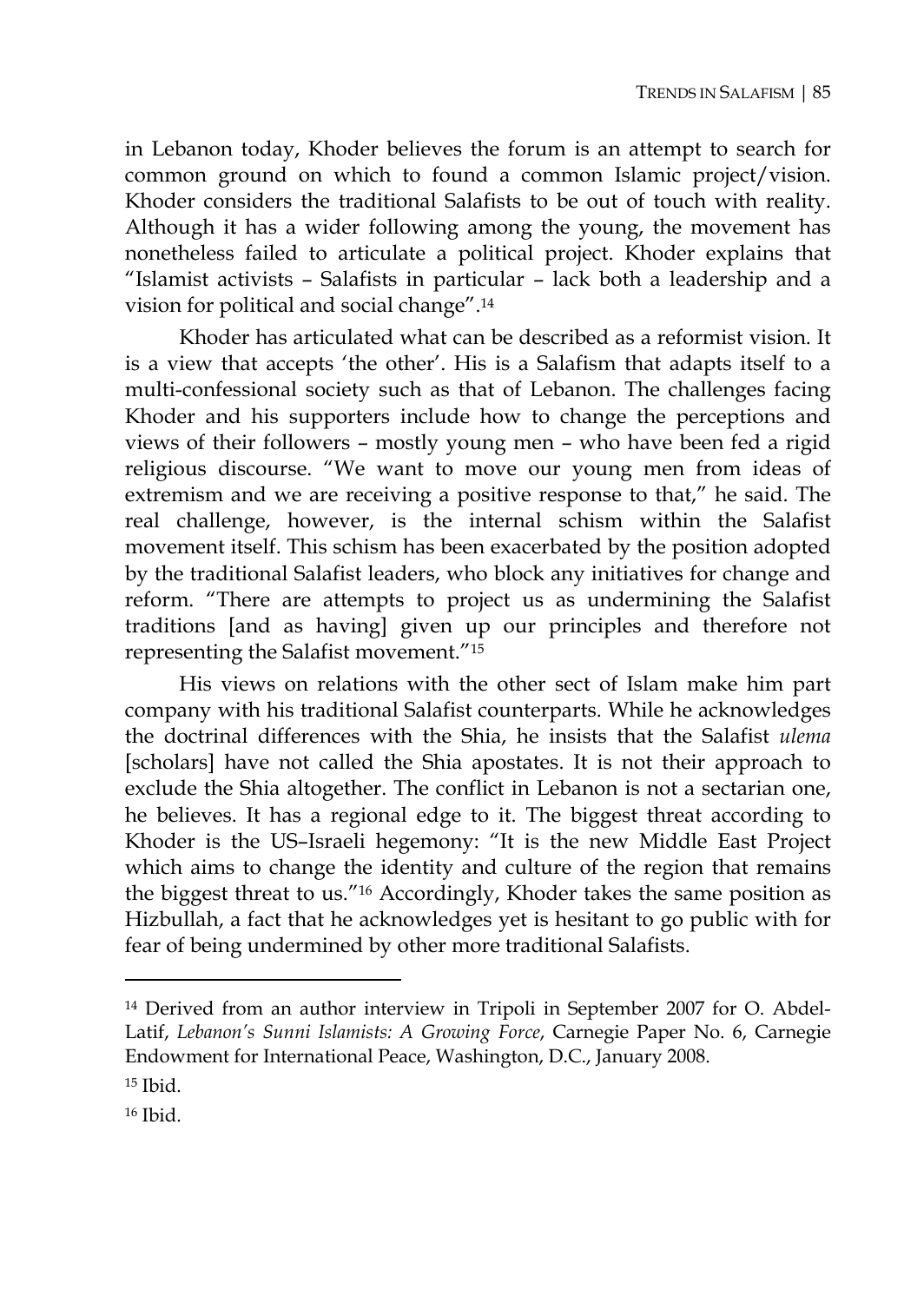in Lebanon today, Khoder believes the forum is an attempt to search for common ground on which to found a common Islamic project/vision. Khoder considers the traditional Salafists to be out of touch with reality. Although it has a wider following among the young, the movement has nonetheless failed to articulate a political project. Khoder explains that "Islamist activists – Salafists in particular – lack both a leadership and a vision for political and social change".[14]

Khoder has articulated what can be described as a reformist vision. It is a view that accepts 'the other'. His is a Salafism that adapts itself to a multi-confessional society such as that of Lebanon. The challenges facing Khoder and his supporters include how to change the perceptions and views of their followers – mostly young men – who have been fed a rigid religious discourse. "We want to move our young men from ideas of extremism and we are receiving a positive response to that," he said. The real challenge, however, is the internal schism within the Salafist movement itself. This schism has been exacerbated by the position adopted by the traditional Salafist leaders, who block any initiatives for change and reform. "There are attempts to project us as undermining the Salafist traditions [and as having] given up our principles and therefore not representing the Salafist movement."[15]

His views on relations with the other sect of Islam make him part company with his traditional Salafist counterparts. While he acknowledges the doctrinal differences with the Shia, he insists that the Salafist *ulema* [scholars] have not called the Shia apostates. It is not their approach to exclude the Shia altogether. The conflict in Lebanon is not a sectarian one, he believes. It has a regional edge to it. The biggest threat according to Khoder is the US–Israeli hegemony: "It is the new Middle East Project which aims to change the identity and culture of the region that remains the biggest threat to us."[16] Accordingly, Khoder takes the same position as Hizbullah, a fact that he acknowledges yet is hesitant to go public with for fear of being undermined by other more traditional Salafists.

---

[14] Derived from an author interview in Tripoli in September 2007 for O. Abdel-Latif, *Lebanon's Sunni Islamists: A Growing Force*, Carnegie Paper No. 6, Carnegie Endowment for International Peace, Washington, D.C., January 2008.

[15] Ibid.

[16] Ibid.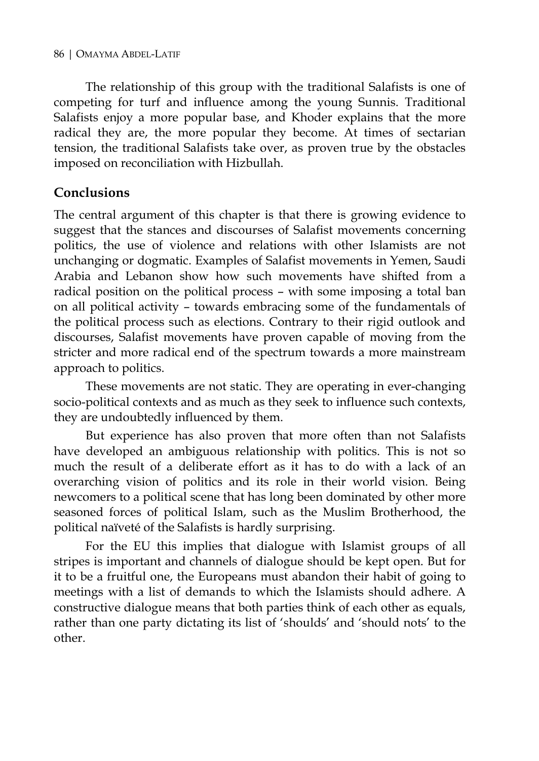The relationship of this group with the traditional Salafists is one of competing for turf and influence among the young Sunnis. Traditional Salafists enjoy a more popular base, and Khoder explains that the more radical they are, the more popular they become. At times of sectarian tension, the traditional Salafists take over, as proven true by the obstacles imposed on reconciliation with Hizbullah.

## Conclusions

The central argument of this chapter is that there is growing evidence to suggest that the stances and discourses of Salafist movements concerning politics, the use of violence and relations with other Islamists are not unchanging or dogmatic. Examples of Salafist movements in Yemen, Saudi Arabia and Lebanon show how such movements have shifted from a radical position on the political process – with some imposing a total ban on all political activity – towards embracing some of the fundamentals of the political process such as elections. Contrary to their rigid outlook and discourses, Salafist movements have proven capable of moving from the stricter and more radical end of the spectrum towards a more mainstream approach to politics.

These movements are not static. They are operating in ever-changing socio-political contexts and as much as they seek to influence such contexts, they are undoubtedly influenced by them.

But experience has also proven that more often than not Salafists have developed an ambiguous relationship with politics. This is not so much the result of a deliberate effort as it has to do with a lack of an overarching vision of politics and its role in their world vision. Being newcomers to a political scene that has long been dominated by other more seasoned forces of political Islam, such as the Muslim Brotherhood, the political naïveté of the Salafists is hardly surprising.

For the EU this implies that dialogue with Islamist groups of all stripes is important and channels of dialogue should be kept open. But for it to be a fruitful one, the Europeans must abandon their habit of going to meetings with a list of demands to which the Islamists should adhere. A constructive dialogue means that both parties think of each other as equals, rather than one party dictating its list of 'shoulds' and 'should nots' to the other.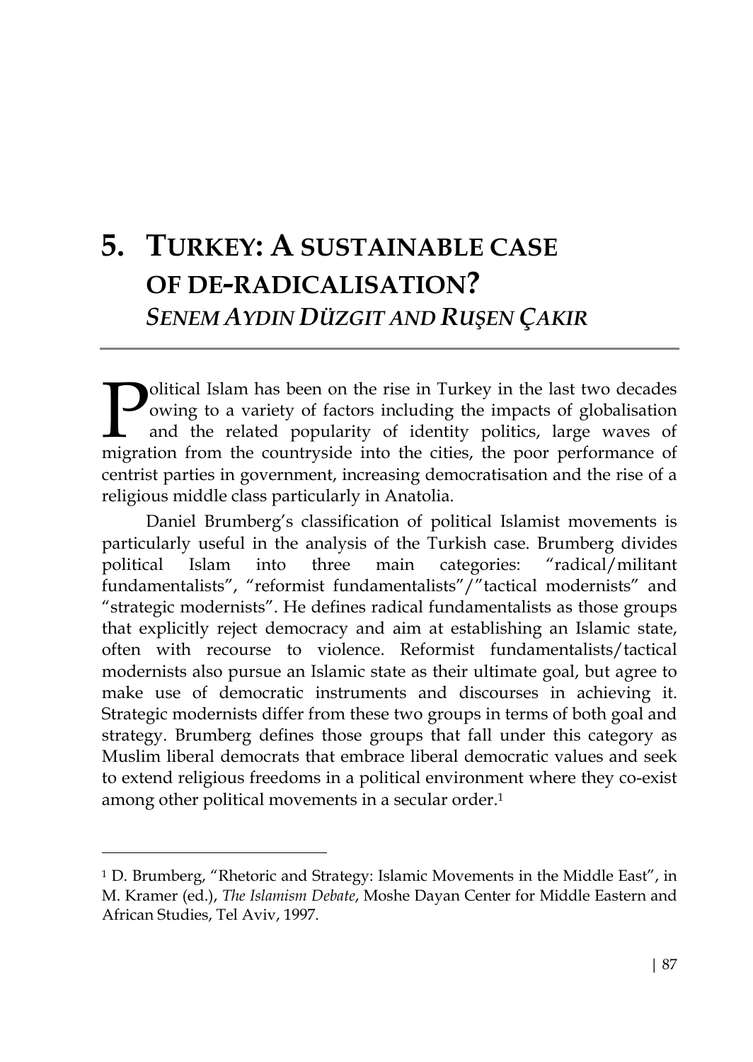# 5. TURKEY: A SUSTAINABLE CASE OF DE-RADICALISATION?

## *SENEM AYDIN DÜZGIT AND RUŞEN ÇAKIR*

Political Islam has been on the rise in Turkey in the last two decades owing to a variety of factors including the impacts of globalisation and the related popularity of identity politics, large waves of migration from the countryside into the cities, the poor performance of centrist parties in government, increasing democratisation and the rise of a religious middle class particularly in Anatolia.

Daniel Brumberg's classification of political Islamist movements is particularly useful in the analysis of the Turkish case. Brumberg divides political Islam into three main categories: "radical/militant fundamentalists", "reformist fundamentalists"/"tactical modernists" and "strategic modernists". He defines radical fundamentalists as those groups that explicitly reject democracy and aim at establishing an Islamic state, often with recourse to violence. Reformist fundamentalists/tactical modernists also pursue an Islamic state as their ultimate goal, but agree to make use of democratic instruments and discourses in achieving it. Strategic modernists differ from these two groups in terms of both goal and strategy. Brumberg defines those groups that fall under this category as Muslim liberal democrats that embrace liberal democratic values and seek to extend religious freedoms in a political environment where they co-exist among other political movements in a secular order.[1]

---

[1] D. Brumberg, "Rhetoric and Strategy: Islamic Movements in the Middle East", in M. Kramer (ed.), *The Islamism Debate*, Moshe Dayan Center for Middle Eastern and African Studies, Tel Aviv, 1997.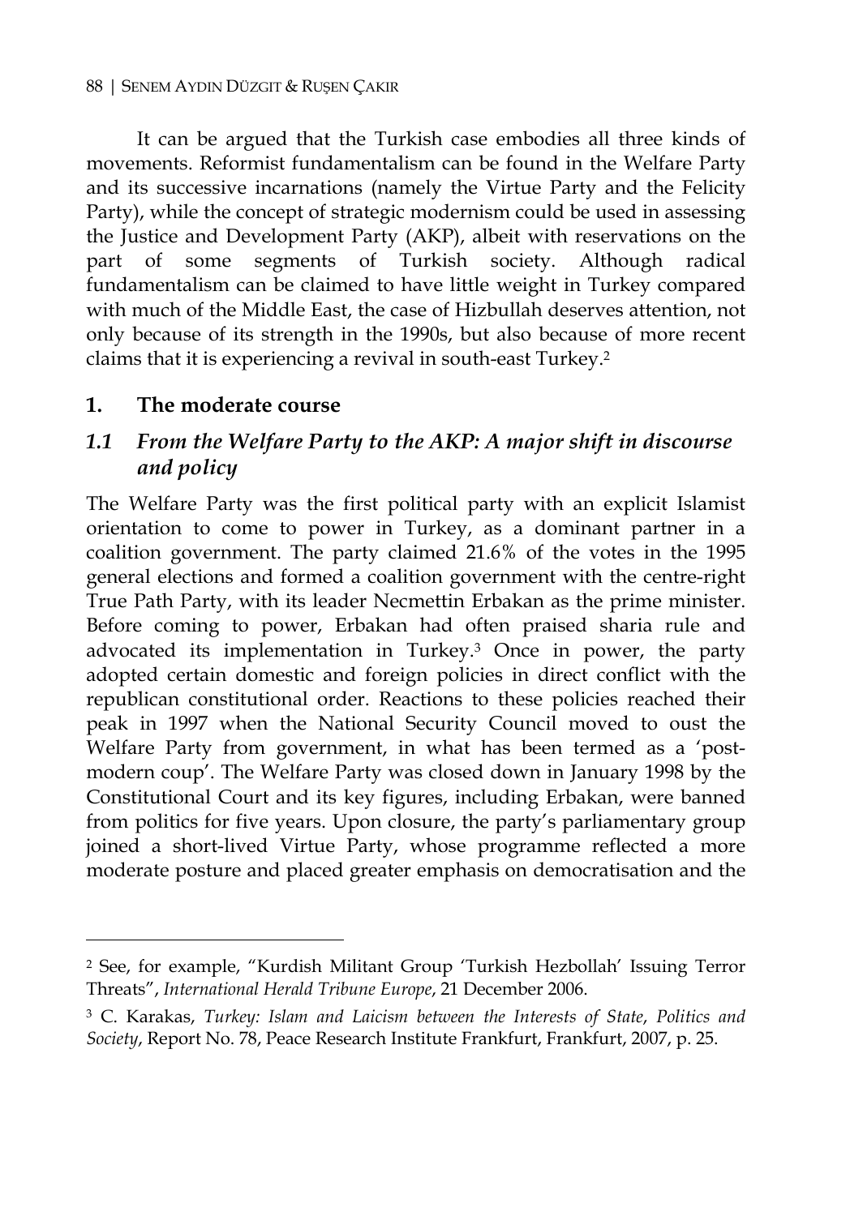It can be argued that the Turkish case embodies all three kinds of movements. Reformist fundamentalism can be found in the Welfare Party and its successive incarnations (namely the Virtue Party and the Felicity Party), while the concept of strategic modernism could be used in assessing the Justice and Development Party (AKP), albeit with reservations on the part of some segments of Turkish society. Although radical fundamentalism can be claimed to have little weight in Turkey compared with much of the Middle East, the case of Hizbullah deserves attention, not only because of its strength in the 1990s, but also because of more recent claims that it is experiencing a revival in south-east Turkey.[2]

## 1. The moderate course

### *1.1 From the Welfare Party to the AKP: A major shift in discourse and policy*

The Welfare Party was the first political party with an explicit Islamist orientation to come to power in Turkey, as a dominant partner in a coalition government. The party claimed 21.6% of the votes in the 1995 general elections and formed a coalition government with the centre-right True Path Party, with its leader Necmettin Erbakan as the prime minister. Before coming to power, Erbakan had often praised sharia rule and advocated its implementation in Turkey.[3] Once in power, the party adopted certain domestic and foreign policies in direct conflict with the republican constitutional order. Reactions to these policies reached their peak in 1997 when the National Security Council moved to oust the Welfare Party from government, in what has been termed as a 'post-modern coup'. The Welfare Party was closed down in January 1998 by the Constitutional Court and its key figures, including Erbakan, were banned from politics for five years. Upon closure, the party's parliamentary group joined a short-lived Virtue Party, whose programme reflected a more moderate posture and placed greater emphasis on democratisation and the

---

[2] See, for example, "Kurdish Militant Group 'Turkish Hezbollah' Issuing Terror Threats", *International Herald Tribune Europe*, 21 December 2006.

[3] C. Karakas, *Turkey: Islam and Laicism between the Interests of State, Politics and Society*, Report No. 78, Peace Research Institute Frankfurt, Frankfurt, 2007, p. 25.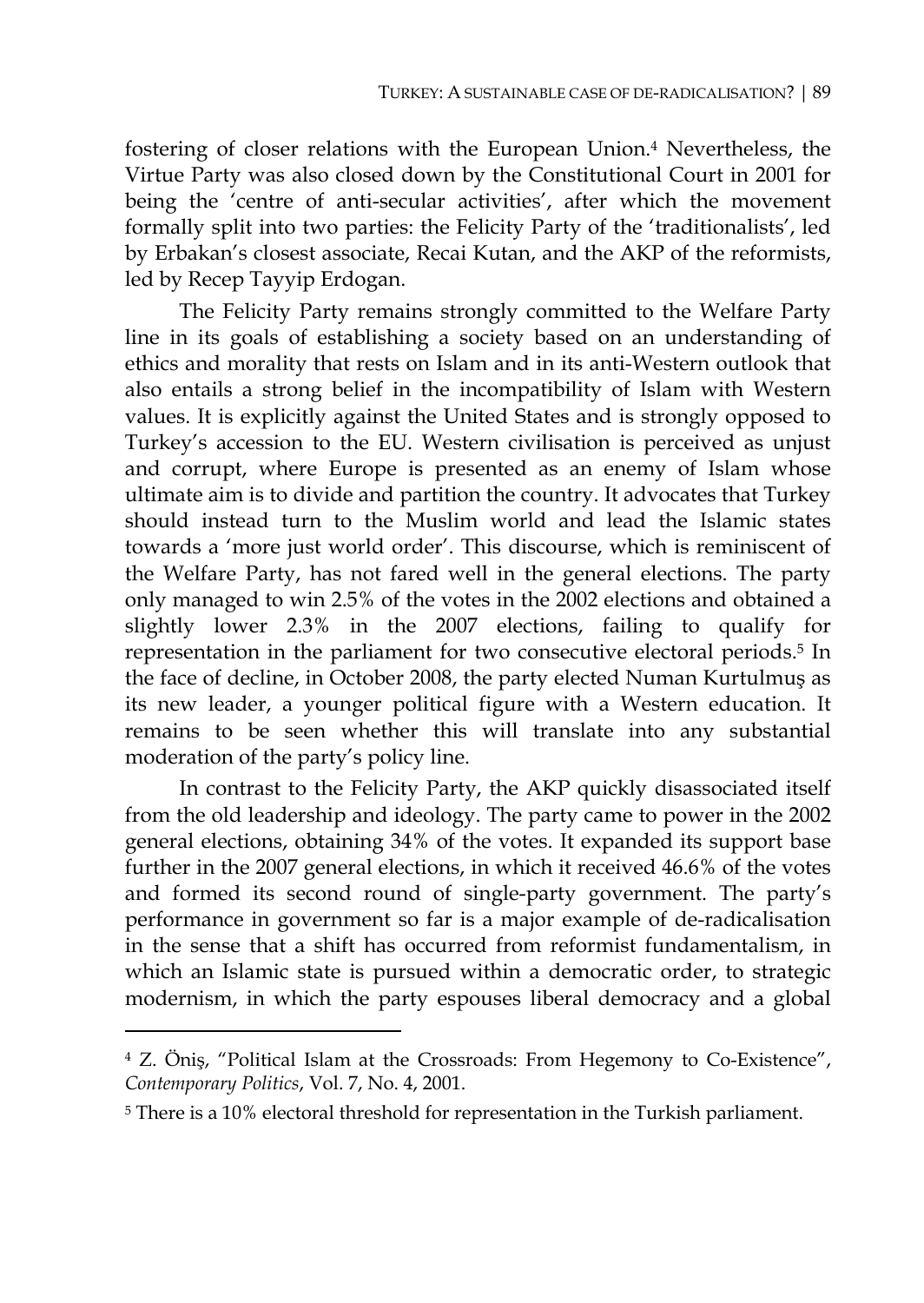fostering of closer relations with the European Union.[4] Nevertheless, the Virtue Party was also closed down by the Constitutional Court in 2001 for being the 'centre of anti-secular activities', after which the movement formally split into two parties: the Felicity Party of the 'traditionalists', led by Erbakan's closest associate, Recai Kutan, and the AKP of the reformists, led by Recep Tayyip Erdogan.

The Felicity Party remains strongly committed to the Welfare Party line in its goals of establishing a society based on an understanding of ethics and morality that rests on Islam and in its anti-Western outlook that also entails a strong belief in the incompatibility of Islam with Western values. It is explicitly against the United States and is strongly opposed to Turkey's accession to the EU. Western civilisation is perceived as unjust and corrupt, where Europe is presented as an enemy of Islam whose ultimate aim is to divide and partition the country. It advocates that Turkey should instead turn to the Muslim world and lead the Islamic states towards a 'more just world order'. This discourse, which is reminiscent of the Welfare Party, has not fared well in the general elections. The party only managed to win 2.5% of the votes in the 2002 elections and obtained a slightly lower 2.3% in the 2007 elections, failing to qualify for representation in the parliament for two consecutive electoral periods.[5] In the face of decline, in October 2008, the party elected Numan Kurtulmuş as its new leader, a younger political figure with a Western education. It remains to be seen whether this will translate into any substantial moderation of the party's policy line.

In contrast to the Felicity Party, the AKP quickly disassociated itself from the old leadership and ideology. The party came to power in the 2002 general elections, obtaining 34% of the votes. It expanded its support base further in the 2007 general elections, in which it received 46.6% of the votes and formed its second round of single-party government. The party's performance in government so far is a major example of de-radicalisation in the sense that a shift has occurred from reformist fundamentalism, in which an Islamic state is pursued within a democratic order, to strategic modernism, in which the party espouses liberal democracy and a global

---

[4] Z. Öniş, "Political Islam at the Crossroads: From Hegemony to Co-Existence", *Contemporary Politics*, Vol. 7, No. 4, 2001.

[5] There is a 10% electoral threshold for representation in the Turkish parliament.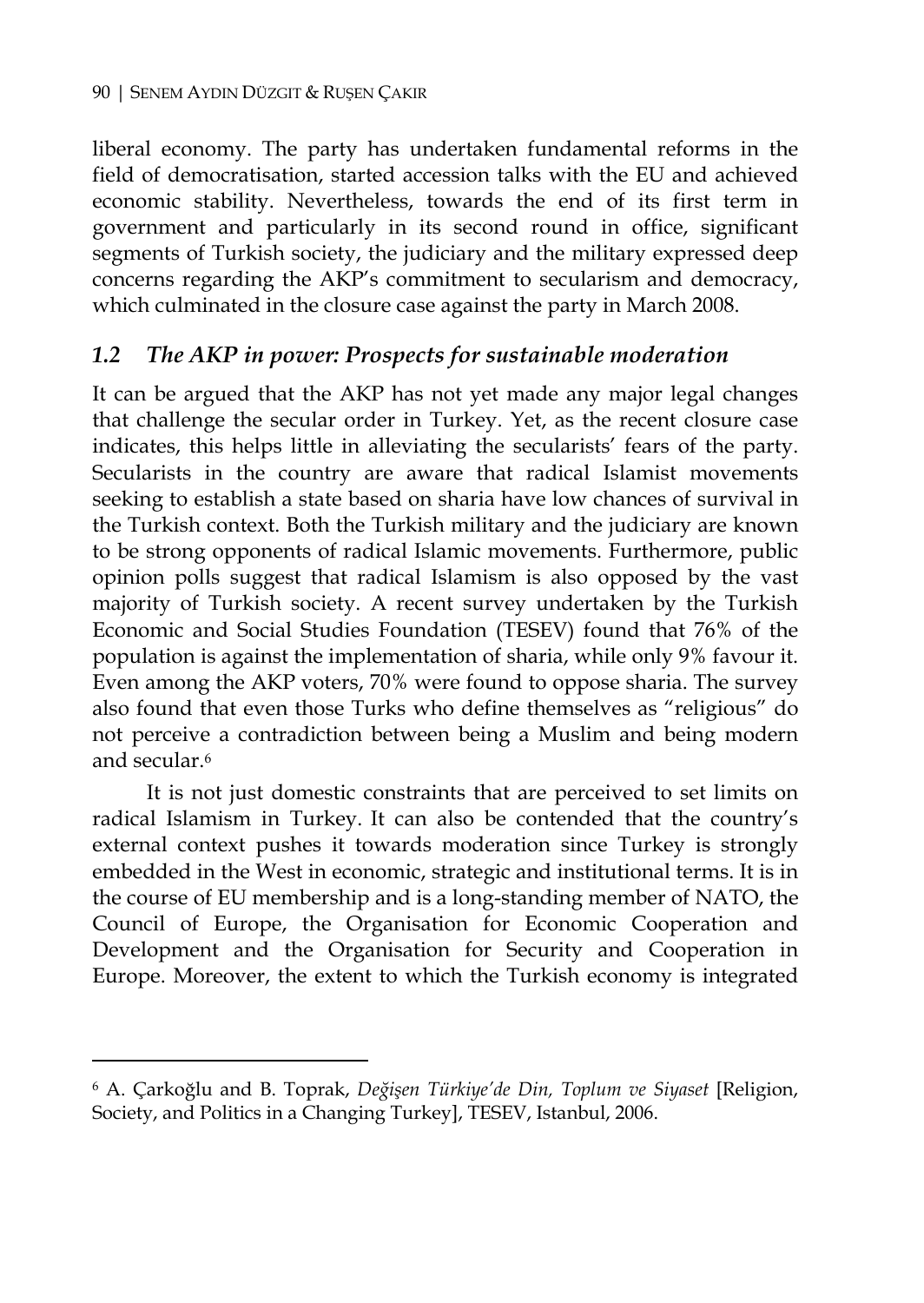liberal economy. The party has undertaken fundamental reforms in the field of democratisation, started accession talks with the EU and achieved economic stability. Nevertheless, towards the end of its first term in government and particularly in its second round in office, significant segments of Turkish society, the judiciary and the military expressed deep concerns regarding the AKP's commitment to secularism and democracy, which culminated in the closure case against the party in March 2008.

## *1.2 The AKP in power: Prospects for sustainable moderation*

It can be argued that the AKP has not yet made any major legal changes that challenge the secular order in Turkey. Yet, as the recent closure case indicates, this helps little in alleviating the secularists' fears of the party. Secularists in the country are aware that radical Islamist movements seeking to establish a state based on sharia have low chances of survival in the Turkish context. Both the Turkish military and the judiciary are known to be strong opponents of radical Islamic movements. Furthermore, public opinion polls suggest that radical Islamism is also opposed by the vast majority of Turkish society. A recent survey undertaken by the Turkish Economic and Social Studies Foundation (TESEV) found that 76% of the population is against the implementation of sharia, while only 9% favour it. Even among the AKP voters, 70% were found to oppose sharia. The survey also found that even those Turks who define themselves as "religious" do not perceive a contradiction between being a Muslim and being modern and secular.[6]

It is not just domestic constraints that are perceived to set limits on radical Islamism in Turkey. It can also be contended that the country's external context pushes it towards moderation since Turkey is strongly embedded in the West in economic, strategic and institutional terms. It is in the course of EU membership and is a long-standing member of NATO, the Council of Europe, the Organisation for Economic Cooperation and Development and the Organisation for Security and Cooperation in Europe. Moreover, the extent to which the Turkish economy is integrated

[6] A. Çarkoğlu and B. Toprak, *Değişen Türkiye'de Din, Toplum ve Siyaset* [Religion, Society, and Politics in a Changing Turkey], TESEV, Istanbul, 2006.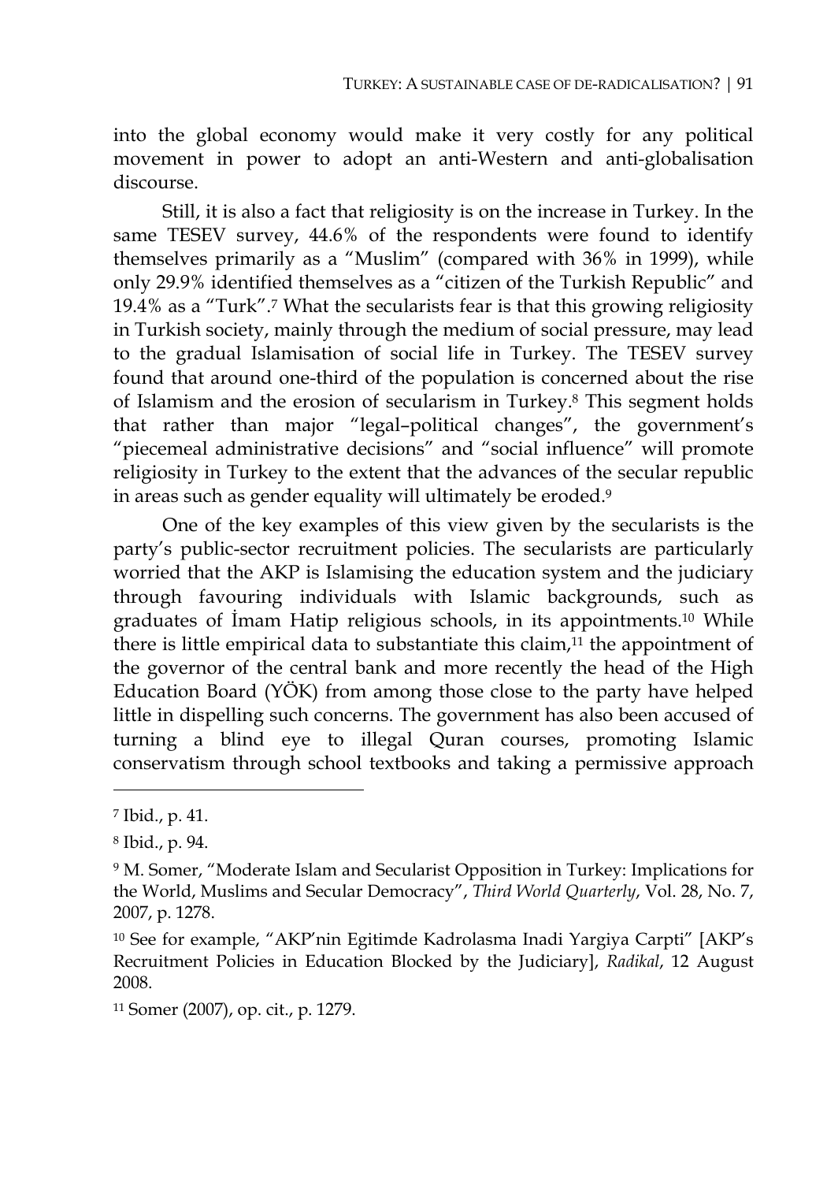into the global economy would make it very costly for any political movement in power to adopt an anti-Western and anti-globalisation discourse.

Still, it is also a fact that religiosity is on the increase in Turkey. In the same TESEV survey, 44.6% of the respondents were found to identify themselves primarily as a "Muslim" (compared with 36% in 1999), while only 29.9% identified themselves as a "citizen of the Turkish Republic" and 19.4% as a "Turk".[7] What the secularists fear is that this growing religiosity in Turkish society, mainly through the medium of social pressure, may lead to the gradual Islamisation of social life in Turkey. The TESEV survey found that around one-third of the population is concerned about the rise of Islamism and the erosion of secularism in Turkey.[8] This segment holds that rather than major "legal–political changes", the government's "piecemeal administrative decisions" and "social influence" will promote religiosity in Turkey to the extent that the advances of the secular republic in areas such as gender equality will ultimately be eroded.[9]

One of the key examples of this view given by the secularists is the party's public-sector recruitment policies. The secularists are particularly worried that the AKP is Islamising the education system and the judiciary through favouring individuals with Islamic backgrounds, such as graduates of İmam Hatip religious schools, in its appointments.[10] While there is little empirical data to substantiate this claim,[11] the appointment of the governor of the central bank and more recently the head of the High Education Board (YÖK) from among those close to the party have helped little in dispelling such concerns. The government has also been accused of turning a blind eye to illegal Quran courses, promoting Islamic conservatism through school textbooks and taking a permissive approach

---

[7] Ibid., p. 41.

[8] Ibid., p. 94.

[9] M. Somer, "Moderate Islam and Secularist Opposition in Turkey: Implications for the World, Muslims and Secular Democracy", *Third World Quarterly*, Vol. 28, No. 7, 2007, p. 1278.

[10] See for example, "AKP'nin Egitimde Kadrolasma Inadi Yargiya Carpti" [AKP's Recruitment Policies in Education Blocked by the Judiciary], *Radikal*, 12 August 2008.

[11] Somer (2007), op. cit., p. 1279.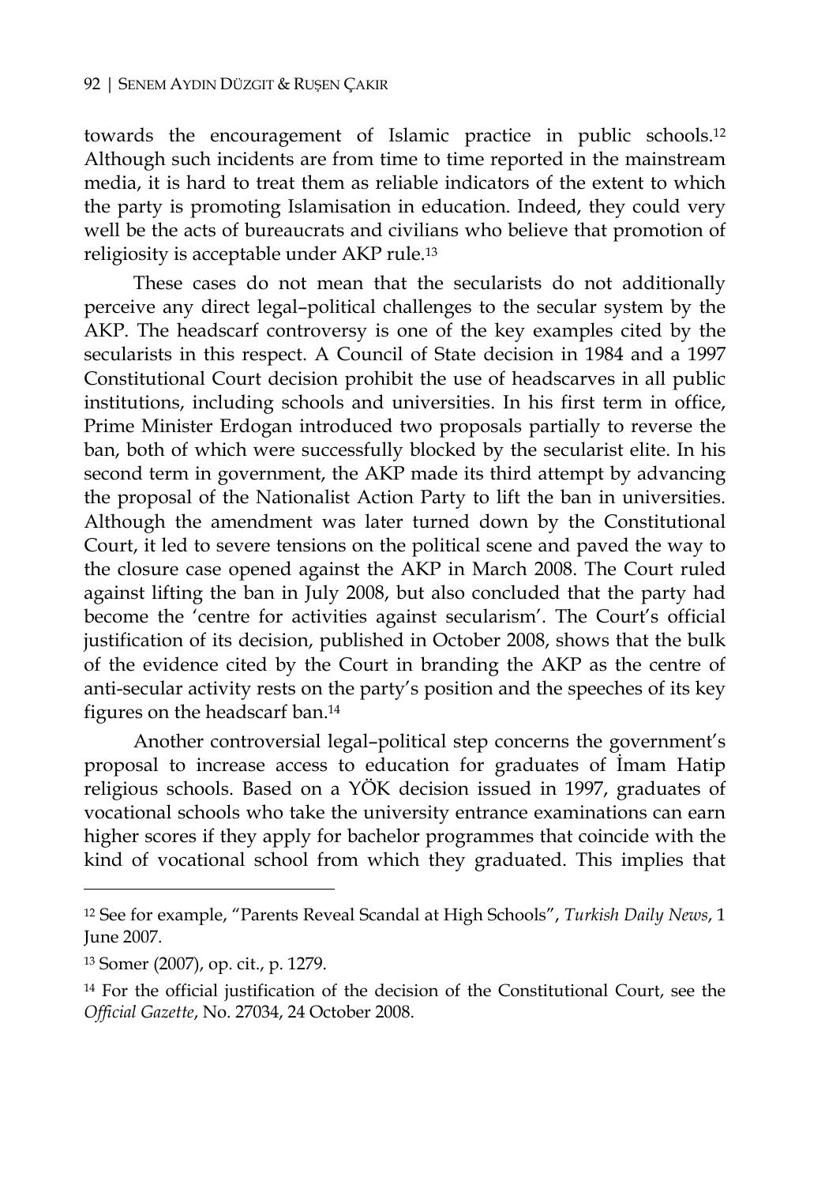towards the encouragement of Islamic practice in public schools.[12] Although such incidents are from time to time reported in the mainstream media, it is hard to treat them as reliable indicators of the extent to which the party is promoting Islamisation in education. Indeed, they could very well be the acts of bureaucrats and civilians who believe that promotion of religiosity is acceptable under AKP rule.[13]

These cases do not mean that the secularists do not additionally perceive any direct legal–political challenges to the secular system by the AKP. The headscarf controversy is one of the key examples cited by the secularists in this respect. A Council of State decision in 1984 and a 1997 Constitutional Court decision prohibit the use of headscarves in all public institutions, including schools and universities. In his first term in office, Prime Minister Erdogan introduced two proposals partially to reverse the ban, both of which were successfully blocked by the secularist elite. In his second term in government, the AKP made its third attempt by advancing the proposal of the Nationalist Action Party to lift the ban in universities. Although the amendment was later turned down by the Constitutional Court, it led to severe tensions on the political scene and paved the way to the closure case opened against the AKP in March 2008. The Court ruled against lifting the ban in July 2008, but also concluded that the party had become the 'centre for activities against secularism'. The Court's official justification of its decision, published in October 2008, shows that the bulk of the evidence cited by the Court in branding the AKP as the centre of anti-secular activity rests on the party's position and the speeches of its key figures on the headscarf ban.[14]

Another controversial legal–political step concerns the government's proposal to increase access to education for graduates of İmam Hatip religious schools. Based on a YÖK decision issued in 1997, graduates of vocational schools who take the university entrance examinations can earn higher scores if they apply for bachelor programmes that coincide with the kind of vocational school from which they graduated. This implies that

---

[12] See for example, "Parents Reveal Scandal at High Schools", *Turkish Daily News*, 1 June 2007.

[13] Somer (2007), op. cit., p. 1279.

[14] For the official justification of the decision of the Constitutional Court, see the *Official Gazette*, No. 27034, 24 October 2008.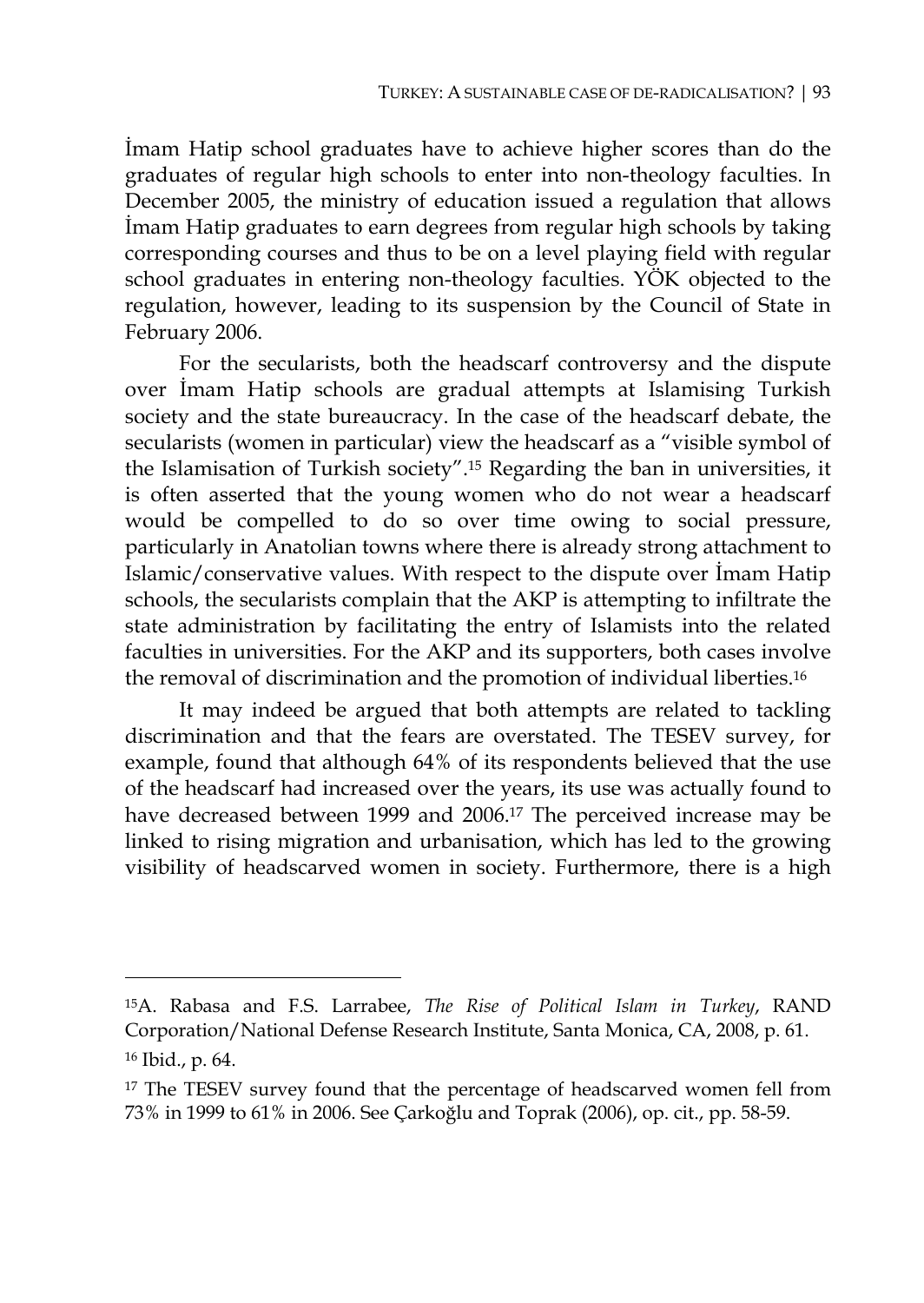İmam Hatip school graduates have to achieve higher scores than do the graduates of regular high schools to enter into non-theology faculties. In December 2005, the ministry of education issued a regulation that allows İmam Hatip graduates to earn degrees from regular high schools by taking corresponding courses and thus to be on a level playing field with regular school graduates in entering non-theology faculties. YÖK objected to the regulation, however, leading to its suspension by the Council of State in February 2006.

For the secularists, both the headscarf controversy and the dispute over İmam Hatip schools are gradual attempts at Islamising Turkish society and the state bureaucracy. In the case of the headscarf debate, the secularists (women in particular) view the headscarf as a "visible symbol of the Islamisation of Turkish society".[15] Regarding the ban in universities, it is often asserted that the young women who do not wear a headscarf would be compelled to do so over time owing to social pressure, particularly in Anatolian towns where there is already strong attachment to Islamic/conservative values. With respect to the dispute over İmam Hatip schools, the secularists complain that the AKP is attempting to infiltrate the state administration by facilitating the entry of Islamists into the related faculties in universities. For the AKP and its supporters, both cases involve the removal of discrimination and the promotion of individual liberties.[16]

It may indeed be argued that both attempts are related to tackling discrimination and that the fears are overstated. The TESEV survey, for example, found that although 64% of its respondents believed that the use of the headscarf had increased over the years, its use was actually found to have decreased between 1999 and 2006.[17] The perceived increase may be linked to rising migration and urbanisation, which has led to the growing visibility of headscarved women in society. Furthermore, there is a high

---

[15] A. Rabasa and F.S. Larrabee, *The Rise of Political Islam in Turkey*, RAND Corporation/National Defense Research Institute, Santa Monica, CA, 2008, p. 61.

[16] Ibid., p. 64.

[17] The TESEV survey found that the percentage of headscarved women fell from 73% in 1999 to 61% in 2006. See Çarkoğlu and Toprak (2006), op. cit., pp. 58-59.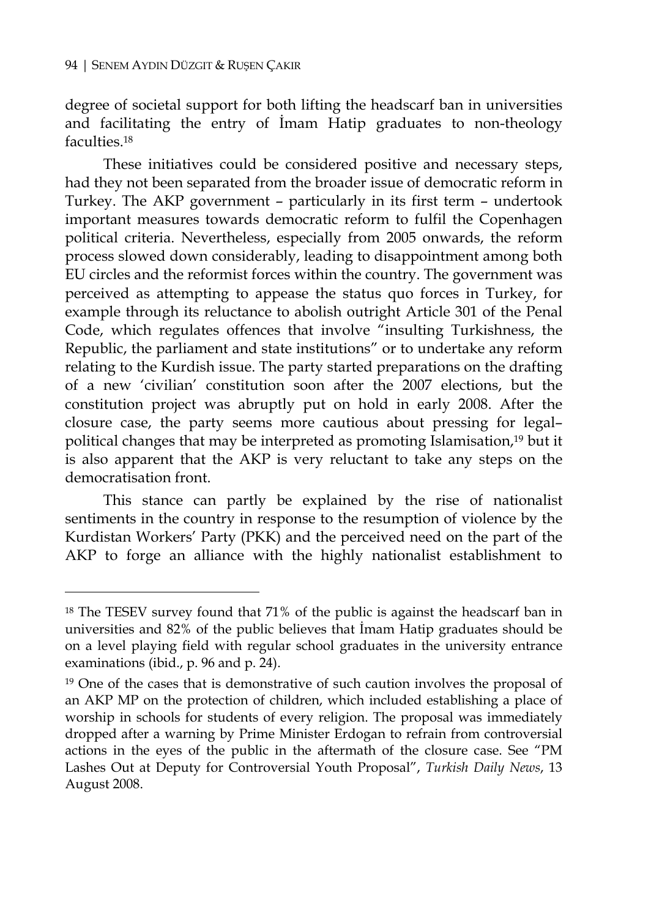degree of societal support for both lifting the headscarf ban in universities and facilitating the entry of İmam Hatip graduates to non-theology faculties.[18]

These initiatives could be considered positive and necessary steps, had they not been separated from the broader issue of democratic reform in Turkey. The AKP government – particularly in its first term – undertook important measures towards democratic reform to fulfil the Copenhagen political criteria. Nevertheless, especially from 2005 onwards, the reform process slowed down considerably, leading to disappointment among both EU circles and the reformist forces within the country. The government was perceived as attempting to appease the status quo forces in Turkey, for example through its reluctance to abolish outright Article 301 of the Penal Code, which regulates offences that involve "insulting Turkishness, the Republic, the parliament and state institutions" or to undertake any reform relating to the Kurdish issue. The party started preparations on the drafting of a new 'civilian' constitution soon after the 2007 elections, but the constitution project was abruptly put on hold in early 2008. After the closure case, the party seems more cautious about pressing for legal–political changes that may be interpreted as promoting Islamisation,[19] but it is also apparent that the AKP is very reluctant to take any steps on the democratisation front.

This stance can partly be explained by the rise of nationalist sentiments in the country in response to the resumption of violence by the Kurdistan Workers' Party (PKK) and the perceived need on the part of the AKP to forge an alliance with the highly nationalist establishment to

---

[18] The TESEV survey found that 71% of the public is against the headscarf ban in universities and 82% of the public believes that İmam Hatip graduates should be on a level playing field with regular school graduates in the university entrance examinations (ibid., p. 96 and p. 24).

[19] One of the cases that is demonstrative of such caution involves the proposal of an AKP MP on the protection of children, which included establishing a place of worship in schools for students of every religion. The proposal was immediately dropped after a warning by Prime Minister Erdogan to refrain from controversial actions in the eyes of the public in the aftermath of the closure case. See "PM Lashes Out at Deputy for Controversial Youth Proposal", *Turkish Daily News*, 13 August 2008.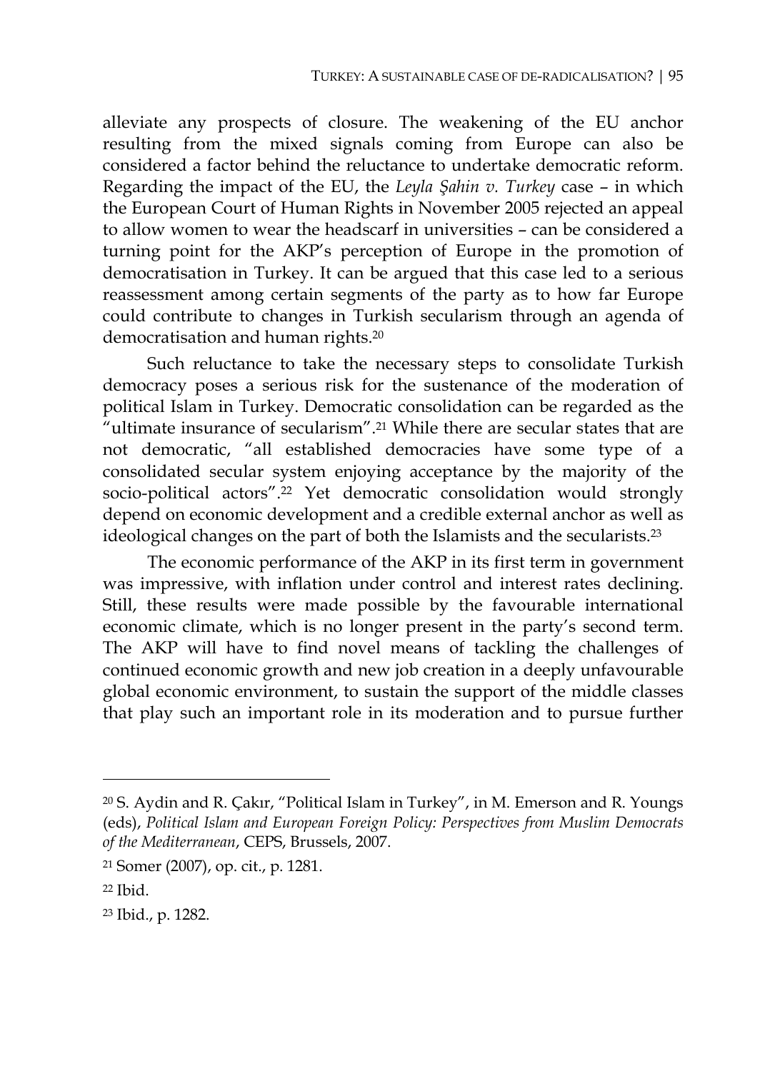alleviate any prospects of closure. The weakening of the EU anchor resulting from the mixed signals coming from Europe can also be considered a factor behind the reluctance to undertake democratic reform. Regarding the impact of the EU, the *Leyla Şahin v. Turkey* case – in which the European Court of Human Rights in November 2005 rejected an appeal to allow women to wear the headscarf in universities – can be considered a turning point for the AKP's perception of Europe in the promotion of democratisation in Turkey. It can be argued that this case led to a serious reassessment among certain segments of the party as to how far Europe could contribute to changes in Turkish secularism through an agenda of democratisation and human rights.[20]

Such reluctance to take the necessary steps to consolidate Turkish democracy poses a serious risk for the sustenance of the moderation of political Islam in Turkey. Democratic consolidation can be regarded as the "ultimate insurance of secularism".[21] While there are secular states that are not democratic, "all established democracies have some type of a consolidated secular system enjoying acceptance by the majority of the socio-political actors".[22] Yet democratic consolidation would strongly depend on economic development and a credible external anchor as well as ideological changes on the part of both the Islamists and the secularists.[23]

The economic performance of the AKP in its first term in government was impressive, with inflation under control and interest rates declining. Still, these results were made possible by the favourable international economic climate, which is no longer present in the party's second term. The AKP will have to find novel means of tackling the challenges of continued economic growth and new job creation in a deeply unfavourable global economic environment, to sustain the support of the middle classes that play such an important role in its moderation and to pursue further

---

[20] S. Aydin and R. Çakır, "Political Islam in Turkey", in M. Emerson and R. Youngs (eds), *Political Islam and European Foreign Policy: Perspectives from Muslim Democrats of the Mediterranean*, CEPS, Brussels, 2007.

[21] Somer (2007), op. cit., p. 1281.

[22] Ibid.

[23] Ibid., p. 1282.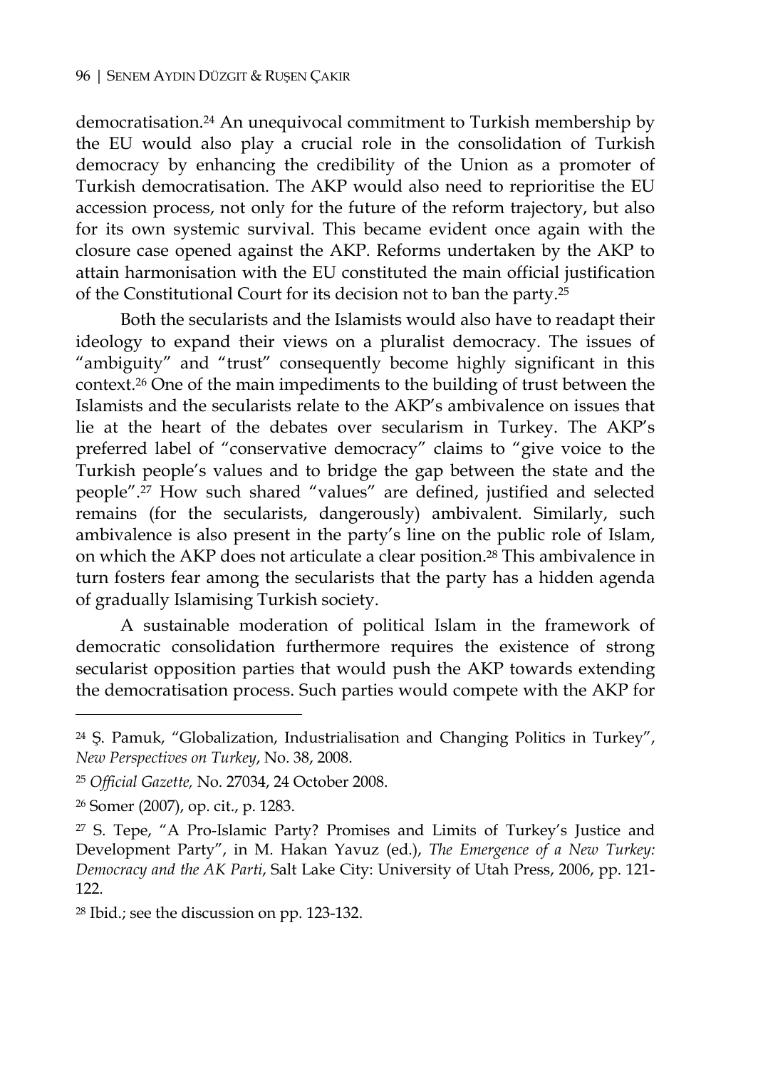democratisation.[24] An unequivocal commitment to Turkish membership by the EU would also play a crucial role in the consolidation of Turkish democracy by enhancing the credibility of the Union as a promoter of Turkish democratisation. The AKP would also need to reprioritise the EU accession process, not only for the future of the reform trajectory, but also for its own systemic survival. This became evident once again with the closure case opened against the AKP. Reforms undertaken by the AKP to attain harmonisation with the EU constituted the main official justification of the Constitutional Court for its decision not to ban the party.[25]

Both the secularists and the Islamists would also have to readapt their ideology to expand their views on a pluralist democracy. The issues of "ambiguity" and "trust" consequently become highly significant in this context.[26] One of the main impediments to the building of trust between the Islamists and the secularists relate to the AKP's ambivalence on issues that lie at the heart of the debates over secularism in Turkey. The AKP's preferred label of "conservative democracy" claims to "give voice to the Turkish people's values and to bridge the gap between the state and the people".[27] How such shared "values" are defined, justified and selected remains (for the secularists, dangerously) ambivalent. Similarly, such ambivalence is also present in the party's line on the public role of Islam, on which the AKP does not articulate a clear position.[28] This ambivalence in turn fosters fear among the secularists that the party has a hidden agenda of gradually Islamising Turkish society.

A sustainable moderation of political Islam in the framework of democratic consolidation furthermore requires the existence of strong secularist opposition parties that would push the AKP towards extending the democratisation process. Such parties would compete with the AKP for

---

[24] Ş. Pamuk, "Globalization, Industrialisation and Changing Politics in Turkey", *New Perspectives on Turkey*, No. 38, 2008.

[25] *Official Gazette,* No. 27034, 24 October 2008.

[26] Somer (2007), op. cit., p. 1283.

[27] S. Tepe, "A Pro-Islamic Party? Promises and Limits of Turkey's Justice and Development Party", in M. Hakan Yavuz (ed.), *The Emergence of a New Turkey: Democracy and the AK Parti*, Salt Lake City: University of Utah Press, 2006, pp. 121-122.

[28] Ibid.; see the discussion on pp. 123-132.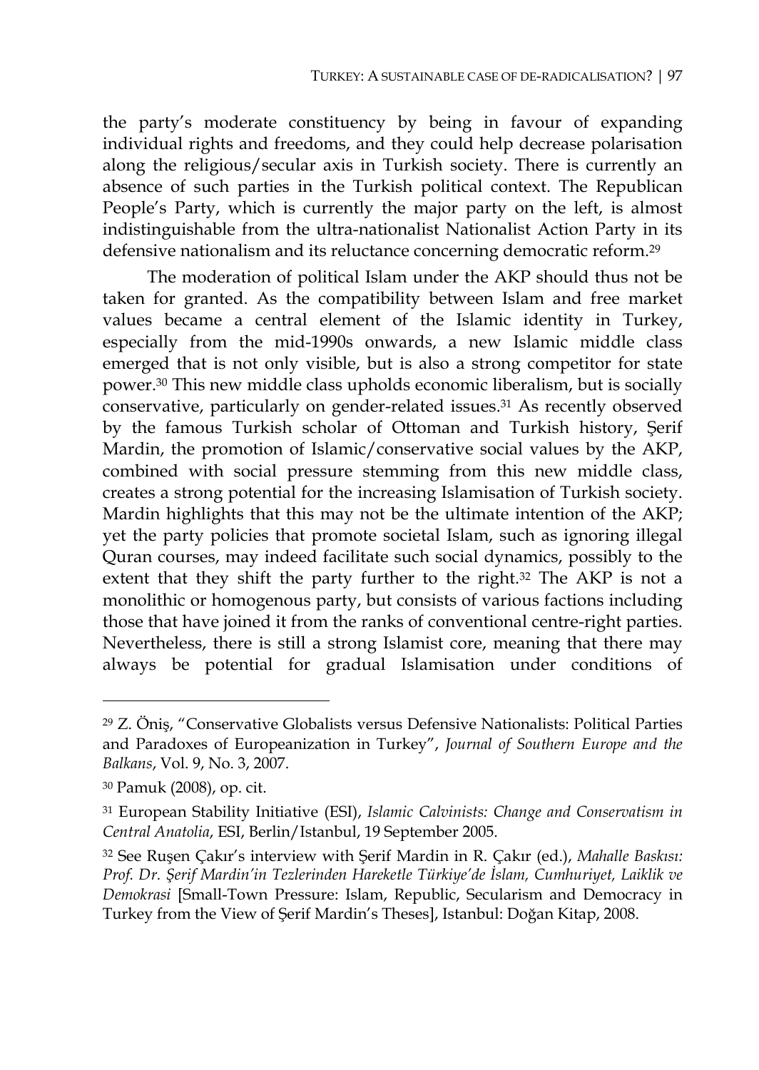the party's moderate constituency by being in favour of expanding individual rights and freedoms, and they could help decrease polarisation along the religious/secular axis in Turkish society. There is currently an absence of such parties in the Turkish political context. The Republican People's Party, which is currently the major party on the left, is almost indistinguishable from the ultra-nationalist Nationalist Action Party in its defensive nationalism and its reluctance concerning democratic reform.[29]

The moderation of political Islam under the AKP should thus not be taken for granted. As the compatibility between Islam and free market values became a central element of the Islamic identity in Turkey, especially from the mid-1990s onwards, a new Islamic middle class emerged that is not only visible, but is also a strong competitor for state power.[30] This new middle class upholds economic liberalism, but is socially conservative, particularly on gender-related issues.[31] As recently observed by the famous Turkish scholar of Ottoman and Turkish history, Şerif Mardin, the promotion of Islamic/conservative social values by the AKP, combined with social pressure stemming from this new middle class, creates a strong potential for the increasing Islamisation of Turkish society. Mardin highlights that this may not be the ultimate intention of the AKP; yet the party policies that promote societal Islam, such as ignoring illegal Quran courses, may indeed facilitate such social dynamics, possibly to the extent that they shift the party further to the right.[32] The AKP is not a monolithic or homogenous party, but consists of various factions including those that have joined it from the ranks of conventional centre-right parties. Nevertheless, there is still a strong Islamist core, meaning that there may always be potential for gradual Islamisation under conditions of

---

[29] Z. Öniş, "Conservative Globalists versus Defensive Nationalists: Political Parties and Paradoxes of Europeanization in Turkey", *Journal of Southern Europe and the Balkans*, Vol. 9, No. 3, 2007.

[30] Pamuk (2008), op. cit.

[31] European Stability Initiative (ESI), *Islamic Calvinists: Change and Conservatism in Central Anatolia*, ESI, Berlin/Istanbul, 19 September 2005.

[32] See Ruşen Çakır's interview with Şerif Mardin in R. Çakır (ed.), *Mahalle Baskısı: Prof. Dr. Şerif Mardin'in Tezlerinden Hareketle Türkiye'de İslam, Cumhuriyet, Laiklik ve Demokrasi* [Small-Town Pressure: Islam, Republic, Secularism and Democracy in Turkey from the View of Şerif Mardin's Theses], Istanbul: Doğan Kitap, 2008.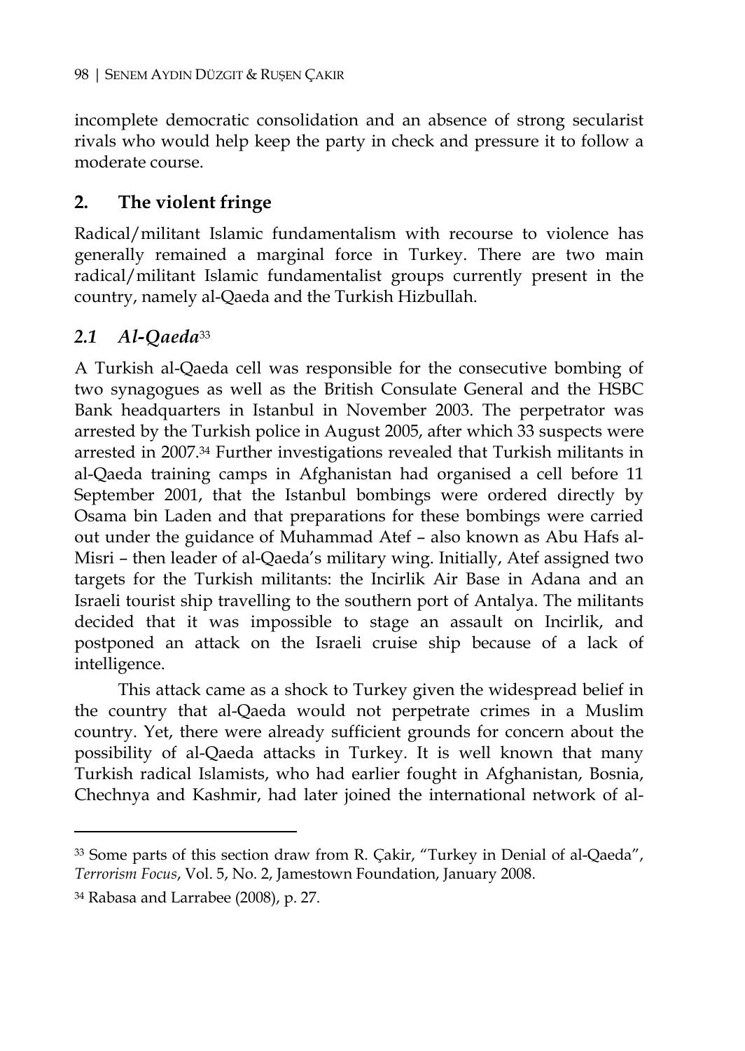incomplete democratic consolidation and an absence of strong secularist rivals who would help keep the party in check and pressure it to follow a moderate course.

## 2. The violent fringe

Radical/militant Islamic fundamentalism with recourse to violence has generally remained a marginal force in Turkey. There are two main radical/militant Islamic fundamentalist groups currently present in the country, namely al-Qaeda and the Turkish Hizbullah.

### *2.1 Al-Qaeda*[33]

A Turkish al-Qaeda cell was responsible for the consecutive bombing of two synagogues as well as the British Consulate General and the HSBC Bank headquarters in Istanbul in November 2003. The perpetrator was arrested by the Turkish police in August 2005, after which 33 suspects were arrested in 2007.[34] Further investigations revealed that Turkish militants in al-Qaeda training camps in Afghanistan had organised a cell before 11 September 2001, that the Istanbul bombings were ordered directly by Osama bin Laden and that preparations for these bombings were carried out under the guidance of Muhammad Atef – also known as Abu Hafs al-Misri – then leader of al-Qaeda's military wing. Initially, Atef assigned two targets for the Turkish militants: the Incirlik Air Base in Adana and an Israeli tourist ship travelling to the southern port of Antalya. The militants decided that it was impossible to stage an assault on Incirlik, and postponed an attack on the Israeli cruise ship because of a lack of intelligence.

This attack came as a shock to Turkey given the widespread belief in the country that al-Qaeda would not perpetrate crimes in a Muslim country. Yet, there were already sufficient grounds for concern about the possibility of al-Qaeda attacks in Turkey. It is well known that many Turkish radical Islamists, who had earlier fought in Afghanistan, Bosnia, Chechnya and Kashmir, had later joined the international network of al-

---

[33] Some parts of this section draw from R. Çakir, "Turkey in Denial of al-Qaeda", *Terrorism Focus*, Vol. 5, No. 2, Jamestown Foundation, January 2008.

[34] Rabasa and Larrabee (2008), p. 27.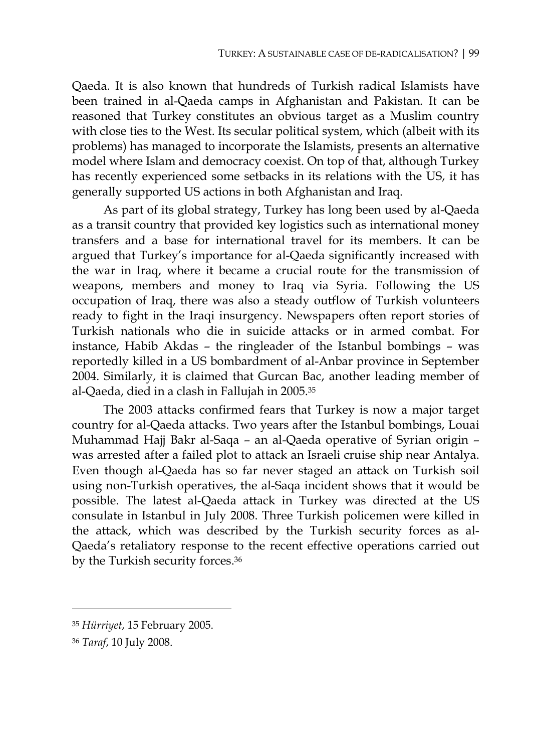Qaeda. It is also known that hundreds of Turkish radical Islamists have been trained in al-Qaeda camps in Afghanistan and Pakistan. It can be reasoned that Turkey constitutes an obvious target as a Muslim country with close ties to the West. Its secular political system, which (albeit with its problems) has managed to incorporate the Islamists, presents an alternative model where Islam and democracy coexist. On top of that, although Turkey has recently experienced some setbacks in its relations with the US, it has generally supported US actions in both Afghanistan and Iraq.

As part of its global strategy, Turkey has long been used by al-Qaeda as a transit country that provided key logistics such as international money transfers and a base for international travel for its members. It can be argued that Turkey's importance for al-Qaeda significantly increased with the war in Iraq, where it became a crucial route for the transmission of weapons, members and money to Iraq via Syria. Following the US occupation of Iraq, there was also a steady outflow of Turkish volunteers ready to fight in the Iraqi insurgency. Newspapers often report stories of Turkish nationals who die in suicide attacks or in armed combat. For instance, Habib Akdas – the ringleader of the Istanbul bombings – was reportedly killed in a US bombardment of al-Anbar province in September 2004. Similarly, it is claimed that Gurcan Bac, another leading member of al-Qaeda, died in a clash in Fallujah in 2005.[35]

The 2003 attacks confirmed fears that Turkey is now a major target country for al-Qaeda attacks. Two years after the Istanbul bombings, Louai Muhammad Hajj Bakr al-Saqa – an al-Qaeda operative of Syrian origin – was arrested after a failed plot to attack an Israeli cruise ship near Antalya. Even though al-Qaeda has so far never staged an attack on Turkish soil using non-Turkish operatives, the al-Saqa incident shows that it would be possible. The latest al-Qaeda attack in Turkey was directed at the US consulate in Istanbul in July 2008. Three Turkish policemen were killed in the attack, which was described by the Turkish security forces as al-Qaeda's retaliatory response to the recent effective operations carried out by the Turkish security forces.[36]

---

[35] *Hürriyet*, 15 February 2005.

[36] *Taraf*, 10 July 2008.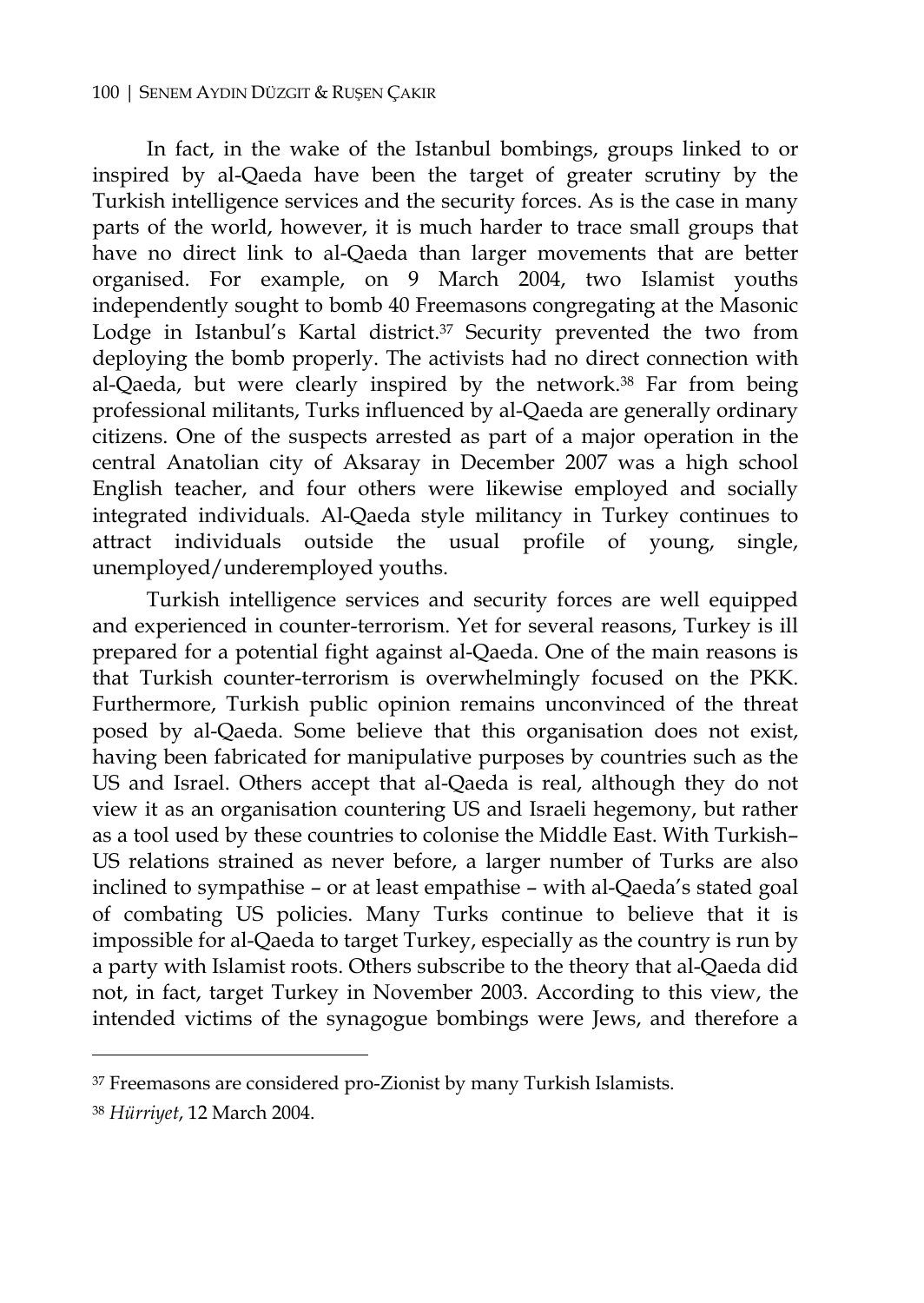In fact, in the wake of the Istanbul bombings, groups linked to or inspired by al-Qaeda have been the target of greater scrutiny by the Turkish intelligence services and the security forces. As is the case in many parts of the world, however, it is much harder to trace small groups that have no direct link to al-Qaeda than larger movements that are better organised. For example, on 9 March 2004, two Islamist youths independently sought to bomb 40 Freemasons congregating at the Masonic Lodge in Istanbul's Kartal district.[37] Security prevented the two from deploying the bomb properly. The activists had no direct connection with al-Qaeda, but were clearly inspired by the network.[38] Far from being professional militants, Turks influenced by al-Qaeda are generally ordinary citizens. One of the suspects arrested as part of a major operation in the central Anatolian city of Aksaray in December 2007 was a high school English teacher, and four others were likewise employed and socially integrated individuals. Al-Qaeda style militancy in Turkey continues to attract individuals outside the usual profile of young, single, unemployed/underemployed youths.

Turkish intelligence services and security forces are well equipped and experienced in counter-terrorism. Yet for several reasons, Turkey is ill prepared for a potential fight against al-Qaeda. One of the main reasons is that Turkish counter-terrorism is overwhelmingly focused on the PKK. Furthermore, Turkish public opinion remains unconvinced of the threat posed by al-Qaeda. Some believe that this organisation does not exist, having been fabricated for manipulative purposes by countries such as the US and Israel. Others accept that al-Qaeda is real, although they do not view it as an organisation countering US and Israeli hegemony, but rather as a tool used by these countries to colonise the Middle East. With Turkish–US relations strained as never before, a larger number of Turks are also inclined to sympathise – or at least empathise – with al-Qaeda's stated goal of combating US policies. Many Turks continue to believe that it is impossible for al-Qaeda to target Turkey, especially as the country is run by a party with Islamist roots. Others subscribe to the theory that al-Qaeda did not, in fact, target Turkey in November 2003. According to this view, the intended victims of the synagogue bombings were Jews, and therefore a

[37] Freemasons are considered pro-Zionist by many Turkish Islamists.

[38] *Hürriyet*, 12 March 2004.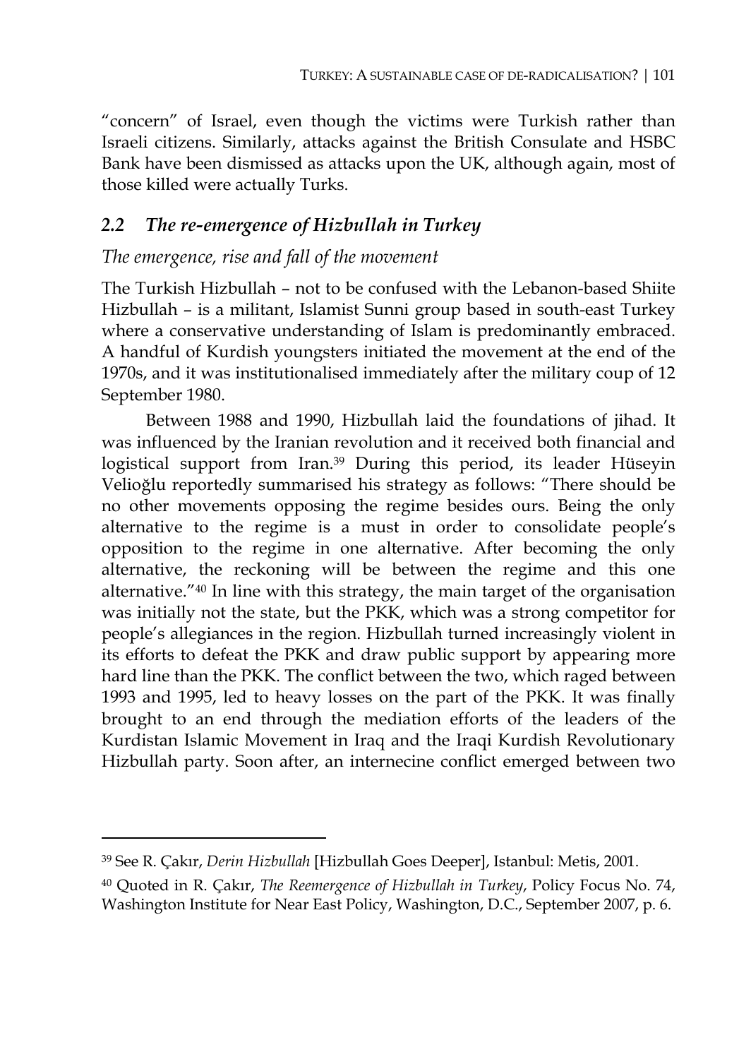"concern" of Israel, even though the victims were Turkish rather than Israeli citizens. Similarly, attacks against the British Consulate and HSBC Bank have been dismissed as attacks upon the UK, although again, most of those killed were actually Turks.

## *2.2 The re-emergence of Hizbullah in Turkey*

### *The emergence, rise and fall of the movement*

The Turkish Hizbullah – not to be confused with the Lebanon-based Shiite Hizbullah – is a militant, Islamist Sunni group based in south-east Turkey where a conservative understanding of Islam is predominantly embraced. A handful of Kurdish youngsters initiated the movement at the end of the 1970s, and it was institutionalised immediately after the military coup of 12 September 1980.

Between 1988 and 1990, Hizbullah laid the foundations of jihad. It was influenced by the Iranian revolution and it received both financial and logistical support from Iran.[39] During this period, its leader Hüseyin Velioğlu reportedly summarised his strategy as follows: "There should be no other movements opposing the regime besides ours. Being the only alternative to the regime is a must in order to consolidate people's opposition to the regime in one alternative. After becoming the only alternative, the reckoning will be between the regime and this one alternative."[40] In line with this strategy, the main target of the organisation was initially not the state, but the PKK, which was a strong competitor for people's allegiances in the region. Hizbullah turned increasingly violent in its efforts to defeat the PKK and draw public support by appearing more hard line than the PKK. The conflict between the two, which raged between 1993 and 1995, led to heavy losses on the part of the PKK. It was finally brought to an end through the mediation efforts of the leaders of the Kurdistan Islamic Movement in Iraq and the Iraqi Kurdish Revolutionary Hizbullah party. Soon after, an internecine conflict emerged between two

---

[39] See R. Çakır, *Derin Hizbullah* [Hizbullah Goes Deeper], Istanbul: Metis, 2001.

[40] Quoted in R. Çakır, *The Reemergence of Hizbullah in Turkey*, Policy Focus No. 74, Washington Institute for Near East Policy, Washington, D.C., September 2007, p. 6.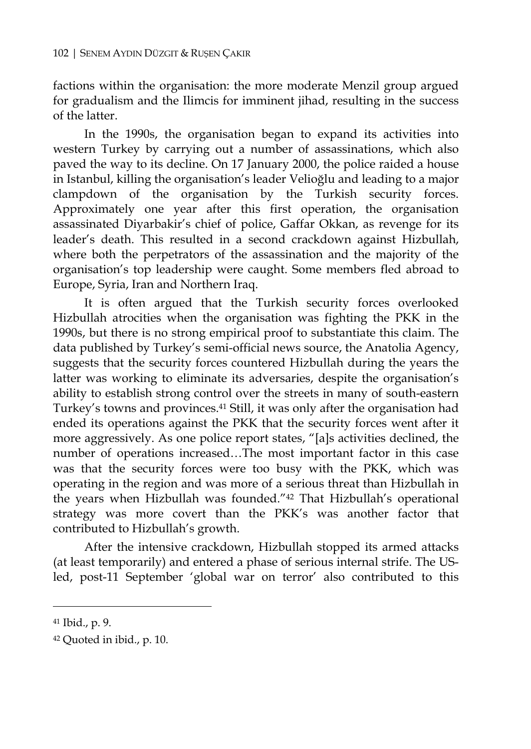factions within the organisation: the more moderate Menzil group argued for gradualism and the Ilimcis for imminent jihad, resulting in the success of the latter.

In the 1990s, the organisation began to expand its activities into western Turkey by carrying out a number of assassinations, which also paved the way to its decline. On 17 January 2000, the police raided a house in Istanbul, killing the organisation's leader Velioğlu and leading to a major clampdown of the organisation by the Turkish security forces. Approximately one year after this first operation, the organisation assassinated Diyarbakir's chief of police, Gaffar Okkan, as revenge for its leader's death. This resulted in a second crackdown against Hizbullah, where both the perpetrators of the assassination and the majority of the organisation's top leadership were caught. Some members fled abroad to Europe, Syria, Iran and Northern Iraq.

It is often argued that the Turkish security forces overlooked Hizbullah atrocities when the organisation was fighting the PKK in the 1990s, but there is no strong empirical proof to substantiate this claim. The data published by Turkey's semi-official news source, the Anatolia Agency, suggests that the security forces countered Hizbullah during the years the latter was working to eliminate its adversaries, despite the organisation's ability to establish strong control over the streets in many of south-eastern Turkey's towns and provinces.[41] Still, it was only after the organisation had ended its operations against the PKK that the security forces went after it more aggressively. As one police report states, "[a]s activities declined, the number of operations increased…The most important factor in this case was that the security forces were too busy with the PKK, which was operating in the region and was more of a serious threat than Hizbullah in the years when Hizbullah was founded."[42] That Hizbullah's operational strategy was more covert than the PKK's was another factor that contributed to Hizbullah's growth.

After the intensive crackdown, Hizbullah stopped its armed attacks (at least temporarily) and entered a phase of serious internal strife. The US-led, post-11 September 'global war on terror' also contributed to this

---

[41] Ibid., p. 9.

[42] Quoted in ibid., p. 10.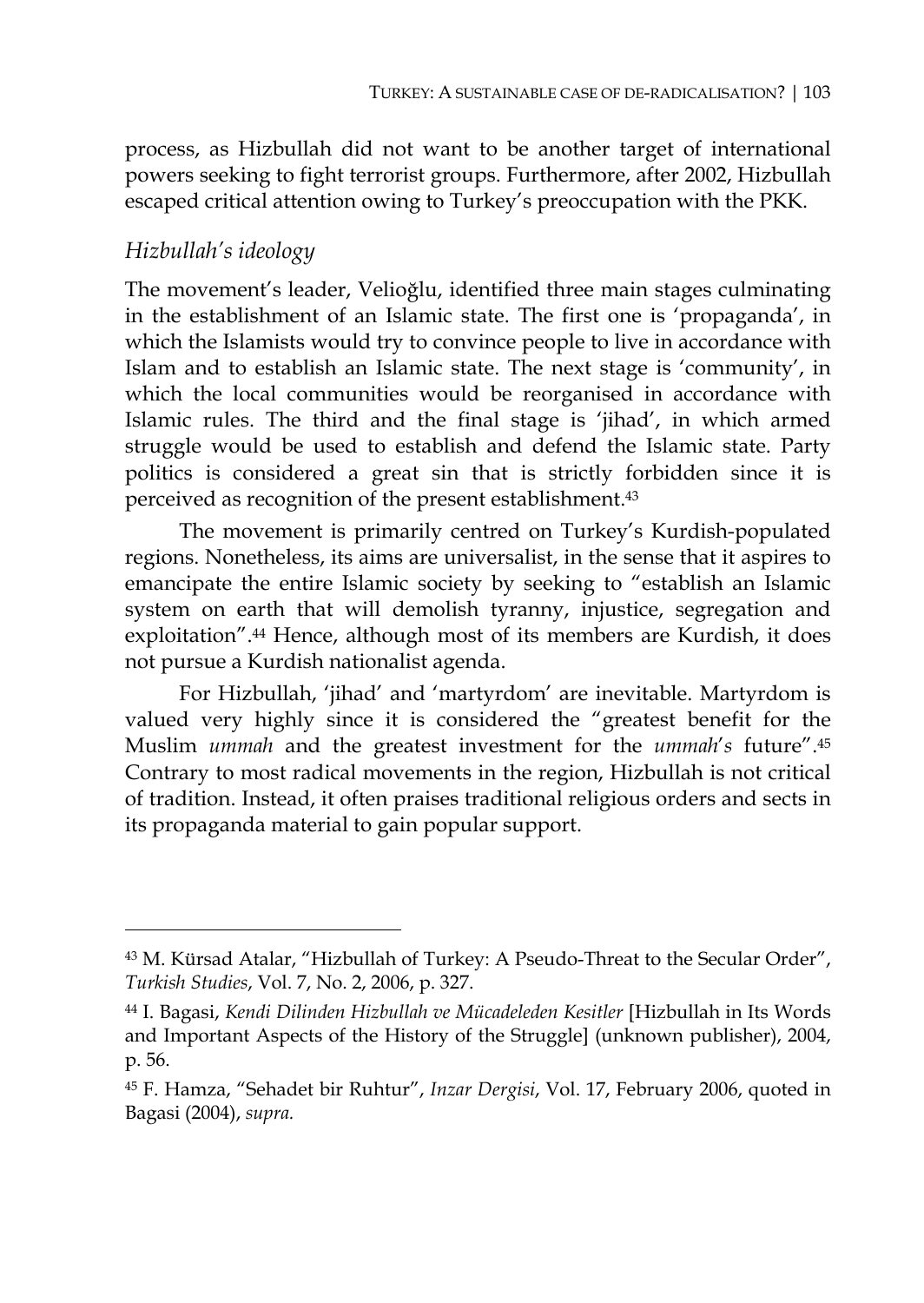process, as Hizbullah did not want to be another target of international powers seeking to fight terrorist groups. Furthermore, after 2002, Hizbullah escaped critical attention owing to Turkey's preoccupation with the PKK.

### *Hizbullah's ideology*

The movement's leader, Velioğlu, identified three main stages culminating in the establishment of an Islamic state. The first one is 'propaganda', in which the Islamists would try to convince people to live in accordance with Islam and to establish an Islamic state. The next stage is 'community', in which the local communities would be reorganised in accordance with Islamic rules. The third and the final stage is 'jihad', in which armed struggle would be used to establish and defend the Islamic state. Party politics is considered a great sin that is strictly forbidden since it is perceived as recognition of the present establishment.[43]

The movement is primarily centred on Turkey's Kurdish-populated regions. Nonetheless, its aims are universalist, in the sense that it aspires to emancipate the entire Islamic society by seeking to "establish an Islamic system on earth that will demolish tyranny, injustice, segregation and exploitation".[44] Hence, although most of its members are Kurdish, it does not pursue a Kurdish nationalist agenda.

For Hizbullah, 'jihad' and 'martyrdom' are inevitable. Martyrdom is valued very highly since it is considered the "greatest benefit for the Muslim *ummah* and the greatest investment for the *ummah's* future".[45] Contrary to most radical movements in the region, Hizbullah is not critical of tradition. Instead, it often praises traditional religious orders and sects in its propaganda material to gain popular support.

---

[43] M. Kürsad Atalar, "Hizbullah of Turkey: A Pseudo-Threat to the Secular Order", *Turkish Studies*, Vol. 7, No. 2, 2006, p. 327.

[44] I. Bagasi, *Kendi Dilinden Hizbullah ve Mücadeleden Kesitler* [Hizbullah in Its Words and Important Aspects of the History of the Struggle] (unknown publisher), 2004, p. 56.

[45] F. Hamza, "Sehadet bir Ruhtur", *Inzar Dergisi*, Vol. 17, February 2006, quoted in Bagasi (2004), *supra.*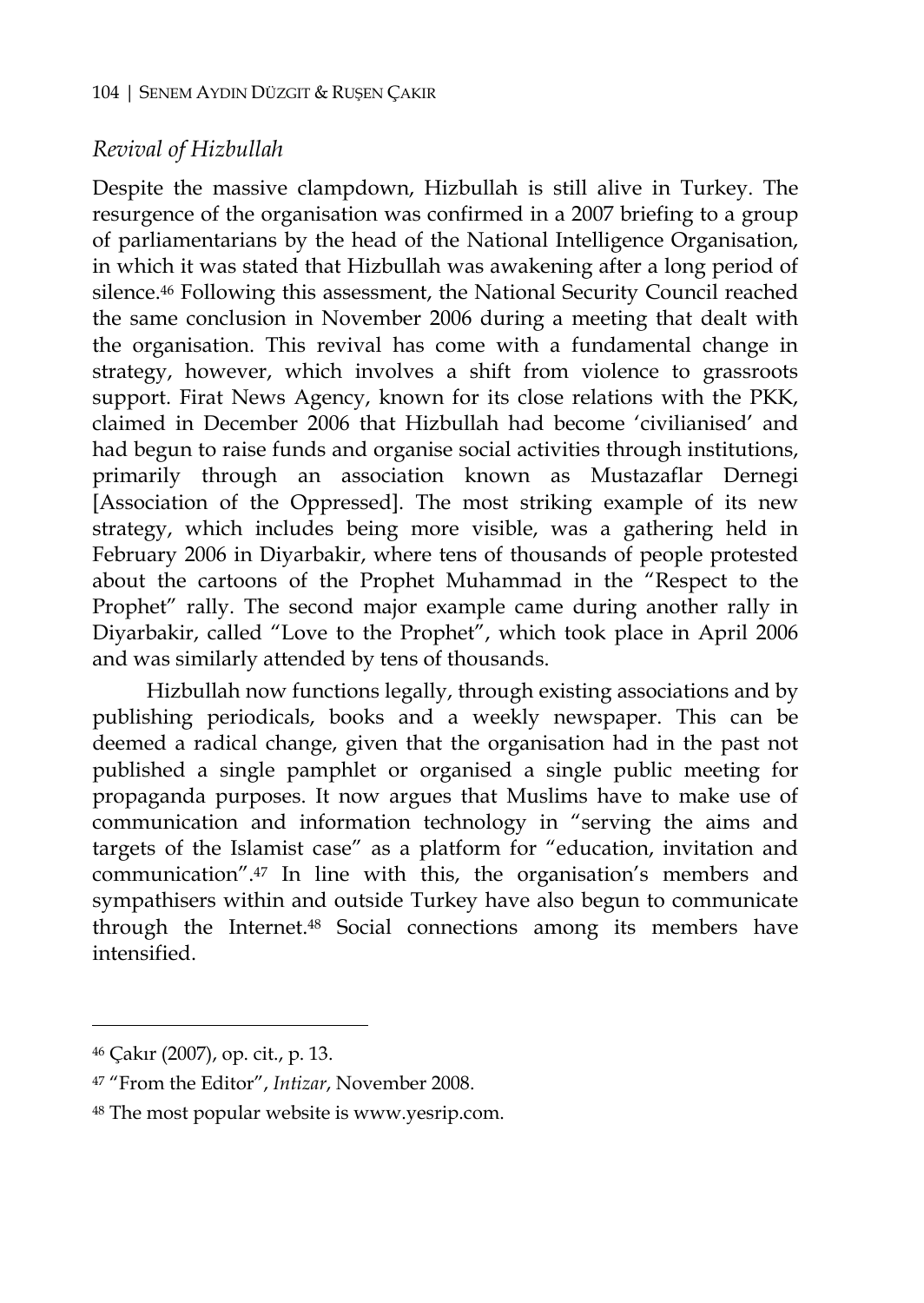## *Revival of Hizbullah*

Despite the massive clampdown, Hizbullah is still alive in Turkey. The resurgence of the organisation was confirmed in a 2007 briefing to a group of parliamentarians by the head of the National Intelligence Organisation, in which it was stated that Hizbullah was awakening after a long period of silence.[46] Following this assessment, the National Security Council reached the same conclusion in November 2006 during a meeting that dealt with the organisation. This revival has come with a fundamental change in strategy, however, which involves a shift from violence to grassroots support. Firat News Agency, known for its close relations with the PKK, claimed in December 2006 that Hizbullah had become 'civilianised' and had begun to raise funds and organise social activities through institutions, primarily through an association known as Mustazaflar Dernegi [Association of the Oppressed]. The most striking example of its new strategy, which includes being more visible, was a gathering held in February 2006 in Diyarbakir, where tens of thousands of people protested about the cartoons of the Prophet Muhammad in the "Respect to the Prophet" rally. The second major example came during another rally in Diyarbakir, called "Love to the Prophet", which took place in April 2006 and was similarly attended by tens of thousands.

Hizbullah now functions legally, through existing associations and by publishing periodicals, books and a weekly newspaper. This can be deemed a radical change, given that the organisation had in the past not published a single pamphlet or organised a single public meeting for propaganda purposes. It now argues that Muslims have to make use of communication and information technology in "serving the aims and targets of the Islamist case" as a platform for "education, invitation and communication".[47] In line with this, the organisation's members and sympathisers within and outside Turkey have also begun to communicate through the Internet.[48] Social connections among its members have intensified.

---

[46] Çakır (2007), op. cit., p. 13.

[47] "From the Editor", *Intizar*, November 2008.

[48] The most popular website is www.yesrip.com.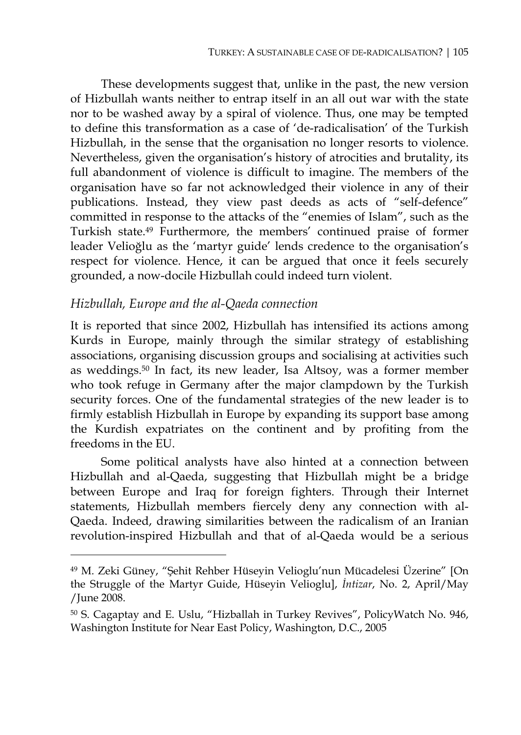These developments suggest that, unlike in the past, the new version of Hizbullah wants neither to entrap itself in an all out war with the state nor to be washed away by a spiral of violence. Thus, one may be tempted to define this transformation as a case of 'de-radicalisation' of the Turkish Hizbullah, in the sense that the organisation no longer resorts to violence. Nevertheless, given the organisation's history of atrocities and brutality, its full abandonment of violence is difficult to imagine. The members of the organisation have so far not acknowledged their violence in any of their publications. Instead, they view past deeds as acts of "self-defence" committed in response to the attacks of the "enemies of Islam", such as the Turkish state.[49] Furthermore, the members' continued praise of former leader Velioğlu as the 'martyr guide' lends credence to the organisation's respect for violence. Hence, it can be argued that once it feels securely grounded, a now-docile Hizbullah could indeed turn violent.

### *Hizbullah, Europe and the al-Qaeda connection*

It is reported that since 2002, Hizbullah has intensified its actions among Kurds in Europe, mainly through the similar strategy of establishing associations, organising discussion groups and socialising at activities such as weddings.[50] In fact, its new leader, Isa Altsoy, was a former member who took refuge in Germany after the major clampdown by the Turkish security forces. One of the fundamental strategies of the new leader is to firmly establish Hizbullah in Europe by expanding its support base among the Kurdish expatriates on the continent and by profiting from the freedoms in the EU.

Some political analysts have also hinted at a connection between Hizbullah and al-Qaeda, suggesting that Hizbullah might be a bridge between Europe and Iraq for foreign fighters. Through their Internet statements, Hizbullah members fiercely deny any connection with al-Qaeda. Indeed, drawing similarities between the radicalism of an Iranian revolution-inspired Hizbullah and that of al-Qaeda would be a serious

---

[49] M. Zeki Güney, "Şehit Rehber Hüseyin Velioglu'nun Mücadelesi Üzerine" [On the Struggle of the Martyr Guide, Hüseyin Velioglu], *İntizar*, No. 2, April/May /June 2008.

[50] S. Cagaptay and E. Uslu, "Hizballah in Turkey Revives", PolicyWatch No. 946, Washington Institute for Near East Policy, Washington, D.C., 2005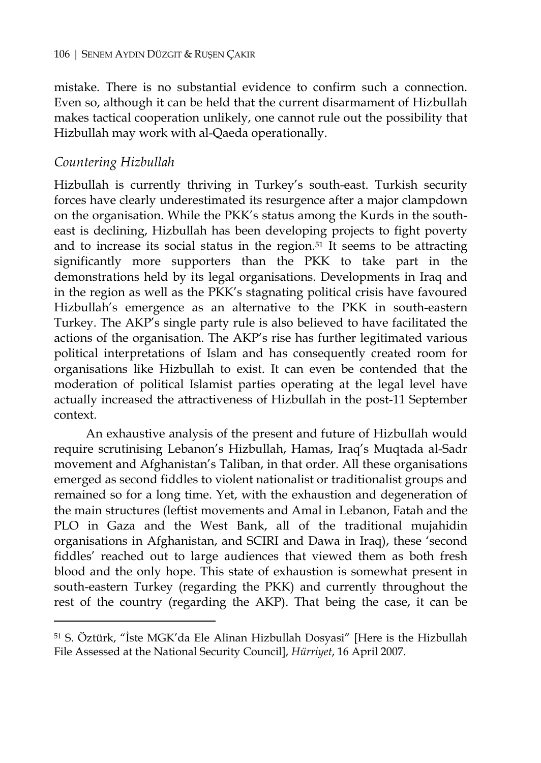mistake. There is no substantial evidence to confirm such a connection. Even so, although it can be held that the current disarmament of Hizbullah makes tactical cooperation unlikely, one cannot rule out the possibility that Hizbullah may work with al-Qaeda operationally.

### *Countering Hizbullah*

Hizbullah is currently thriving in Turkey's south-east. Turkish security forces have clearly underestimated its resurgence after a major clampdown on the organisation. While the PKK's status among the Kurds in the south-east is declining, Hizbullah has been developing projects to fight poverty and to increase its social status in the region.[51] It seems to be attracting significantly more supporters than the PKK to take part in the demonstrations held by its legal organisations. Developments in Iraq and in the region as well as the PKK's stagnating political crisis have favoured Hizbullah's emergence as an alternative to the PKK in south-eastern Turkey. The AKP's single party rule is also believed to have facilitated the actions of the organisation. The AKP's rise has further legitimated various political interpretations of Islam and has consequently created room for organisations like Hizbullah to exist. It can even be contended that the moderation of political Islamist parties operating at the legal level have actually increased the attractiveness of Hizbullah in the post-11 September context.

An exhaustive analysis of the present and future of Hizbullah would require scrutinising Lebanon's Hizbullah, Hamas, Iraq's Muqtada al-Sadr movement and Afghanistan's Taliban, in that order. All these organisations emerged as second fiddles to violent nationalist or traditionalist groups and remained so for a long time. Yet, with the exhaustion and degeneration of the main structures (leftist movements and Amal in Lebanon, Fatah and the PLO in Gaza and the West Bank, all of the traditional mujahidin organisations in Afghanistan, and SCIRI and Dawa in Iraq), these 'second fiddles' reached out to large audiences that viewed them as both fresh blood and the only hope. This state of exhaustion is somewhat present in south-eastern Turkey (regarding the PKK) and currently throughout the rest of the country (regarding the AKP). That being the case, it can be

---

[51] S. Öztürk, "İste MGK'da Ele Alinan Hizbullah Dosyasi" [Here is the Hizbullah File Assessed at the National Security Council], *Hürriyet*, 16 April 2007.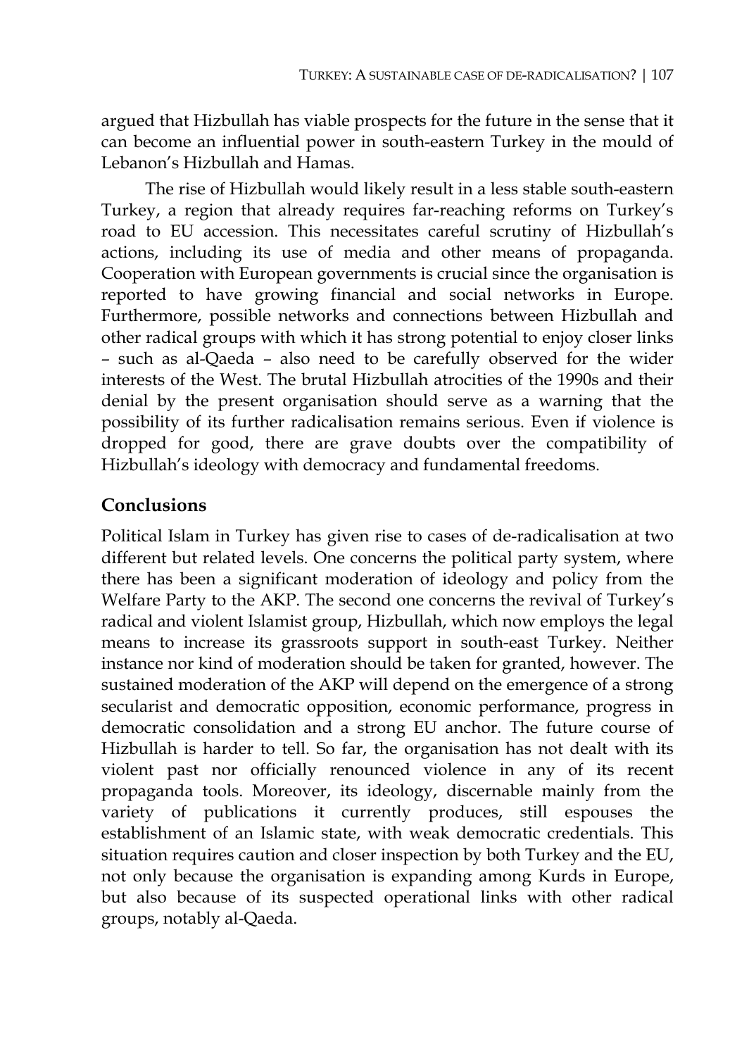argued that Hizbullah has viable prospects for the future in the sense that it can become an influential power in south-eastern Turkey in the mould of Lebanon's Hizbullah and Hamas.

The rise of Hizbullah would likely result in a less stable south-eastern Turkey, a region that already requires far-reaching reforms on Turkey's road to EU accession. This necessitates careful scrutiny of Hizbullah's actions, including its use of media and other means of propaganda. Cooperation with European governments is crucial since the organisation is reported to have growing financial and social networks in Europe. Furthermore, possible networks and connections between Hizbullah and other radical groups with which it has strong potential to enjoy closer links – such as al-Qaeda – also need to be carefully observed for the wider interests of the West. The brutal Hizbullah atrocities of the 1990s and their denial by the present organisation should serve as a warning that the possibility of its further radicalisation remains serious. Even if violence is dropped for good, there are grave doubts over the compatibility of Hizbullah's ideology with democracy and fundamental freedoms.

## Conclusions

Political Islam in Turkey has given rise to cases of de-radicalisation at two different but related levels. One concerns the political party system, where there has been a significant moderation of ideology and policy from the Welfare Party to the AKP. The second one concerns the revival of Turkey's radical and violent Islamist group, Hizbullah, which now employs the legal means to increase its grassroots support in south-east Turkey. Neither instance nor kind of moderation should be taken for granted, however. The sustained moderation of the AKP will depend on the emergence of a strong secularist and democratic opposition, economic performance, progress in democratic consolidation and a strong EU anchor. The future course of Hizbullah is harder to tell. So far, the organisation has not dealt with its violent past nor officially renounced violence in any of its recent propaganda tools. Moreover, its ideology, discernable mainly from the variety of publications it currently produces, still espouses the establishment of an Islamic state, with weak democratic credentials. This situation requires caution and closer inspection by both Turkey and the EU, not only because the organisation is expanding among Kurds in Europe, but also because of its suspected operational links with other radical groups, notably al-Qaeda.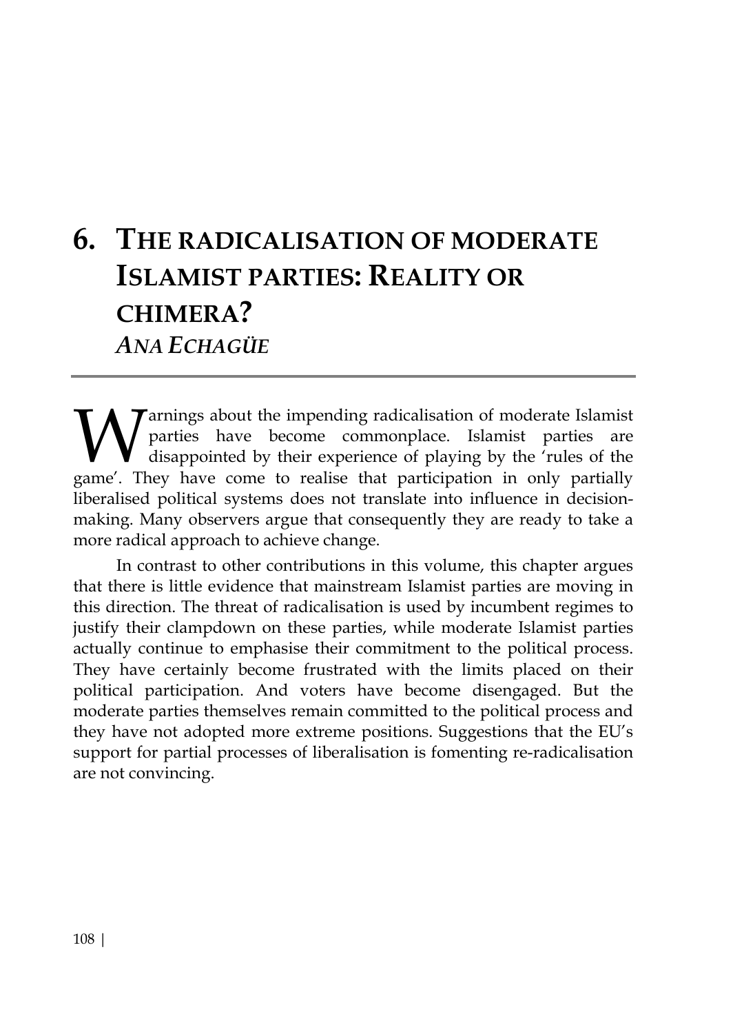# 6. THE RADICALISATION OF MODERATE ISLAMIST PARTIES: REALITY OR CHIMERA?

*ANA ECHAGÜE*

---

Warnings about the impending radicalisation of moderate Islamist parties have become commonplace. Islamist parties are disappointed by their experience of playing by the 'rules of the game'. They have come to realise that participation in only partially liberalised political systems does not translate into influence in decision-making. Many observers argue that consequently they are ready to take a more radical approach to achieve change.

In contrast to other contributions in this volume, this chapter argues that there is little evidence that mainstream Islamist parties are moving in this direction. The threat of radicalisation is used by incumbent regimes to justify their clampdown on these parties, while moderate Islamist parties actually continue to emphasise their commitment to the political process. They have certainly become frustrated with the limits placed on their political participation. And voters have become disengaged. But the moderate parties themselves remain committed to the political process and they have not adopted more extreme positions. Suggestions that the EU's support for partial processes of liberalisation is fomenting re-radicalisation are not convincing.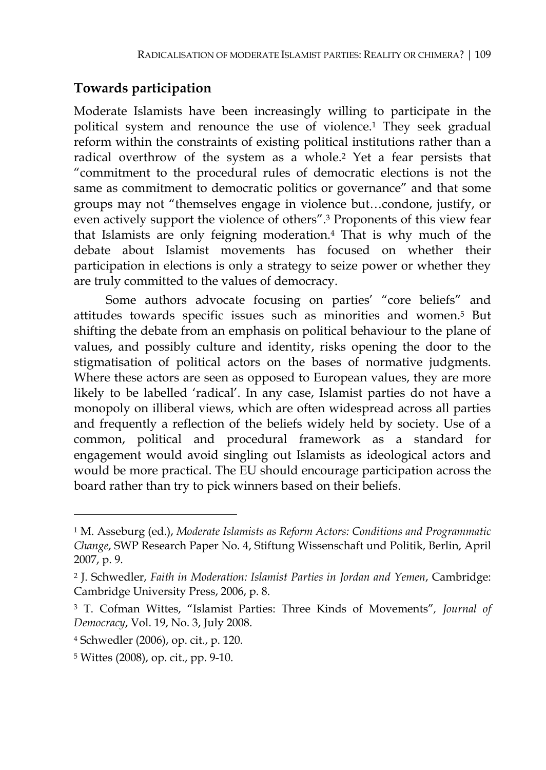## Towards participation

Moderate Islamists have been increasingly willing to participate in the political system and renounce the use of violence.[1] They seek gradual reform within the constraints of existing political institutions rather than a radical overthrow of the system as a whole.[2] Yet a fear persists that "commitment to the procedural rules of democratic elections is not the same as commitment to democratic politics or governance" and that some groups may not "themselves engage in violence but…condone, justify, or even actively support the violence of others".[3] Proponents of this view fear that Islamists are only feigning moderation.[4] That is why much of the debate about Islamist movements has focused on whether their participation in elections is only a strategy to seize power or whether they are truly committed to the values of democracy.

Some authors advocate focusing on parties' "core beliefs" and attitudes towards specific issues such as minorities and women.[5] But shifting the debate from an emphasis on political behaviour to the plane of values, and possibly culture and identity, risks opening the door to the stigmatisation of political actors on the bases of normative judgments. Where these actors are seen as opposed to European values, they are more likely to be labelled 'radical'. In any case, Islamist parties do not have a monopoly on illiberal views, which are often widespread across all parties and frequently a reflection of the beliefs widely held by society. Use of a common, political and procedural framework as a standard for engagement would avoid singling out Islamists as ideological actors and would be more practical. The EU should encourage participation across the board rather than try to pick winners based on their beliefs.

---

[1] M. Asseburg (ed.), *Moderate Islamists as Reform Actors: Conditions and Programmatic Change*, SWP Research Paper No. 4, Stiftung Wissenschaft und Politik, Berlin, April 2007, p. 9.

[2] J. Schwedler, *Faith in Moderation: Islamist Parties in Jordan and Yemen*, Cambridge: Cambridge University Press, 2006, p. 8.

[3] T. Cofman Wittes, "Islamist Parties: Three Kinds of Movements", *Journal of Democracy*, Vol. 19, No. 3, July 2008.

[4] Schwedler (2006), op. cit., p. 120.

[5] Wittes (2008), op. cit., pp. 9-10.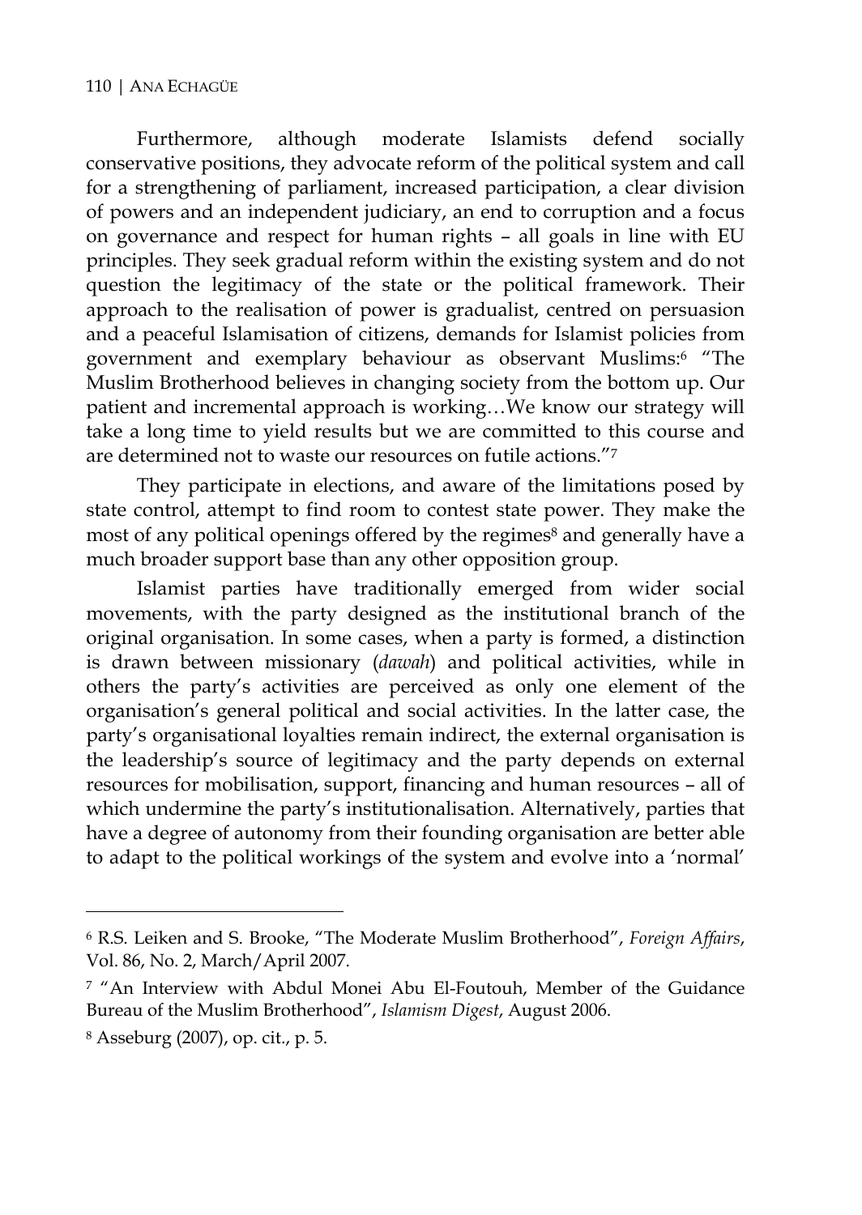Furthermore, although moderate Islamists defend socially conservative positions, they advocate reform of the political system and call for a strengthening of parliament, increased participation, a clear division of powers and an independent judiciary, an end to corruption and a focus on governance and respect for human rights – all goals in line with EU principles. They seek gradual reform within the existing system and do not question the legitimacy of the state or the political framework. Their approach to the realisation of power is gradualist, centred on persuasion and a peaceful Islamisation of citizens, demands for Islamist policies from government and exemplary behaviour as observant Muslims:[6] "The Muslim Brotherhood believes in changing society from the bottom up. Our patient and incremental approach is working…We know our strategy will take a long time to yield results but we are committed to this course and are determined not to waste our resources on futile actions."[7]

They participate in elections, and aware of the limitations posed by state control, attempt to find room to contest state power. They make the most of any political openings offered by the regimes[8] and generally have a much broader support base than any other opposition group.

Islamist parties have traditionally emerged from wider social movements, with the party designed as the institutional branch of the original organisation. In some cases, when a party is formed, a distinction is drawn between missionary (*dawah*) and political activities, while in others the party's activities are perceived as only one element of the organisation's general political and social activities. In the latter case, the party's organisational loyalties remain indirect, the external organisation is the leadership's source of legitimacy and the party depends on external resources for mobilisation, support, financing and human resources – all of which undermine the party's institutionalisation. Alternatively, parties that have a degree of autonomy from their founding organisation are better able to adapt to the political workings of the system and evolve into a 'normal'

---

[6] R.S. Leiken and S. Brooke, "The Moderate Muslim Brotherhood", *Foreign Affairs*, Vol. 86, No. 2, March/April 2007.

[7] "An Interview with Abdul Monei Abu El-Foutouh, Member of the Guidance Bureau of the Muslim Brotherhood", *Islamism Digest*, August 2006.

[8] Asseburg (2007), op. cit., p. 5.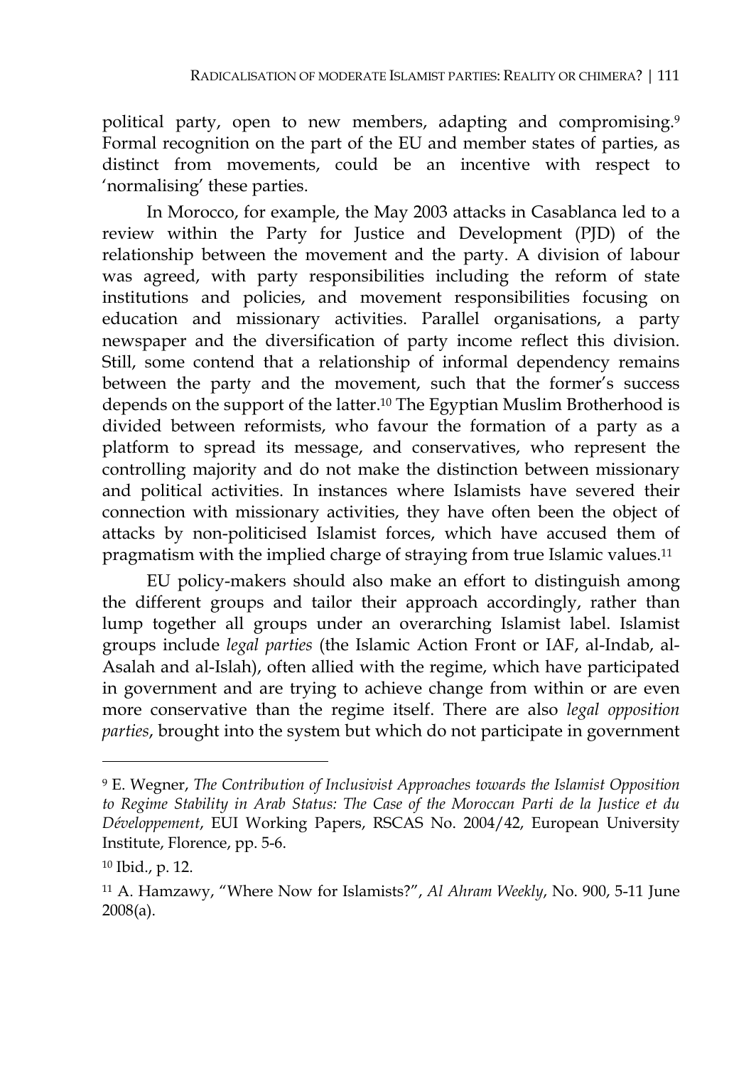political party, open to new members, adapting and compromising.[9] Formal recognition on the part of the EU and member states of parties, as distinct from movements, could be an incentive with respect to 'normalising' these parties.

In Morocco, for example, the May 2003 attacks in Casablanca led to a review within the Party for Justice and Development (PJD) of the relationship between the movement and the party. A division of labour was agreed, with party responsibilities including the reform of state institutions and policies, and movement responsibilities focusing on education and missionary activities. Parallel organisations, a party newspaper and the diversification of party income reflect this division. Still, some contend that a relationship of informal dependency remains between the party and the movement, such that the former's success depends on the support of the latter.[10] The Egyptian Muslim Brotherhood is divided between reformists, who favour the formation of a party as a platform to spread its message, and conservatives, who represent the controlling majority and do not make the distinction between missionary and political activities. In instances where Islamists have severed their connection with missionary activities, they have often been the object of attacks by non-politicised Islamist forces, which have accused them of pragmatism with the implied charge of straying from true Islamic values.[11]

EU policy-makers should also make an effort to distinguish among the different groups and tailor their approach accordingly, rather than lump together all groups under an overarching Islamist label. Islamist groups include *legal parties* (the Islamic Action Front or IAF, al-Indab, al-Asalah and al-Islah), often allied with the regime, which have participated in government and are trying to achieve change from within or are even more conservative than the regime itself. There are also *legal opposition parties*, brought into the system but which do not participate in government

---

[9] E. Wegner, *The Contribution of Inclusivist Approaches towards the Islamist Opposition to Regime Stability in Arab Status: The Case of the Moroccan Parti de la Justice et du Développement*, EUI Working Papers, RSCAS No. 2004/42, European University Institute, Florence, pp. 5-6.

[10] Ibid., p. 12.

[11] A. Hamzawy, "Where Now for Islamists?", *Al Ahram Weekly*, No. 900, 5-11 June 2008(a).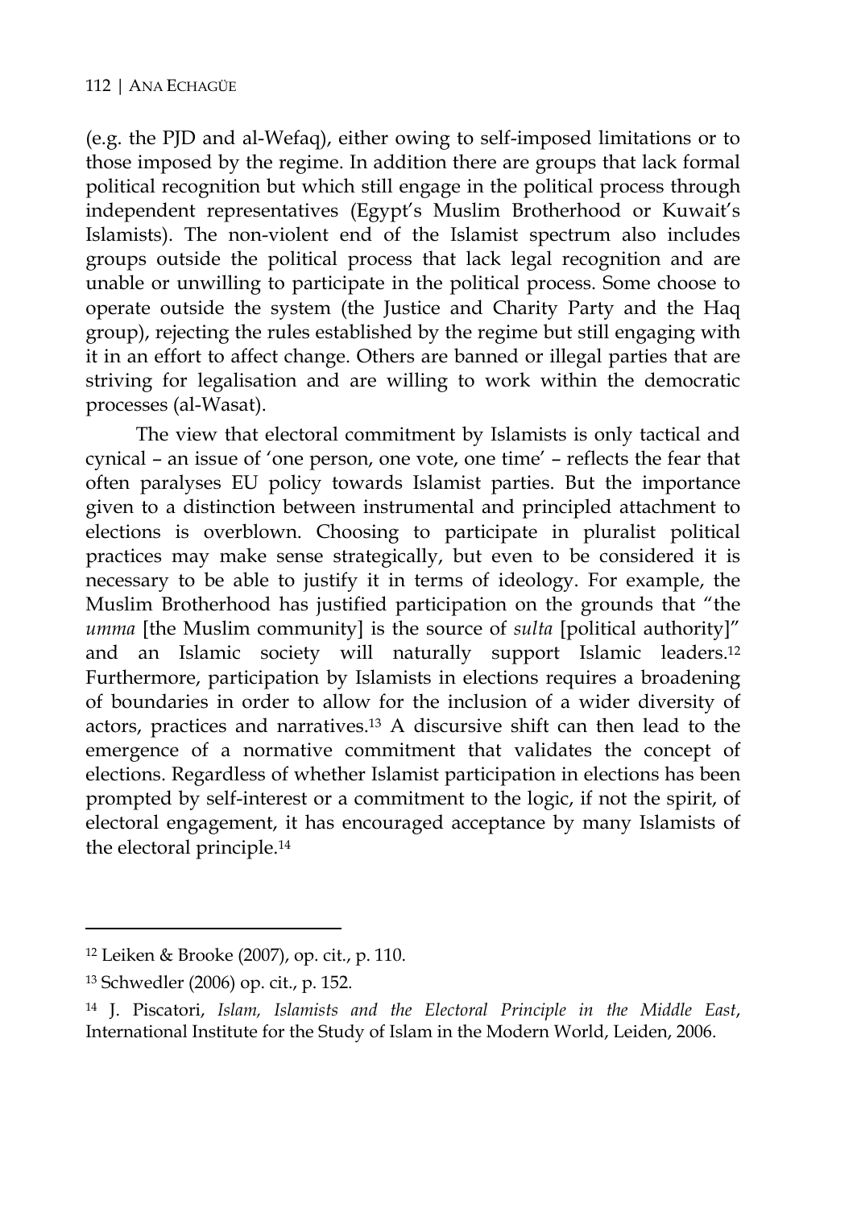(e.g. the PJD and al-Wefaq), either owing to self-imposed limitations or to those imposed by the regime. In addition there are groups that lack formal political recognition but which still engage in the political process through independent representatives (Egypt's Muslim Brotherhood or Kuwait's Islamists). The non-violent end of the Islamist spectrum also includes groups outside the political process that lack legal recognition and are unable or unwilling to participate in the political process. Some choose to operate outside the system (the Justice and Charity Party and the Haq group), rejecting the rules established by the regime but still engaging with it in an effort to affect change. Others are banned or illegal parties that are striving for legalisation and are willing to work within the democratic processes (al-Wasat).

The view that electoral commitment by Islamists is only tactical and cynical – an issue of 'one person, one vote, one time' – reflects the fear that often paralyses EU policy towards Islamist parties. But the importance given to a distinction between instrumental and principled attachment to elections is overblown. Choosing to participate in pluralist political practices may make sense strategically, but even to be considered it is necessary to be able to justify it in terms of ideology. For example, the Muslim Brotherhood has justified participation on the grounds that "the *umma* [the Muslim community] is the source of *sulta* [political authority]" and an Islamic society will naturally support Islamic leaders.[12] Furthermore, participation by Islamists in elections requires a broadening of boundaries in order to allow for the inclusion of a wider diversity of actors, practices and narratives.[13] A discursive shift can then lead to the emergence of a normative commitment that validates the concept of elections. Regardless of whether Islamist participation in elections has been prompted by self-interest or a commitment to the logic, if not the spirit, of electoral engagement, it has encouraged acceptance by many Islamists of the electoral principle.[14]

---

[12] Leiken & Brooke (2007), op. cit., p. 110.

[13] Schwedler (2006) op. cit., p. 152.

[14] J. Piscatori, *Islam, Islamists and the Electoral Principle in the Middle East*, International Institute for the Study of Islam in the Modern World, Leiden, 2006.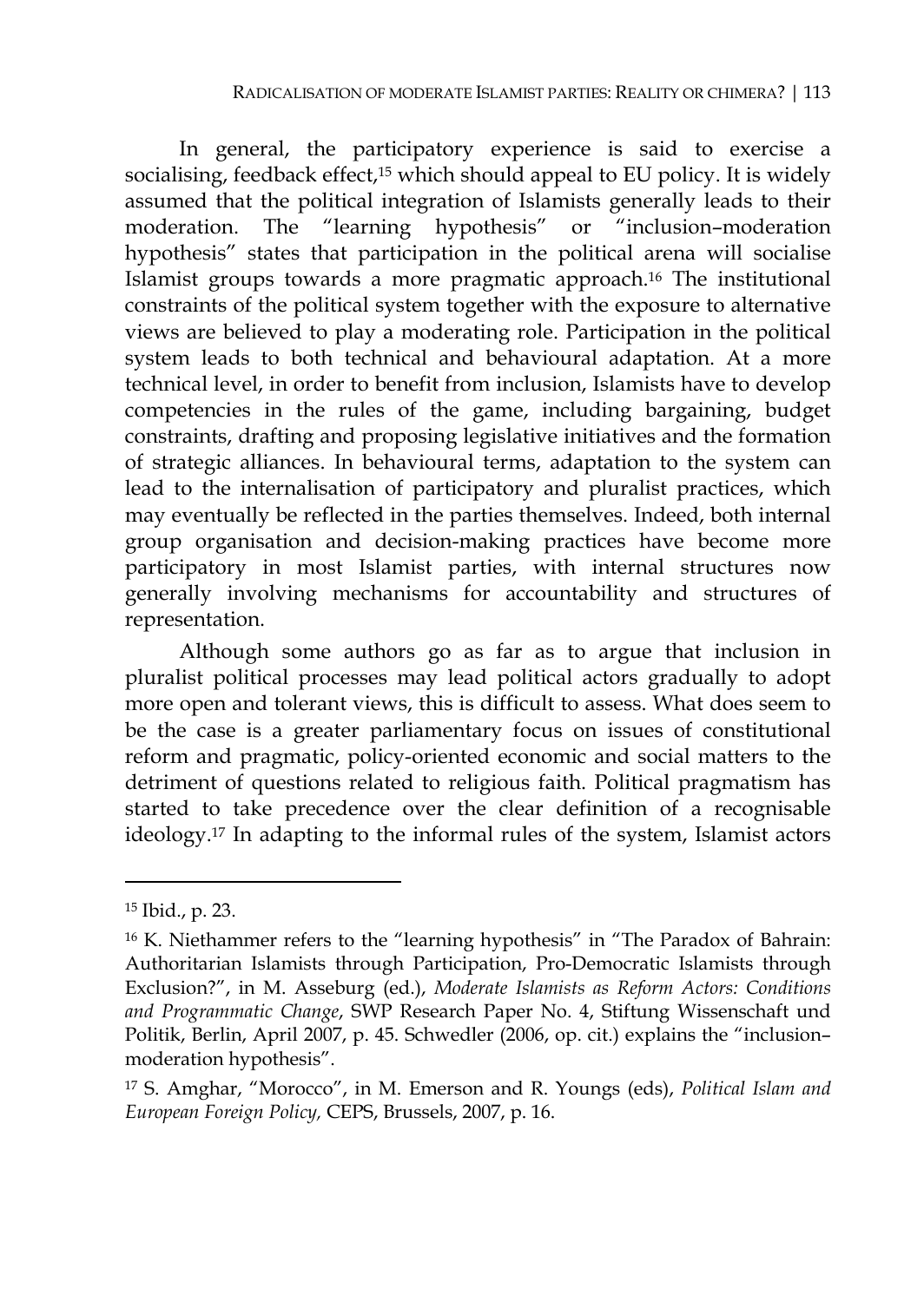In general, the participatory experience is said to exercise a socialising, feedback effect,[15] which should appeal to EU policy. It is widely assumed that the political integration of Islamists generally leads to their moderation. The "learning hypothesis" or "inclusion–moderation hypothesis" states that participation in the political arena will socialise Islamist groups towards a more pragmatic approach.[16] The institutional constraints of the political system together with the exposure to alternative views are believed to play a moderating role. Participation in the political system leads to both technical and behavioural adaptation. At a more technical level, in order to benefit from inclusion, Islamists have to develop competencies in the rules of the game, including bargaining, budget constraints, drafting and proposing legislative initiatives and the formation of strategic alliances. In behavioural terms, adaptation to the system can lead to the internalisation of participatory and pluralist practices, which may eventually be reflected in the parties themselves. Indeed, both internal group organisation and decision-making practices have become more participatory in most Islamist parties, with internal structures now generally involving mechanisms for accountability and structures of representation.

Although some authors go as far as to argue that inclusion in pluralist political processes may lead political actors gradually to adopt more open and tolerant views, this is difficult to assess. What does seem to be the case is a greater parliamentary focus on issues of constitutional reform and pragmatic, policy-oriented economic and social matters to the detriment of questions related to religious faith. Political pragmatism has started to take precedence over the clear definition of a recognisable ideology.[17] In adapting to the informal rules of the system, Islamist actors

---

[15] Ibid., p. 23.

[16] K. Niethammer refers to the "learning hypothesis" in "The Paradox of Bahrain: Authoritarian Islamists through Participation, Pro-Democratic Islamists through Exclusion?", in M. Asseburg (ed.), *Moderate Islamists as Reform Actors: Conditions and Programmatic Change*, SWP Research Paper No. 4, Stiftung Wissenschaft und Politik, Berlin, April 2007, p. 45. Schwedler (2006, op. cit.) explains the "inclusion–moderation hypothesis".

[17] S. Amghar, "Morocco", in M. Emerson and R. Youngs (eds), *Political Islam and European Foreign Policy,* CEPS, Brussels, 2007, p. 16.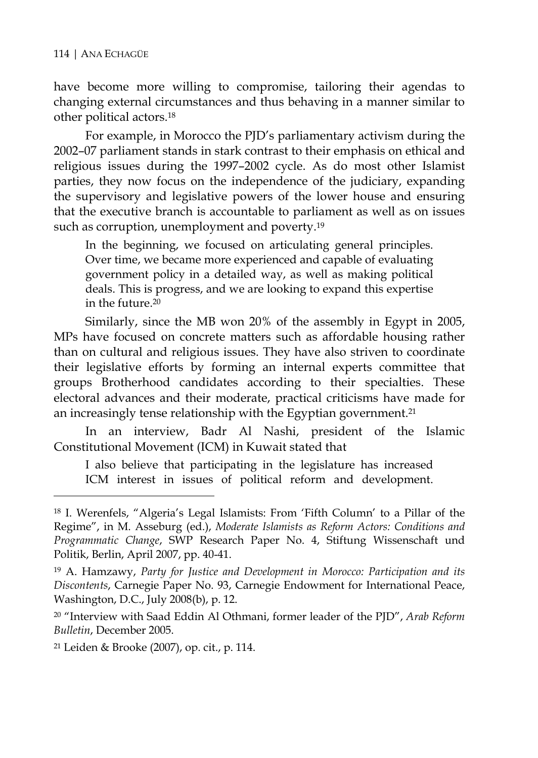have become more willing to compromise, tailoring their agendas to changing external circumstances and thus behaving in a manner similar to other political actors.[18]

For example, in Morocco the PJD's parliamentary activism during the 2002–07 parliament stands in stark contrast to their emphasis on ethical and religious issues during the 1997–2002 cycle. As do most other Islamist parties, they now focus on the independence of the judiciary, expanding the supervisory and legislative powers of the lower house and ensuring that the executive branch is accountable to parliament as well as on issues such as corruption, unemployment and poverty.[19]

> In the beginning, we focused on articulating general principles. Over time, we became more experienced and capable of evaluating government policy in a detailed way, as well as making political deals. This is progress, and we are looking to expand this expertise in the future.[20]

Similarly, since the MB won 20% of the assembly in Egypt in 2005, MPs have focused on concrete matters such as affordable housing rather than on cultural and religious issues. They have also striven to coordinate their legislative efforts by forming an internal experts committee that groups Brotherhood candidates according to their specialties. These electoral advances and their moderate, practical criticisms have made for an increasingly tense relationship with the Egyptian government.[21]

In an interview, Badr Al Nashi, president of the Islamic Constitutional Movement (ICM) in Kuwait stated that

> I also believe that participating in the legislature has increased ICM interest in issues of political reform and development.

---

[18] I. Werenfels, "Algeria's Legal Islamists: From 'Fifth Column' to a Pillar of the Regime", in M. Asseburg (ed.), *Moderate Islamists as Reform Actors: Conditions and Programmatic Change*, SWP Research Paper No. 4, Stiftung Wissenschaft und Politik, Berlin, April 2007, pp. 40-41.

[19] A. Hamzawy, *Party for Justice and Development in Morocco: Participation and its Discontents*, Carnegie Paper No. 93, Carnegie Endowment for International Peace, Washington, D.C., July 2008(b), p. 12.

[20] "Interview with Saad Eddin Al Othmani, former leader of the PJD", *Arab Reform Bulletin*, December 2005.

[21] Leiden & Brooke (2007), op. cit., p. 114.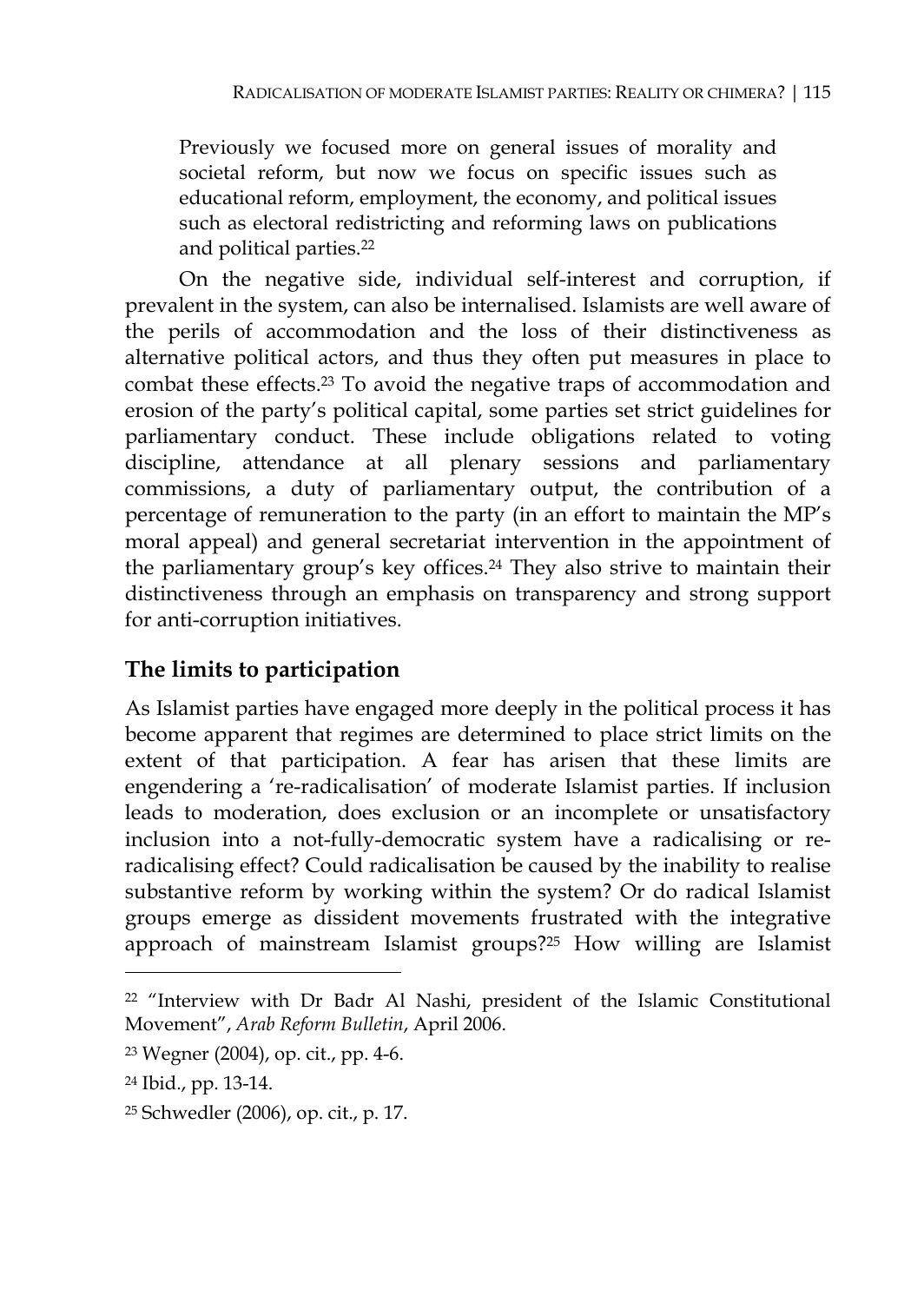> Previously we focused more on general issues of morality and societal reform, but now we focus on specific issues such as educational reform, employment, the economy, and political issues such as electoral redistricting and reforming laws on publications and political parties.[22]

On the negative side, individual self-interest and corruption, if prevalent in the system, can also be internalised. Islamists are well aware of the perils of accommodation and the loss of their distinctiveness as alternative political actors, and thus they often put measures in place to combat these effects.[23] To avoid the negative traps of accommodation and erosion of the party's political capital, some parties set strict guidelines for parliamentary conduct. These include obligations related to voting discipline, attendance at all plenary sessions and parliamentary commissions, a duty of parliamentary output, the contribution of a percentage of remuneration to the party (in an effort to maintain the MP's moral appeal) and general secretariat intervention in the appointment of the parliamentary group's key offices.[24] They also strive to maintain their distinctiveness through an emphasis on transparency and strong support for anti-corruption initiatives.

## The limits to participation

As Islamist parties have engaged more deeply in the political process it has become apparent that regimes are determined to place strict limits on the extent of that participation. A fear has arisen that these limits are engendering a 're-radicalisation' of moderate Islamist parties. If inclusion leads to moderation, does exclusion or an incomplete or unsatisfactory inclusion into a not-fully-democratic system have a radicalising or re-radicalising effect? Could radicalisation be caused by the inability to realise substantive reform by working within the system? Or do radical Islamist groups emerge as dissident movements frustrated with the integrative approach of mainstream Islamist groups?[25] How willing are Islamist

---

[22] "Interview with Dr Badr Al Nashi, president of the Islamic Constitutional Movement", *Arab Reform Bulletin*, April 2006.

[23] Wegner (2004), op. cit., pp. 4-6.

[24] Ibid., pp. 13-14.

[25] Schwedler (2006), op. cit., p. 17.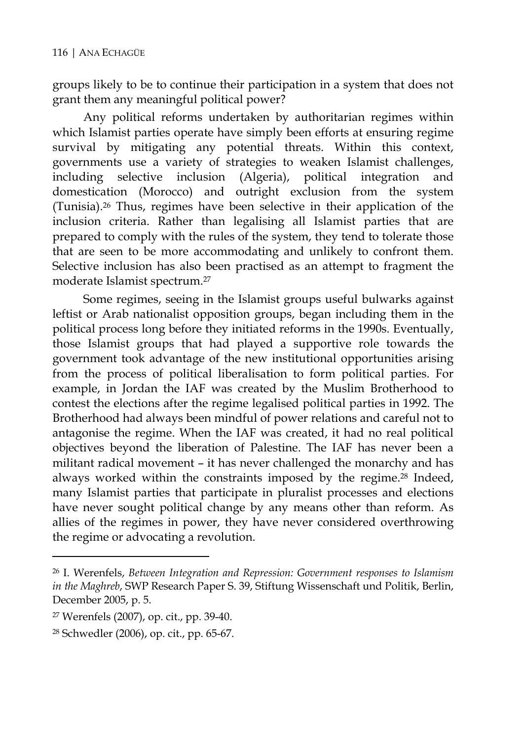groups likely to be to continue their participation in a system that does not grant them any meaningful political power?

Any political reforms undertaken by authoritarian regimes within which Islamist parties operate have simply been efforts at ensuring regime survival by mitigating any potential threats. Within this context, governments use a variety of strategies to weaken Islamist challenges, including selective inclusion (Algeria), political integration and domestication (Morocco) and outright exclusion from the system (Tunisia).[26] Thus, regimes have been selective in their application of the inclusion criteria. Rather than legalising all Islamist parties that are prepared to comply with the rules of the system, they tend to tolerate those that are seen to be more accommodating and unlikely to confront them. Selective inclusion has also been practised as an attempt to fragment the moderate Islamist spectrum.[27]

Some regimes, seeing in the Islamist groups useful bulwarks against leftist or Arab nationalist opposition groups, began including them in the political process long before they initiated reforms in the 1990s. Eventually, those Islamist groups that had played a supportive role towards the government took advantage of the new institutional opportunities arising from the process of political liberalisation to form political parties. For example, in Jordan the IAF was created by the Muslim Brotherhood to contest the elections after the regime legalised political parties in 1992. The Brotherhood had always been mindful of power relations and careful not to antagonise the regime. When the IAF was created, it had no real political objectives beyond the liberation of Palestine. The IAF has never been a militant radical movement – it has never challenged the monarchy and has always worked within the constraints imposed by the regime.[28] Indeed, many Islamist parties that participate in pluralist processes and elections have never sought political change by any means other than reform. As allies of the regimes in power, they have never considered overthrowing the regime or advocating a revolution.

---

[26] I. Werenfels, *Between Integration and Repression: Government responses to Islamism in the Maghreb*, SWP Research Paper S. 39, Stiftung Wissenschaft und Politik, Berlin, December 2005, p. 5.

[27] Werenfels (2007), op. cit., pp. 39-40.

[28] Schwedler (2006), op. cit., pp. 65-67.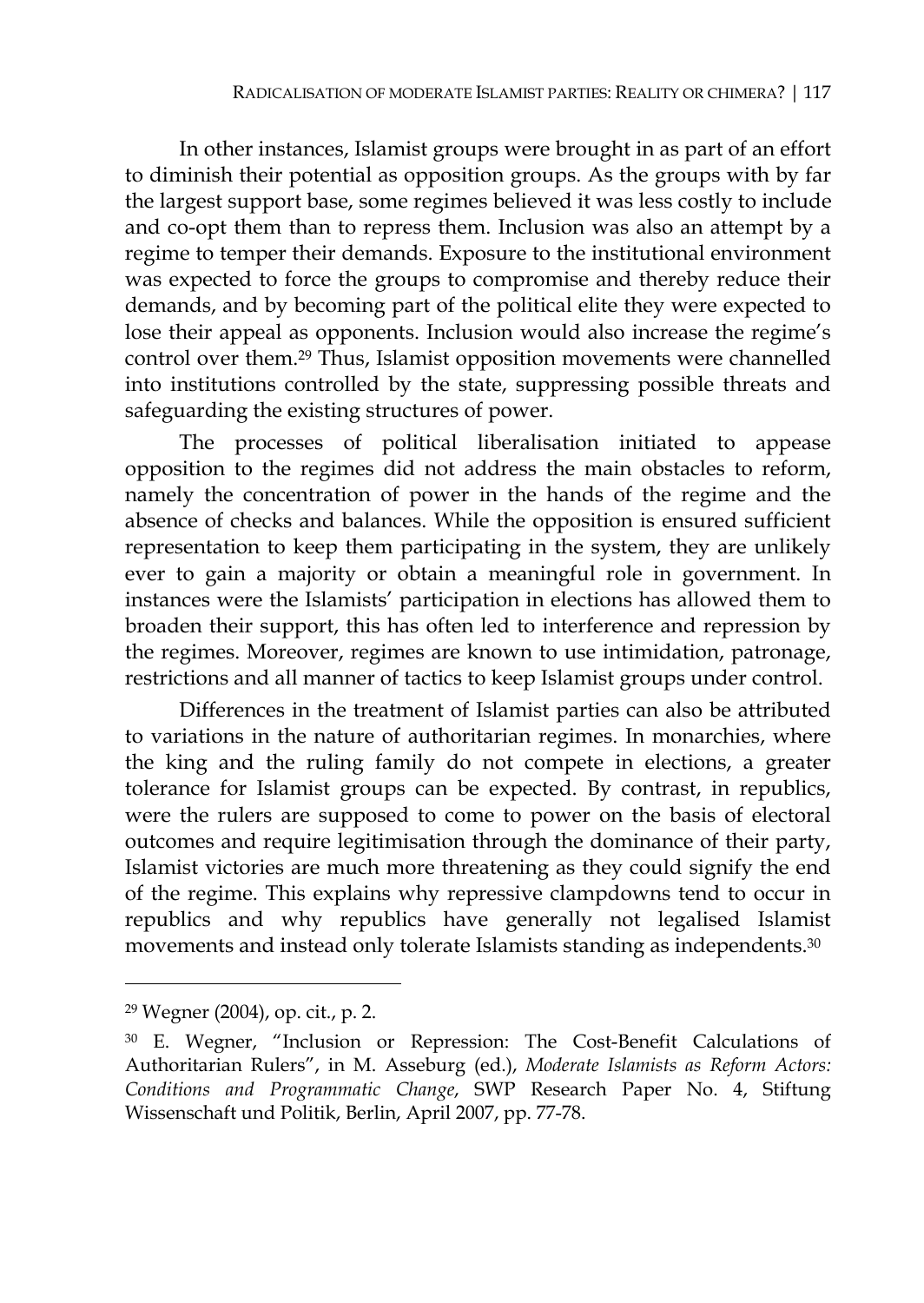In other instances, Islamist groups were brought in as part of an effort to diminish their potential as opposition groups. As the groups with by far the largest support base, some regimes believed it was less costly to include and co-opt them than to repress them. Inclusion was also an attempt by a regime to temper their demands. Exposure to the institutional environment was expected to force the groups to compromise and thereby reduce their demands, and by becoming part of the political elite they were expected to lose their appeal as opponents. Inclusion would also increase the regime's control over them.[29] Thus, Islamist opposition movements were channelled into institutions controlled by the state, suppressing possible threats and safeguarding the existing structures of power.

The processes of political liberalisation initiated to appease opposition to the regimes did not address the main obstacles to reform, namely the concentration of power in the hands of the regime and the absence of checks and balances. While the opposition is ensured sufficient representation to keep them participating in the system, they are unlikely ever to gain a majority or obtain a meaningful role in government. In instances were the Islamists' participation in elections has allowed them to broaden their support, this has often led to interference and repression by the regimes. Moreover, regimes are known to use intimidation, patronage, restrictions and all manner of tactics to keep Islamist groups under control.

Differences in the treatment of Islamist parties can also be attributed to variations in the nature of authoritarian regimes. In monarchies, where the king and the ruling family do not compete in elections, a greater tolerance for Islamist groups can be expected. By contrast, in republics, were the rulers are supposed to come to power on the basis of electoral outcomes and require legitimisation through the dominance of their party, Islamist victories are much more threatening as they could signify the end of the regime. This explains why repressive clampdowns tend to occur in republics and why republics have generally not legalised Islamist movements and instead only tolerate Islamists standing as independents.[30]

---

[29] Wegner (2004), op. cit., p. 2.

[30] E. Wegner, "Inclusion or Repression: The Cost-Benefit Calculations of Authoritarian Rulers", in M. Asseburg (ed.), *Moderate Islamists as Reform Actors: Conditions and Programmatic Change*, SWP Research Paper No. 4, Stiftung Wissenschaft und Politik, Berlin, April 2007, pp. 77-78.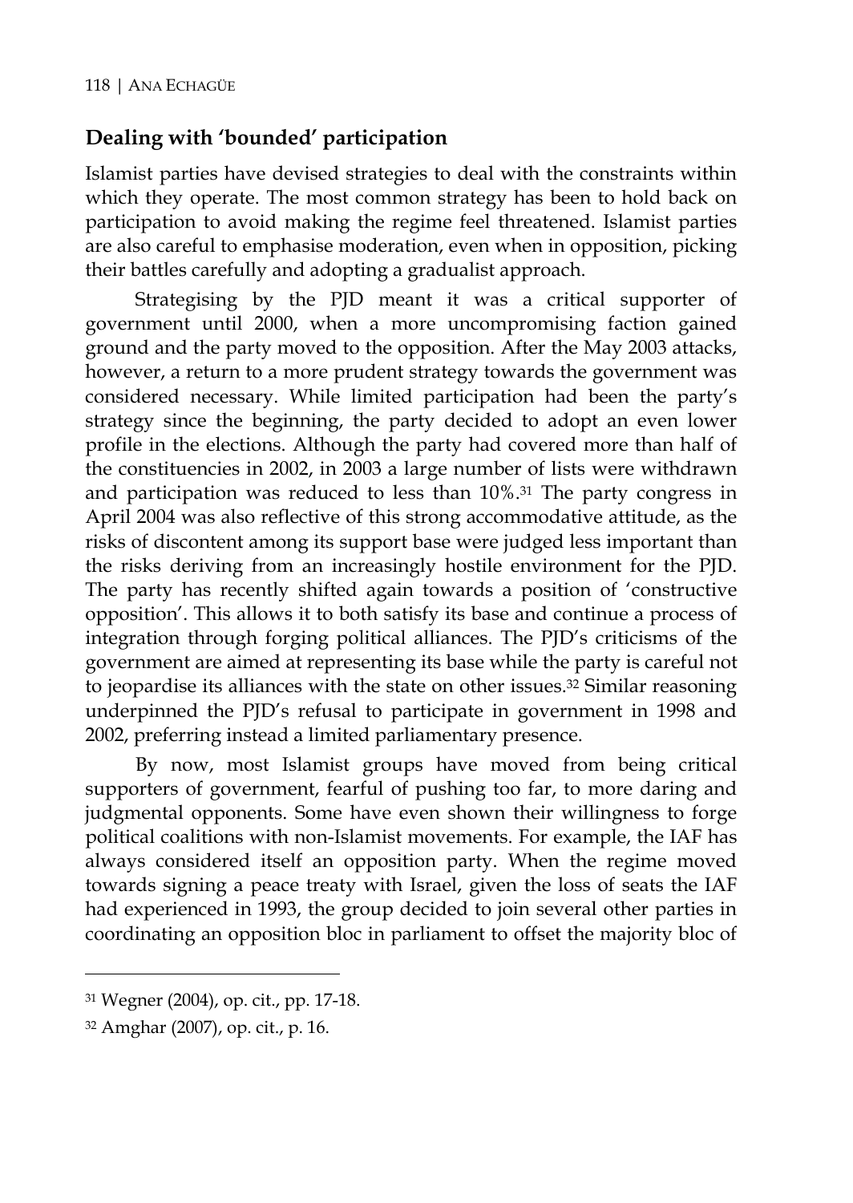## Dealing with 'bounded' participation

Islamist parties have devised strategies to deal with the constraints within which they operate. The most common strategy has been to hold back on participation to avoid making the regime feel threatened. Islamist parties are also careful to emphasise moderation, even when in opposition, picking their battles carefully and adopting a gradualist approach.

Strategising by the PJD meant it was a critical supporter of government until 2000, when a more uncompromising faction gained ground and the party moved to the opposition. After the May 2003 attacks, however, a return to a more prudent strategy towards the government was considered necessary. While limited participation had been the party's strategy since the beginning, the party decided to adopt an even lower profile in the elections. Although the party had covered more than half of the constituencies in 2002, in 2003 a large number of lists were withdrawn and participation was reduced to less than 10%.[31] The party congress in April 2004 was also reflective of this strong accommodative attitude, as the risks of discontent among its support base were judged less important than the risks deriving from an increasingly hostile environment for the PJD. The party has recently shifted again towards a position of 'constructive opposition'. This allows it to both satisfy its base and continue a process of integration through forging political alliances. The PJD's criticisms of the government are aimed at representing its base while the party is careful not to jeopardise its alliances with the state on other issues.[32] Similar reasoning underpinned the PJD's refusal to participate in government in 1998 and 2002, preferring instead a limited parliamentary presence.

By now, most Islamist groups have moved from being critical supporters of government, fearful of pushing too far, to more daring and judgmental opponents. Some have even shown their willingness to forge political coalitions with non-Islamist movements. For example, the IAF has always considered itself an opposition party. When the regime moved towards signing a peace treaty with Israel, given the loss of seats the IAF had experienced in 1993, the group decided to join several other parties in coordinating an opposition bloc in parliament to offset the majority bloc of

---

[31] Wegner (2004), op. cit., pp. 17-18.

[32] Amghar (2007), op. cit., p. 16.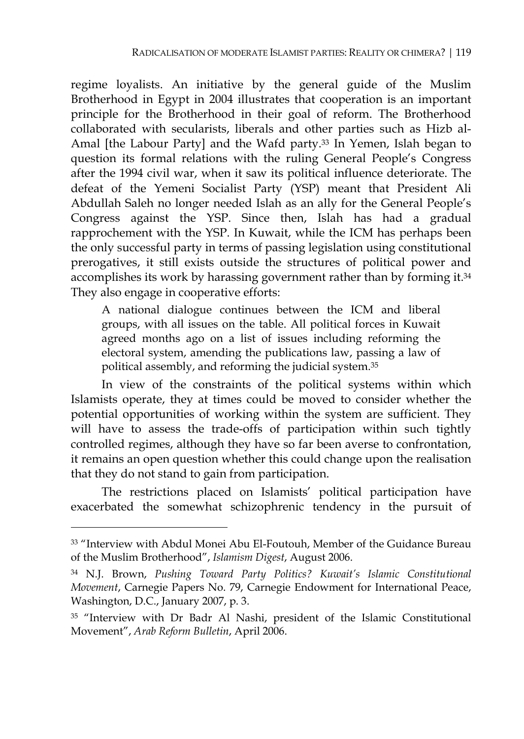regime loyalists. An initiative by the general guide of the Muslim Brotherhood in Egypt in 2004 illustrates that cooperation is an important principle for the Brotherhood in their goal of reform. The Brotherhood collaborated with secularists, liberals and other parties such as Hizb al-Amal [the Labour Party] and the Wafd party.[33] In Yemen, Islah began to question its formal relations with the ruling General People's Congress after the 1994 civil war, when it saw its political influence deteriorate. The defeat of the Yemeni Socialist Party (YSP) meant that President Ali Abdullah Saleh no longer needed Islah as an ally for the General People's Congress against the YSP. Since then, Islah has had a gradual rapprochement with the YSP. In Kuwait, while the ICM has perhaps been the only successful party in terms of passing legislation using constitutional prerogatives, it still exists outside the structures of political power and accomplishes its work by harassing government rather than by forming it.[34] They also engage in cooperative efforts:

> A national dialogue continues between the ICM and liberal groups, with all issues on the table. All political forces in Kuwait agreed months ago on a list of issues including reforming the electoral system, amending the publications law, passing a law of political assembly, and reforming the judicial system.[35]

In view of the constraints of the political systems within which Islamists operate, they at times could be moved to consider whether the potential opportunities of working within the system are sufficient. They will have to assess the trade-offs of participation within such tightly controlled regimes, although they have so far been averse to confrontation, it remains an open question whether this could change upon the realisation that they do not stand to gain from participation.

The restrictions placed on Islamists' political participation have exacerbated the somewhat schizophrenic tendency in the pursuit of

---

[33] "Interview with Abdul Monei Abu El-Foutouh, Member of the Guidance Bureau of the Muslim Brotherhood", *Islamism Digest*, August 2006.

[34] N.J. Brown, *Pushing Toward Party Politics? Kuwait's Islamic Constitutional Movement*, Carnegie Papers No. 79, Carnegie Endowment for International Peace, Washington, D.C., January 2007, p. 3.

[35] "Interview with Dr Badr Al Nashi, president of the Islamic Constitutional Movement", *Arab Reform Bulletin*, April 2006.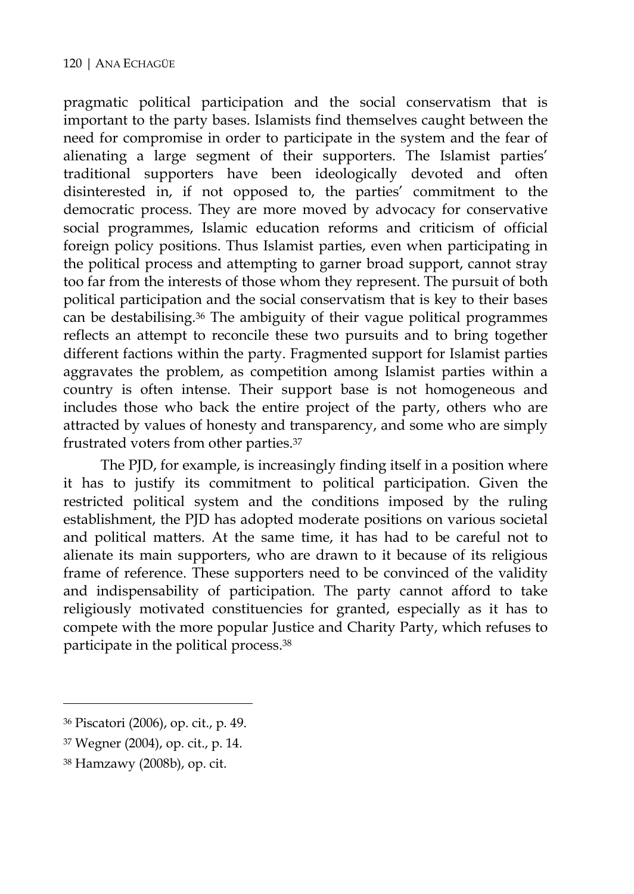pragmatic political participation and the social conservatism that is important to the party bases. Islamists find themselves caught between the need for compromise in order to participate in the system and the fear of alienating a large segment of their supporters. The Islamist parties' traditional supporters have been ideologically devoted and often disinterested in, if not opposed to, the parties' commitment to the democratic process. They are more moved by advocacy for conservative social programmes, Islamic education reforms and criticism of official foreign policy positions. Thus Islamist parties, even when participating in the political process and attempting to garner broad support, cannot stray too far from the interests of those whom they represent. The pursuit of both political participation and the social conservatism that is key to their bases can be destabilising.[36] The ambiguity of their vague political programmes reflects an attempt to reconcile these two pursuits and to bring together different factions within the party. Fragmented support for Islamist parties aggravates the problem, as competition among Islamist parties within a country is often intense. Their support base is not homogeneous and includes those who back the entire project of the party, others who are attracted by values of honesty and transparency, and some who are simply frustrated voters from other parties.[37]

The PJD, for example, is increasingly finding itself in a position where it has to justify its commitment to political participation. Given the restricted political system and the conditions imposed by the ruling establishment, the PJD has adopted moderate positions on various societal and political matters. At the same time, it has had to be careful not to alienate its main supporters, who are drawn to it because of its religious frame of reference. These supporters need to be convinced of the validity and indispensability of participation. The party cannot afford to take religiously motivated constituencies for granted, especially as it has to compete with the more popular Justice and Charity Party, which refuses to participate in the political process.[38]

---

[36] Piscatori (2006), op. cit., p. 49.

[37] Wegner (2004), op. cit., p. 14.

[38] Hamzawy (2008b), op. cit.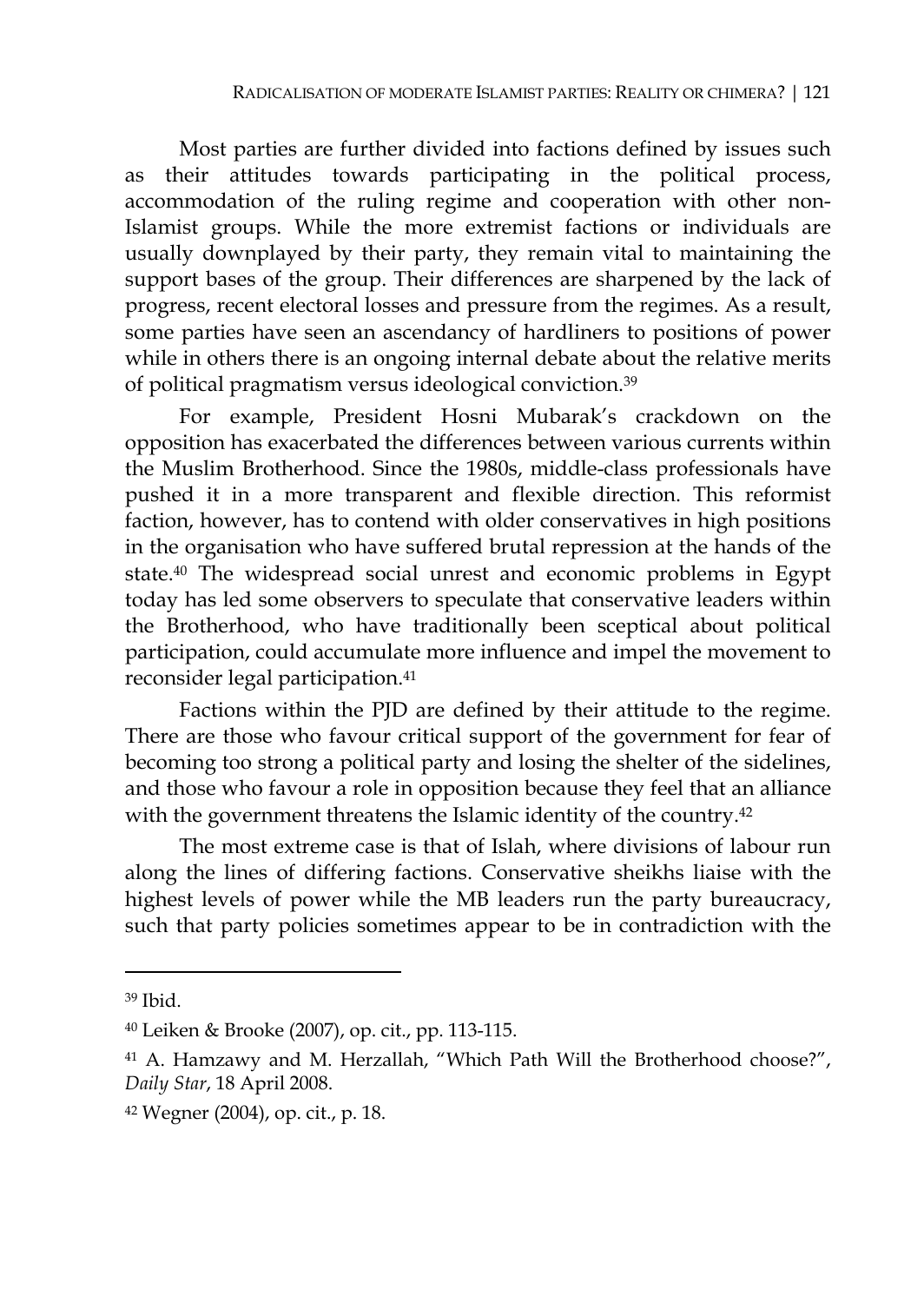Most parties are further divided into factions defined by issues such as their attitudes towards participating in the political process, accommodation of the ruling regime and cooperation with other non-Islamist groups. While the more extremist factions or individuals are usually downplayed by their party, they remain vital to maintaining the support bases of the group. Their differences are sharpened by the lack of progress, recent electoral losses and pressure from the regimes. As a result, some parties have seen an ascendancy of hardliners to positions of power while in others there is an ongoing internal debate about the relative merits of political pragmatism versus ideological conviction.[39]

For example, President Hosni Mubarak's crackdown on the opposition has exacerbated the differences between various currents within the Muslim Brotherhood. Since the 1980s, middle-class professionals have pushed it in a more transparent and flexible direction. This reformist faction, however, has to contend with older conservatives in high positions in the organisation who have suffered brutal repression at the hands of the state.[40] The widespread social unrest and economic problems in Egypt today has led some observers to speculate that conservative leaders within the Brotherhood, who have traditionally been sceptical about political participation, could accumulate more influence and impel the movement to reconsider legal participation.[41]

Factions within the PJD are defined by their attitude to the regime. There are those who favour critical support of the government for fear of becoming too strong a political party and losing the shelter of the sidelines, and those who favour a role in opposition because they feel that an alliance with the government threatens the Islamic identity of the country.[42]

The most extreme case is that of Islah, where divisions of labour run along the lines of differing factions. Conservative sheikhs liaise with the highest levels of power while the MB leaders run the party bureaucracy, such that party policies sometimes appear to be in contradiction with the

---

[39] Ibid.

[40] Leiken & Brooke (2007), op. cit., pp. 113-115.

[41] A. Hamzawy and M. Herzallah, "Which Path Will the Brotherhood choose?", *Daily Star*, 18 April 2008.

[42] Wegner (2004), op. cit., p. 18.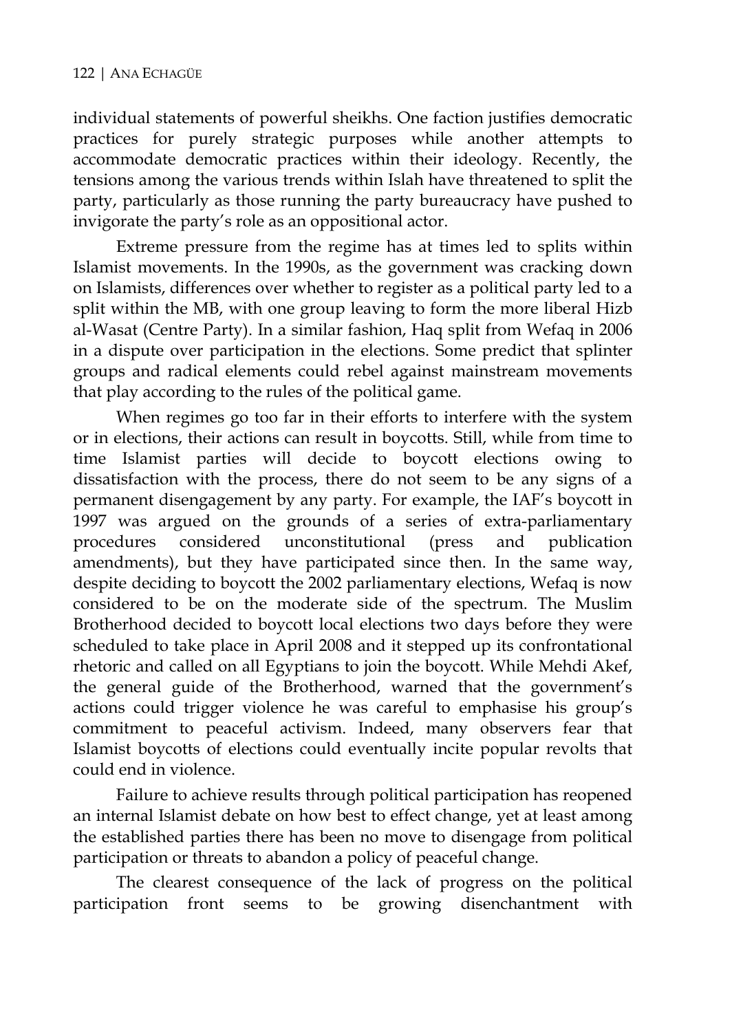individual statements of powerful sheikhs. One faction justifies democratic practices for purely strategic purposes while another attempts to accommodate democratic practices within their ideology. Recently, the tensions among the various trends within Islah have threatened to split the party, particularly as those running the party bureaucracy have pushed to invigorate the party's role as an oppositional actor.

Extreme pressure from the regime has at times led to splits within Islamist movements. In the 1990s, as the government was cracking down on Islamists, differences over whether to register as a political party led to a split within the MB, with one group leaving to form the more liberal Hizb al-Wasat (Centre Party). In a similar fashion, Haq split from Wefaq in 2006 in a dispute over participation in the elections. Some predict that splinter groups and radical elements could rebel against mainstream movements that play according to the rules of the political game.

When regimes go too far in their efforts to interfere with the system or in elections, their actions can result in boycotts. Still, while from time to time Islamist parties will decide to boycott elections owing to dissatisfaction with the process, there do not seem to be any signs of a permanent disengagement by any party. For example, the IAF's boycott in 1997 was argued on the grounds of a series of extra-parliamentary procedures considered unconstitutional (press and publication amendments), but they have participated since then. In the same way, despite deciding to boycott the 2002 parliamentary elections, Wefaq is now considered to be on the moderate side of the spectrum. The Muslim Brotherhood decided to boycott local elections two days before they were scheduled to take place in April 2008 and it stepped up its confrontational rhetoric and called on all Egyptians to join the boycott. While Mehdi Akef, the general guide of the Brotherhood, warned that the government's actions could trigger violence he was careful to emphasise his group's commitment to peaceful activism. Indeed, many observers fear that Islamist boycotts of elections could eventually incite popular revolts that could end in violence.

Failure to achieve results through political participation has reopened an internal Islamist debate on how best to effect change, yet at least among the established parties there has been no move to disengage from political participation or threats to abandon a policy of peaceful change.

The clearest consequence of the lack of progress on the political participation front seems to be growing disenchantment with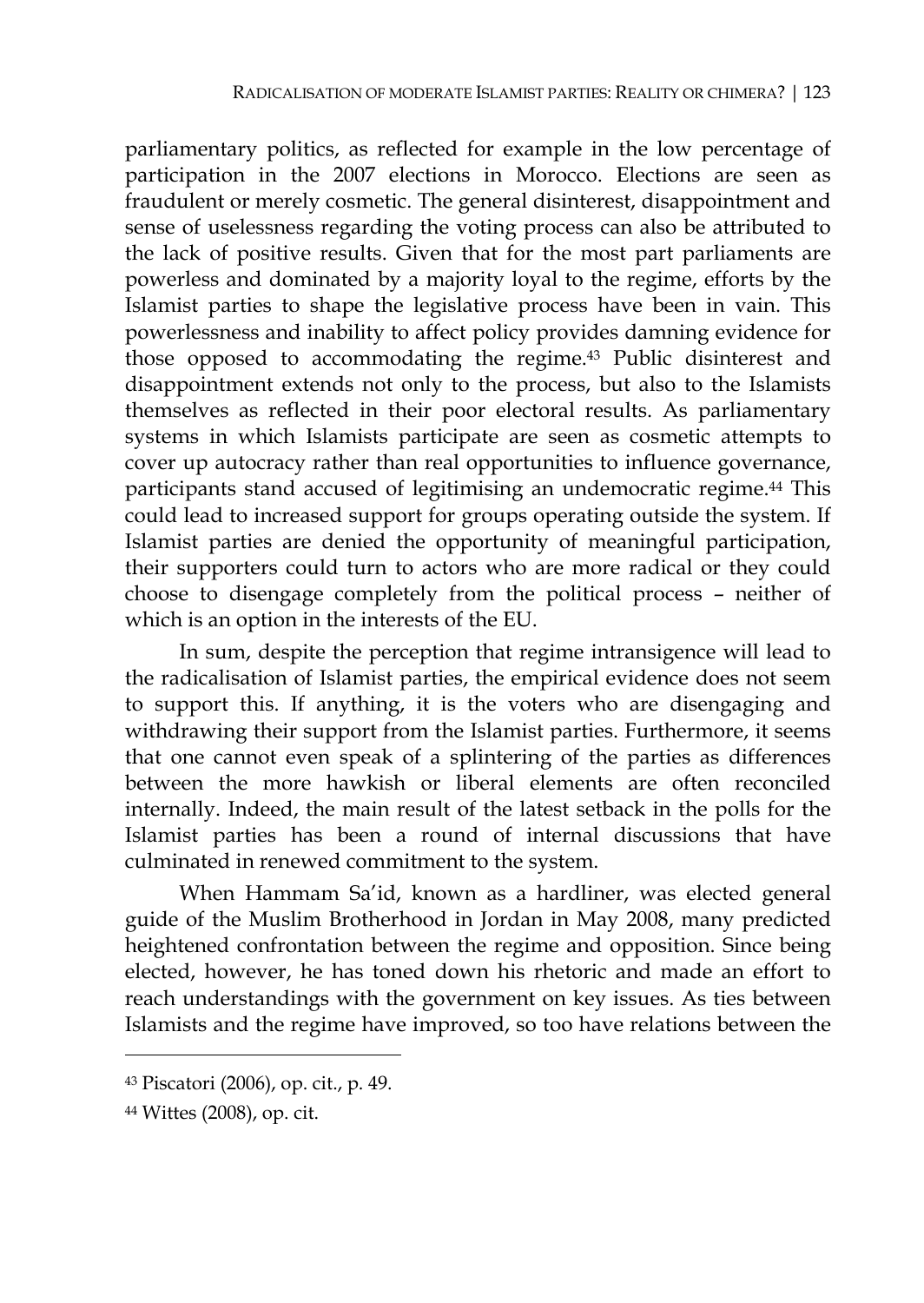parliamentary politics, as reflected for example in the low percentage of participation in the 2007 elections in Morocco. Elections are seen as fraudulent or merely cosmetic. The general disinterest, disappointment and sense of uselessness regarding the voting process can also be attributed to the lack of positive results. Given that for the most part parliaments are powerless and dominated by a majority loyal to the regime, efforts by the Islamist parties to shape the legislative process have been in vain. This powerlessness and inability to affect policy provides damning evidence for those opposed to accommodating the regime.[43] Public disinterest and disappointment extends not only to the process, but also to the Islamists themselves as reflected in their poor electoral results. As parliamentary systems in which Islamists participate are seen as cosmetic attempts to cover up autocracy rather than real opportunities to influence governance, participants stand accused of legitimising an undemocratic regime.[44] This could lead to increased support for groups operating outside the system. If Islamist parties are denied the opportunity of meaningful participation, their supporters could turn to actors who are more radical or they could choose to disengage completely from the political process – neither of which is an option in the interests of the EU.

In sum, despite the perception that regime intransigence will lead to the radicalisation of Islamist parties, the empirical evidence does not seem to support this. If anything, it is the voters who are disengaging and withdrawing their support from the Islamist parties. Furthermore, it seems that one cannot even speak of a splintering of the parties as differences between the more hawkish or liberal elements are often reconciled internally. Indeed, the main result of the latest setback in the polls for the Islamist parties has been a round of internal discussions that have culminated in renewed commitment to the system.

When Hammam Sa'id, known as a hardliner, was elected general guide of the Muslim Brotherhood in Jordan in May 2008, many predicted heightened confrontation between the regime and opposition. Since being elected, however, he has toned down his rhetoric and made an effort to reach understandings with the government on key issues. As ties between Islamists and the regime have improved, so too have relations between the

---

[43] Piscatori (2006), op. cit., p. 49.

[44] Wittes (2008), op. cit.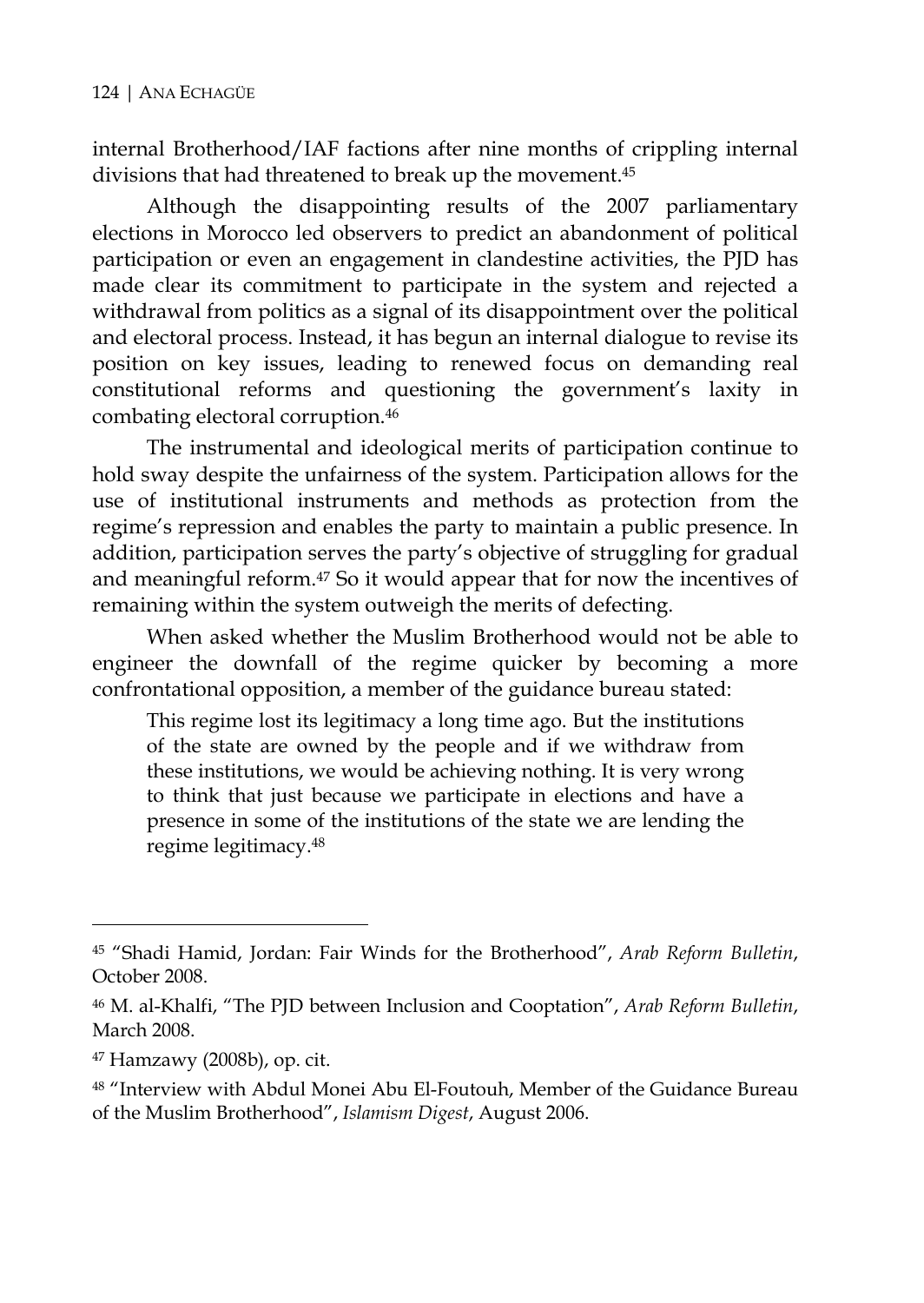internal Brotherhood/IAF factions after nine months of crippling internal divisions that had threatened to break up the movement.[45]

Although the disappointing results of the 2007 parliamentary elections in Morocco led observers to predict an abandonment of political participation or even an engagement in clandestine activities, the PJD has made clear its commitment to participate in the system and rejected a withdrawal from politics as a signal of its disappointment over the political and electoral process. Instead, it has begun an internal dialogue to revise its position on key issues, leading to renewed focus on demanding real constitutional reforms and questioning the government's laxity in combating electoral corruption.[46]

The instrumental and ideological merits of participation continue to hold sway despite the unfairness of the system. Participation allows for the use of institutional instruments and methods as protection from the regime's repression and enables the party to maintain a public presence. In addition, participation serves the party's objective of struggling for gradual and meaningful reform.[47] So it would appear that for now the incentives of remaining within the system outweigh the merits of defecting.

When asked whether the Muslim Brotherhood would not be able to engineer the downfall of the regime quicker by becoming a more confrontational opposition, a member of the guidance bureau stated:

> This regime lost its legitimacy a long time ago. But the institutions of the state are owned by the people and if we withdraw from these institutions, we would be achieving nothing. It is very wrong to think that just because we participate in elections and have a presence in some of the institutions of the state we are lending the regime legitimacy.[48]

---

[45] "Shadi Hamid, Jordan: Fair Winds for the Brotherhood", *Arab Reform Bulletin*, October 2008.

[46] M. al-Khalfi, "The PJD between Inclusion and Cooptation", *Arab Reform Bulletin*, March 2008.

[47] Hamzawy (2008b), op. cit.

[48] "Interview with Abdul Monei Abu El-Foutouh, Member of the Guidance Bureau of the Muslim Brotherhood", *Islamism Digest*, August 2006.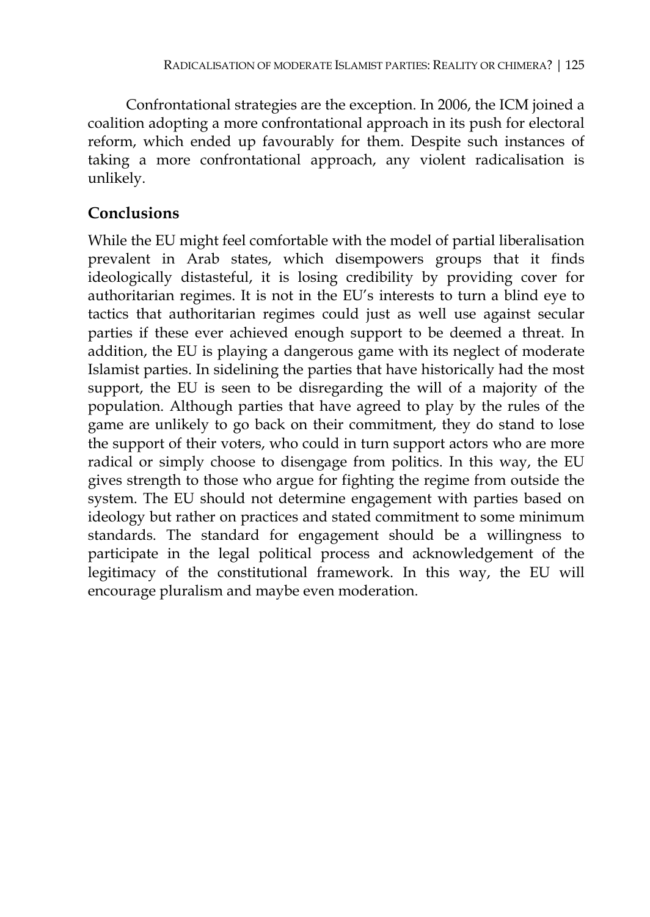Confrontational strategies are the exception. In 2006, the ICM joined a coalition adopting a more confrontational approach in its push for electoral reform, which ended up favourably for them. Despite such instances of taking a more confrontational approach, any violent radicalisation is unlikely.

## Conclusions

While the EU might feel comfortable with the model of partial liberalisation prevalent in Arab states, which disempowers groups that it finds ideologically distasteful, it is losing credibility by providing cover for authoritarian regimes. It is not in the EU's interests to turn a blind eye to tactics that authoritarian regimes could just as well use against secular parties if these ever achieved enough support to be deemed a threat. In addition, the EU is playing a dangerous game with its neglect of moderate Islamist parties. In sidelining the parties that have historically had the most support, the EU is seen to be disregarding the will of a majority of the population. Although parties that have agreed to play by the rules of the game are unlikely to go back on their commitment, they do stand to lose the support of their voters, who could in turn support actors who are more radical or simply choose to disengage from politics. In this way, the EU gives strength to those who argue for fighting the regime from outside the system. The EU should not determine engagement with parties based on ideology but rather on practices and stated commitment to some minimum standards. The standard for engagement should be a willingness to participate in the legal political process and acknowledgement of the legitimacy of the constitutional framework. In this way, the EU will encourage pluralism and maybe even moderation.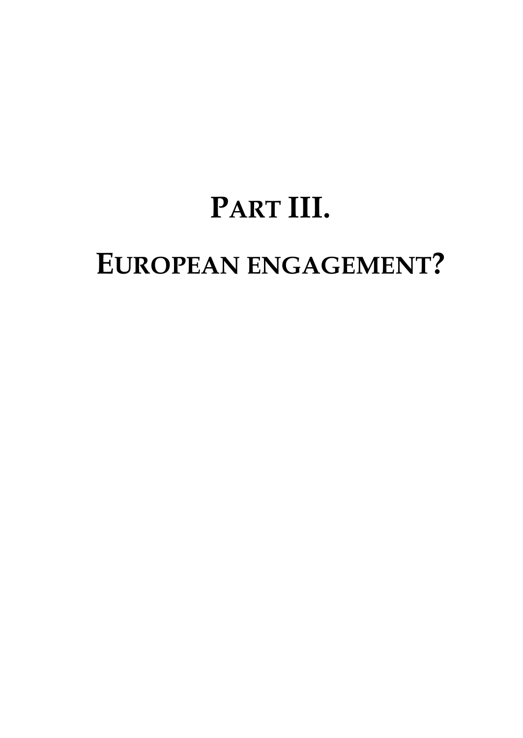# PART III.

# EUROPEAN ENGAGEMENT?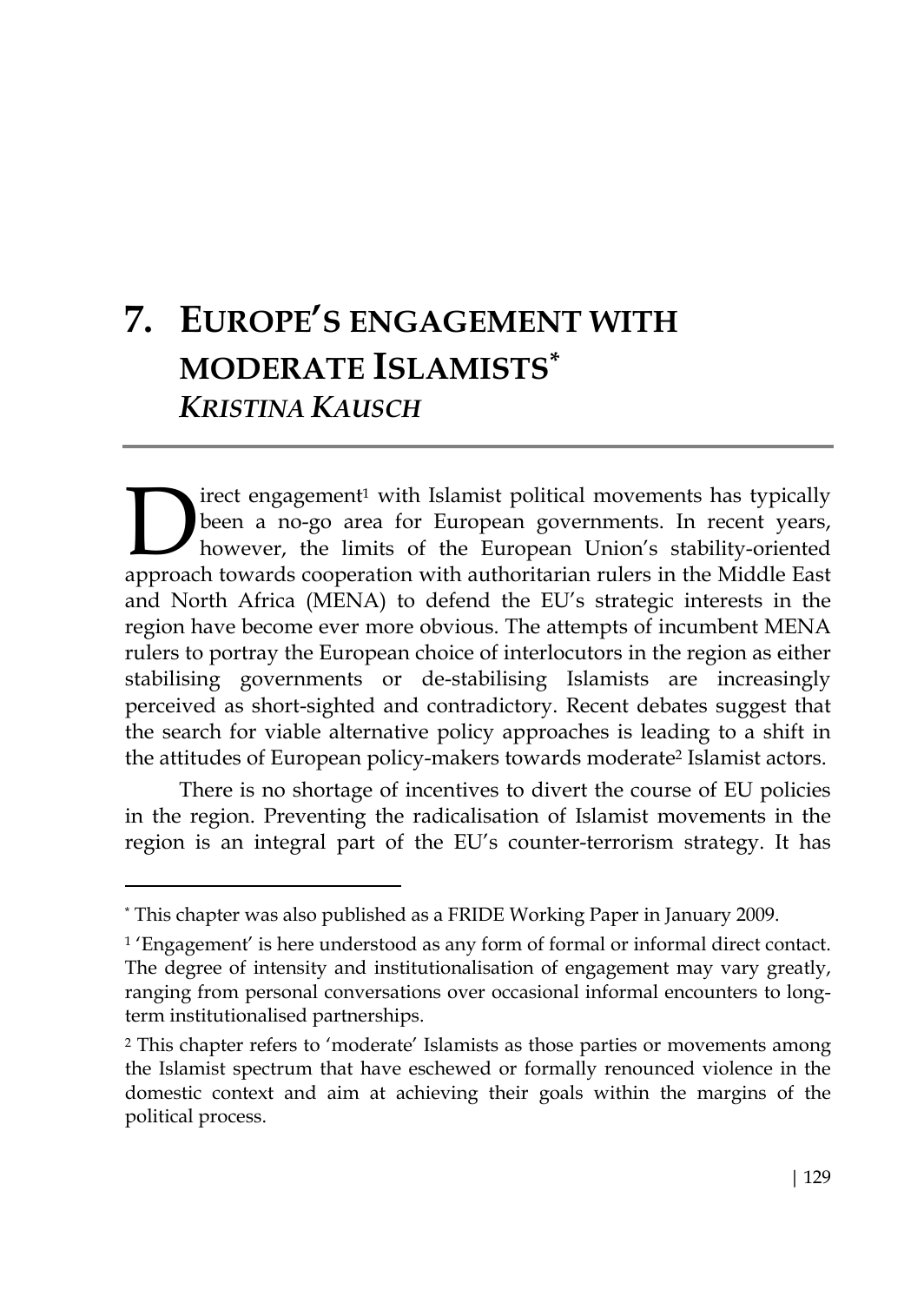# 7. EUROPE'S ENGAGEMENT WITH MODERATE ISLAMISTS[*]

***KRISTINA KAUSCH***

Direct engagement[1] with Islamist political movements has typically been a no-go area for European governments. In recent years, however, the limits of the European Union's stability-oriented approach towards cooperation with authoritarian rulers in the Middle East and North Africa (MENA) to defend the EU's strategic interests in the region have become ever more obvious. The attempts of incumbent MENA rulers to portray the European choice of interlocutors in the region as either stabilising governments or de-stabilising Islamists are increasingly perceived as short-sighted and contradictory. Recent debates suggest that the search for viable alternative policy approaches is leading to a shift in the attitudes of European policy-makers towards moderate[2] Islamist actors.

There is no shortage of incentives to divert the course of EU policies in the region. Preventing the radicalisation of Islamist movements in the region is an integral part of the EU's counter-terrorism strategy. It has

---

[*] This chapter was also published as a FRIDE Working Paper in January 2009.

[1] 'Engagement' is here understood as any form of formal or informal direct contact. The degree of intensity and institutionalisation of engagement may vary greatly, ranging from personal conversations over occasional informal encounters to long-term institutionalised partnerships.

[2] This chapter refers to 'moderate' Islamists as those parties or movements among the Islamist spectrum that have eschewed or formally renounced violence in the domestic context and aim at achieving their goals within the margins of the political process.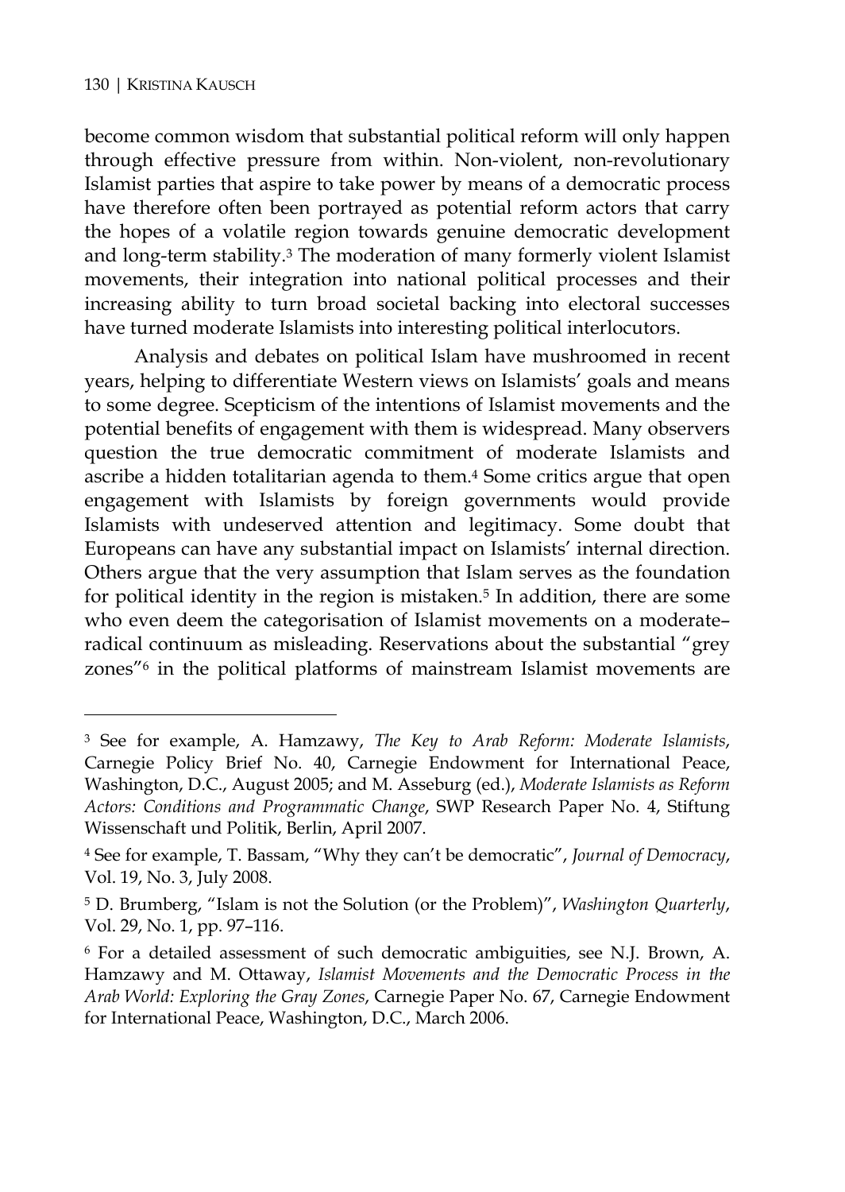become common wisdom that substantial political reform will only happen through effective pressure from within. Non-violent, non-revolutionary Islamist parties that aspire to take power by means of a democratic process have therefore often been portrayed as potential reform actors that carry the hopes of a volatile region towards genuine democratic development and long-term stability.[3] The moderation of many formerly violent Islamist movements, their integration into national political processes and their increasing ability to turn broad societal backing into electoral successes have turned moderate Islamists into interesting political interlocutors.

Analysis and debates on political Islam have mushroomed in recent years, helping to differentiate Western views on Islamists' goals and means to some degree. Scepticism of the intentions of Islamist movements and the potential benefits of engagement with them is widespread. Many observers question the true democratic commitment of moderate Islamists and ascribe a hidden totalitarian agenda to them.[4] Some critics argue that open engagement with Islamists by foreign governments would provide Islamists with undeserved attention and legitimacy. Some doubt that Europeans can have any substantial impact on Islamists' internal direction. Others argue that the very assumption that Islam serves as the foundation for political identity in the region is mistaken.[5] In addition, there are some who even deem the categorisation of Islamist movements on a moderate–radical continuum as misleading. Reservations about the substantial "grey zones"[6] in the political platforms of mainstream Islamist movements are

---

[3] See for example, A. Hamzawy, *The Key to Arab Reform: Moderate Islamists*, Carnegie Policy Brief No. 40, Carnegie Endowment for International Peace, Washington, D.C., August 2005; and M. Asseburg (ed.), *Moderate Islamists as Reform Actors: Conditions and Programmatic Change*, SWP Research Paper No. 4, Stiftung Wissenschaft und Politik, Berlin, April 2007.

[4] See for example, T. Bassam, "Why they can't be democratic", *Journal of Democracy*, Vol. 19, No. 3, July 2008.

[5] D. Brumberg, "Islam is not the Solution (or the Problem)", *Washington Quarterly*, Vol. 29, No. 1, pp. 97–116.

[6] For a detailed assessment of such democratic ambiguities, see N.J. Brown, A. Hamzawy and M. Ottaway, *Islamist Movements and the Democratic Process in the Arab World: Exploring the Gray Zones*, Carnegie Paper No. 67, Carnegie Endowment for International Peace, Washington, D.C., March 2006.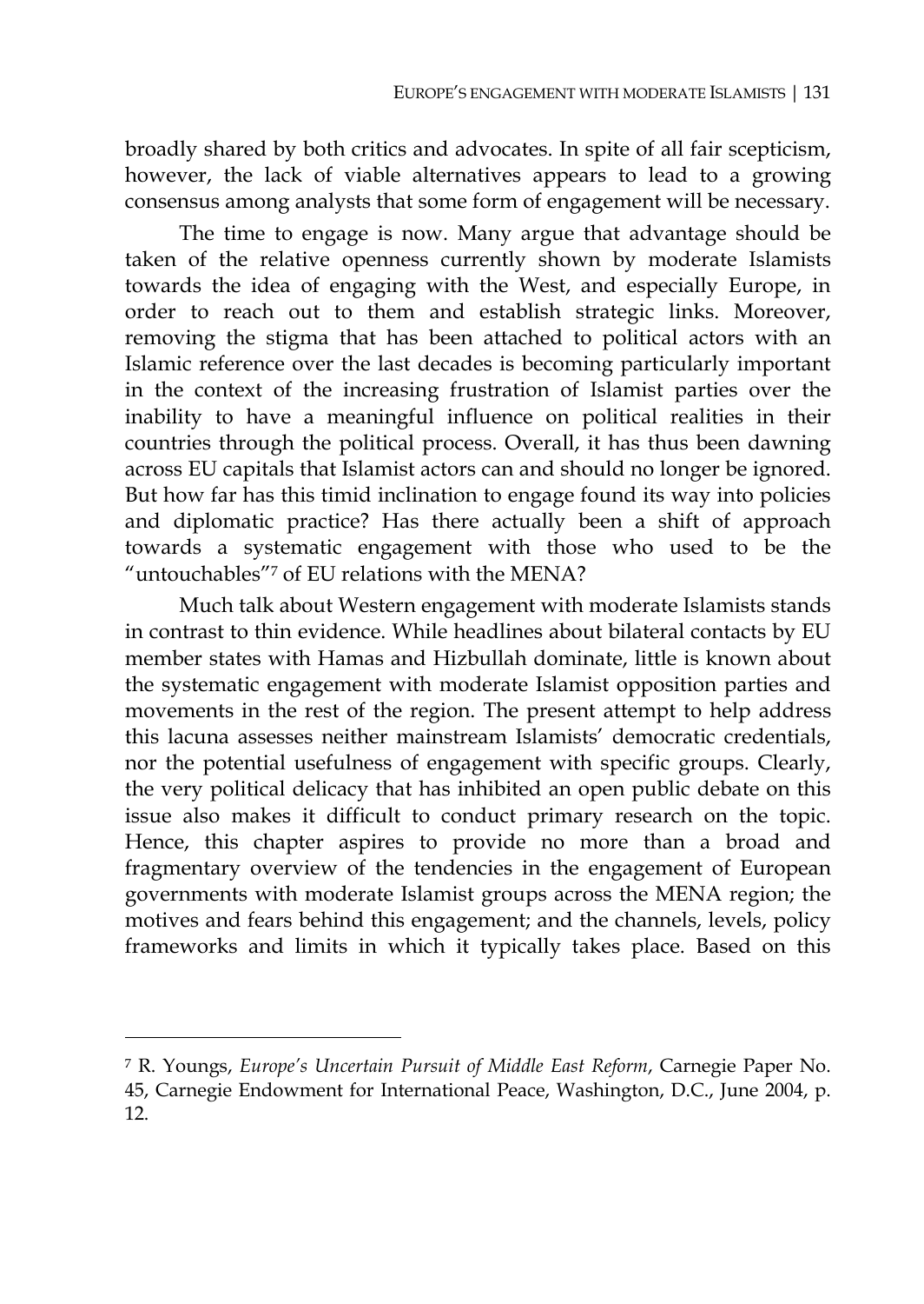broadly shared by both critics and advocates. In spite of all fair scepticism, however, the lack of viable alternatives appears to lead to a growing consensus among analysts that some form of engagement will be necessary.

The time to engage is now. Many argue that advantage should be taken of the relative openness currently shown by moderate Islamists towards the idea of engaging with the West, and especially Europe, in order to reach out to them and establish strategic links. Moreover, removing the stigma that has been attached to political actors with an Islamic reference over the last decades is becoming particularly important in the context of the increasing frustration of Islamist parties over the inability to have a meaningful influence on political realities in their countries through the political process. Overall, it has thus been dawning across EU capitals that Islamist actors can and should no longer be ignored. But how far has this timid inclination to engage found its way into policies and diplomatic practice? Has there actually been a shift of approach towards a systematic engagement with those who used to be the "untouchables"[7] of EU relations with the MENA?

Much talk about Western engagement with moderate Islamists stands in contrast to thin evidence. While headlines about bilateral contacts by EU member states with Hamas and Hizbullah dominate, little is known about the systematic engagement with moderate Islamist opposition parties and movements in the rest of the region. The present attempt to help address this lacuna assesses neither mainstream Islamists' democratic credentials, nor the potential usefulness of engagement with specific groups. Clearly, the very political delicacy that has inhibited an open public debate on this issue also makes it difficult to conduct primary research on the topic. Hence, this chapter aspires to provide no more than a broad and fragmentary overview of the tendencies in the engagement of European governments with moderate Islamist groups across the MENA region; the motives and fears behind this engagement; and the channels, levels, policy frameworks and limits in which it typically takes place. Based on this

---

[7] R. Youngs, *Europe's Uncertain Pursuit of Middle East Reform*, Carnegie Paper No. 45, Carnegie Endowment for International Peace, Washington, D.C., June 2004, p. 12.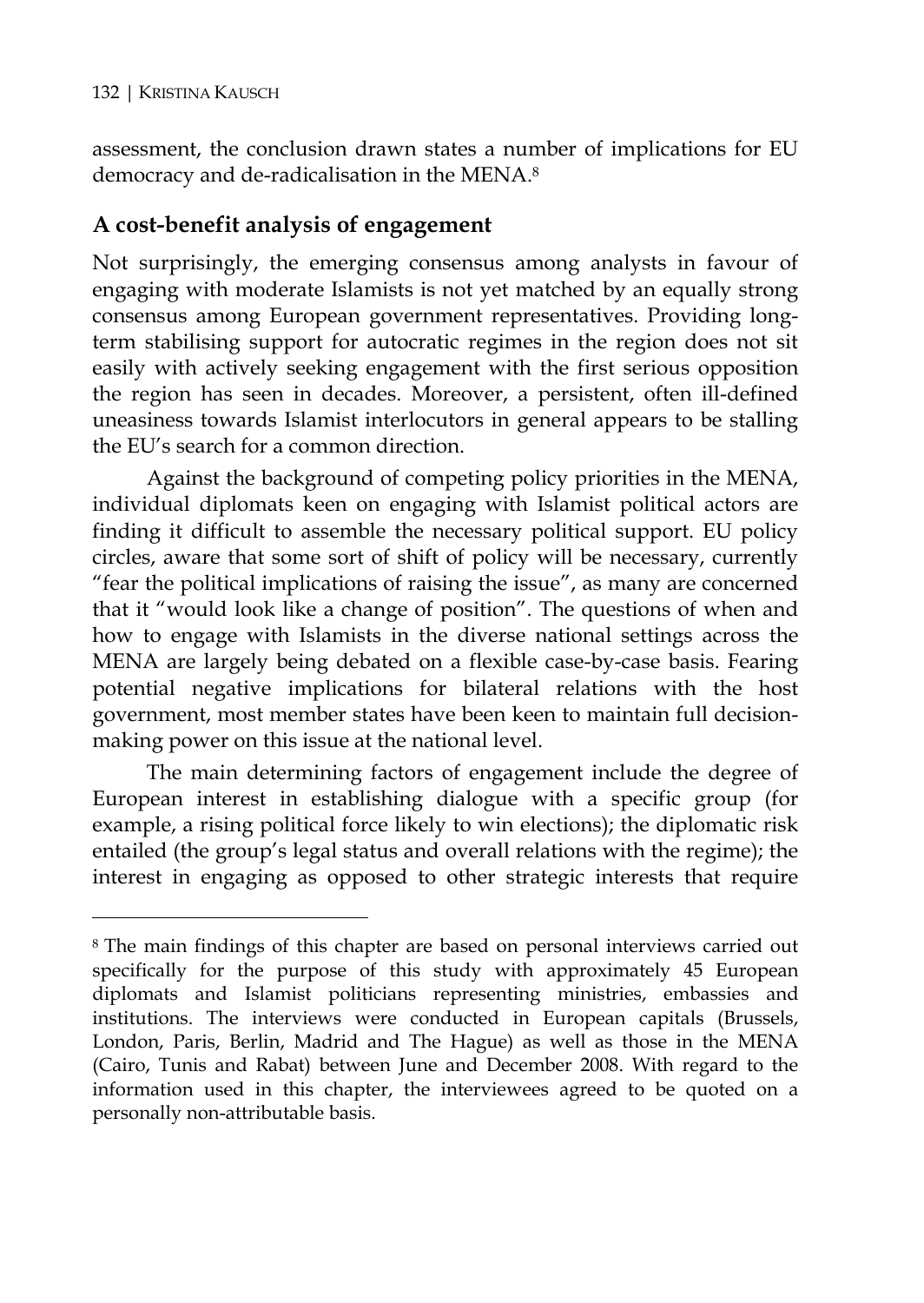assessment, the conclusion drawn states a number of implications for EU democracy and de-radicalisation in the MENA.[8]

## A cost-benefit analysis of engagement

Not surprisingly, the emerging consensus among analysts in favour of engaging with moderate Islamists is not yet matched by an equally strong consensus among European government representatives. Providing long-term stabilising support for autocratic regimes in the region does not sit easily with actively seeking engagement with the first serious opposition the region has seen in decades. Moreover, a persistent, often ill-defined uneasiness towards Islamist interlocutors in general appears to be stalling the EU's search for a common direction.

Against the background of competing policy priorities in the MENA, individual diplomats keen on engaging with Islamist political actors are finding it difficult to assemble the necessary political support. EU policy circles, aware that some sort of shift of policy will be necessary, currently "fear the political implications of raising the issue", as many are concerned that it "would look like a change of position". The questions of when and how to engage with Islamists in the diverse national settings across the MENA are largely being debated on a flexible case-by-case basis. Fearing potential negative implications for bilateral relations with the host government, most member states have been keen to maintain full decision-making power on this issue at the national level.

The main determining factors of engagement include the degree of European interest in establishing dialogue with a specific group (for example, a rising political force likely to win elections); the diplomatic risk entailed (the group's legal status and overall relations with the regime); the interest in engaging as opposed to other strategic interests that require

---

[8] The main findings of this chapter are based on personal interviews carried out specifically for the purpose of this study with approximately 45 European diplomats and Islamist politicians representing ministries, embassies and institutions. The interviews were conducted in European capitals (Brussels, London, Paris, Berlin, Madrid and The Hague) as well as those in the MENA (Cairo, Tunis and Rabat) between June and December 2008. With regard to the information used in this chapter, the interviewees agreed to be quoted on a personally non-attributable basis.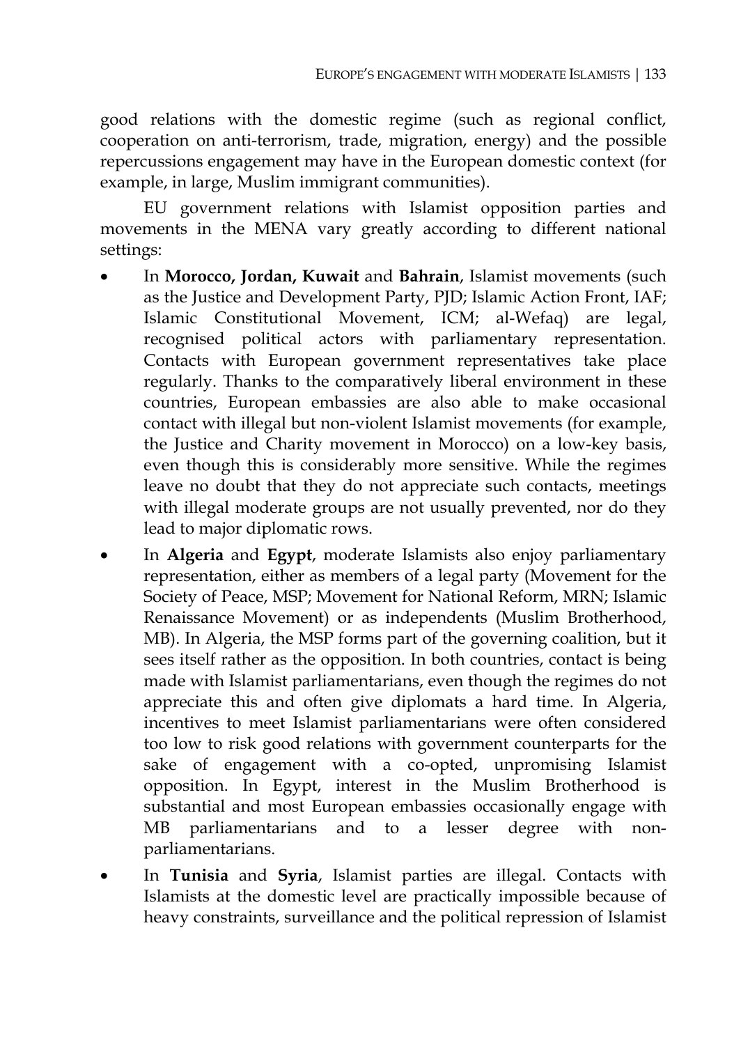good relations with the domestic regime (such as regional conflict, cooperation on anti-terrorism, trade, migration, energy) and the possible repercussions engagement may have in the European domestic context (for example, in large, Muslim immigrant communities).

EU government relations with Islamist opposition parties and movements in the MENA vary greatly according to different national settings:

- In **Morocco, Jordan, Kuwait** and **Bahrain**, Islamist movements (such as the Justice and Development Party, PJD; Islamic Action Front, IAF; Islamic Constitutional Movement, ICM; al-Wefaq) are legal, recognised political actors with parliamentary representation. Contacts with European government representatives take place regularly. Thanks to the comparatively liberal environment in these countries, European embassies are also able to make occasional contact with illegal but non-violent Islamist movements (for example, the Justice and Charity movement in Morocco) on a low-key basis, even though this is considerably more sensitive. While the regimes leave no doubt that they do not appreciate such contacts, meetings with illegal moderate groups are not usually prevented, nor do they lead to major diplomatic rows.
- In **Algeria** and **Egypt**, moderate Islamists also enjoy parliamentary representation, either as members of a legal party (Movement for the Society of Peace, MSP; Movement for National Reform, MRN; Islamic Renaissance Movement) or as independents (Muslim Brotherhood, MB). In Algeria, the MSP forms part of the governing coalition, but it sees itself rather as the opposition. In both countries, contact is being made with Islamist parliamentarians, even though the regimes do not appreciate this and often give diplomats a hard time. In Algeria, incentives to meet Islamist parliamentarians were often considered too low to risk good relations with government counterparts for the sake of engagement with a co-opted, unpromising Islamist opposition. In Egypt, interest in the Muslim Brotherhood is substantial and most European embassies occasionally engage with MB parliamentarians and to a lesser degree with non-parliamentarians.
- In **Tunisia** and **Syria**, Islamist parties are illegal. Contacts with Islamists at the domestic level are practically impossible because of heavy constraints, surveillance and the political repression of Islamist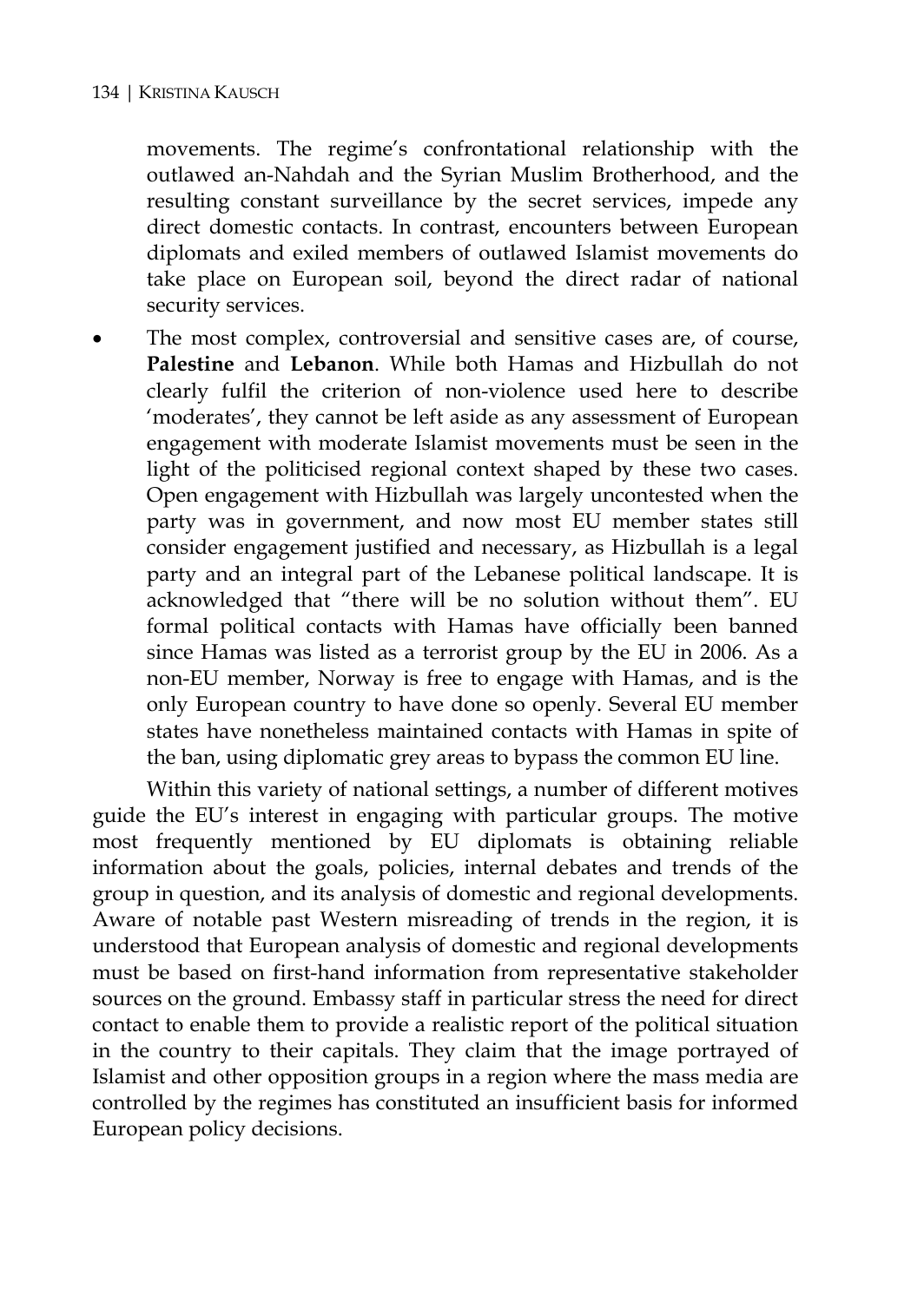movements. The regime's confrontational relationship with the outlawed an-Nahdah and the Syrian Muslim Brotherhood, and the resulting constant surveillance by the secret services, impede any direct domestic contacts. In contrast, encounters between European diplomats and exiled members of outlawed Islamist movements do take place on European soil, beyond the direct radar of national security services.

- The most complex, controversial and sensitive cases are, of course, **Palestine** and **Lebanon**. While both Hamas and Hizbullah do not clearly fulfil the criterion of non-violence used here to describe 'moderates', they cannot be left aside as any assessment of European engagement with moderate Islamist movements must be seen in the light of the politicised regional context shaped by these two cases. Open engagement with Hizbullah was largely uncontested when the party was in government, and now most EU member states still consider engagement justified and necessary, as Hizbullah is a legal party and an integral part of the Lebanese political landscape. It is acknowledged that "there will be no solution without them". EU formal political contacts with Hamas have officially been banned since Hamas was listed as a terrorist group by the EU in 2006. As a non-EU member, Norway is free to engage with Hamas, and is the only European country to have done so openly. Several EU member states have nonetheless maintained contacts with Hamas in spite of the ban, using diplomatic grey areas to bypass the common EU line.

Within this variety of national settings, a number of different motives guide the EU's interest in engaging with particular groups. The motive most frequently mentioned by EU diplomats is obtaining reliable information about the goals, policies, internal debates and trends of the group in question, and its analysis of domestic and regional developments. Aware of notable past Western misreading of trends in the region, it is understood that European analysis of domestic and regional developments must be based on first-hand information from representative stakeholder sources on the ground. Embassy staff in particular stress the need for direct contact to enable them to provide a realistic report of the political situation in the country to their capitals. They claim that the image portrayed of Islamist and other opposition groups in a region where the mass media are controlled by the regimes has constituted an insufficient basis for informed European policy decisions.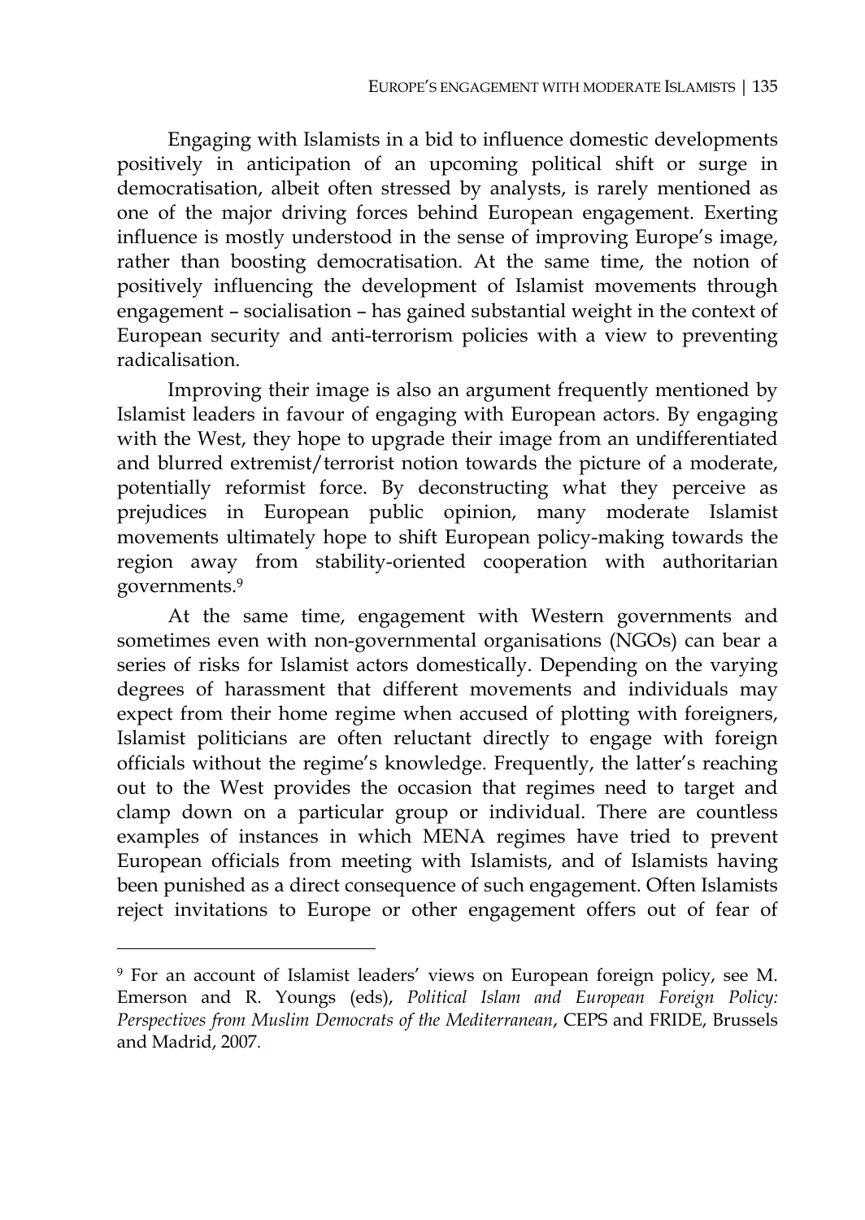Engaging with Islamists in a bid to influence domestic developments positively in anticipation of an upcoming political shift or surge in democratisation, albeit often stressed by analysts, is rarely mentioned as one of the major driving forces behind European engagement. Exerting influence is mostly understood in the sense of improving Europe's image, rather than boosting democratisation. At the same time, the notion of positively influencing the development of Islamist movements through engagement – socialisation – has gained substantial weight in the context of European security and anti-terrorism policies with a view to preventing radicalisation.

Improving their image is also an argument frequently mentioned by Islamist leaders in favour of engaging with European actors. By engaging with the West, they hope to upgrade their image from an undifferentiated and blurred extremist/terrorist notion towards the picture of a moderate, potentially reformist force. By deconstructing what they perceive as prejudices in European public opinion, many moderate Islamist movements ultimately hope to shift European policy-making towards the region away from stability-oriented cooperation with authoritarian governments.[9]

At the same time, engagement with Western governments and sometimes even with non-governmental organisations (NGOs) can bear a series of risks for Islamist actors domestically. Depending on the varying degrees of harassment that different movements and individuals may expect from their home regime when accused of plotting with foreigners, Islamist politicians are often reluctant directly to engage with foreign officials without the regime's knowledge. Frequently, the latter's reaching out to the West provides the occasion that regimes need to target and clamp down on a particular group or individual. There are countless examples of instances in which MENA regimes have tried to prevent European officials from meeting with Islamists, and of Islamists having been punished as a direct consequence of such engagement. Often Islamists reject invitations to Europe or other engagement offers out of fear of

---

[9] For an account of Islamist leaders' views on European foreign policy, see M. Emerson and R. Youngs (eds), *Political Islam and European Foreign Policy: Perspectives from Muslim Democrats of the Mediterranean*, CEPS and FRIDE, Brussels and Madrid, 2007.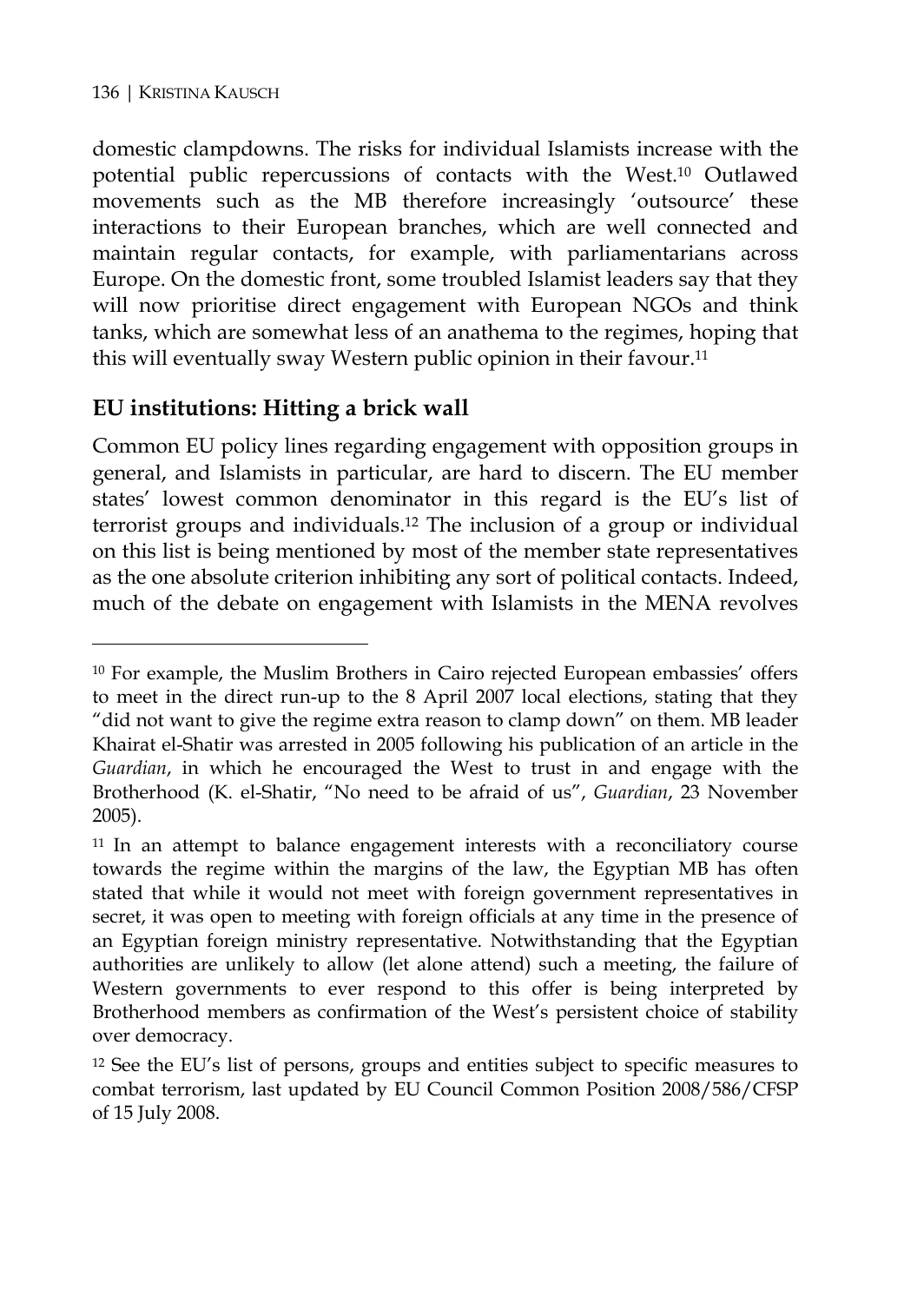domestic clampdowns. The risks for individual Islamists increase with the potential public repercussions of contacts with the West.[10] Outlawed movements such as the MB therefore increasingly 'outsource' these interactions to their European branches, which are well connected and maintain regular contacts, for example, with parliamentarians across Europe. On the domestic front, some troubled Islamist leaders say that they will now prioritise direct engagement with European NGOs and think tanks, which are somewhat less of an anathema to the regimes, hoping that this will eventually sway Western public opinion in their favour.[11]

## EU institutions: Hitting a brick wall

Common EU policy lines regarding engagement with opposition groups in general, and Islamists in particular, are hard to discern. The EU member states' lowest common denominator in this regard is the EU's list of terrorist groups and individuals.[12] The inclusion of a group or individual on this list is being mentioned by most of the member state representatives as the one absolute criterion inhibiting any sort of political contacts. Indeed, much of the debate on engagement with Islamists in the MENA revolves

---

[10] For example, the Muslim Brothers in Cairo rejected European embassies' offers to meet in the direct run-up to the 8 April 2007 local elections, stating that they "did not want to give the regime extra reason to clamp down" on them. MB leader Khairat el-Shatir was arrested in 2005 following his publication of an article in the *Guardian*, in which he encouraged the West to trust in and engage with the Brotherhood (K. el-Shatir, "No need to be afraid of us", *Guardian*, 23 November 2005).

[11] In an attempt to balance engagement interests with a reconciliatory course towards the regime within the margins of the law, the Egyptian MB has often stated that while it would not meet with foreign government representatives in secret, it was open to meeting with foreign officials at any time in the presence of an Egyptian foreign ministry representative. Notwithstanding that the Egyptian authorities are unlikely to allow (let alone attend) such a meeting, the failure of Western governments to ever respond to this offer is being interpreted by Brotherhood members as confirmation of the West's persistent choice of stability over democracy.

[12] See the EU's list of persons, groups and entities subject to specific measures to combat terrorism, last updated by EU Council Common Position 2008/586/CFSP of 15 July 2008.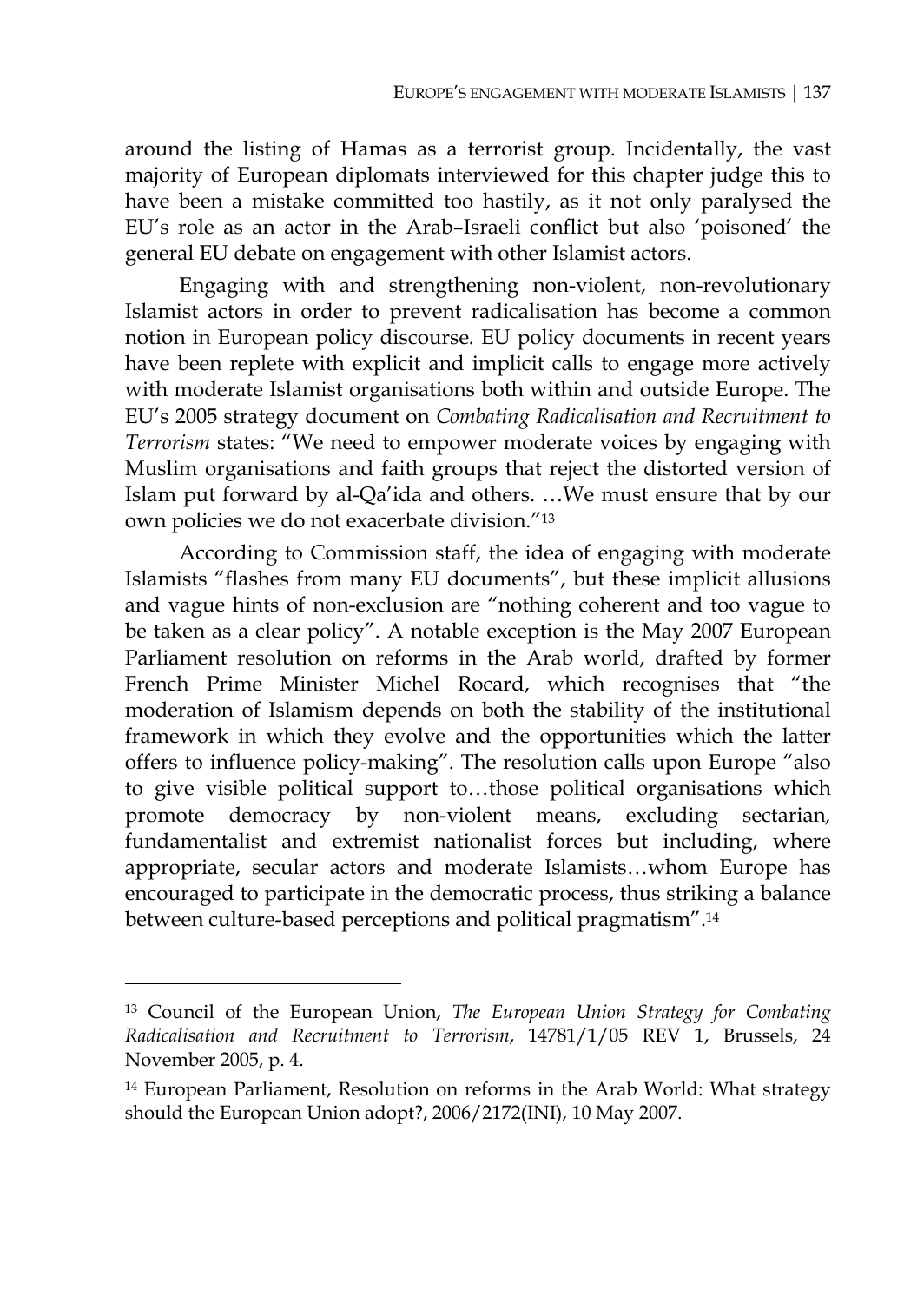around the listing of Hamas as a terrorist group. Incidentally, the vast majority of European diplomats interviewed for this chapter judge this to have been a mistake committed too hastily, as it not only paralysed the EU's role as an actor in the Arab–Israeli conflict but also 'poisoned' the general EU debate on engagement with other Islamist actors.

Engaging with and strengthening non-violent, non-revolutionary Islamist actors in order to prevent radicalisation has become a common notion in European policy discourse. EU policy documents in recent years have been replete with explicit and implicit calls to engage more actively with moderate Islamist organisations both within and outside Europe. The EU's 2005 strategy document on *Combating Radicalisation and Recruitment to Terrorism* states: "We need to empower moderate voices by engaging with Muslim organisations and faith groups that reject the distorted version of Islam put forward by al-Qa'ida and others. …We must ensure that by our own policies we do not exacerbate division."[13]

According to Commission staff, the idea of engaging with moderate Islamists "flashes from many EU documents", but these implicit allusions and vague hints of non-exclusion are "nothing coherent and too vague to be taken as a clear policy". A notable exception is the May 2007 European Parliament resolution on reforms in the Arab world, drafted by former French Prime Minister Michel Rocard, which recognises that "the moderation of Islamism depends on both the stability of the institutional framework in which they evolve and the opportunities which the latter offers to influence policy-making". The resolution calls upon Europe "also to give visible political support to…those political organisations which promote democracy by non-violent means, excluding sectarian, fundamentalist and extremist nationalist forces but including, where appropriate, secular actors and moderate Islamists…whom Europe has encouraged to participate in the democratic process, thus striking a balance between culture-based perceptions and political pragmatism".[14]

---

[13] Council of the European Union, *The European Union Strategy for Combating Radicalisation and Recruitment to Terrorism*, 14781/1/05 REV 1, Brussels, 24 November 2005, p. 4.

[14] European Parliament, Resolution on reforms in the Arab World: What strategy should the European Union adopt?, 2006/2172(INI), 10 May 2007.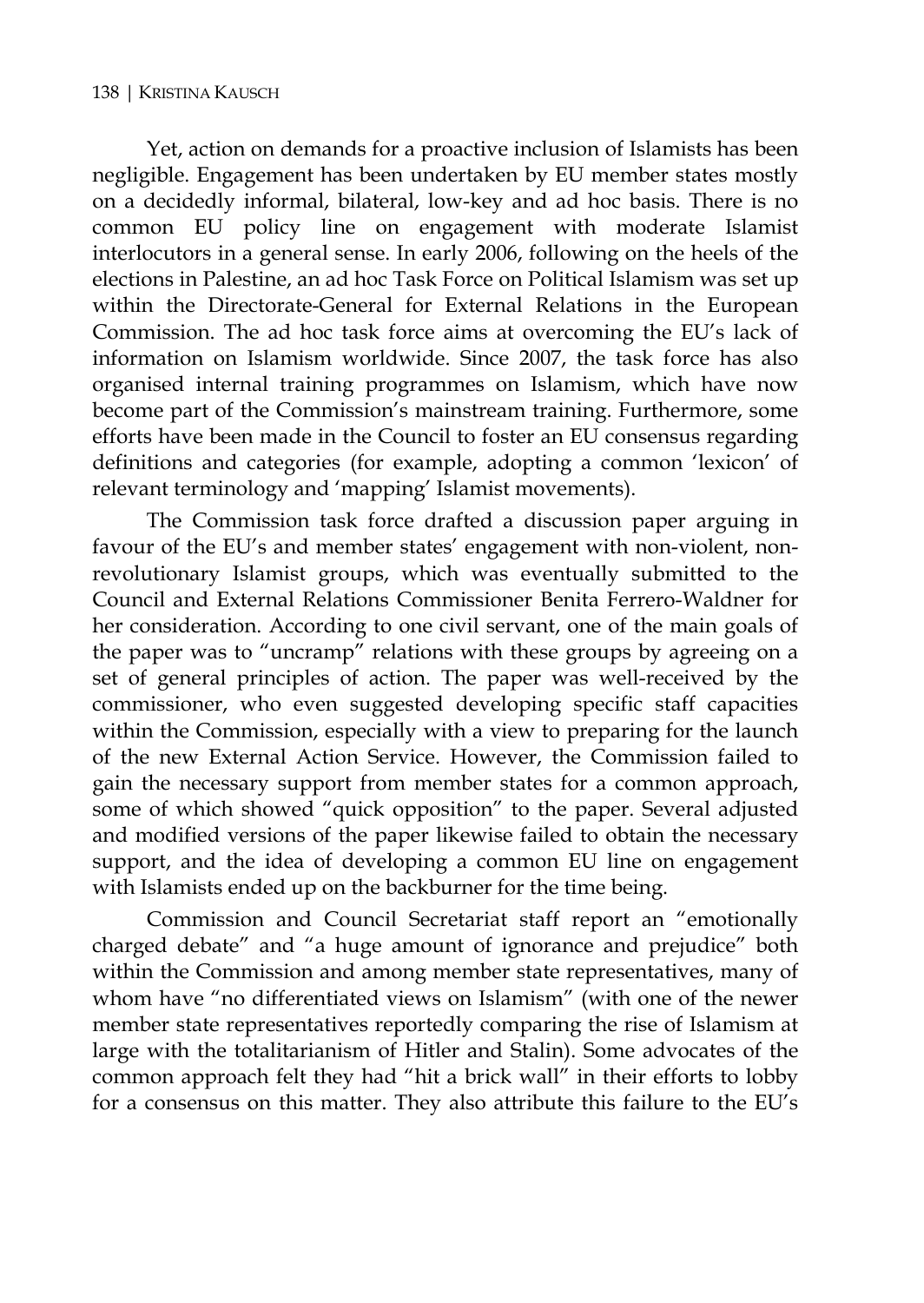Yet, action on demands for a proactive inclusion of Islamists has been negligible. Engagement has been undertaken by EU member states mostly on a decidedly informal, bilateral, low-key and ad hoc basis. There is no common EU policy line on engagement with moderate Islamist interlocutors in a general sense. In early 2006, following on the heels of the elections in Palestine, an ad hoc Task Force on Political Islamism was set up within the Directorate-General for External Relations in the European Commission. The ad hoc task force aims at overcoming the EU's lack of information on Islamism worldwide. Since 2007, the task force has also organised internal training programmes on Islamism, which have now become part of the Commission's mainstream training. Furthermore, some efforts have been made in the Council to foster an EU consensus regarding definitions and categories (for example, adopting a common 'lexicon' of relevant terminology and 'mapping' Islamist movements).

The Commission task force drafted a discussion paper arguing in favour of the EU's and member states' engagement with non-violent, non-revolutionary Islamist groups, which was eventually submitted to the Council and External Relations Commissioner Benita Ferrero-Waldner for her consideration. According to one civil servant, one of the main goals of the paper was to "uncramp" relations with these groups by agreeing on a set of general principles of action. The paper was well-received by the commissioner, who even suggested developing specific staff capacities within the Commission, especially with a view to preparing for the launch of the new External Action Service. However, the Commission failed to gain the necessary support from member states for a common approach, some of which showed "quick opposition" to the paper. Several adjusted and modified versions of the paper likewise failed to obtain the necessary support, and the idea of developing a common EU line on engagement with Islamists ended up on the backburner for the time being.

Commission and Council Secretariat staff report an "emotionally charged debate" and "a huge amount of ignorance and prejudice" both within the Commission and among member state representatives, many of whom have "no differentiated views on Islamism" (with one of the newer member state representatives reportedly comparing the rise of Islamism at large with the totalitarianism of Hitler and Stalin). Some advocates of the common approach felt they had "hit a brick wall" in their efforts to lobby for a consensus on this matter. They also attribute this failure to the EU's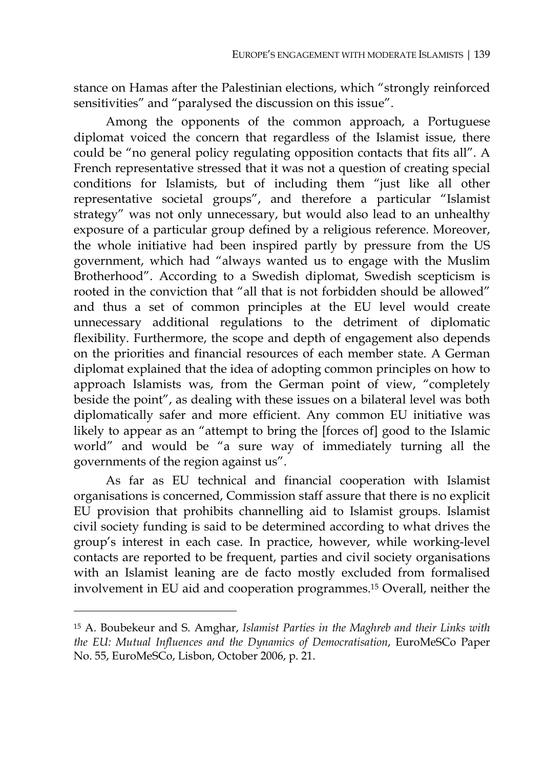stance on Hamas after the Palestinian elections, which "strongly reinforced sensitivities" and "paralysed the discussion on this issue".

Among the opponents of the common approach, a Portuguese diplomat voiced the concern that regardless of the Islamist issue, there could be "no general policy regulating opposition contacts that fits all". A French representative stressed that it was not a question of creating special conditions for Islamists, but of including them "just like all other representative societal groups", and therefore a particular "Islamist strategy" was not only unnecessary, but would also lead to an unhealthy exposure of a particular group defined by a religious reference. Moreover, the whole initiative had been inspired partly by pressure from the US government, which had "always wanted us to engage with the Muslim Brotherhood". According to a Swedish diplomat, Swedish scepticism is rooted in the conviction that "all that is not forbidden should be allowed" and thus a set of common principles at the EU level would create unnecessary additional regulations to the detriment of diplomatic flexibility. Furthermore, the scope and depth of engagement also depends on the priorities and financial resources of each member state. A German diplomat explained that the idea of adopting common principles on how to approach Islamists was, from the German point of view, "completely beside the point", as dealing with these issues on a bilateral level was both diplomatically safer and more efficient. Any common EU initiative was likely to appear as an "attempt to bring the [forces of] good to the Islamic world" and would be "a sure way of immediately turning all the governments of the region against us".

As far as EU technical and financial cooperation with Islamist organisations is concerned, Commission staff assure that there is no explicit EU provision that prohibits channelling aid to Islamist groups. Islamist civil society funding is said to be determined according to what drives the group's interest in each case. In practice, however, while working-level contacts are reported to be frequent, parties and civil society organisations with an Islamist leaning are de facto mostly excluded from formalised involvement in EU aid and cooperation programmes.[15] Overall, neither the

---

[15] A. Boubekeur and S. Amghar, *Islamist Parties in the Maghreb and their Links with the EU: Mutual Influences and the Dynamics of Democratisation*, EuroMeSCo Paper No. 55, EuroMeSCo, Lisbon, October 2006, p. 21.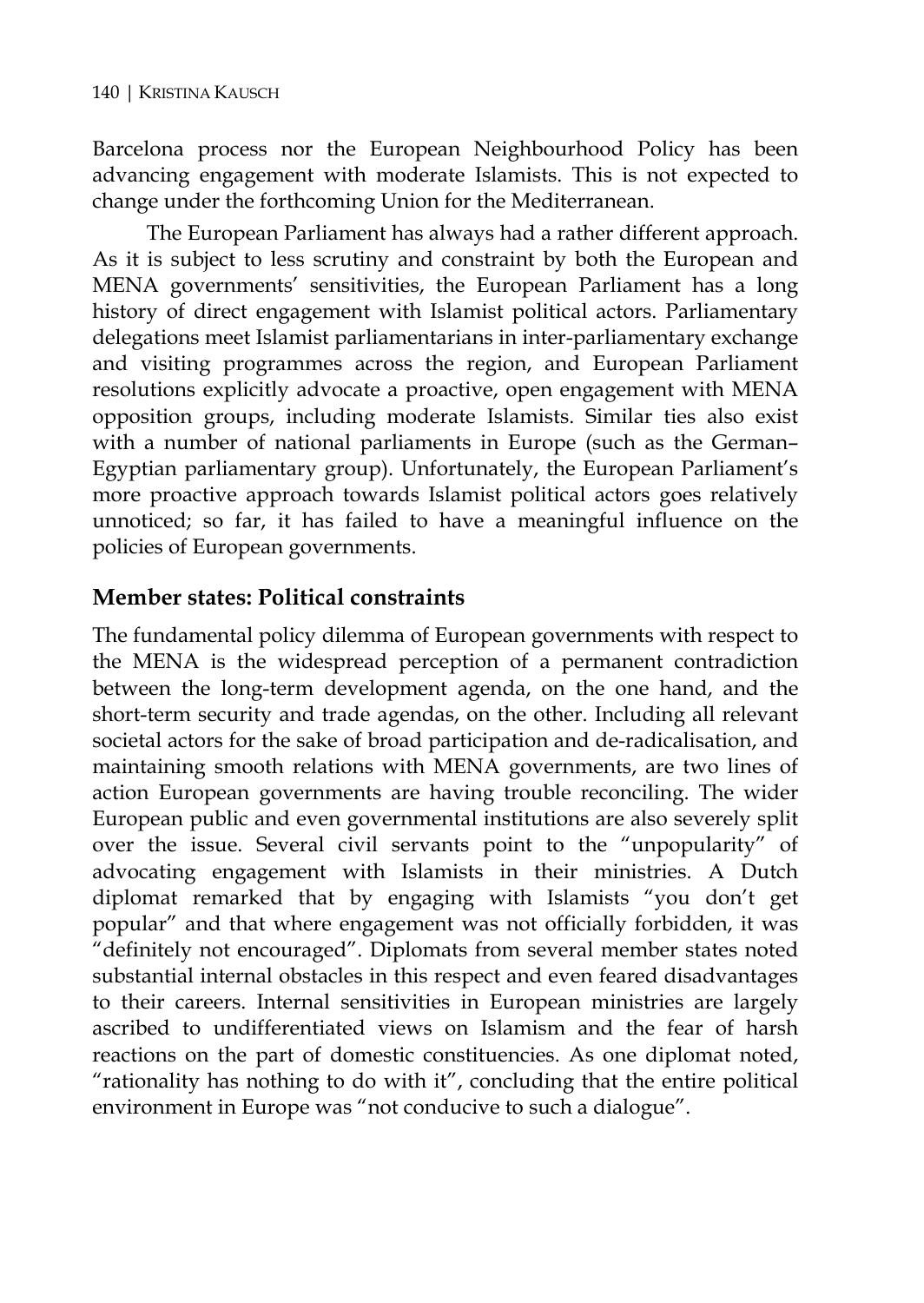Barcelona process nor the European Neighbourhood Policy has been advancing engagement with moderate Islamists. This is not expected to change under the forthcoming Union for the Mediterranean.

The European Parliament has always had a rather different approach. As it is subject to less scrutiny and constraint by both the European and MENA governments' sensitivities, the European Parliament has a long history of direct engagement with Islamist political actors. Parliamentary delegations meet Islamist parliamentarians in inter-parliamentary exchange and visiting programmes across the region, and European Parliament resolutions explicitly advocate a proactive, open engagement with MENA opposition groups, including moderate Islamists. Similar ties also exist with a number of national parliaments in Europe (such as the German–Egyptian parliamentary group). Unfortunately, the European Parliament's more proactive approach towards Islamist political actors goes relatively unnoticed; so far, it has failed to have a meaningful influence on the policies of European governments.

## Member states: Political constraints

The fundamental policy dilemma of European governments with respect to the MENA is the widespread perception of a permanent contradiction between the long-term development agenda, on the one hand, and the short-term security and trade agendas, on the other. Including all relevant societal actors for the sake of broad participation and de-radicalisation, and maintaining smooth relations with MENA governments, are two lines of action European governments are having trouble reconciling. The wider European public and even governmental institutions are also severely split over the issue. Several civil servants point to the "unpopularity" of advocating engagement with Islamists in their ministries. A Dutch diplomat remarked that by engaging with Islamists "you don't get popular" and that where engagement was not officially forbidden, it was "definitely not encouraged". Diplomats from several member states noted substantial internal obstacles in this respect and even feared disadvantages to their careers. Internal sensitivities in European ministries are largely ascribed to undifferentiated views on Islamism and the fear of harsh reactions on the part of domestic constituencies. As one diplomat noted, "rationality has nothing to do with it", concluding that the entire political environment in Europe was "not conducive to such a dialogue".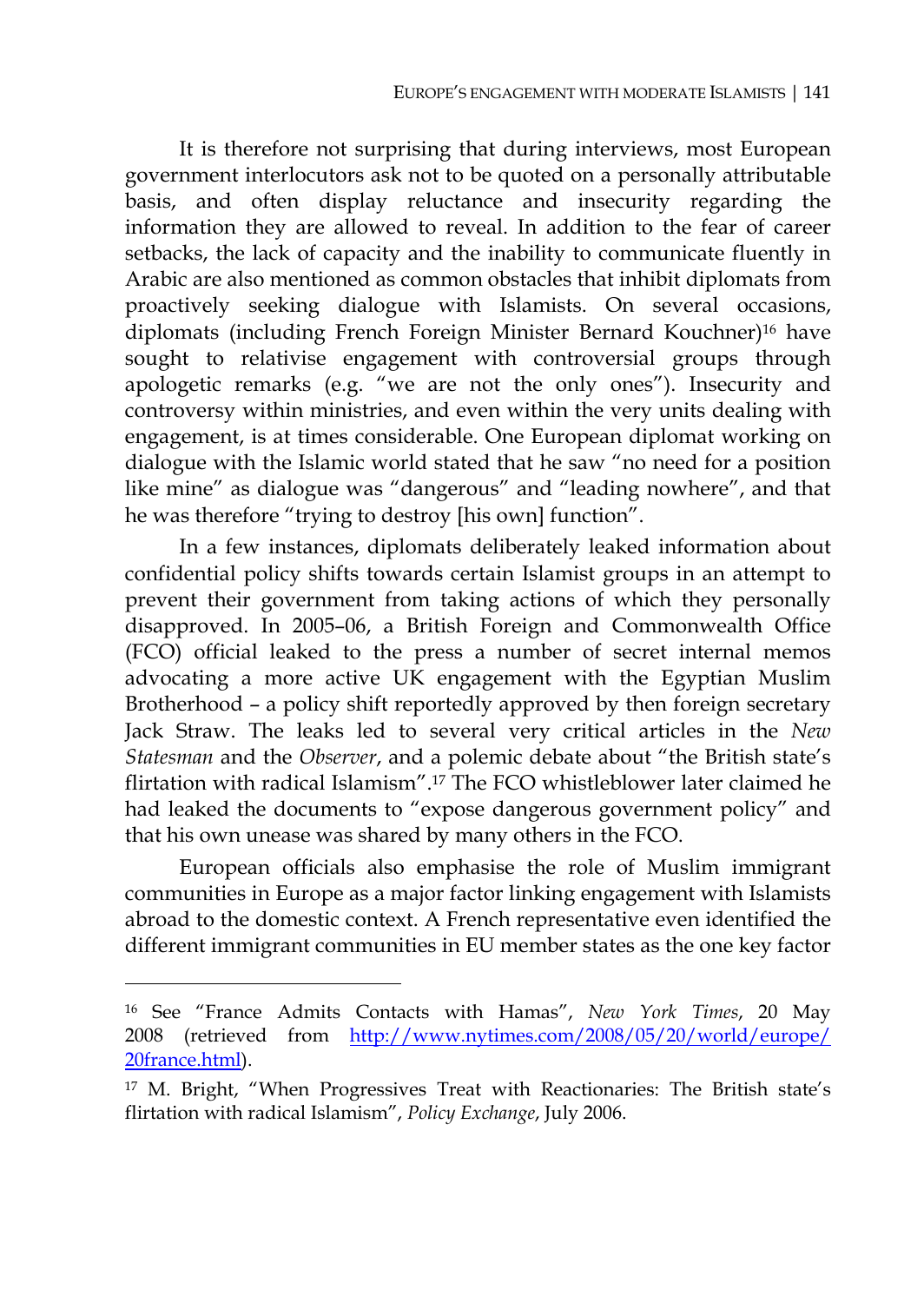It is therefore not surprising that during interviews, most European government interlocutors ask not to be quoted on a personally attributable basis, and often display reluctance and insecurity regarding the information they are allowed to reveal. In addition to the fear of career setbacks, the lack of capacity and the inability to communicate fluently in Arabic are also mentioned as common obstacles that inhibit diplomats from proactively seeking dialogue with Islamists. On several occasions, diplomats (including French Foreign Minister Bernard Kouchner)[16] have sought to relativise engagement with controversial groups through apologetic remarks (e.g. "we are not the only ones"). Insecurity and controversy within ministries, and even within the very units dealing with engagement, is at times considerable. One European diplomat working on dialogue with the Islamic world stated that he saw "no need for a position like mine" as dialogue was "dangerous" and "leading nowhere", and that he was therefore "trying to destroy [his own] function".

In a few instances, diplomats deliberately leaked information about confidential policy shifts towards certain Islamist groups in an attempt to prevent their government from taking actions of which they personally disapproved. In 2005–06, a British Foreign and Commonwealth Office (FCO) official leaked to the press a number of secret internal memos advocating a more active UK engagement with the Egyptian Muslim Brotherhood – a policy shift reportedly approved by then foreign secretary Jack Straw. The leaks led to several very critical articles in the *New Statesman* and the *Observer*, and a polemic debate about "the British state's flirtation with radical Islamism".[17] The FCO whistleblower later claimed he had leaked the documents to "expose dangerous government policy" and that his own unease was shared by many others in the FCO.

European officials also emphasise the role of Muslim immigrant communities in Europe as a major factor linking engagement with Islamists abroad to the domestic context. A French representative even identified the different immigrant communities in EU member states as the one key factor

---

[16] See "France Admits Contacts with Hamas", *New York Times*, 20 May 2008 (retrieved from http://www.nytimes.com/2008/05/20/world/europe/20france.html).

[17] M. Bright, "When Progressives Treat with Reactionaries: The British state's flirtation with radical Islamism", *Policy Exchange*, July 2006.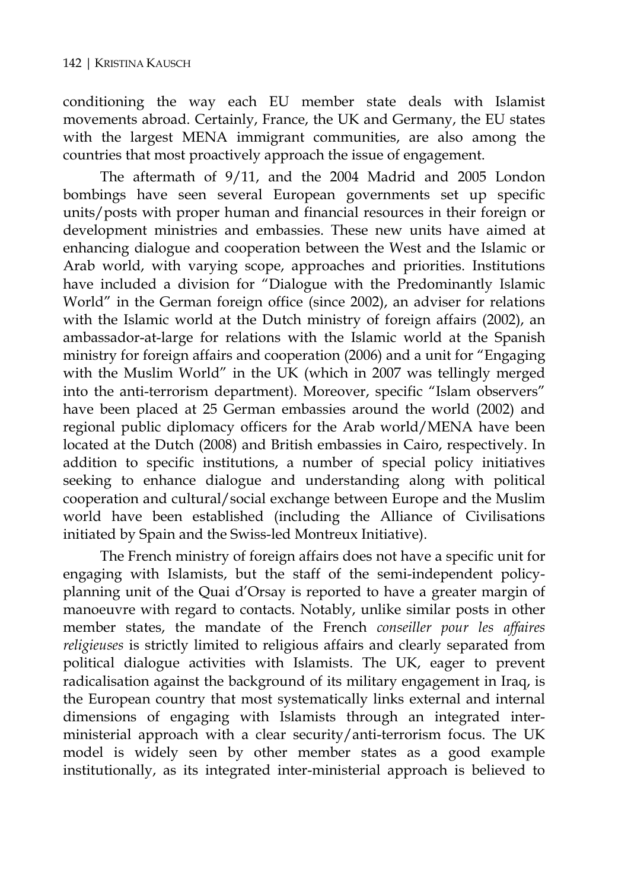conditioning the way each EU member state deals with Islamist movements abroad. Certainly, France, the UK and Germany, the EU states with the largest MENA immigrant communities, are also among the countries that most proactively approach the issue of engagement.

The aftermath of 9/11, and the 2004 Madrid and 2005 London bombings have seen several European governments set up specific units/posts with proper human and financial resources in their foreign or development ministries and embassies. These new units have aimed at enhancing dialogue and cooperation between the West and the Islamic or Arab world, with varying scope, approaches and priorities. Institutions have included a division for "Dialogue with the Predominantly Islamic World" in the German foreign office (since 2002), an adviser for relations with the Islamic world at the Dutch ministry of foreign affairs (2002), an ambassador-at-large for relations with the Islamic world at the Spanish ministry for foreign affairs and cooperation (2006) and a unit for "Engaging with the Muslim World" in the UK (which in 2007 was tellingly merged into the anti-terrorism department). Moreover, specific "Islam observers" have been placed at 25 German embassies around the world (2002) and regional public diplomacy officers for the Arab world/MENA have been located at the Dutch (2008) and British embassies in Cairo, respectively. In addition to specific institutions, a number of special policy initiatives seeking to enhance dialogue and understanding along with political cooperation and cultural/social exchange between Europe and the Muslim world have been established (including the Alliance of Civilisations initiated by Spain and the Swiss-led Montreux Initiative).

The French ministry of foreign affairs does not have a specific unit for engaging with Islamists, but the staff of the semi-independent policy-planning unit of the Quai d'Orsay is reported to have a greater margin of manoeuvre with regard to contacts. Notably, unlike similar posts in other member states, the mandate of the French *conseiller pour les affaires religieuses* is strictly limited to religious affairs and clearly separated from political dialogue activities with Islamists. The UK, eager to prevent radicalisation against the background of its military engagement in Iraq, is the European country that most systematically links external and internal dimensions of engaging with Islamists through an integrated inter-ministerial approach with a clear security/anti-terrorism focus. The UK model is widely seen by other member states as a good example institutionally, as its integrated inter-ministerial approach is believed to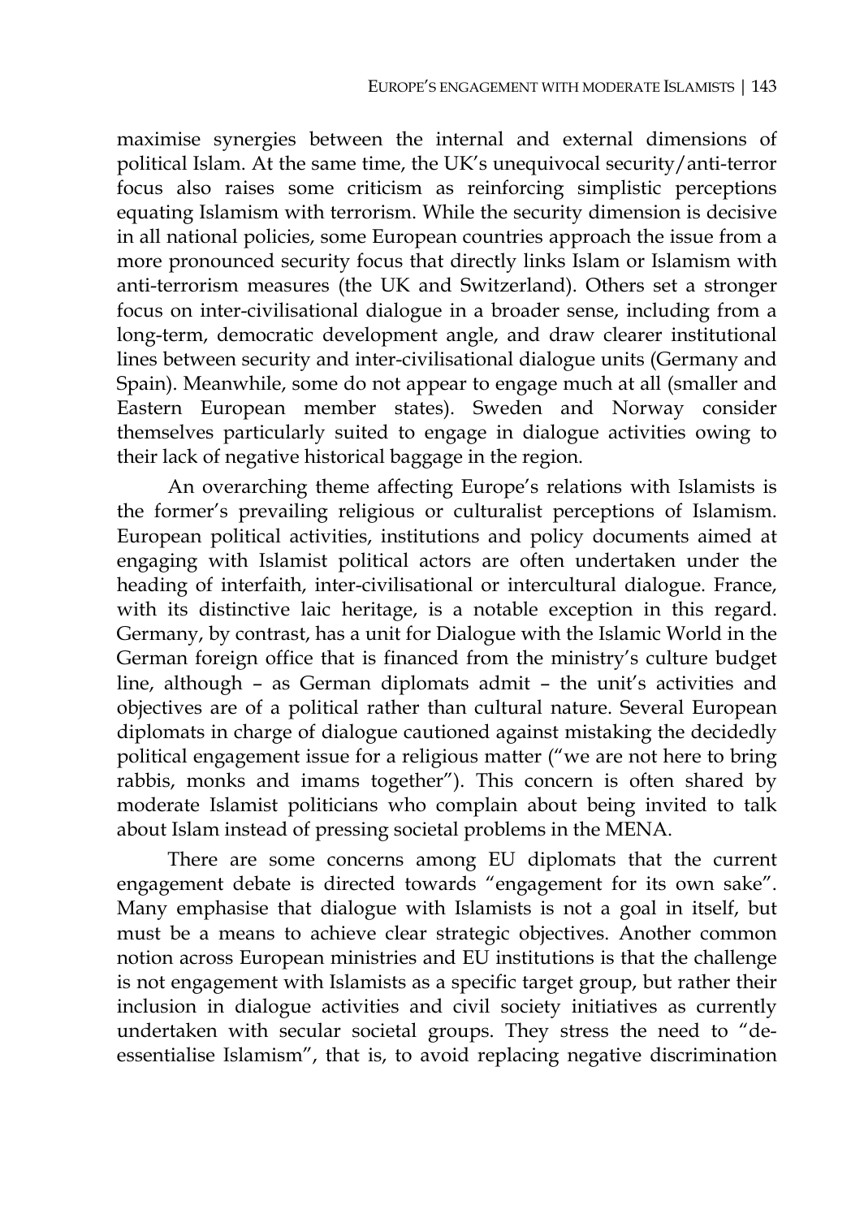maximise synergies between the internal and external dimensions of political Islam. At the same time, the UK's unequivocal security/anti-terror focus also raises some criticism as reinforcing simplistic perceptions equating Islamism with terrorism. While the security dimension is decisive in all national policies, some European countries approach the issue from a more pronounced security focus that directly links Islam or Islamism with anti-terrorism measures (the UK and Switzerland). Others set a stronger focus on inter-civilisational dialogue in a broader sense, including from a long-term, democratic development angle, and draw clearer institutional lines between security and inter-civilisational dialogue units (Germany and Spain). Meanwhile, some do not appear to engage much at all (smaller and Eastern European member states). Sweden and Norway consider themselves particularly suited to engage in dialogue activities owing to their lack of negative historical baggage in the region.

An overarching theme affecting Europe's relations with Islamists is the former's prevailing religious or culturalist perceptions of Islamism. European political activities, institutions and policy documents aimed at engaging with Islamist political actors are often undertaken under the heading of interfaith, inter-civilisational or intercultural dialogue. France, with its distinctive laic heritage, is a notable exception in this regard. Germany, by contrast, has a unit for Dialogue with the Islamic World in the German foreign office that is financed from the ministry's culture budget line, although – as German diplomats admit – the unit's activities and objectives are of a political rather than cultural nature. Several European diplomats in charge of dialogue cautioned against mistaking the decidedly political engagement issue for a religious matter ("we are not here to bring rabbis, monks and imams together"). This concern is often shared by moderate Islamist politicians who complain about being invited to talk about Islam instead of pressing societal problems in the MENA.

There are some concerns among EU diplomats that the current engagement debate is directed towards "engagement for its own sake". Many emphasise that dialogue with Islamists is not a goal in itself, but must be a means to achieve clear strategic objectives. Another common notion across European ministries and EU institutions is that the challenge is not engagement with Islamists as a specific target group, but rather their inclusion in dialogue activities and civil society initiatives as currently undertaken with secular societal groups. They stress the need to "de-essentialise Islamism", that is, to avoid replacing negative discrimination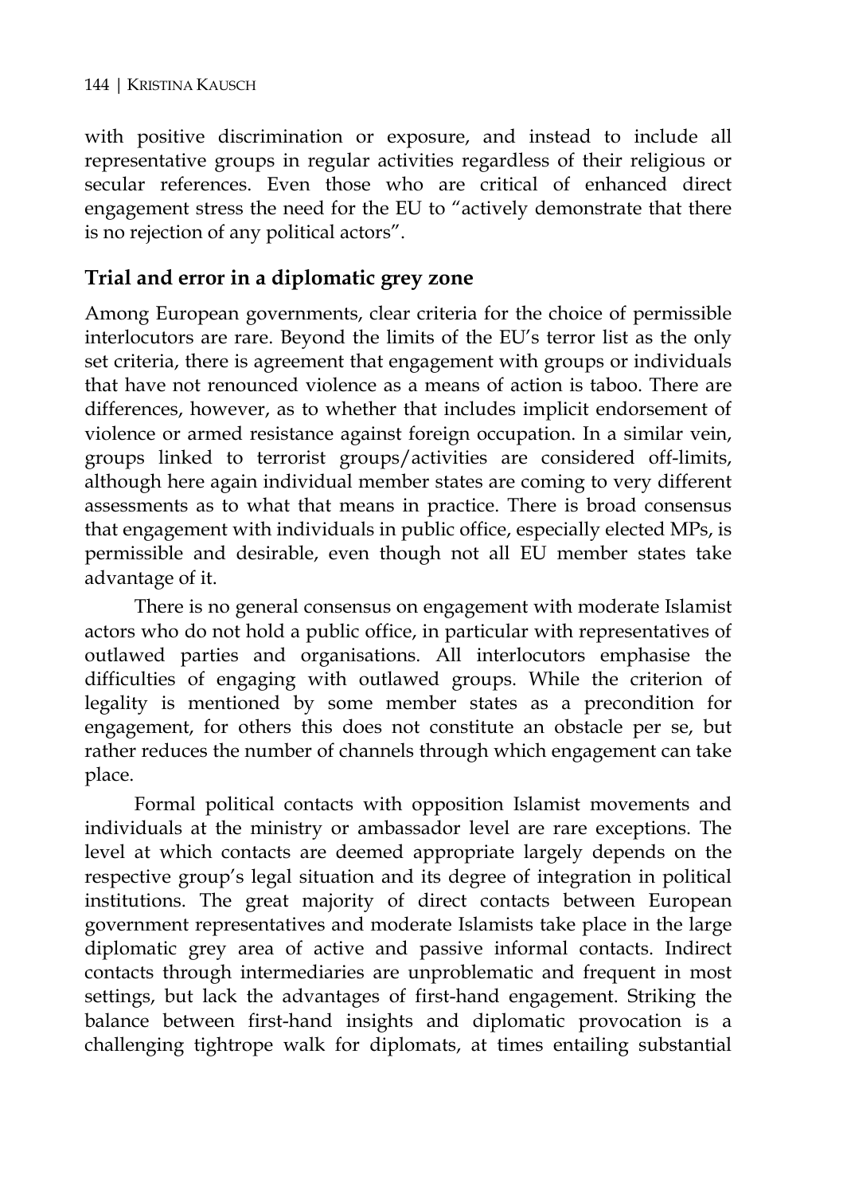with positive discrimination or exposure, and instead to include all representative groups in regular activities regardless of their religious or secular references. Even those who are critical of enhanced direct engagement stress the need for the EU to "actively demonstrate that there is no rejection of any political actors".

## Trial and error in a diplomatic grey zone

Among European governments, clear criteria for the choice of permissible interlocutors are rare. Beyond the limits of the EU's terror list as the only set criteria, there is agreement that engagement with groups or individuals that have not renounced violence as a means of action is taboo. There are differences, however, as to whether that includes implicit endorsement of violence or armed resistance against foreign occupation. In a similar vein, groups linked to terrorist groups/activities are considered off-limits, although here again individual member states are coming to very different assessments as to what that means in practice. There is broad consensus that engagement with individuals in public office, especially elected MPs, is permissible and desirable, even though not all EU member states take advantage of it.

There is no general consensus on engagement with moderate Islamist actors who do not hold a public office, in particular with representatives of outlawed parties and organisations. All interlocutors emphasise the difficulties of engaging with outlawed groups. While the criterion of legality is mentioned by some member states as a precondition for engagement, for others this does not constitute an obstacle per se, but rather reduces the number of channels through which engagement can take place.

Formal political contacts with opposition Islamist movements and individuals at the ministry or ambassador level are rare exceptions. The level at which contacts are deemed appropriate largely depends on the respective group's legal situation and its degree of integration in political institutions. The great majority of direct contacts between European government representatives and moderate Islamists take place in the large diplomatic grey area of active and passive informal contacts. Indirect contacts through intermediaries are unproblematic and frequent in most settings, but lack the advantages of first-hand engagement. Striking the balance between first-hand insights and diplomatic provocation is a challenging tightrope walk for diplomats, at times entailing substantial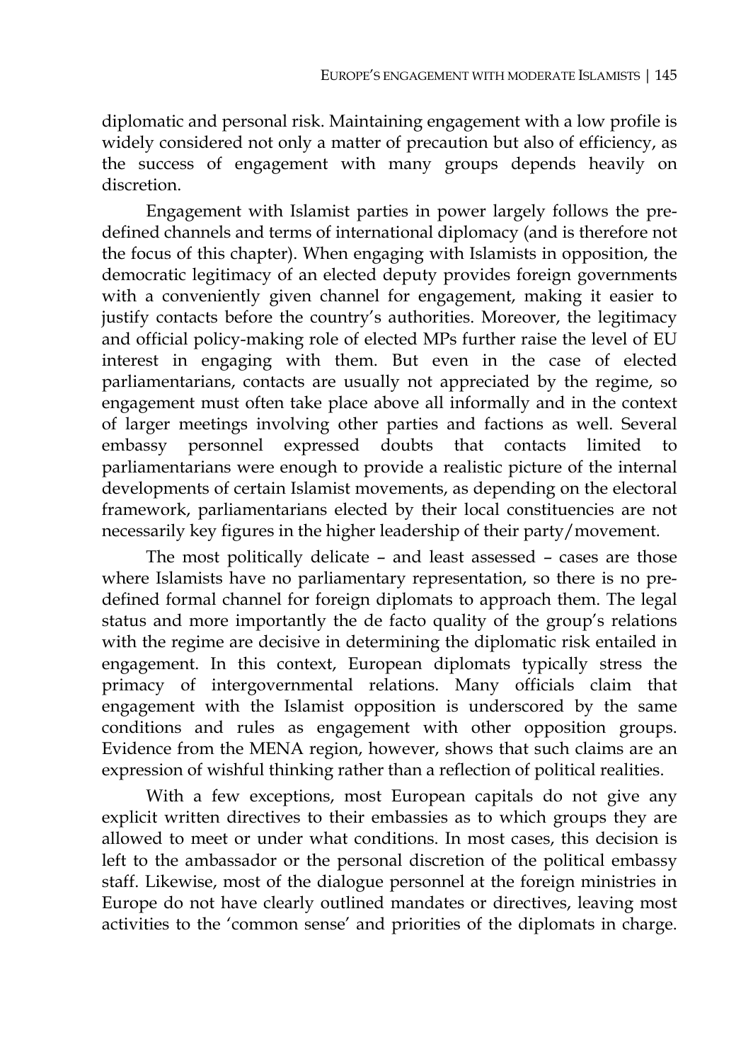diplomatic and personal risk. Maintaining engagement with a low profile is widely considered not only a matter of precaution but also of efficiency, as the success of engagement with many groups depends heavily on discretion.

Engagement with Islamist parties in power largely follows the pre-defined channels and terms of international diplomacy (and is therefore not the focus of this chapter). When engaging with Islamists in opposition, the democratic legitimacy of an elected deputy provides foreign governments with a conveniently given channel for engagement, making it easier to justify contacts before the country's authorities. Moreover, the legitimacy and official policy-making role of elected MPs further raise the level of EU interest in engaging with them. But even in the case of elected parliamentarians, contacts are usually not appreciated by the regime, so engagement must often take place above all informally and in the context of larger meetings involving other parties and factions as well. Several embassy personnel expressed doubts that contacts limited to parliamentarians were enough to provide a realistic picture of the internal developments of certain Islamist movements, as depending on the electoral framework, parliamentarians elected by their local constituencies are not necessarily key figures in the higher leadership of their party/movement.

The most politically delicate – and least assessed – cases are those where Islamists have no parliamentary representation, so there is no pre-defined formal channel for foreign diplomats to approach them. The legal status and more importantly the de facto quality of the group's relations with the regime are decisive in determining the diplomatic risk entailed in engagement. In this context, European diplomats typically stress the primacy of intergovernmental relations. Many officials claim that engagement with the Islamist opposition is underscored by the same conditions and rules as engagement with other opposition groups. Evidence from the MENA region, however, shows that such claims are an expression of wishful thinking rather than a reflection of political realities.

With a few exceptions, most European capitals do not give any explicit written directives to their embassies as to which groups they are allowed to meet or under what conditions. In most cases, this decision is left to the ambassador or the personal discretion of the political embassy staff. Likewise, most of the dialogue personnel at the foreign ministries in Europe do not have clearly outlined mandates or directives, leaving most activities to the 'common sense' and priorities of the diplomats in charge.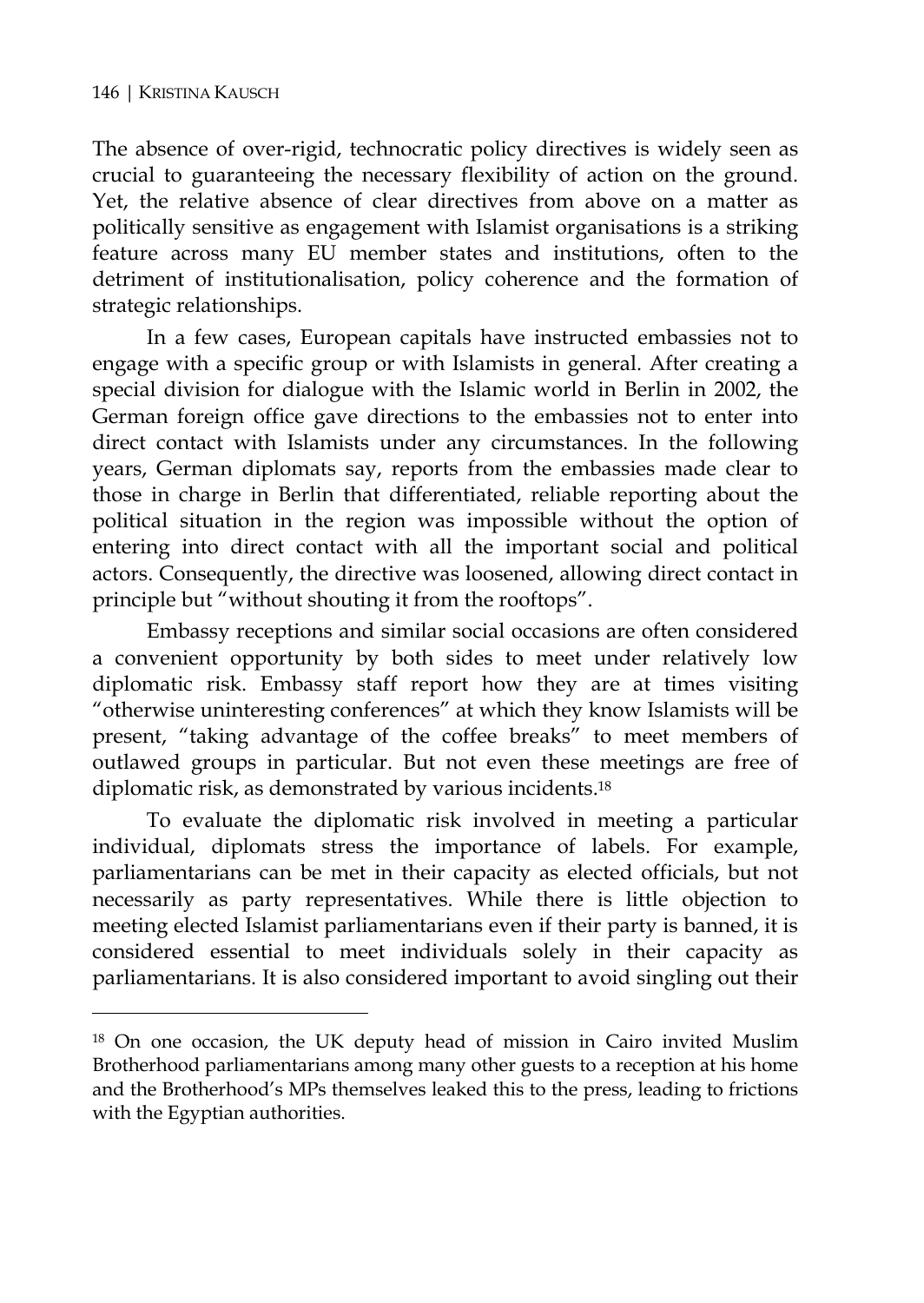The absence of over-rigid, technocratic policy directives is widely seen as crucial to guaranteeing the necessary flexibility of action on the ground. Yet, the relative absence of clear directives from above on a matter as politically sensitive as engagement with Islamist organisations is a striking feature across many EU member states and institutions, often to the detriment of institutionalisation, policy coherence and the formation of strategic relationships.

In a few cases, European capitals have instructed embassies not to engage with a specific group or with Islamists in general. After creating a special division for dialogue with the Islamic world in Berlin in 2002, the German foreign office gave directions to the embassies not to enter into direct contact with Islamists under any circumstances. In the following years, German diplomats say, reports from the embassies made clear to those in charge in Berlin that differentiated, reliable reporting about the political situation in the region was impossible without the option of entering into direct contact with all the important social and political actors. Consequently, the directive was loosened, allowing direct contact in principle but "without shouting it from the rooftops".

Embassy receptions and similar social occasions are often considered a convenient opportunity by both sides to meet under relatively low diplomatic risk. Embassy staff report how they are at times visiting "otherwise uninteresting conferences" at which they know Islamists will be present, "taking advantage of the coffee breaks" to meet members of outlawed groups in particular. But not even these meetings are free of diplomatic risk, as demonstrated by various incidents.[18]

To evaluate the diplomatic risk involved in meeting a particular individual, diplomats stress the importance of labels. For example, parliamentarians can be met in their capacity as elected officials, but not necessarily as party representatives. While there is little objection to meeting elected Islamist parliamentarians even if their party is banned, it is considered essential to meet individuals solely in their capacity as parliamentarians. It is also considered important to avoid singling out their

---

[18] On one occasion, the UK deputy head of mission in Cairo invited Muslim Brotherhood parliamentarians among many other guests to a reception at his home and the Brotherhood's MPs themselves leaked this to the press, leading to frictions with the Egyptian authorities.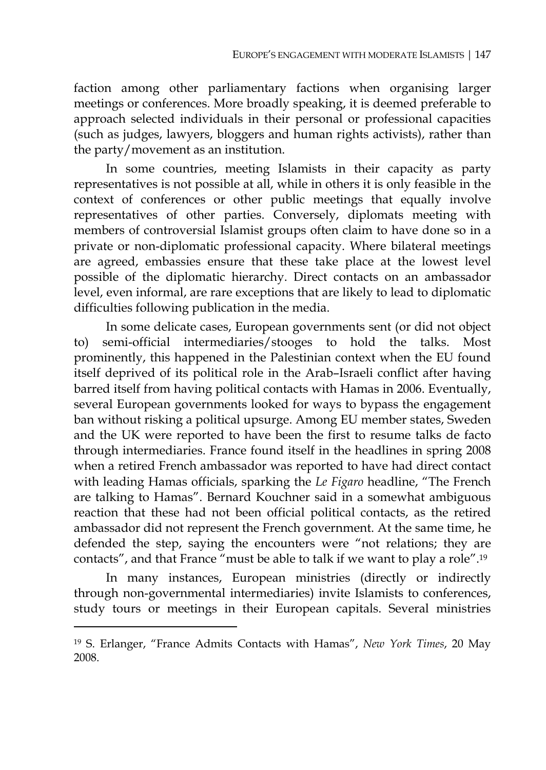faction among other parliamentary factions when organising larger meetings or conferences. More broadly speaking, it is deemed preferable to approach selected individuals in their personal or professional capacities (such as judges, lawyers, bloggers and human rights activists), rather than the party/movement as an institution.

In some countries, meeting Islamists in their capacity as party representatives is not possible at all, while in others it is only feasible in the context of conferences or other public meetings that equally involve representatives of other parties. Conversely, diplomats meeting with members of controversial Islamist groups often claim to have done so in a private or non-diplomatic professional capacity. Where bilateral meetings are agreed, embassies ensure that these take place at the lowest level possible of the diplomatic hierarchy. Direct contacts on an ambassador level, even informal, are rare exceptions that are likely to lead to diplomatic difficulties following publication in the media.

In some delicate cases, European governments sent (or did not object to) semi-official intermediaries/stooges to hold the talks. Most prominently, this happened in the Palestinian context when the EU found itself deprived of its political role in the Arab–Israeli conflict after having barred itself from having political contacts with Hamas in 2006. Eventually, several European governments looked for ways to bypass the engagement ban without risking a political upsurge. Among EU member states, Sweden and the UK were reported to have been the first to resume talks de facto through intermediaries. France found itself in the headlines in spring 2008 when a retired French ambassador was reported to have had direct contact with leading Hamas officials, sparking the *Le Figaro* headline, "The French are talking to Hamas". Bernard Kouchner said in a somewhat ambiguous reaction that these had not been official political contacts, as the retired ambassador did not represent the French government. At the same time, he defended the step, saying the encounters were "not relations; they are contacts", and that France "must be able to talk if we want to play a role".[19]

In many instances, European ministries (directly or indirectly through non-governmental intermediaries) invite Islamists to conferences, study tours or meetings in their European capitals. Several ministries

---

[19] S. Erlanger, "France Admits Contacts with Hamas", *New York Times*, 20 May 2008.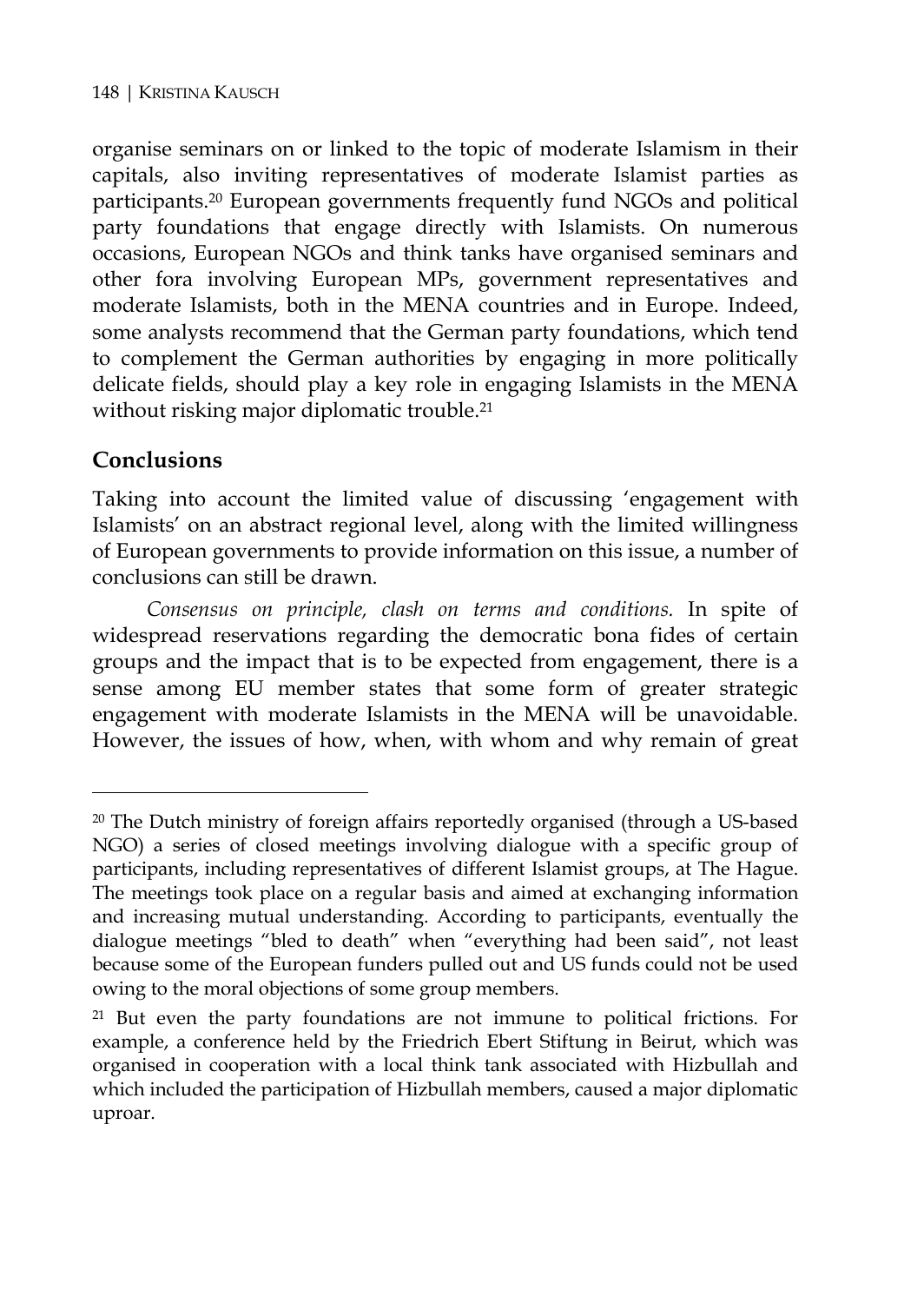organise seminars on or linked to the topic of moderate Islamism in their capitals, also inviting representatives of moderate Islamist parties as participants.[20] European governments frequently fund NGOs and political party foundations that engage directly with Islamists. On numerous occasions, European NGOs and think tanks have organised seminars and other fora involving European MPs, government representatives and moderate Islamists, both in the MENA countries and in Europe. Indeed, some analysts recommend that the German party foundations, which tend to complement the German authorities by engaging in more politically delicate fields, should play a key role in engaging Islamists in the MENA without risking major diplomatic trouble.[21]

## Conclusions

Taking into account the limited value of discussing 'engagement with Islamists' on an abstract regional level, along with the limited willingness of European governments to provide information on this issue, a number of conclusions can still be drawn.

*Consensus on principle, clash on terms and conditions.* In spite of widespread reservations regarding the democratic bona fides of certain groups and the impact that is to be expected from engagement, there is a sense among EU member states that some form of greater strategic engagement with moderate Islamists in the MENA will be unavoidable. However, the issues of how, when, with whom and why remain of great

---

[20] The Dutch ministry of foreign affairs reportedly organised (through a US-based NGO) a series of closed meetings involving dialogue with a specific group of participants, including representatives of different Islamist groups, at The Hague. The meetings took place on a regular basis and aimed at exchanging information and increasing mutual understanding. According to participants, eventually the dialogue meetings "bled to death" when "everything had been said", not least because some of the European funders pulled out and US funds could not be used owing to the moral objections of some group members.

[21] But even the party foundations are not immune to political frictions. For example, a conference held by the Friedrich Ebert Stiftung in Beirut, which was organised in cooperation with a local think tank associated with Hizbullah and which included the participation of Hizbullah members, caused a major diplomatic uproar.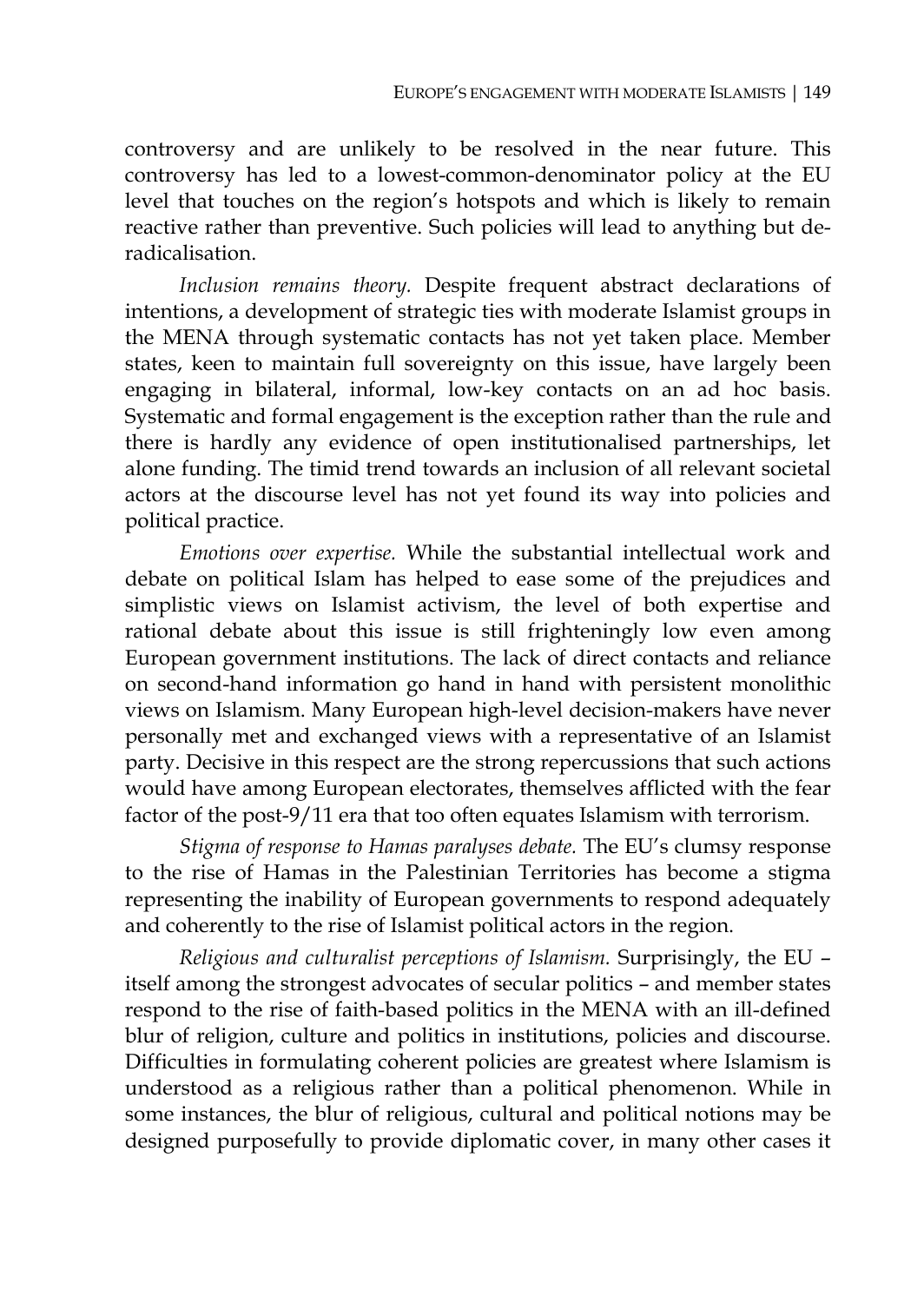controversy and are unlikely to be resolved in the near future. This controversy has led to a lowest-common-denominator policy at the EU level that touches on the region's hotspots and which is likely to remain reactive rather than preventive. Such policies will lead to anything but de-radicalisation.

*Inclusion remains theory.* Despite frequent abstract declarations of intentions, a development of strategic ties with moderate Islamist groups in the MENA through systematic contacts has not yet taken place. Member states, keen to maintain full sovereignty on this issue, have largely been engaging in bilateral, informal, low-key contacts on an ad hoc basis. Systematic and formal engagement is the exception rather than the rule and there is hardly any evidence of open institutionalised partnerships, let alone funding. The timid trend towards an inclusion of all relevant societal actors at the discourse level has not yet found its way into policies and political practice.

*Emotions over expertise.* While the substantial intellectual work and debate on political Islam has helped to ease some of the prejudices and simplistic views on Islamist activism, the level of both expertise and rational debate about this issue is still frighteningly low even among European government institutions. The lack of direct contacts and reliance on second-hand information go hand in hand with persistent monolithic views on Islamism. Many European high-level decision-makers have never personally met and exchanged views with a representative of an Islamist party. Decisive in this respect are the strong repercussions that such actions would have among European electorates, themselves afflicted with the fear factor of the post-9/11 era that too often equates Islamism with terrorism.

*Stigma of response to Hamas paralyses debate.* The EU's clumsy response to the rise of Hamas in the Palestinian Territories has become a stigma representing the inability of European governments to respond adequately and coherently to the rise of Islamist political actors in the region.

*Religious and culturalist perceptions of Islamism.* Surprisingly, the EU – itself among the strongest advocates of secular politics – and member states respond to the rise of faith-based politics in the MENA with an ill-defined blur of religion, culture and politics in institutions, policies and discourse. Difficulties in formulating coherent policies are greatest where Islamism is understood as a religious rather than a political phenomenon. While in some instances, the blur of religious, cultural and political notions may be designed purposefully to provide diplomatic cover, in many other cases it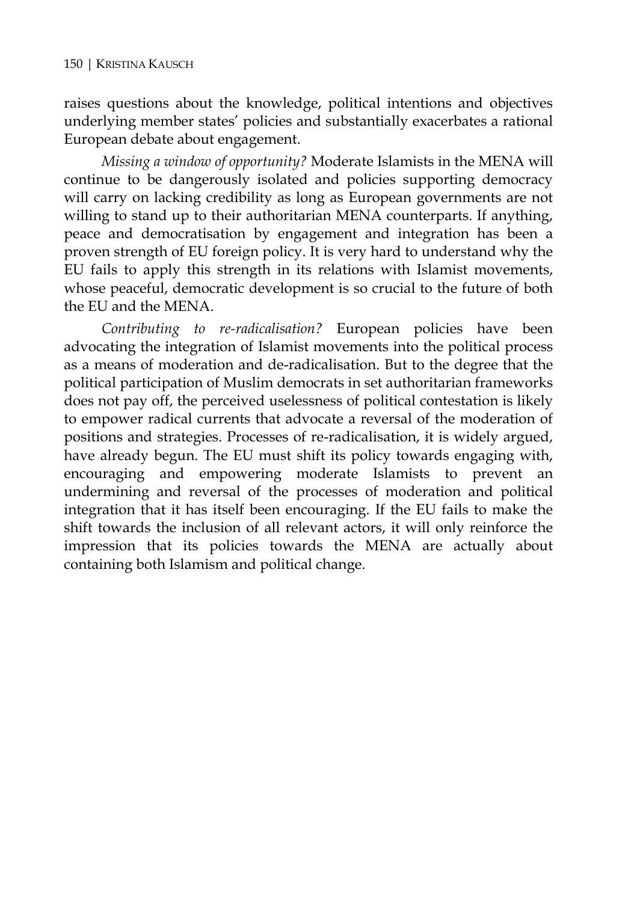raises questions about the knowledge, political intentions and objectives underlying member states' policies and substantially exacerbates a rational European debate about engagement.

*Missing a window of opportunity?* Moderate Islamists in the MENA will continue to be dangerously isolated and policies supporting democracy will carry on lacking credibility as long as European governments are not willing to stand up to their authoritarian MENA counterparts. If anything, peace and democratisation by engagement and integration has been a proven strength of EU foreign policy. It is very hard to understand why the EU fails to apply this strength in its relations with Islamist movements, whose peaceful, democratic development is so crucial to the future of both the EU and the MENA.

*Contributing to re-radicalisation?* European policies have been advocating the integration of Islamist movements into the political process as a means of moderation and de-radicalisation. But to the degree that the political participation of Muslim democrats in set authoritarian frameworks does not pay off, the perceived uselessness of political contestation is likely to empower radical currents that advocate a reversal of the moderation of positions and strategies. Processes of re-radicalisation, it is widely argued, have already begun. The EU must shift its policy towards engaging with, encouraging and empowering moderate Islamists to prevent an undermining and reversal of the processes of moderation and political integration that it has itself been encouraging. If the EU fails to make the shift towards the inclusion of all relevant actors, it will only reinforce the impression that its policies towards the MENA are actually about containing both Islamism and political change.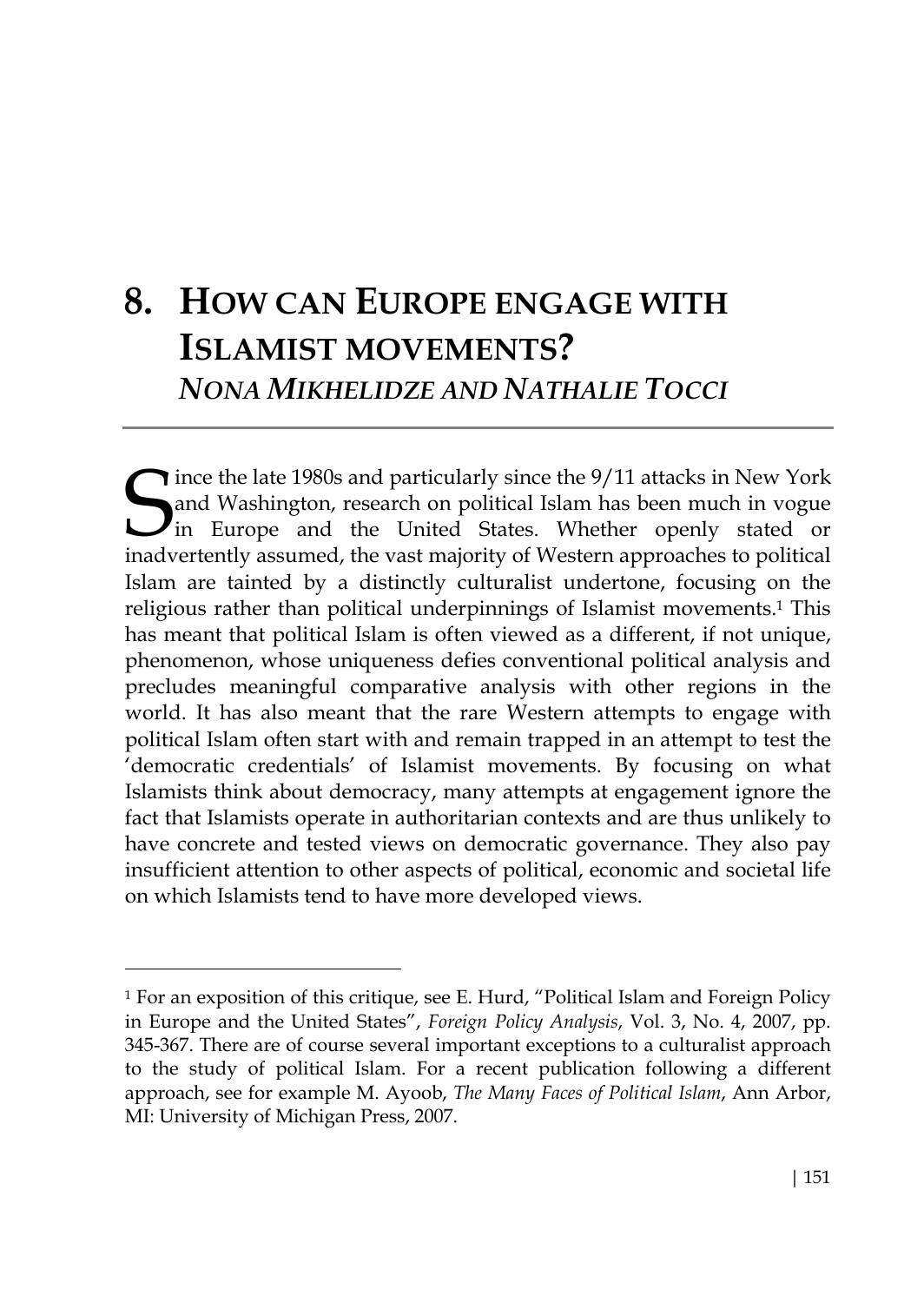# 8. HOW CAN EUROPE ENGAGE WITH ISLAMIST MOVEMENTS?

## *NONA MIKHELIDZE AND NATHALIE TOCCI*

Since the late 1980s and particularly since the 9/11 attacks in New York and Washington, research on political Islam has been much in vogue in Europe and the United States. Whether openly stated or inadvertently assumed, the vast majority of Western approaches to political Islam are tainted by a distinctly culturalist undertone, focusing on the religious rather than political underpinnings of Islamist movements.[1] This has meant that political Islam is often viewed as a different, if not unique, phenomenon, whose uniqueness defies conventional political analysis and precludes meaningful comparative analysis with other regions in the world. It has also meant that the rare Western attempts to engage with political Islam often start with and remain trapped in an attempt to test the 'democratic credentials' of Islamist movements. By focusing on what Islamists think about democracy, many attempts at engagement ignore the fact that Islamists operate in authoritarian contexts and are thus unlikely to have concrete and tested views on democratic governance. They also pay insufficient attention to other aspects of political, economic and societal life on which Islamists tend to have more developed views.

---

[1] For an exposition of this critique, see E. Hurd, "Political Islam and Foreign Policy in Europe and the United States", *Foreign Policy Analysis*, Vol. 3, No. 4, 2007, pp. 345-367. There are of course several important exceptions to a culturalist approach to the study of political Islam. For a recent publication following a different approach, see for example M. Ayoob, *The Many Faces of Political Islam*, Ann Arbor, MI: University of Michigan Press, 2007.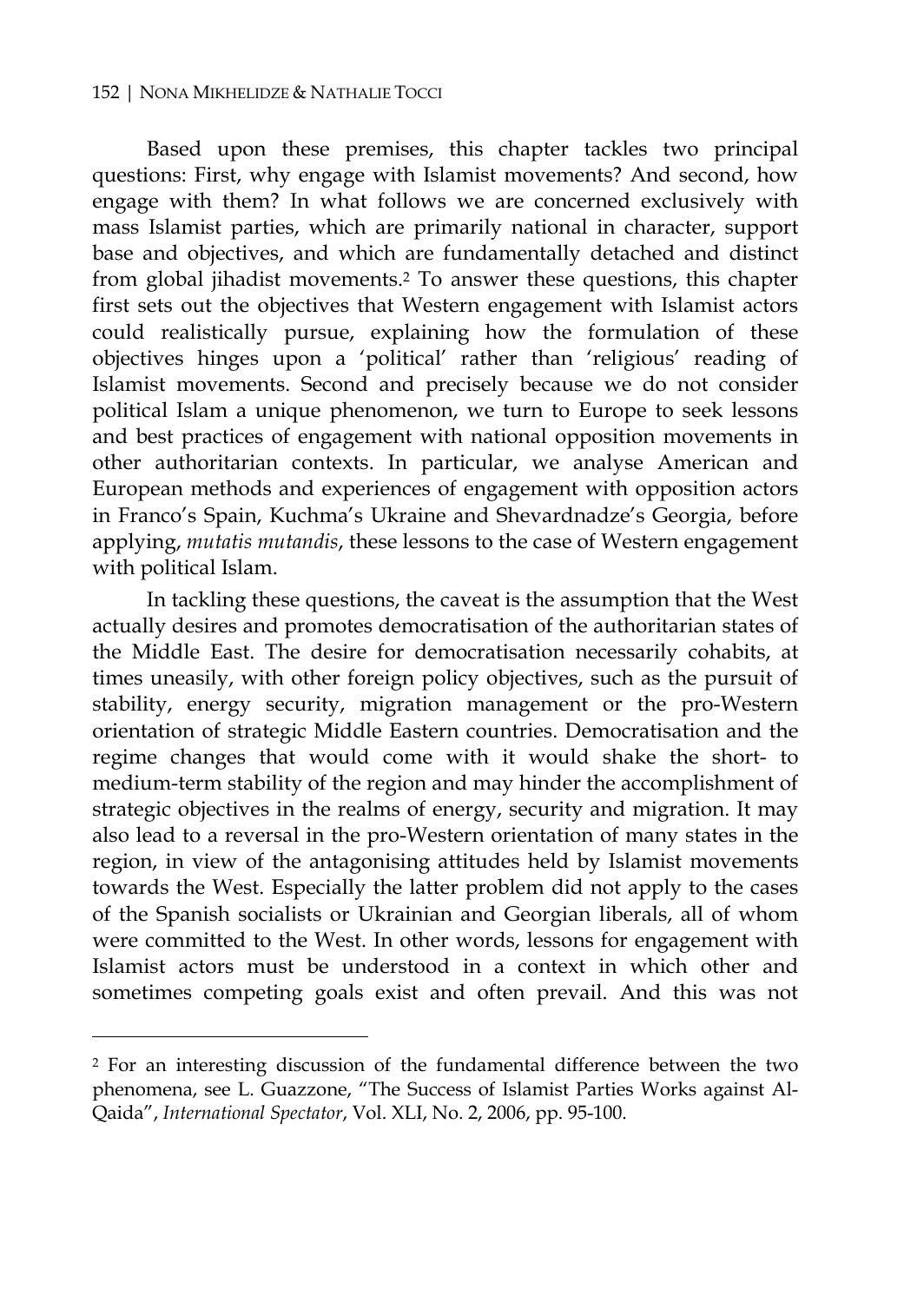Based upon these premises, this chapter tackles two principal questions: First, why engage with Islamist movements? And second, how engage with them? In what follows we are concerned exclusively with mass Islamist parties, which are primarily national in character, support base and objectives, and which are fundamentally detached and distinct from global jihadist movements.[2] To answer these questions, this chapter first sets out the objectives that Western engagement with Islamist actors could realistically pursue, explaining how the formulation of these objectives hinges upon a 'political' rather than 'religious' reading of Islamist movements. Second and precisely because we do not consider political Islam a unique phenomenon, we turn to Europe to seek lessons and best practices of engagement with national opposition movements in other authoritarian contexts. In particular, we analyse American and European methods and experiences of engagement with opposition actors in Franco's Spain, Kuchma's Ukraine and Shevardnadze's Georgia, before applying, *mutatis mutandis*, these lessons to the case of Western engagement with political Islam.

In tackling these questions, the caveat is the assumption that the West actually desires and promotes democratisation of the authoritarian states of the Middle East. The desire for democratisation necessarily cohabits, at times uneasily, with other foreign policy objectives, such as the pursuit of stability, energy security, migration management or the pro-Western orientation of strategic Middle Eastern countries. Democratisation and the regime changes that would come with it would shake the short- to medium-term stability of the region and may hinder the accomplishment of strategic objectives in the realms of energy, security and migration. It may also lead to a reversal in the pro-Western orientation of many states in the region, in view of the antagonising attitudes held by Islamist movements towards the West. Especially the latter problem did not apply to the cases of the Spanish socialists or Ukrainian and Georgian liberals, all of whom were committed to the West. In other words, lessons for engagement with Islamist actors must be understood in a context in which other and sometimes competing goals exist and often prevail. And this was not

[2] For an interesting discussion of the fundamental difference between the two phenomena, see L. Guazzone, "The Success of Islamist Parties Works against Al-Qaida", *International Spectator*, Vol. XLI, No. 2, 2006, pp. 95-100.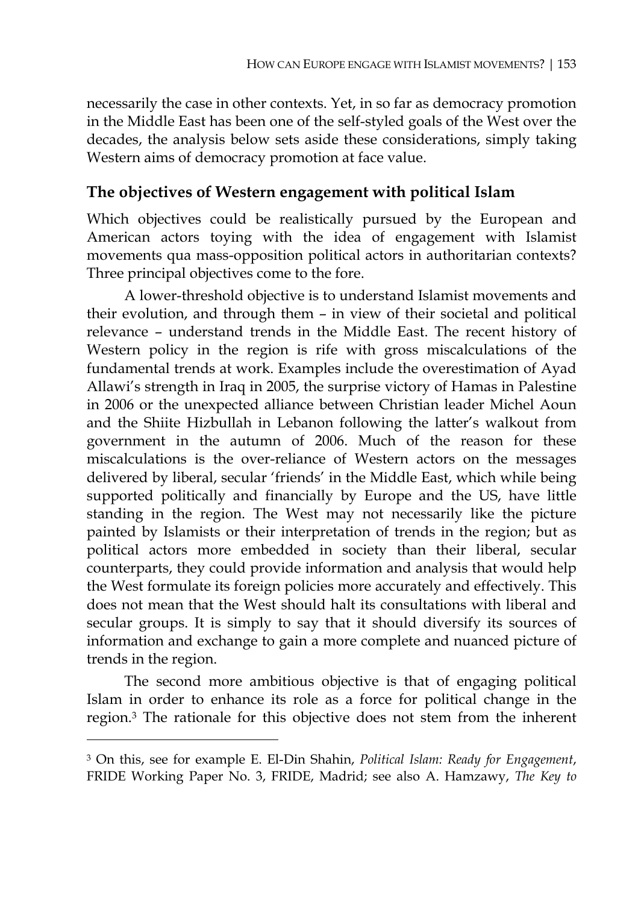necessarily the case in other contexts. Yet, in so far as democracy promotion in the Middle East has been one of the self-styled goals of the West over the decades, the analysis below sets aside these considerations, simply taking Western aims of democracy promotion at face value.

## The objectives of Western engagement with political Islam

Which objectives could be realistically pursued by the European and American actors toying with the idea of engagement with Islamist movements qua mass-opposition political actors in authoritarian contexts? Three principal objectives come to the fore.

A lower-threshold objective is to understand Islamist movements and their evolution, and through them – in view of their societal and political relevance – understand trends in the Middle East. The recent history of Western policy in the region is rife with gross miscalculations of the fundamental trends at work. Examples include the overestimation of Ayad Allawi's strength in Iraq in 2005, the surprise victory of Hamas in Palestine in 2006 or the unexpected alliance between Christian leader Michel Aoun and the Shiite Hizbullah in Lebanon following the latter's walkout from government in the autumn of 2006. Much of the reason for these miscalculations is the over-reliance of Western actors on the messages delivered by liberal, secular 'friends' in the Middle East, which while being supported politically and financially by Europe and the US, have little standing in the region. The West may not necessarily like the picture painted by Islamists or their interpretation of trends in the region; but as political actors more embedded in society than their liberal, secular counterparts, they could provide information and analysis that would help the West formulate its foreign policies more accurately and effectively. This does not mean that the West should halt its consultations with liberal and secular groups. It is simply to say that it should diversify its sources of information and exchange to gain a more complete and nuanced picture of trends in the region.

The second more ambitious objective is that of engaging political Islam in order to enhance its role as a force for political change in the region.[3] The rationale for this objective does not stem from the inherent

[3] On this, see for example E. El-Din Shahin, *Political Islam: Ready for Engagement*, FRIDE Working Paper No. 3, FRIDE, Madrid; see also A. Hamzawy, *The Key to*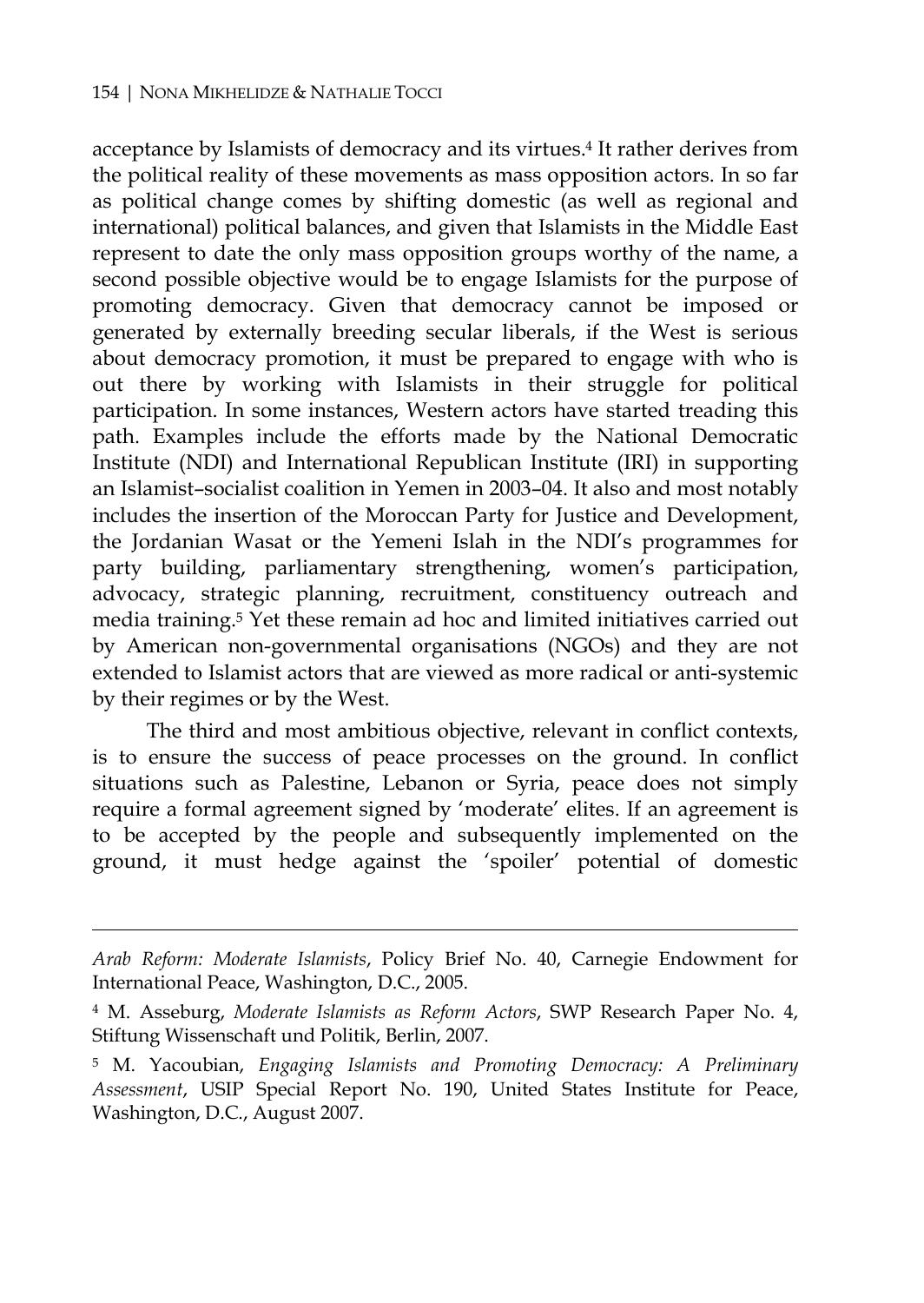acceptance by Islamists of democracy and its virtues.[4] It rather derives from the political reality of these movements as mass opposition actors. In so far as political change comes by shifting domestic (as well as regional and international) political balances, and given that Islamists in the Middle East represent to date the only mass opposition groups worthy of the name, a second possible objective would be to engage Islamists for the purpose of promoting democracy. Given that democracy cannot be imposed or generated by externally breeding secular liberals, if the West is serious about democracy promotion, it must be prepared to engage with who is out there by working with Islamists in their struggle for political participation. In some instances, Western actors have started treading this path. Examples include the efforts made by the National Democratic Institute (NDI) and International Republican Institute (IRI) in supporting an Islamist–socialist coalition in Yemen in 2003–04. It also and most notably includes the insertion of the Moroccan Party for Justice and Development, the Jordanian Wasat or the Yemeni Islah in the NDI's programmes for party building, parliamentary strengthening, women's participation, advocacy, strategic planning, recruitment, constituency outreach and media training.[5] Yet these remain ad hoc and limited initiatives carried out by American non-governmental organisations (NGOs) and they are not extended to Islamist actors that are viewed as more radical or anti-systemic by their regimes or by the West.

The third and most ambitious objective, relevant in conflict contexts, is to ensure the success of peace processes on the ground. In conflict situations such as Palestine, Lebanon or Syria, peace does not simply require a formal agreement signed by 'moderate' elites. If an agreement is to be accepted by the people and subsequently implemented on the ground, it must hedge against the 'spoiler' potential of domestic

---

*Arab Reform: Moderate Islamists*, Policy Brief No. 40, Carnegie Endowment for International Peace, Washington, D.C., 2005.

[4] M. Asseburg, *Moderate Islamists as Reform Actors*, SWP Research Paper No. 4, Stiftung Wissenschaft und Politik, Berlin, 2007.

[5] M. Yacoubian, *Engaging Islamists and Promoting Democracy: A Preliminary Assessment*, USIP Special Report No. 190, United States Institute for Peace, Washington, D.C., August 2007.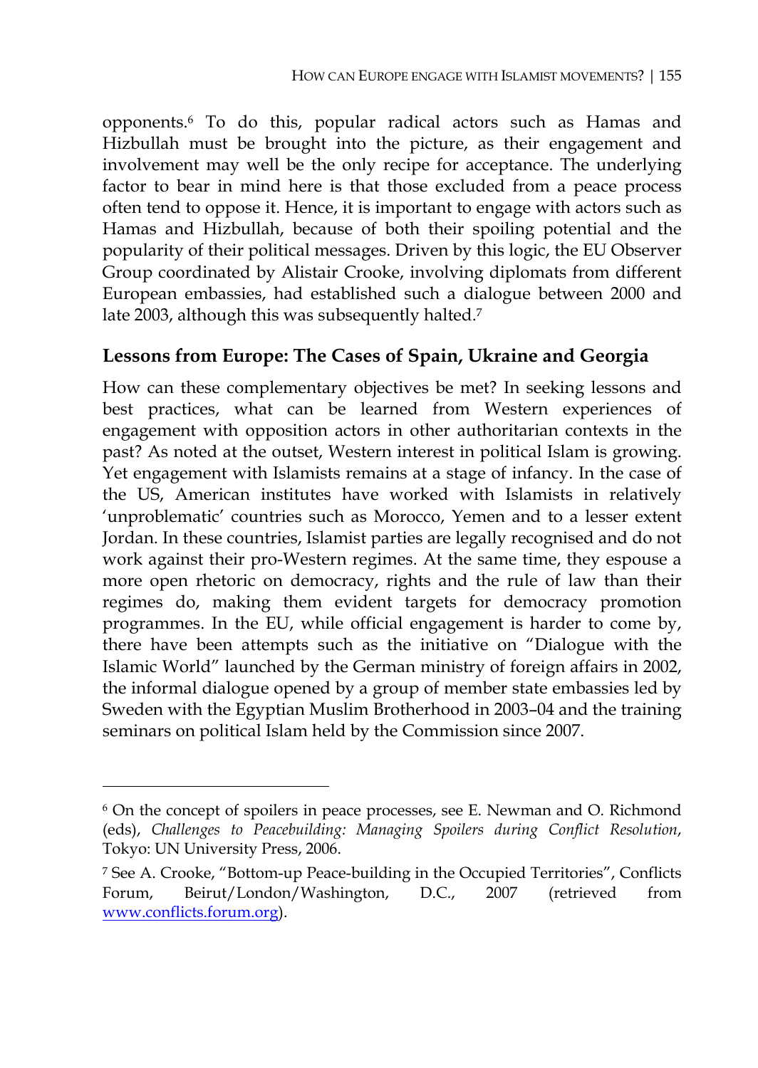opponents.[6] To do this, popular radical actors such as Hamas and Hizbullah must be brought into the picture, as their engagement and involvement may well be the only recipe for acceptance. The underlying factor to bear in mind here is that those excluded from a peace process often tend to oppose it. Hence, it is important to engage with actors such as Hamas and Hizbullah, because of both their spoiling potential and the popularity of their political messages. Driven by this logic, the EU Observer Group coordinated by Alistair Crooke, involving diplomats from different European embassies, had established such a dialogue between 2000 and late 2003, although this was subsequently halted.[7]

## Lessons from Europe: The Cases of Spain, Ukraine and Georgia

How can these complementary objectives be met? In seeking lessons and best practices, what can be learned from Western experiences of engagement with opposition actors in other authoritarian contexts in the past? As noted at the outset, Western interest in political Islam is growing. Yet engagement with Islamists remains at a stage of infancy. In the case of the US, American institutes have worked with Islamists in relatively 'unproblematic' countries such as Morocco, Yemen and to a lesser extent Jordan. In these countries, Islamist parties are legally recognised and do not work against their pro-Western regimes. At the same time, they espouse a more open rhetoric on democracy, rights and the rule of law than their regimes do, making them evident targets for democracy promotion programmes. In the EU, while official engagement is harder to come by, there have been attempts such as the initiative on "Dialogue with the Islamic World" launched by the German ministry of foreign affairs in 2002, the informal dialogue opened by a group of member state embassies led by Sweden with the Egyptian Muslim Brotherhood in 2003–04 and the training seminars on political Islam held by the Commission since 2007.

---

[6] On the concept of spoilers in peace processes, see E. Newman and O. Richmond (eds), *Challenges to Peacebuilding: Managing Spoilers during Conflict Resolution*, Tokyo: UN University Press, 2006.

[7] See A. Crooke, "Bottom-up Peace-building in the Occupied Territories", Conflicts Forum, Beirut/London/Washington, D.C., 2007 (retrieved from www.conflicts.forum.org).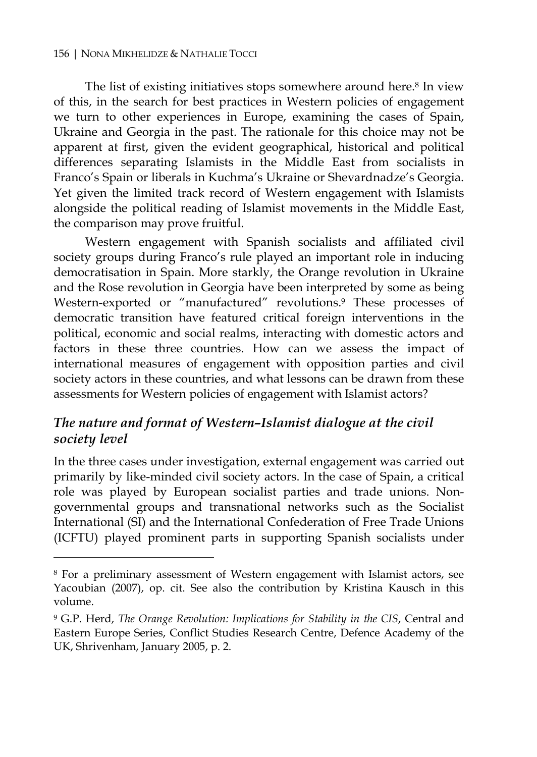The list of existing initiatives stops somewhere around here.[8] In view of this, in the search for best practices in Western policies of engagement we turn to other experiences in Europe, examining the cases of Spain, Ukraine and Georgia in the past. The rationale for this choice may not be apparent at first, given the evident geographical, historical and political differences separating Islamists in the Middle East from socialists in Franco's Spain or liberals in Kuchma's Ukraine or Shevardnadze's Georgia. Yet given the limited track record of Western engagement with Islamists alongside the political reading of Islamist movements in the Middle East, the comparison may prove fruitful.

Western engagement with Spanish socialists and affiliated civil society groups during Franco's rule played an important role in inducing democratisation in Spain. More starkly, the Orange revolution in Ukraine and the Rose revolution in Georgia have been interpreted by some as being Western-exported or "manufactured" revolutions.[9] These processes of democratic transition have featured critical foreign interventions in the political, economic and social realms, interacting with domestic actors and factors in these three countries. How can we assess the impact of international measures of engagement with opposition parties and civil society actors in these countries, and what lessons can be drawn from these assessments for Western policies of engagement with Islamist actors?

### *The nature and format of Western–Islamist dialogue at the civil society level*

In the three cases under investigation, external engagement was carried out primarily by like-minded civil society actors. In the case of Spain, a critical role was played by European socialist parties and trade unions. Non-governmental groups and transnational networks such as the Socialist International (SI) and the International Confederation of Free Trade Unions (ICFTU) played prominent parts in supporting Spanish socialists under

---

[8] For a preliminary assessment of Western engagement with Islamist actors, see Yacoubian (2007), op. cit. See also the contribution by Kristina Kausch in this volume.

[9] G.P. Herd, *The Orange Revolution: Implications for Stability in the CIS*, Central and Eastern Europe Series, Conflict Studies Research Centre, Defence Academy of the UK, Shrivenham, January 2005, p. 2.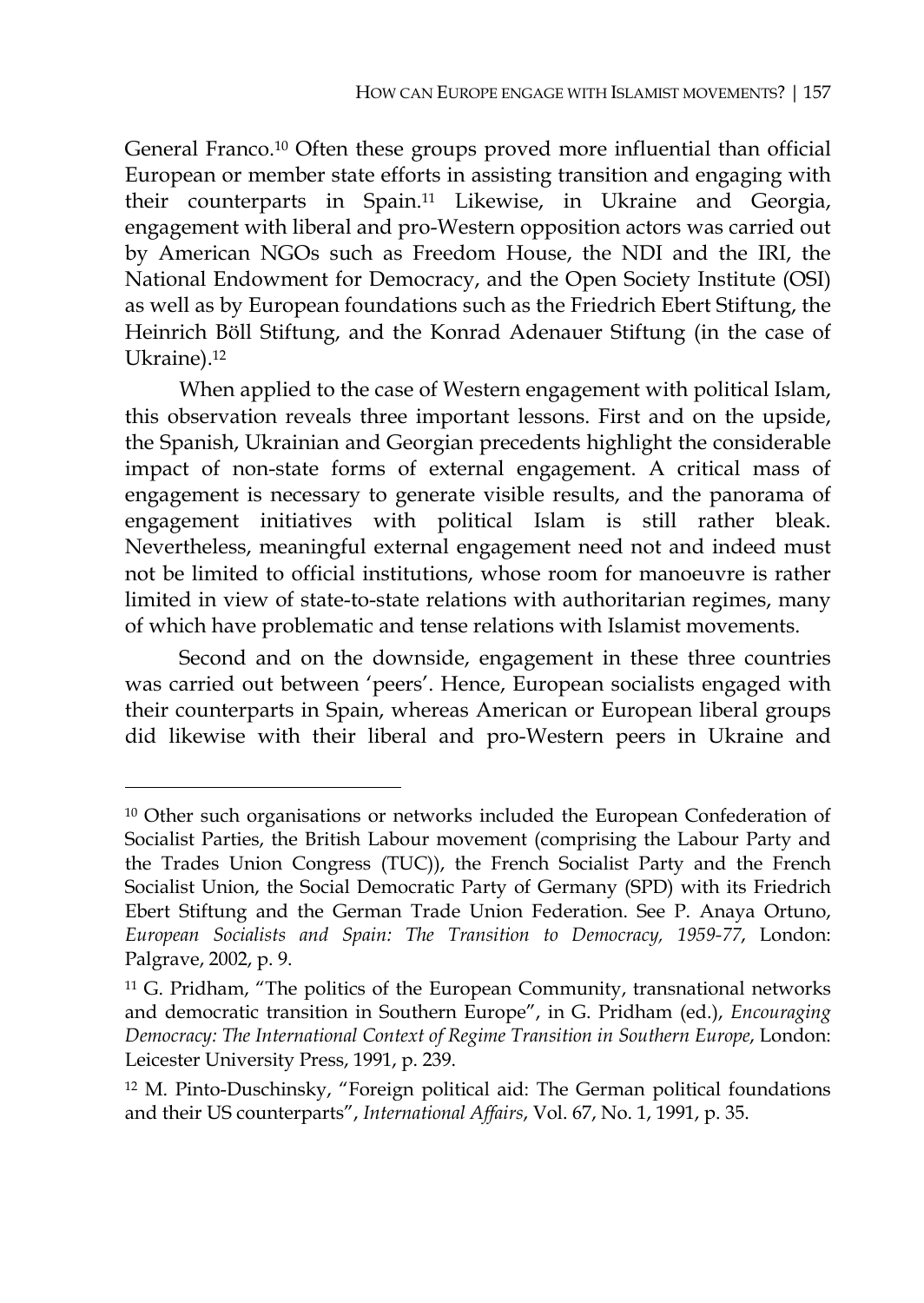General Franco.[10] Often these groups proved more influential than official European or member state efforts in assisting transition and engaging with their counterparts in Spain.[11] Likewise, in Ukraine and Georgia, engagement with liberal and pro-Western opposition actors was carried out by American NGOs such as Freedom House, the NDI and the IRI, the National Endowment for Democracy, and the Open Society Institute (OSI) as well as by European foundations such as the Friedrich Ebert Stiftung, the Heinrich Böll Stiftung, and the Konrad Adenauer Stiftung (in the case of Ukraine).[12]

When applied to the case of Western engagement with political Islam, this observation reveals three important lessons. First and on the upside, the Spanish, Ukrainian and Georgian precedents highlight the considerable impact of non-state forms of external engagement. A critical mass of engagement is necessary to generate visible results, and the panorama of engagement initiatives with political Islam is still rather bleak. Nevertheless, meaningful external engagement need not and indeed must not be limited to official institutions, whose room for manoeuvre is rather limited in view of state-to-state relations with authoritarian regimes, many of which have problematic and tense relations with Islamist movements.

Second and on the downside, engagement in these three countries was carried out between 'peers'. Hence, European socialists engaged with their counterparts in Spain, whereas American or European liberal groups did likewise with their liberal and pro-Western peers in Ukraine and

---

[10] Other such organisations or networks included the European Confederation of Socialist Parties, the British Labour movement (comprising the Labour Party and the Trades Union Congress (TUC)), the French Socialist Party and the French Socialist Union, the Social Democratic Party of Germany (SPD) with its Friedrich Ebert Stiftung and the German Trade Union Federation. See P. Anaya Ortuno, *European Socialists and Spain: The Transition to Democracy, 1959-77*, London: Palgrave, 2002, p. 9.

[11] G. Pridham, "The politics of the European Community, transnational networks and democratic transition in Southern Europe", in G. Pridham (ed.), *Encouraging Democracy: The International Context of Regime Transition in Southern Europe*, London: Leicester University Press, 1991, p. 239.

[12] M. Pinto-Duschinsky, "Foreign political aid: The German political foundations and their US counterparts", *International Affairs*, Vol. 67, No. 1, 1991, p. 35.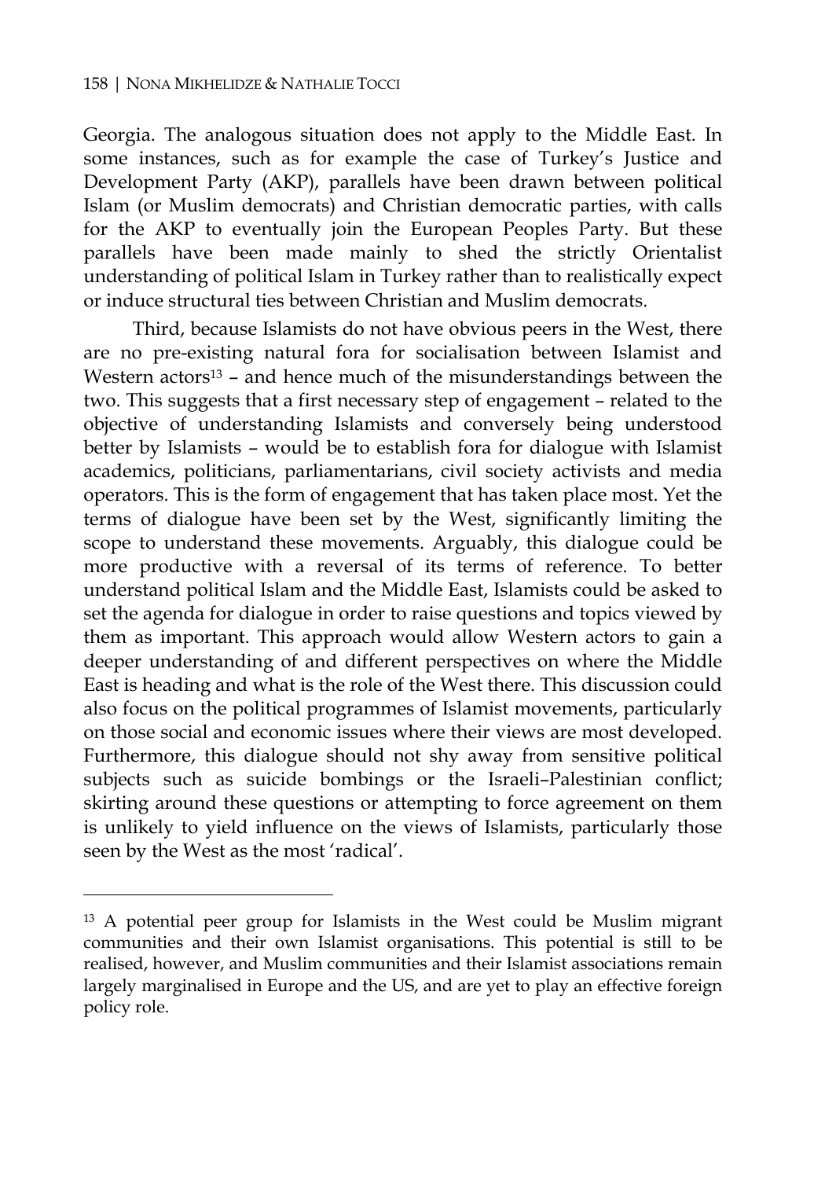Georgia. The analogous situation does not apply to the Middle East. In some instances, such as for example the case of Turkey's Justice and Development Party (AKP), parallels have been drawn between political Islam (or Muslim democrats) and Christian democratic parties, with calls for the AKP to eventually join the European Peoples Party. But these parallels have been made mainly to shed the strictly Orientalist understanding of political Islam in Turkey rather than to realistically expect or induce structural ties between Christian and Muslim democrats.

Third, because Islamists do not have obvious peers in the West, there are no pre-existing natural fora for socialisation between Islamist and Western actors[13] – and hence much of the misunderstandings between the two. This suggests that a first necessary step of engagement – related to the objective of understanding Islamists and conversely being understood better by Islamists – would be to establish fora for dialogue with Islamist academics, politicians, parliamentarians, civil society activists and media operators. This is the form of engagement that has taken place most. Yet the terms of dialogue have been set by the West, significantly limiting the scope to understand these movements. Arguably, this dialogue could be more productive with a reversal of its terms of reference. To better understand political Islam and the Middle East, Islamists could be asked to set the agenda for dialogue in order to raise questions and topics viewed by them as important. This approach would allow Western actors to gain a deeper understanding of and different perspectives on where the Middle East is heading and what is the role of the West there. This discussion could also focus on the political programmes of Islamist movements, particularly on those social and economic issues where their views are most developed. Furthermore, this dialogue should not shy away from sensitive political subjects such as suicide bombings or the Israeli–Palestinian conflict; skirting around these questions or attempting to force agreement on them is unlikely to yield influence on the views of Islamists, particularly those seen by the West as the most 'radical'.

---

[13] A potential peer group for Islamists in the West could be Muslim migrant communities and their own Islamist organisations. This potential is still to be realised, however, and Muslim communities and their Islamist associations remain largely marginalised in Europe and the US, and are yet to play an effective foreign policy role.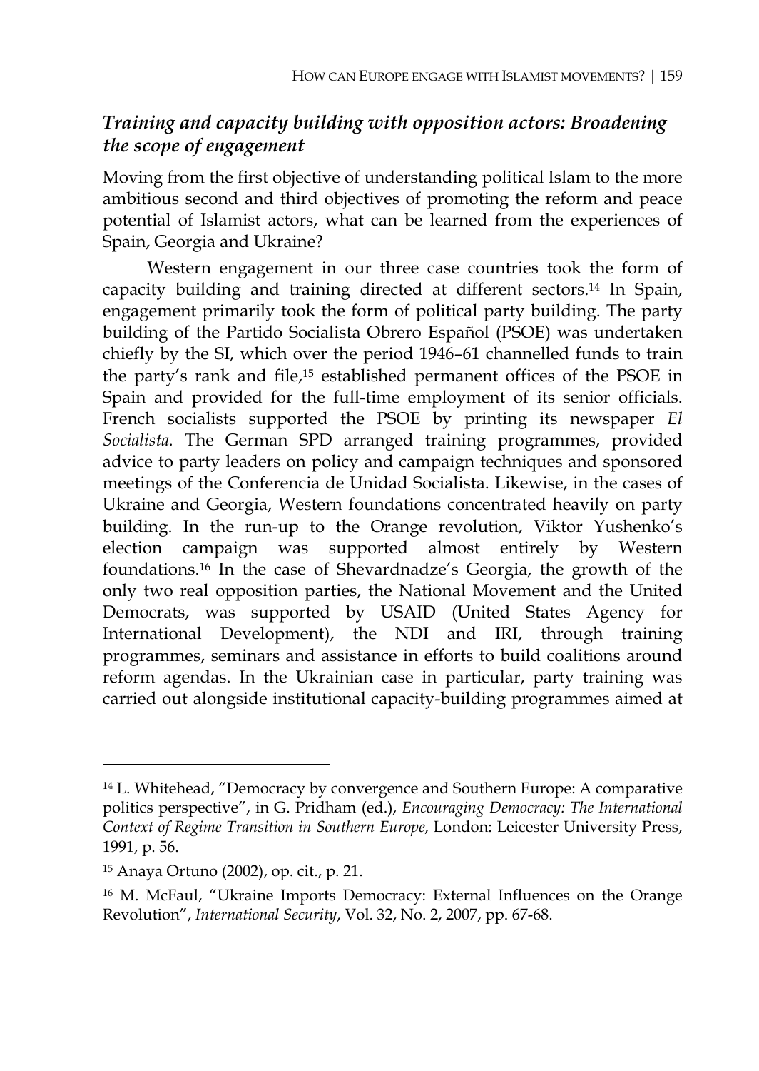### *Training and capacity building with opposition actors: Broadening the scope of engagement*

Moving from the first objective of understanding political Islam to the more ambitious second and third objectives of promoting the reform and peace potential of Islamist actors, what can be learned from the experiences of Spain, Georgia and Ukraine?

Western engagement in our three case countries took the form of capacity building and training directed at different sectors.[14] In Spain, engagement primarily took the form of political party building. The party building of the Partido Socialista Obrero Español (PSOE) was undertaken chiefly by the SI, which over the period 1946–61 channelled funds to train the party's rank and file,[15] established permanent offices of the PSOE in Spain and provided for the full-time employment of its senior officials. French socialists supported the PSOE by printing its newspaper *El Socialista.* The German SPD arranged training programmes, provided advice to party leaders on policy and campaign techniques and sponsored meetings of the Conferencia de Unidad Socialista. Likewise, in the cases of Ukraine and Georgia, Western foundations concentrated heavily on party building. In the run-up to the Orange revolution, Viktor Yushenko's election campaign was supported almost entirely by Western foundations.[16] In the case of Shevardnadze's Georgia, the growth of the only two real opposition parties, the National Movement and the United Democrats, was supported by USAID (United States Agency for International Development), the NDI and IRI, through training programmes, seminars and assistance in efforts to build coalitions around reform agendas. In the Ukrainian case in particular, party training was carried out alongside institutional capacity-building programmes aimed at

---

[14] L. Whitehead, "Democracy by convergence and Southern Europe: A comparative politics perspective", in G. Pridham (ed.), *Encouraging Democracy: The International Context of Regime Transition in Southern Europe*, London: Leicester University Press, 1991, p. 56.

[15] Anaya Ortuno (2002), op. cit., p. 21.

[16] M. McFaul, "Ukraine Imports Democracy: External Influences on the Orange Revolution", *International Security*, Vol. 32, No. 2, 2007, pp. 67-68.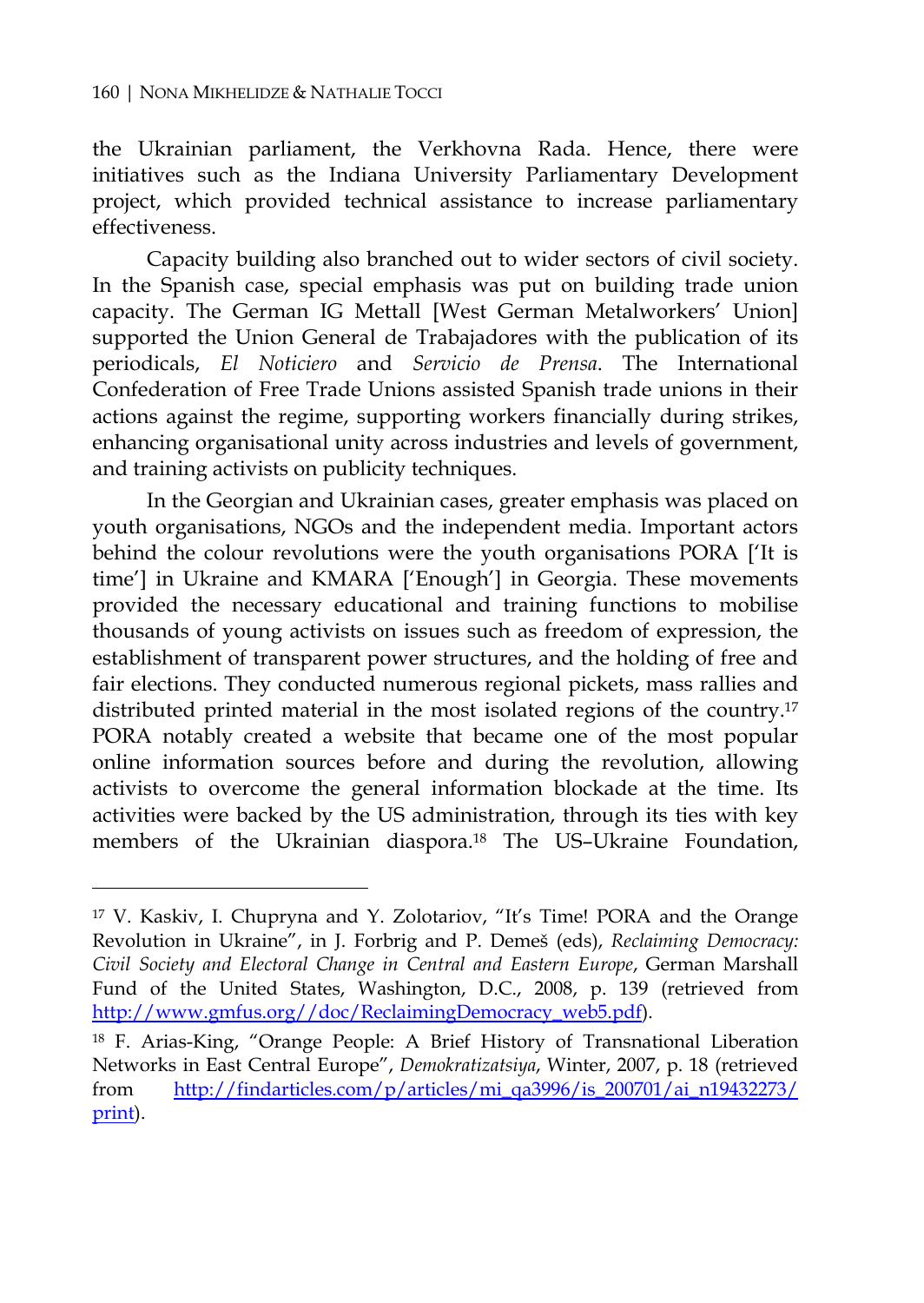the Ukrainian parliament, the Verkhovna Rada. Hence, there were initiatives such as the Indiana University Parliamentary Development project, which provided technical assistance to increase parliamentary effectiveness.

Capacity building also branched out to wider sectors of civil society. In the Spanish case, special emphasis was put on building trade union capacity. The German IG Mettall [West German Metalworkers' Union] supported the Union General de Trabajadores with the publication of its periodicals, *El Noticiero* and *Servicio de Prensa*. The International Confederation of Free Trade Unions assisted Spanish trade unions in their actions against the regime, supporting workers financially during strikes, enhancing organisational unity across industries and levels of government, and training activists on publicity techniques.

In the Georgian and Ukrainian cases, greater emphasis was placed on youth organisations, NGOs and the independent media. Important actors behind the colour revolutions were the youth organisations PORA ['It is time'] in Ukraine and KMARA ['Enough'] in Georgia. These movements provided the necessary educational and training functions to mobilise thousands of young activists on issues such as freedom of expression, the establishment of transparent power structures, and the holding of free and fair elections. They conducted numerous regional pickets, mass rallies and distributed printed material in the most isolated regions of the country.[17] PORA notably created a website that became one of the most popular online information sources before and during the revolution, allowing activists to overcome the general information blockade at the time. Its activities were backed by the US administration, through its ties with key members of the Ukrainian diaspora.[18] The US–Ukraine Foundation,

---

[17] V. Kaskiv, I. Chupryna and Y. Zolotariov, "It's Time! PORA and the Orange Revolution in Ukraine", in J. Forbrig and P. Demeš (eds), *Reclaiming Democracy: Civil Society and Electoral Change in Central and Eastern Europe*, German Marshall Fund of the United States, Washington, D.C., 2008, p. 139 (retrieved from http://www.gmfus.org//doc/ReclaimingDemocracy_web5.pdf).

[18] F. Arias-King, "Orange People: A Brief History of Transnational Liberation Networks in East Central Europe", *Demokratizatsiya*, Winter, 2007, p. 18 (retrieved from http://findarticles.com/p/articles/mi_qa3996/is_200701/ai_n19432273/print).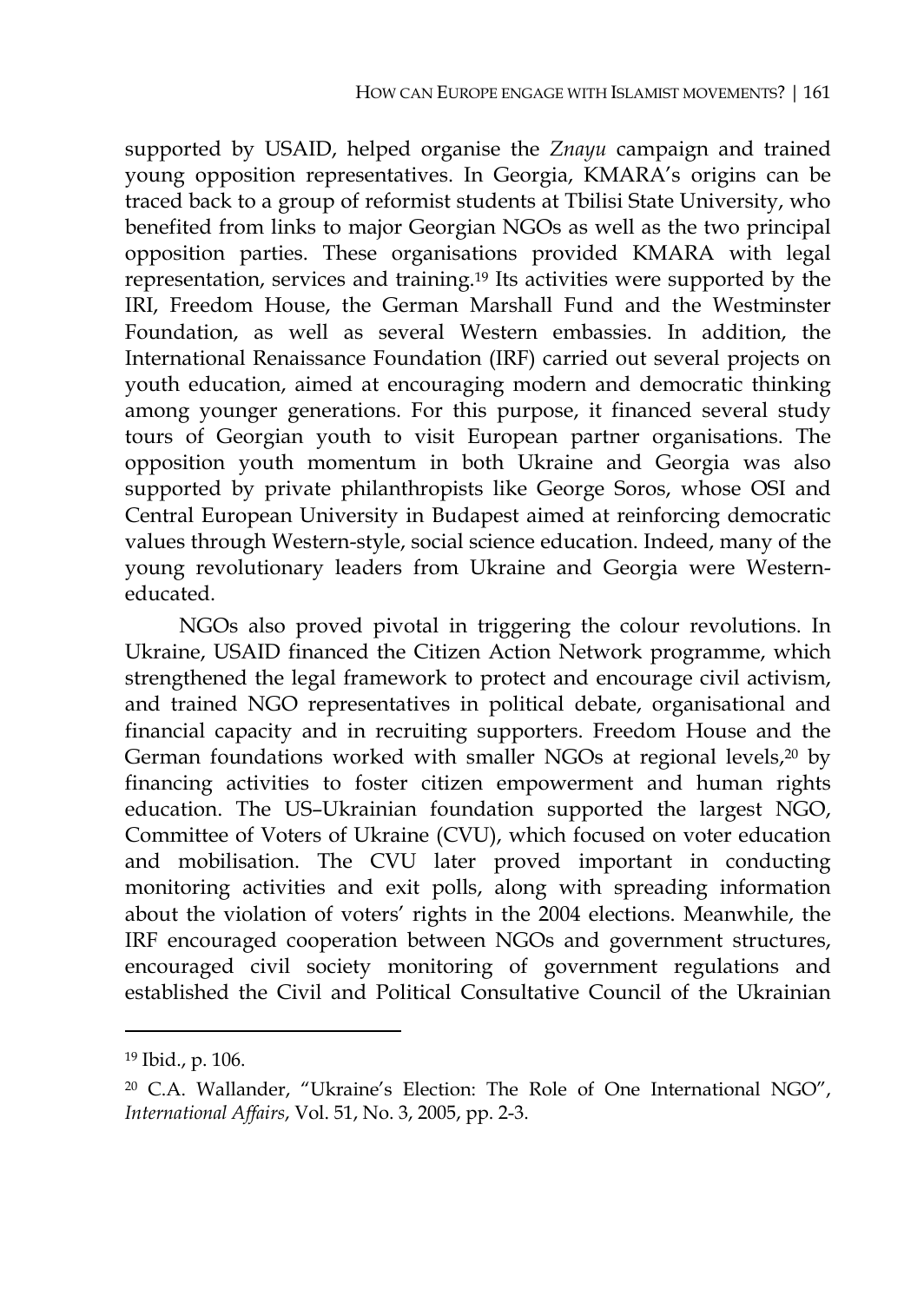supported by USAID, helped organise the *Znayu* campaign and trained young opposition representatives. In Georgia, KMARA's origins can be traced back to a group of reformist students at Tbilisi State University, who benefited from links to major Georgian NGOs as well as the two principal opposition parties. These organisations provided KMARA with legal representation, services and training.[19] Its activities were supported by the IRI, Freedom House, the German Marshall Fund and the Westminster Foundation, as well as several Western embassies. In addition, the International Renaissance Foundation (IRF) carried out several projects on youth education, aimed at encouraging modern and democratic thinking among younger generations. For this purpose, it financed several study tours of Georgian youth to visit European partner organisations. The opposition youth momentum in both Ukraine and Georgia was also supported by private philanthropists like George Soros, whose OSI and Central European University in Budapest aimed at reinforcing democratic values through Western-style, social science education. Indeed, many of the young revolutionary leaders from Ukraine and Georgia were Western-educated.

NGOs also proved pivotal in triggering the colour revolutions. In Ukraine, USAID financed the Citizen Action Network programme, which strengthened the legal framework to protect and encourage civil activism, and trained NGO representatives in political debate, organisational and financial capacity and in recruiting supporters. Freedom House and the German foundations worked with smaller NGOs at regional levels,[20] by financing activities to foster citizen empowerment and human rights education. The US–Ukrainian foundation supported the largest NGO, Committee of Voters of Ukraine (CVU), which focused on voter education and mobilisation. The CVU later proved important in conducting monitoring activities and exit polls, along with spreading information about the violation of voters' rights in the 2004 elections. Meanwhile, the IRF encouraged cooperation between NGOs and government structures, encouraged civil society monitoring of government regulations and established the Civil and Political Consultative Council of the Ukrainian

---

[19] Ibid., p. 106.

[20] C.A. Wallander, "Ukraine's Election: The Role of One International NGO", *International Affairs*, Vol. 51, No. 3, 2005, pp. 2-3.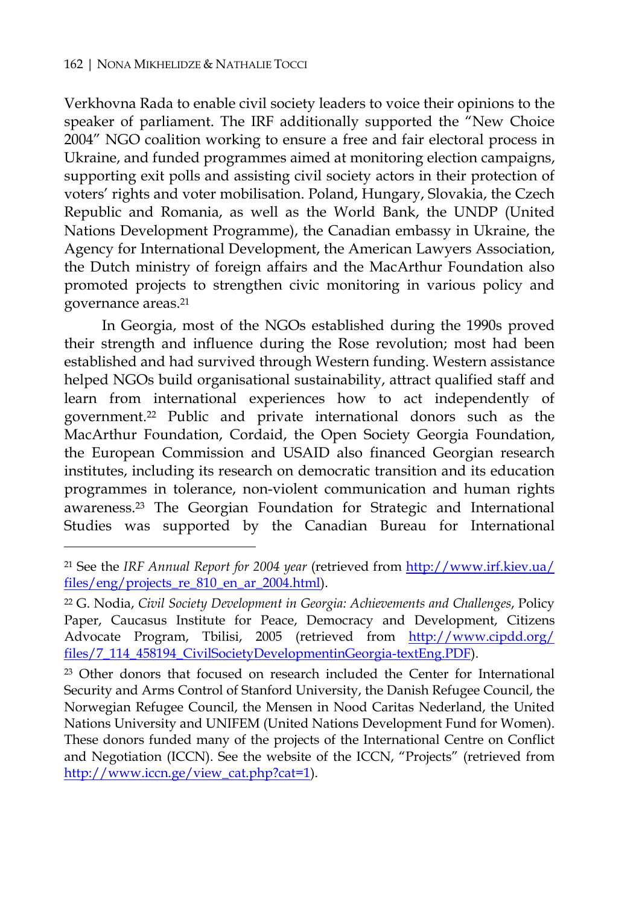Verkhovna Rada to enable civil society leaders to voice their opinions to the speaker of parliament. The IRF additionally supported the "New Choice 2004" NGO coalition working to ensure a free and fair electoral process in Ukraine, and funded programmes aimed at monitoring election campaigns, supporting exit polls and assisting civil society actors in their protection of voters' rights and voter mobilisation. Poland, Hungary, Slovakia, the Czech Republic and Romania, as well as the World Bank, the UNDP (United Nations Development Programme), the Canadian embassy in Ukraine, the Agency for International Development, the American Lawyers Association, the Dutch ministry of foreign affairs and the MacArthur Foundation also promoted projects to strengthen civic monitoring in various policy and governance areas.[21]

In Georgia, most of the NGOs established during the 1990s proved their strength and influence during the Rose revolution; most had been established and had survived through Western funding. Western assistance helped NGOs build organisational sustainability, attract qualified staff and learn from international experiences how to act independently of government.[22] Public and private international donors such as the MacArthur Foundation, Cordaid, the Open Society Georgia Foundation, the European Commission and USAID also financed Georgian research institutes, including its research on democratic transition and its education programmes in tolerance, non-violent communication and human rights awareness.[23] The Georgian Foundation for Strategic and International Studies was supported by the Canadian Bureau for International

---

[21] See the *IRF Annual Report for 2004 year* (retrieved from http://www.irf.kiev.ua/files/eng/projects_re_810_en_ar_2004.html).

[22] G. Nodia, *Civil Society Development in Georgia: Achievements and Challenges*, Policy Paper, Caucasus Institute for Peace, Democracy and Development, Citizens Advocate Program, Tbilisi, 2005 (retrieved from http://www.cipdd.org/files/7_114_458194_CivilSocietyDevelopmentinGeorgia-textEng.PDF).

[23] Other donors that focused on research included the Center for International Security and Arms Control of Stanford University, the Danish Refugee Council, the Norwegian Refugee Council, the Mensen in Nood Caritas Nederland, the United Nations University and UNIFEM (United Nations Development Fund for Women). These donors funded many of the projects of the International Centre on Conflict and Negotiation (ICCN). See the website of the ICCN, "Projects" (retrieved from http://www.iccn.ge/view_cat.php?cat=1).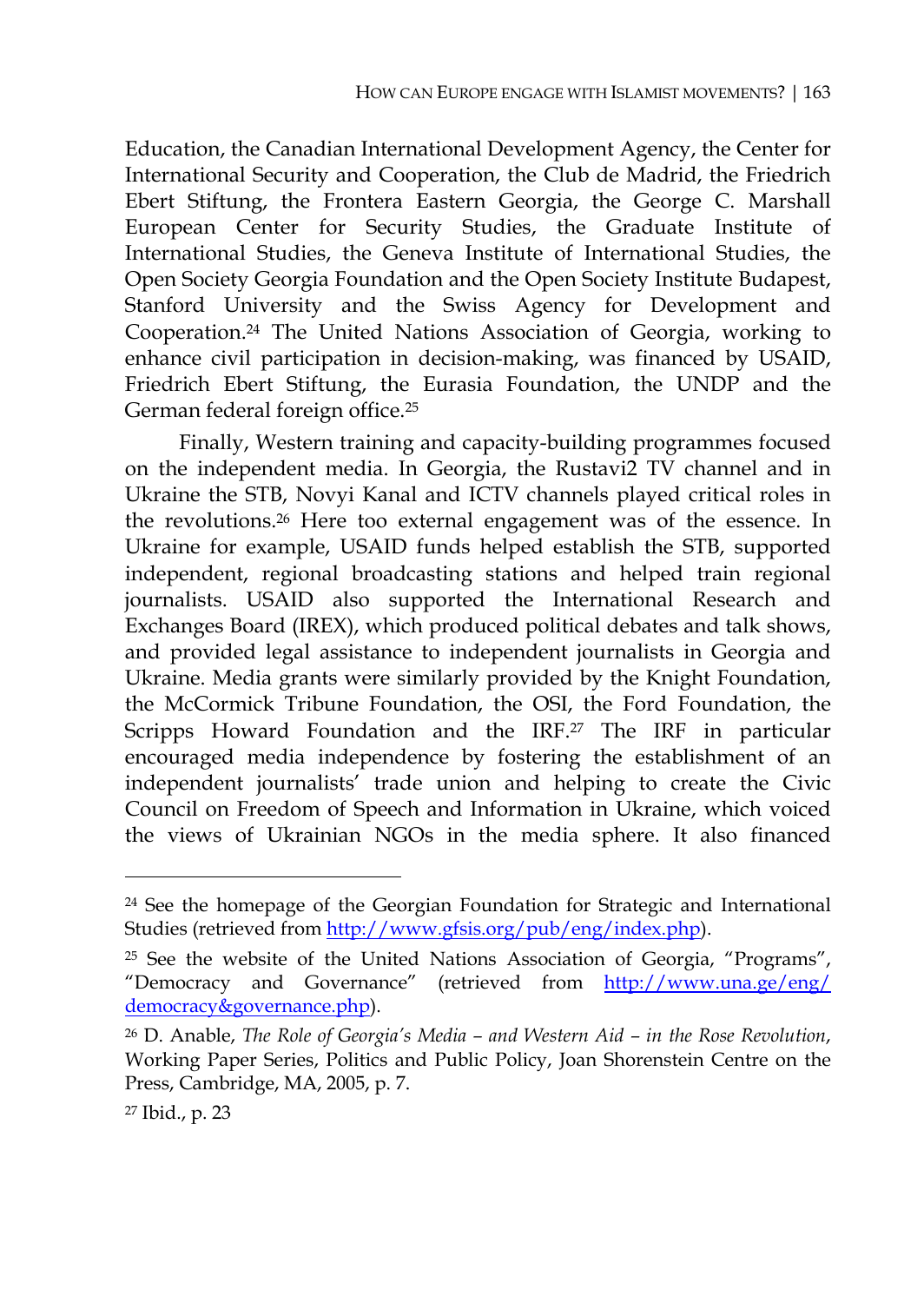Education, the Canadian International Development Agency, the Center for International Security and Cooperation, the Club de Madrid, the Friedrich Ebert Stiftung, the Frontera Eastern Georgia, the George C. Marshall European Center for Security Studies, the Graduate Institute of International Studies, the Geneva Institute of International Studies, the Open Society Georgia Foundation and the Open Society Institute Budapest, Stanford University and the Swiss Agency for Development and Cooperation.[24] The United Nations Association of Georgia, working to enhance civil participation in decision-making, was financed by USAID, Friedrich Ebert Stiftung, the Eurasia Foundation, the UNDP and the German federal foreign office.[25]

Finally, Western training and capacity-building programmes focused on the independent media. In Georgia, the Rustavi2 TV channel and in Ukraine the STB, Novyi Kanal and ICTV channels played critical roles in the revolutions.[26] Here too external engagement was of the essence. In Ukraine for example, USAID funds helped establish the STB, supported independent, regional broadcasting stations and helped train regional journalists. USAID also supported the International Research and Exchanges Board (IREX), which produced political debates and talk shows, and provided legal assistance to independent journalists in Georgia and Ukraine. Media grants were similarly provided by the Knight Foundation, the McCormick Tribune Foundation, the OSI, the Ford Foundation, the Scripps Howard Foundation and the IRF.[27] The IRF in particular encouraged media independence by fostering the establishment of an independent journalists' trade union and helping to create the Civic Council on Freedom of Speech and Information in Ukraine, which voiced the views of Ukrainian NGOs in the media sphere. It also financed

---

[24] See the homepage of the Georgian Foundation for Strategic and International Studies (retrieved from http://www.gfsis.org/pub/eng/index.php).

[25] See the website of the United Nations Association of Georgia, "Programs", "Democracy and Governance" (retrieved from http://www.una.ge/eng/democracy&governance.php).

[26] D. Anable, *The Role of Georgia's Media – and Western Aid – in the Rose Revolution*, Working Paper Series, Politics and Public Policy, Joan Shorenstein Centre on the Press, Cambridge, MA, 2005, p. 7.

[27] Ibid., p. 23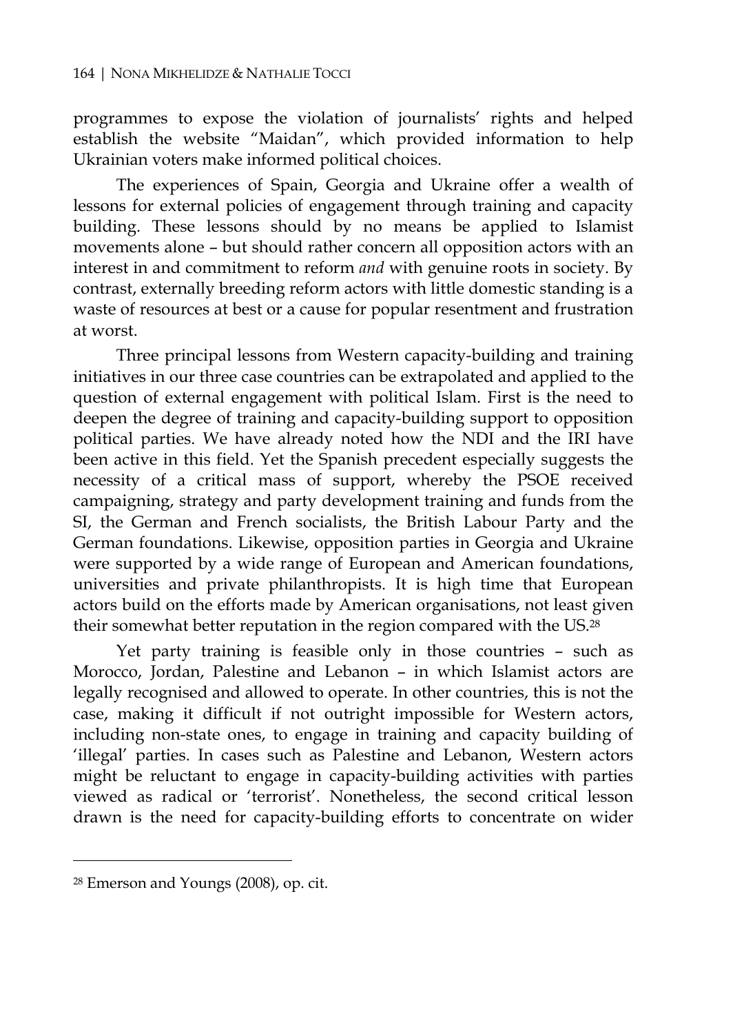programmes to expose the violation of journalists' rights and helped establish the website "Maidan", which provided information to help Ukrainian voters make informed political choices.

The experiences of Spain, Georgia and Ukraine offer a wealth of lessons for external policies of engagement through training and capacity building. These lessons should by no means be applied to Islamist movements alone – but should rather concern all opposition actors with an interest in and commitment to reform *and* with genuine roots in society. By contrast, externally breeding reform actors with little domestic standing is a waste of resources at best or a cause for popular resentment and frustration at worst.

Three principal lessons from Western capacity-building and training initiatives in our three case countries can be extrapolated and applied to the question of external engagement with political Islam. First is the need to deepen the degree of training and capacity-building support to opposition political parties. We have already noted how the NDI and the IRI have been active in this field. Yet the Spanish precedent especially suggests the necessity of a critical mass of support, whereby the PSOE received campaigning, strategy and party development training and funds from the SI, the German and French socialists, the British Labour Party and the German foundations. Likewise, opposition parties in Georgia and Ukraine were supported by a wide range of European and American foundations, universities and private philanthropists. It is high time that European actors build on the efforts made by American organisations, not least given their somewhat better reputation in the region compared with the US.[28]

Yet party training is feasible only in those countries – such as Morocco, Jordan, Palestine and Lebanon – in which Islamist actors are legally recognised and allowed to operate. In other countries, this is not the case, making it difficult if not outright impossible for Western actors, including non-state ones, to engage in training and capacity building of 'illegal' parties. In cases such as Palestine and Lebanon, Western actors might be reluctant to engage in capacity-building activities with parties viewed as radical or 'terrorist'. Nonetheless, the second critical lesson drawn is the need for capacity-building efforts to concentrate on wider

[28] Emerson and Youngs (2008), op. cit.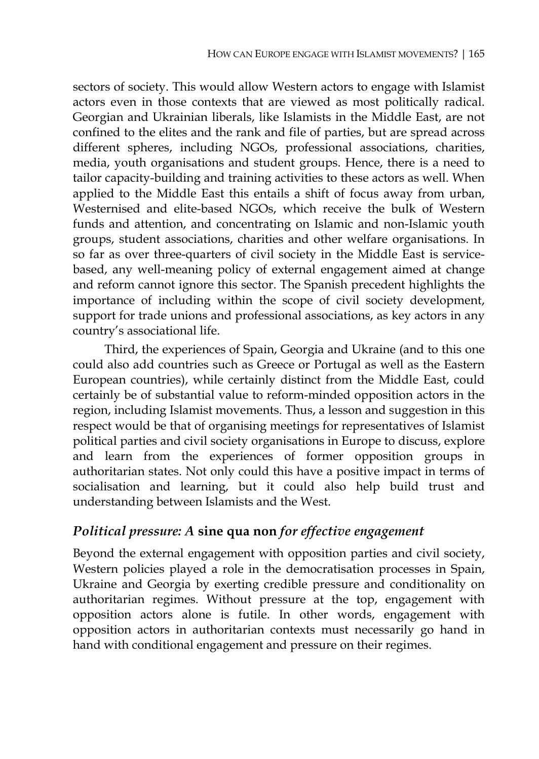sectors of society. This would allow Western actors to engage with Islamist actors even in those contexts that are viewed as most politically radical. Georgian and Ukrainian liberals, like Islamists in the Middle East, are not confined to the elites and the rank and file of parties, but are spread across different spheres, including NGOs, professional associations, charities, media, youth organisations and student groups. Hence, there is a need to tailor capacity-building and training activities to these actors as well. When applied to the Middle East this entails a shift of focus away from urban, Westernised and elite-based NGOs, which receive the bulk of Western funds and attention, and concentrating on Islamic and non-Islamic youth groups, student associations, charities and other welfare organisations. In so far as over three-quarters of civil society in the Middle East is service-based, any well-meaning policy of external engagement aimed at change and reform cannot ignore this sector. The Spanish precedent highlights the importance of including within the scope of civil society development, support for trade unions and professional associations, as key actors in any country's associational life.

Third, the experiences of Spain, Georgia and Ukraine (and to this one could also add countries such as Greece or Portugal as well as the Eastern European countries), while certainly distinct from the Middle East, could certainly be of substantial value to reform-minded opposition actors in the region, including Islamist movements. Thus, a lesson and suggestion in this respect would be that of organising meetings for representatives of Islamist political parties and civil society organisations in Europe to discuss, explore and learn from the experiences of former opposition groups in authoritarian states. Not only could this have a positive impact in terms of socialisation and learning, but it could also help build trust and understanding between Islamists and the West.

## *Political pressure: A* **sine qua non** *for effective engagement*

Beyond the external engagement with opposition parties and civil society, Western policies played a role in the democratisation processes in Spain, Ukraine and Georgia by exerting credible pressure and conditionality on authoritarian regimes. Without pressure at the top, engagement with opposition actors alone is futile. In other words, engagement with opposition actors in authoritarian contexts must necessarily go hand in hand with conditional engagement and pressure on their regimes.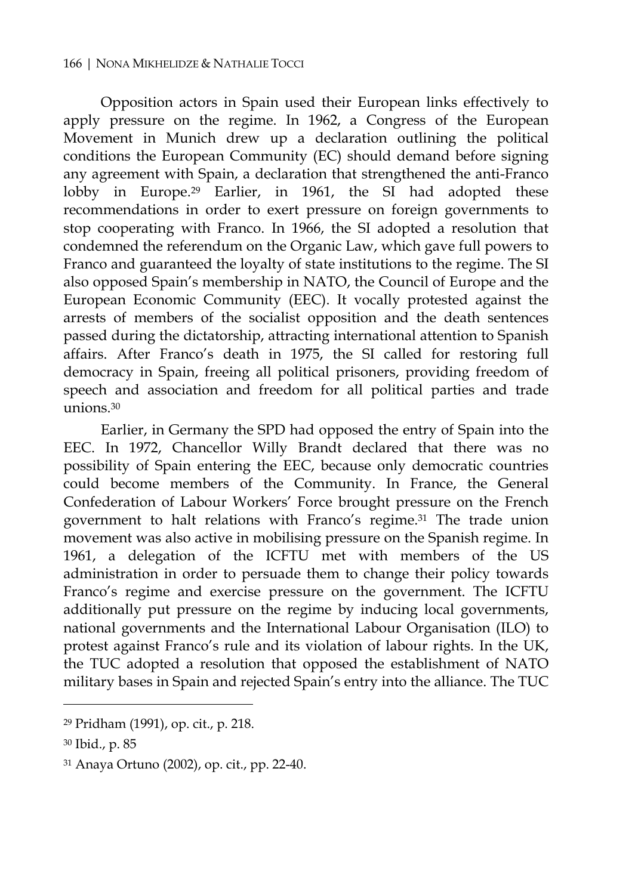Opposition actors in Spain used their European links effectively to apply pressure on the regime. In 1962, a Congress of the European Movement in Munich drew up a declaration outlining the political conditions the European Community (EC) should demand before signing any agreement with Spain, a declaration that strengthened the anti-Franco lobby in Europe.[29] Earlier, in 1961, the SI had adopted these recommendations in order to exert pressure on foreign governments to stop cooperating with Franco. In 1966, the SI adopted a resolution that condemned the referendum on the Organic Law, which gave full powers to Franco and guaranteed the loyalty of state institutions to the regime. The SI also opposed Spain's membership in NATO, the Council of Europe and the European Economic Community (EEC). It vocally protested against the arrests of members of the socialist opposition and the death sentences passed during the dictatorship, attracting international attention to Spanish affairs. After Franco's death in 1975, the SI called for restoring full democracy in Spain, freeing all political prisoners, providing freedom of speech and association and freedom for all political parties and trade unions.[30]

Earlier, in Germany the SPD had opposed the entry of Spain into the EEC. In 1972, Chancellor Willy Brandt declared that there was no possibility of Spain entering the EEC, because only democratic countries could become members of the Community. In France, the General Confederation of Labour Workers' Force brought pressure on the French government to halt relations with Franco's regime.[31] The trade union movement was also active in mobilising pressure on the Spanish regime. In 1961, a delegation of the ICFTU met with members of the US administration in order to persuade them to change their policy towards Franco's regime and exercise pressure on the government. The ICFTU additionally put pressure on the regime by inducing local governments, national governments and the International Labour Organisation (ILO) to protest against Franco's rule and its violation of labour rights. In the UK, the TUC adopted a resolution that opposed the establishment of NATO military bases in Spain and rejected Spain's entry into the alliance. The TUC

---

[29] Pridham (1991), op. cit., p. 218.

[30] Ibid., p. 85

[31] Anaya Ortuno (2002), op. cit., pp. 22-40.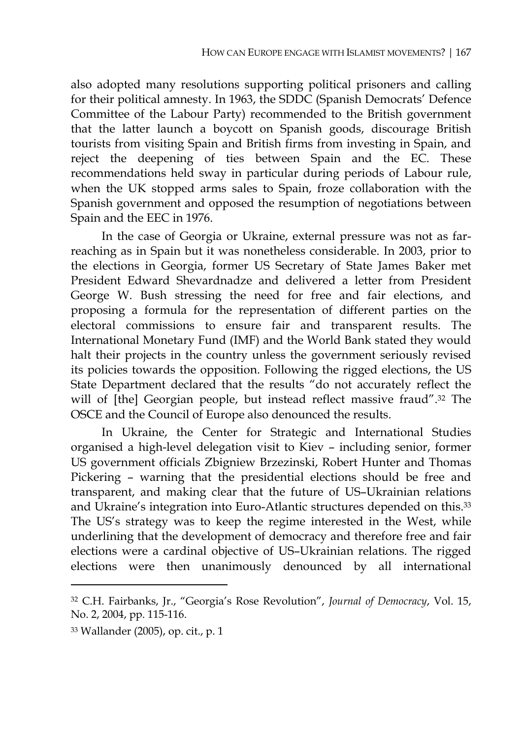also adopted many resolutions supporting political prisoners and calling for their political amnesty. In 1963, the SDDC (Spanish Democrats' Defence Committee of the Labour Party) recommended to the British government that the latter launch a boycott on Spanish goods, discourage British tourists from visiting Spain and British firms from investing in Spain, and reject the deepening of ties between Spain and the EC. These recommendations held sway in particular during periods of Labour rule, when the UK stopped arms sales to Spain, froze collaboration with the Spanish government and opposed the resumption of negotiations between Spain and the EEC in 1976.

In the case of Georgia or Ukraine, external pressure was not as far-reaching as in Spain but it was nonetheless considerable. In 2003, prior to the elections in Georgia, former US Secretary of State James Baker met President Edward Shevardnadze and delivered a letter from President George W. Bush stressing the need for free and fair elections, and proposing a formula for the representation of different parties on the electoral commissions to ensure fair and transparent results. The International Monetary Fund (IMF) and the World Bank stated they would halt their projects in the country unless the government seriously revised its policies towards the opposition. Following the rigged elections, the US State Department declared that the results "do not accurately reflect the will of [the] Georgian people, but instead reflect massive fraud".[32] The OSCE and the Council of Europe also denounced the results.

In Ukraine, the Center for Strategic and International Studies organised a high-level delegation visit to Kiev – including senior, former US government officials Zbigniew Brzezinski, Robert Hunter and Thomas Pickering – warning that the presidential elections should be free and transparent, and making clear that the future of US–Ukrainian relations and Ukraine's integration into Euro-Atlantic structures depended on this.[33] The US's strategy was to keep the regime interested in the West, while underlining that the development of democracy and therefore free and fair elections were a cardinal objective of US–Ukrainian relations. The rigged elections were then unanimously denounced by all international

---

[32] C.H. Fairbanks, Jr., "Georgia's Rose Revolution", *Journal of Democracy*, Vol. 15, No. 2, 2004, pp. 115-116.

[33] Wallander (2005), op. cit., p. 1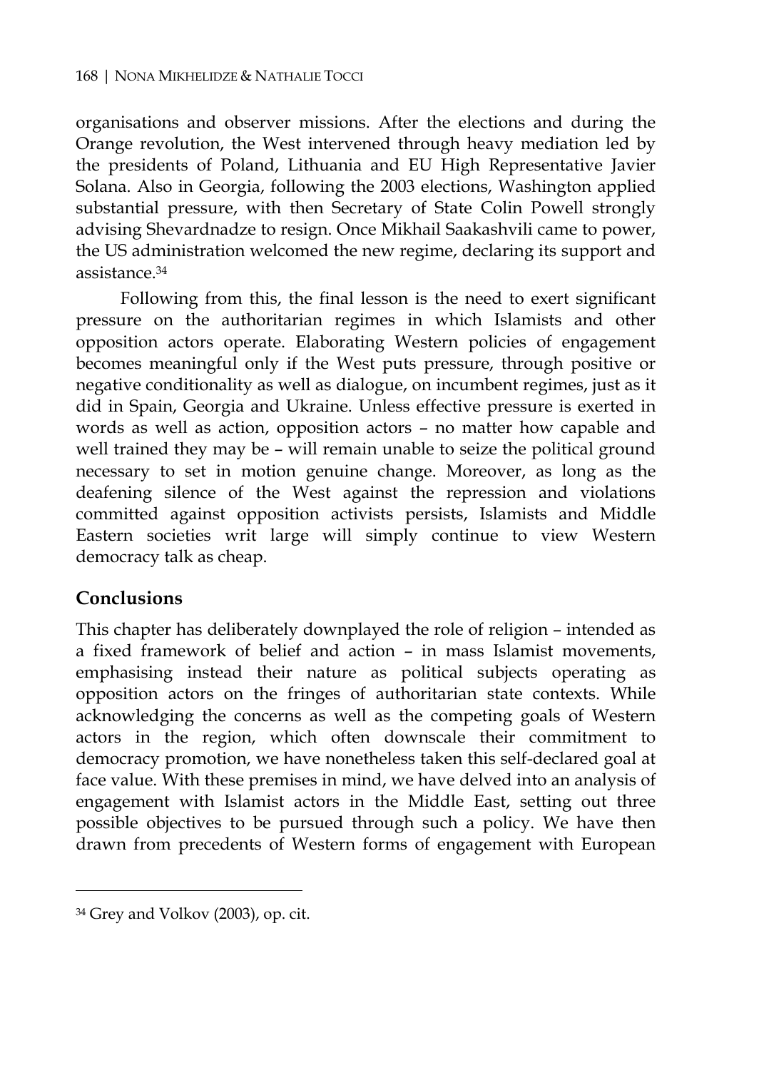organisations and observer missions. After the elections and during the Orange revolution, the West intervened through heavy mediation led by the presidents of Poland, Lithuania and EU High Representative Javier Solana. Also in Georgia, following the 2003 elections, Washington applied substantial pressure, with then Secretary of State Colin Powell strongly advising Shevardnadze to resign. Once Mikhail Saakashvili came to power, the US administration welcomed the new regime, declaring its support and assistance.[34]

Following from this, the final lesson is the need to exert significant pressure on the authoritarian regimes in which Islamists and other opposition actors operate. Elaborating Western policies of engagement becomes meaningful only if the West puts pressure, through positive or negative conditionality as well as dialogue, on incumbent regimes, just as it did in Spain, Georgia and Ukraine. Unless effective pressure is exerted in words as well as action, opposition actors – no matter how capable and well trained they may be – will remain unable to seize the political ground necessary to set in motion genuine change. Moreover, as long as the deafening silence of the West against the repression and violations committed against opposition activists persists, Islamists and Middle Eastern societies writ large will simply continue to view Western democracy talk as cheap.

## Conclusions

This chapter has deliberately downplayed the role of religion – intended as a fixed framework of belief and action – in mass Islamist movements, emphasising instead their nature as political subjects operating as opposition actors on the fringes of authoritarian state contexts. While acknowledging the concerns as well as the competing goals of Western actors in the region, which often downscale their commitment to democracy promotion, we have nonetheless taken this self-declared goal at face value. With these premises in mind, we have delved into an analysis of engagement with Islamist actors in the Middle East, setting out three possible objectives to be pursued through such a policy. We have then drawn from precedents of Western forms of engagement with European

---

[34] Grey and Volkov (2003), op. cit.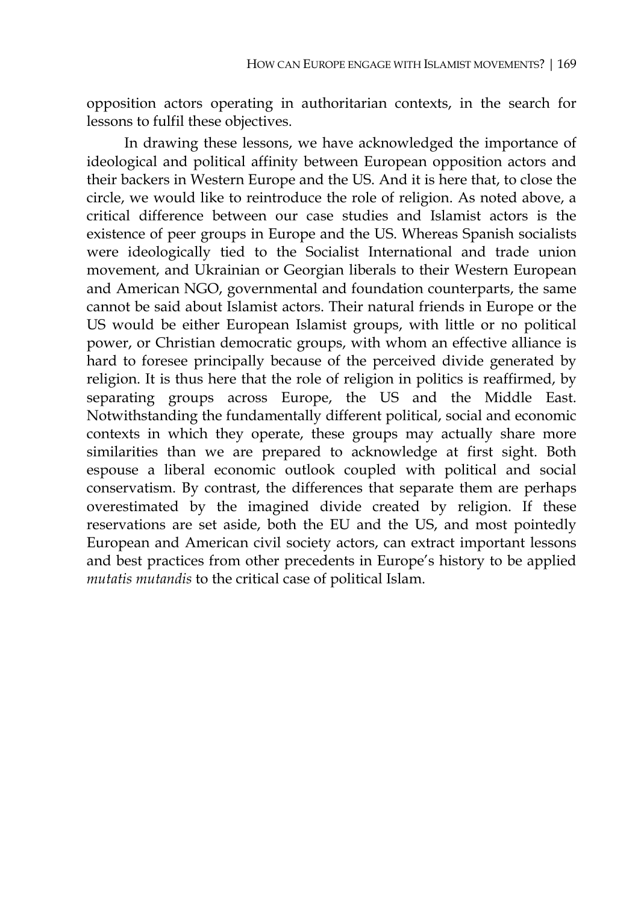opposition actors operating in authoritarian contexts, in the search for lessons to fulfil these objectives.

In drawing these lessons, we have acknowledged the importance of ideological and political affinity between European opposition actors and their backers in Western Europe and the US. And it is here that, to close the circle, we would like to reintroduce the role of religion. As noted above, a critical difference between our case studies and Islamist actors is the existence of peer groups in Europe and the US. Whereas Spanish socialists were ideologically tied to the Socialist International and trade union movement, and Ukrainian or Georgian liberals to their Western European and American NGO, governmental and foundation counterparts, the same cannot be said about Islamist actors. Their natural friends in Europe or the US would be either European Islamist groups, with little or no political power, or Christian democratic groups, with whom an effective alliance is hard to foresee principally because of the perceived divide generated by religion. It is thus here that the role of religion in politics is reaffirmed, by separating groups across Europe, the US and the Middle East. Notwithstanding the fundamentally different political, social and economic contexts in which they operate, these groups may actually share more similarities than we are prepared to acknowledge at first sight. Both espouse a liberal economic outlook coupled with political and social conservatism. By contrast, the differences that separate them are perhaps overestimated by the imagined divide created by religion. If these reservations are set aside, both the EU and the US, and most pointedly European and American civil society actors, can extract important lessons and best practices from other precedents in Europe's history to be applied *mutatis mutandis* to the critical case of political Islam.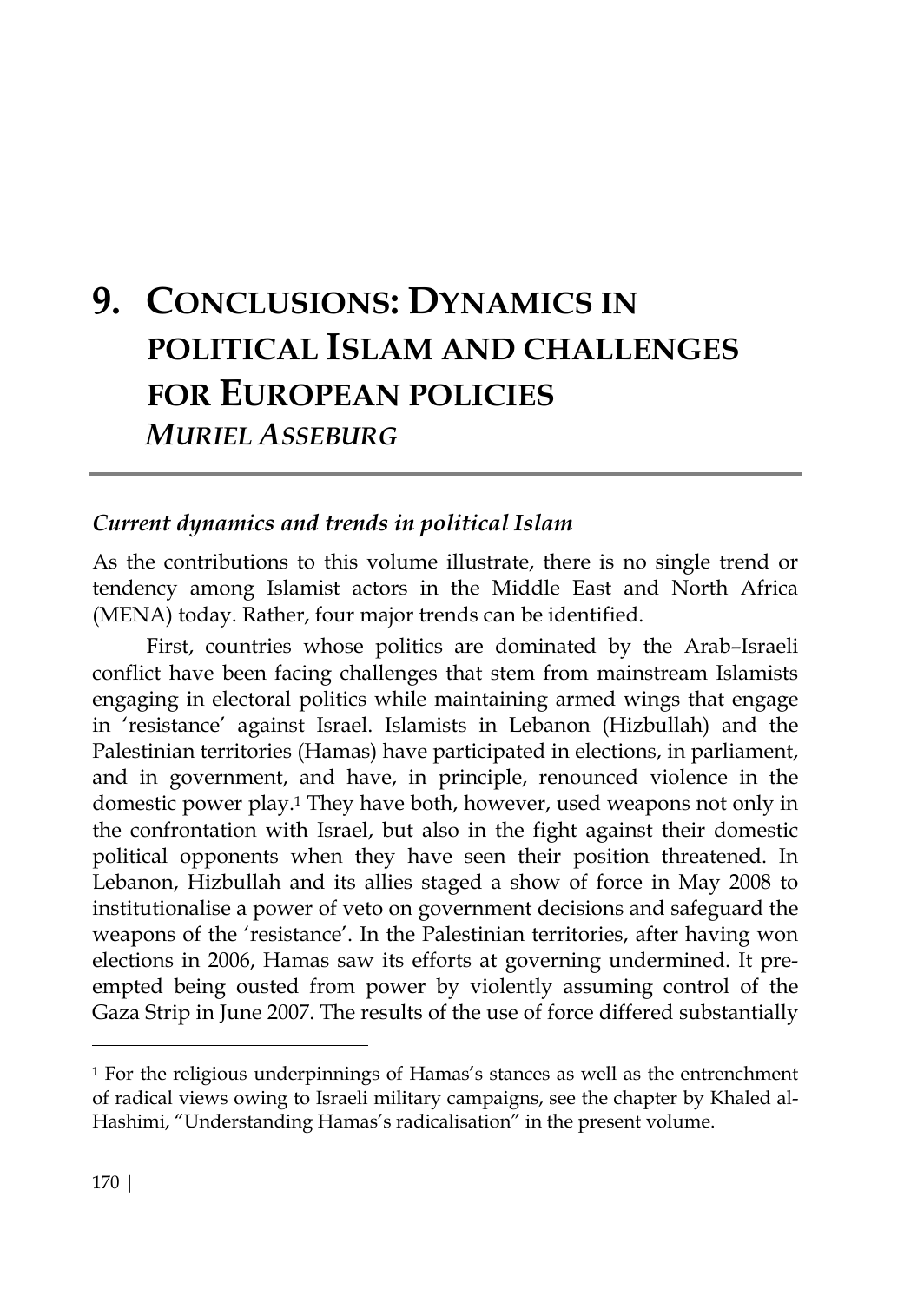# 9. CONCLUSIONS: DYNAMICS IN POLITICAL ISLAM AND CHALLENGES FOR EUROPEAN POLICIES

*MURIEL ASSEBURG*

### *Current dynamics and trends in political Islam*

As the contributions to this volume illustrate, there is no single trend or tendency among Islamist actors in the Middle East and North Africa (MENA) today. Rather, four major trends can be identified.

First, countries whose politics are dominated by the Arab–Israeli conflict have been facing challenges that stem from mainstream Islamists engaging in electoral politics while maintaining armed wings that engage in 'resistance' against Israel. Islamists in Lebanon (Hizbullah) and the Palestinian territories (Hamas) have participated in elections, in parliament, and in government, and have, in principle, renounced violence in the domestic power play.[1] They have both, however, used weapons not only in the confrontation with Israel, but also in the fight against their domestic political opponents when they have seen their position threatened. In Lebanon, Hizbullah and its allies staged a show of force in May 2008 to institutionalise a power of veto on government decisions and safeguard the weapons of the 'resistance'. In the Palestinian territories, after having won elections in 2006, Hamas saw its efforts at governing undermined. It pre-empted being ousted from power by violently assuming control of the Gaza Strip in June 2007. The results of the use of force differed substantially

[1] For the religious underpinnings of Hamas's stances as well as the entrenchment of radical views owing to Israeli military campaigns, see the chapter by Khaled al-Hashimi, "Understanding Hamas's radicalisation" in the present volume.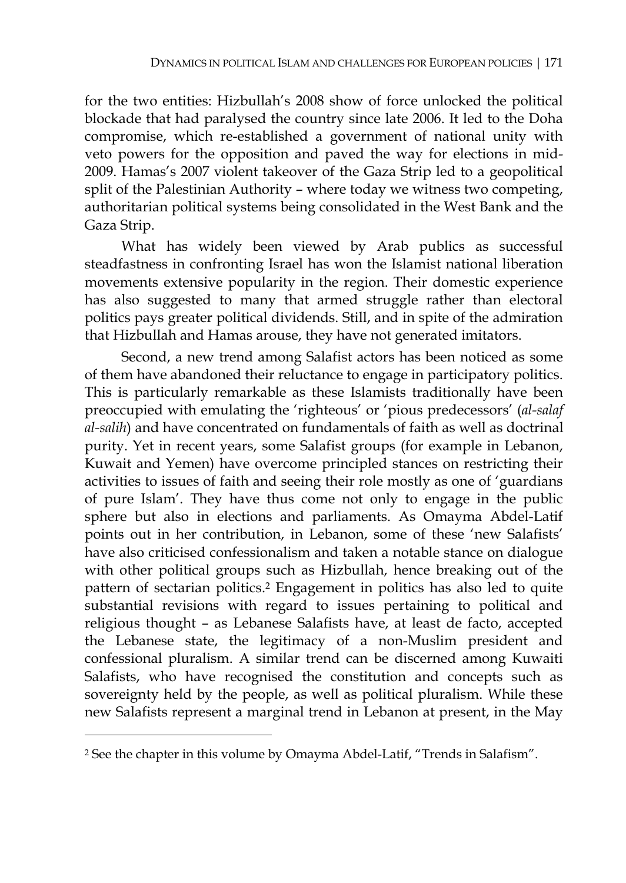for the two entities: Hizbullah's 2008 show of force unlocked the political blockade that had paralysed the country since late 2006. It led to the Doha compromise, which re-established a government of national unity with veto powers for the opposition and paved the way for elections in mid-2009. Hamas's 2007 violent takeover of the Gaza Strip led to a geopolitical split of the Palestinian Authority – where today we witness two competing, authoritarian political systems being consolidated in the West Bank and the Gaza Strip.

What has widely been viewed by Arab publics as successful steadfastness in confronting Israel has won the Islamist national liberation movements extensive popularity in the region. Their domestic experience has also suggested to many that armed struggle rather than electoral politics pays greater political dividends. Still, and in spite of the admiration that Hizbullah and Hamas arouse, they have not generated imitators.

Second, a new trend among Salafist actors has been noticed as some of them have abandoned their reluctance to engage in participatory politics. This is particularly remarkable as these Islamists traditionally have been preoccupied with emulating the 'righteous' or 'pious predecessors' (*al-salaf al-salih*) and have concentrated on fundamentals of faith as well as doctrinal purity. Yet in recent years, some Salafist groups (for example in Lebanon, Kuwait and Yemen) have overcome principled stances on restricting their activities to issues of faith and seeing their role mostly as one of 'guardians of pure Islam'. They have thus come not only to engage in the public sphere but also in elections and parliaments. As Omayma Abdel-Latif points out in her contribution, in Lebanon, some of these 'new Salafists' have also criticised confessionalism and taken a notable stance on dialogue with other political groups such as Hizbullah, hence breaking out of the pattern of sectarian politics.[2] Engagement in politics has also led to quite substantial revisions with regard to issues pertaining to political and religious thought – as Lebanese Salafists have, at least de facto, accepted the Lebanese state, the legitimacy of a non-Muslim president and confessional pluralism. A similar trend can be discerned among Kuwaiti Salafists, who have recognised the constitution and concepts such as sovereignty held by the people, as well as political pluralism. While these new Salafists represent a marginal trend in Lebanon at present, in the May

---

[2] See the chapter in this volume by Omayma Abdel-Latif, "Trends in Salafism".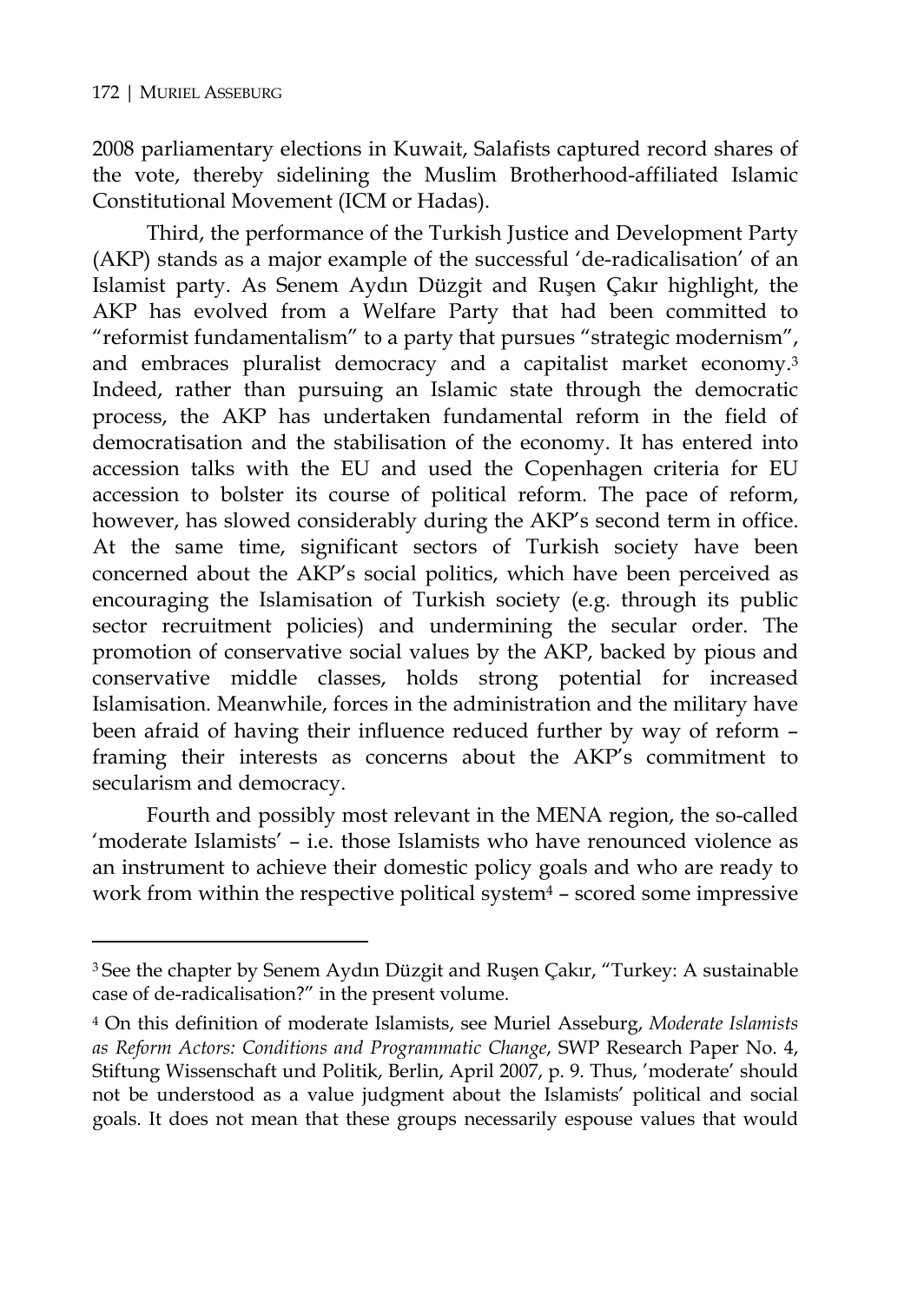2008 parliamentary elections in Kuwait, Salafists captured record shares of the vote, thereby sidelining the Muslim Brotherhood-affiliated Islamic Constitutional Movement (ICM or Hadas).

Third, the performance of the Turkish Justice and Development Party (AKP) stands as a major example of the successful 'de-radicalisation' of an Islamist party. As Senem Aydın Düzgit and Ruşen Çakır highlight, the AKP has evolved from a Welfare Party that had been committed to "reformist fundamentalism" to a party that pursues "strategic modernism", and embraces pluralist democracy and a capitalist market economy.[3] Indeed, rather than pursuing an Islamic state through the democratic process, the AKP has undertaken fundamental reform in the field of democratisation and the stabilisation of the economy. It has entered into accession talks with the EU and used the Copenhagen criteria for EU accession to bolster its course of political reform. The pace of reform, however, has slowed considerably during the AKP's second term in office. At the same time, significant sectors of Turkish society have been concerned about the AKP's social politics, which have been perceived as encouraging the Islamisation of Turkish society (e.g. through its public sector recruitment policies) and undermining the secular order. The promotion of conservative social values by the AKP, backed by pious and conservative middle classes, holds strong potential for increased Islamisation. Meanwhile, forces in the administration and the military have been afraid of having their influence reduced further by way of reform – framing their interests as concerns about the AKP's commitment to secularism and democracy.

Fourth and possibly most relevant in the MENA region, the so-called 'moderate Islamists' – i.e. those Islamists who have renounced violence as an instrument to achieve their domestic policy goals and who are ready to work from within the respective political system[4] – scored some impressive

---

[3] See the chapter by Senem Aydın Düzgit and Ruşen Çakır, "Turkey: A sustainable case of de-radicalisation?" in the present volume.

[4] On this definition of moderate Islamists, see Muriel Asseburg, *Moderate Islamists as Reform Actors: Conditions and Programmatic Change*, SWP Research Paper No. 4, Stiftung Wissenschaft und Politik, Berlin, April 2007, p. 9. Thus, 'moderate' should not be understood as a value judgment about the Islamists' political and social goals. It does not mean that these groups necessarily espouse values that would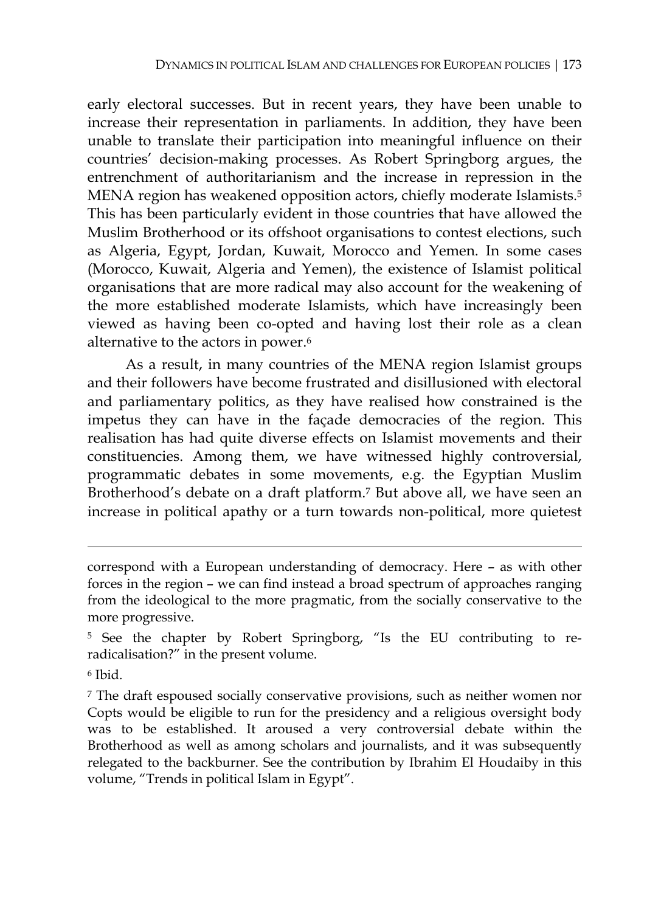early electoral successes. But in recent years, they have been unable to increase their representation in parliaments. In addition, they have been unable to translate their participation into meaningful influence on their countries' decision-making processes. As Robert Springborg argues, the entrenchment of authoritarianism and the increase in repression in the MENA region has weakened opposition actors, chiefly moderate Islamists.[5] This has been particularly evident in those countries that have allowed the Muslim Brotherhood or its offshoot organisations to contest elections, such as Algeria, Egypt, Jordan, Kuwait, Morocco and Yemen. In some cases (Morocco, Kuwait, Algeria and Yemen), the existence of Islamist political organisations that are more radical may also account for the weakening of the more established moderate Islamists, which have increasingly been viewed as having been co-opted and having lost their role as a clean alternative to the actors in power.[6]

As a result, in many countries of the MENA region Islamist groups and their followers have become frustrated and disillusioned with electoral and parliamentary politics, as they have realised how constrained is the impetus they can have in the façade democracies of the region. This realisation has had quite diverse effects on Islamist movements and their constituencies. Among them, we have witnessed highly controversial, programmatic debates in some movements, e.g. the Egyptian Muslim Brotherhood's debate on a draft platform.[7] But above all, we have seen an increase in political apathy or a turn towards non-political, more quietest

---

correspond with a European understanding of democracy. Here – as with other forces in the region – we can find instead a broad spectrum of approaches ranging from the ideological to the more pragmatic, from the socially conservative to the more progressive.

[5] See the chapter by Robert Springborg, "Is the EU contributing to re-radicalisation?" in the present volume.

[6] Ibid.

[7] The draft espoused socially conservative provisions, such as neither women nor Copts would be eligible to run for the presidency and a religious oversight body was to be established. It aroused a very controversial debate within the Brotherhood as well as among scholars and journalists, and it was subsequently relegated to the backburner. See the contribution by Ibrahim El Houdaiby in this volume, "Trends in political Islam in Egypt".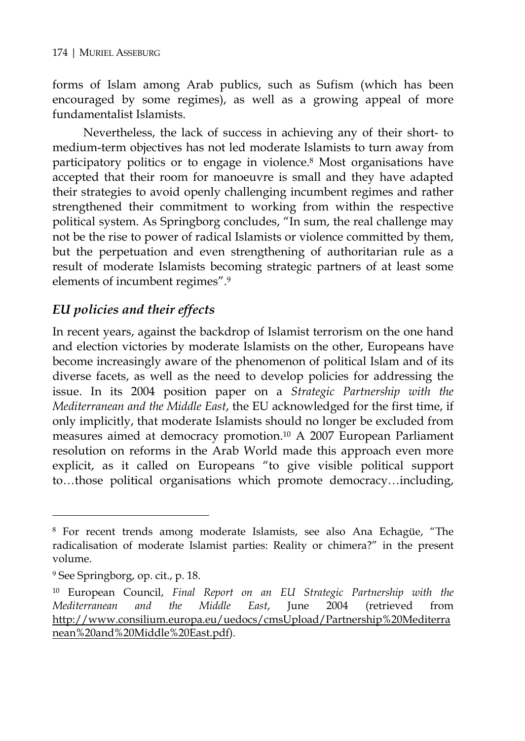forms of Islam among Arab publics, such as Sufism (which has been encouraged by some regimes), as well as a growing appeal of more fundamentalist Islamists.

Nevertheless, the lack of success in achieving any of their short- to medium-term objectives has not led moderate Islamists to turn away from participatory politics or to engage in violence.[8] Most organisations have accepted that their room for manoeuvre is small and they have adapted their strategies to avoid openly challenging incumbent regimes and rather strengthened their commitment to working from within the respective political system. As Springborg concludes, "In sum, the real challenge may not be the rise to power of radical Islamists or violence committed by them, but the perpetuation and even strengthening of authoritarian rule as a result of moderate Islamists becoming strategic partners of at least some elements of incumbent regimes".[9]

## *EU policies and their effects*

In recent years, against the backdrop of Islamist terrorism on the one hand and election victories by moderate Islamists on the other, Europeans have become increasingly aware of the phenomenon of political Islam and of its diverse facets, as well as the need to develop policies for addressing the issue. In its 2004 position paper on a *Strategic Partnership with the Mediterranean and the Middle East*, the EU acknowledged for the first time, if only implicitly, that moderate Islamists should no longer be excluded from measures aimed at democracy promotion.[10] A 2007 European Parliament resolution on reforms in the Arab World made this approach even more explicit, as it called on Europeans "to give visible political support to…those political organisations which promote democracy…including,

---

[8] For recent trends among moderate Islamists, see also Ana Echagüe, "The radicalisation of moderate Islamist parties: Reality or chimera?" in the present volume.

[9] See Springborg, op. cit., p. 18.

[10] European Council, *Final Report on an EU Strategic Partnership with the Mediterranean and the Middle East*, June 2004 (retrieved from http://www.consilium.europa.eu/uedocs/cmsUpload/Partnership%20Mediterranean%20and%20Middle%20East.pdf).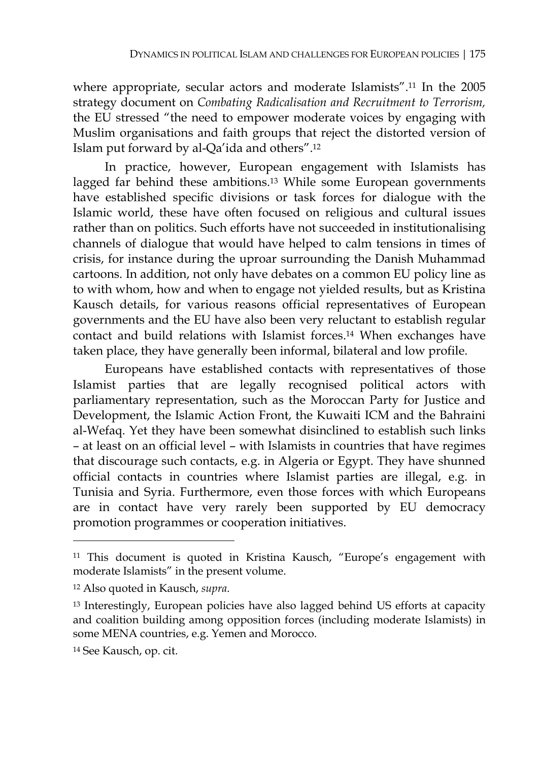where appropriate, secular actors and moderate Islamists".[11] In the 2005 strategy document on *Combating Radicalisation and Recruitment to Terrorism,* the EU stressed "the need to empower moderate voices by engaging with Muslim organisations and faith groups that reject the distorted version of Islam put forward by al-Qa'ida and others".[12]

In practice, however, European engagement with Islamists has lagged far behind these ambitions.[13] While some European governments have established specific divisions or task forces for dialogue with the Islamic world, these have often focused on religious and cultural issues rather than on politics. Such efforts have not succeeded in institutionalising channels of dialogue that would have helped to calm tensions in times of crisis, for instance during the uproar surrounding the Danish Muhammad cartoons. In addition, not only have debates on a common EU policy line as to with whom, how and when to engage not yielded results, but as Kristina Kausch details, for various reasons official representatives of European governments and the EU have also been very reluctant to establish regular contact and build relations with Islamist forces.[14] When exchanges have taken place, they have generally been informal, bilateral and low profile.

Europeans have established contacts with representatives of those Islamist parties that are legally recognised political actors with parliamentary representation, such as the Moroccan Party for Justice and Development, the Islamic Action Front, the Kuwaiti ICM and the Bahraini al-Wefaq. Yet they have been somewhat disinclined to establish such links – at least on an official level – with Islamists in countries that have regimes that discourage such contacts, e.g. in Algeria or Egypt. They have shunned official contacts in countries where Islamist parties are illegal, e.g. in Tunisia and Syria. Furthermore, even those forces with which Europeans are in contact have very rarely been supported by EU democracy promotion programmes or cooperation initiatives.

---

[11] This document is quoted in Kristina Kausch, "Europe's engagement with moderate Islamists" in the present volume.

[12] Also quoted in Kausch, *supra*.

[13] Interestingly, European policies have also lagged behind US efforts at capacity and coalition building among opposition forces (including moderate Islamists) in some MENA countries, e.g. Yemen and Morocco.

[14] See Kausch, op. cit.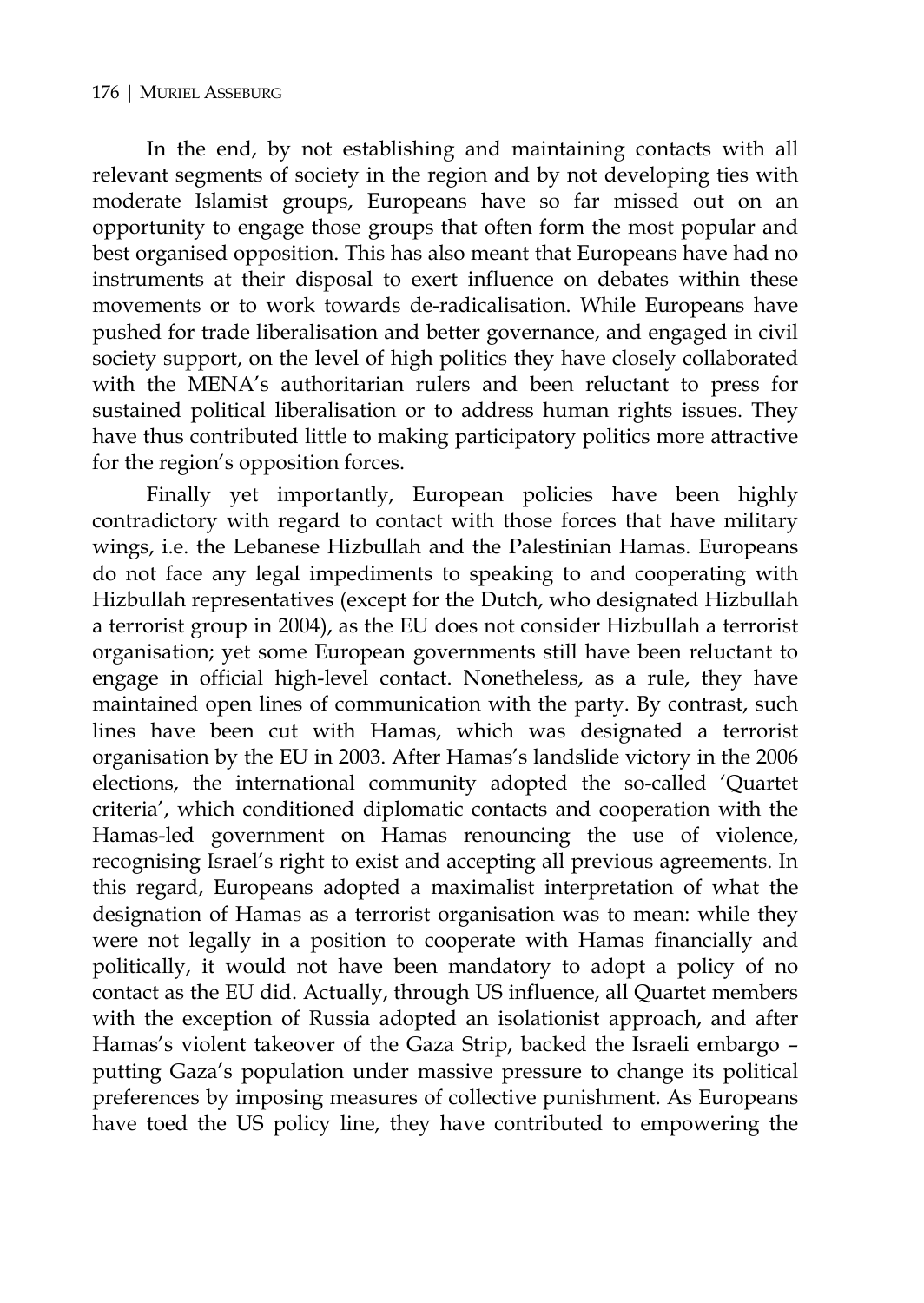In the end, by not establishing and maintaining contacts with all relevant segments of society in the region and by not developing ties with moderate Islamist groups, Europeans have so far missed out on an opportunity to engage those groups that often form the most popular and best organised opposition. This has also meant that Europeans have had no instruments at their disposal to exert influence on debates within these movements or to work towards de-radicalisation. While Europeans have pushed for trade liberalisation and better governance, and engaged in civil society support, on the level of high politics they have closely collaborated with the MENA's authoritarian rulers and been reluctant to press for sustained political liberalisation or to address human rights issues. They have thus contributed little to making participatory politics more attractive for the region's opposition forces.

Finally yet importantly, European policies have been highly contradictory with regard to contact with those forces that have military wings, i.e. the Lebanese Hizbullah and the Palestinian Hamas. Europeans do not face any legal impediments to speaking to and cooperating with Hizbullah representatives (except for the Dutch, who designated Hizbullah a terrorist group in 2004), as the EU does not consider Hizbullah a terrorist organisation; yet some European governments still have been reluctant to engage in official high-level contact. Nonetheless, as a rule, they have maintained open lines of communication with the party. By contrast, such lines have been cut with Hamas, which was designated a terrorist organisation by the EU in 2003. After Hamas's landslide victory in the 2006 elections, the international community adopted the so-called 'Quartet criteria', which conditioned diplomatic contacts and cooperation with the Hamas-led government on Hamas renouncing the use of violence, recognising Israel's right to exist and accepting all previous agreements. In this regard, Europeans adopted a maximalist interpretation of what the designation of Hamas as a terrorist organisation was to mean: while they were not legally in a position to cooperate with Hamas financially and politically, it would not have been mandatory to adopt a policy of no contact as the EU did. Actually, through US influence, all Quartet members with the exception of Russia adopted an isolationist approach, and after Hamas's violent takeover of the Gaza Strip, backed the Israeli embargo – putting Gaza's population under massive pressure to change its political preferences by imposing measures of collective punishment. As Europeans have toed the US policy line, they have contributed to empowering the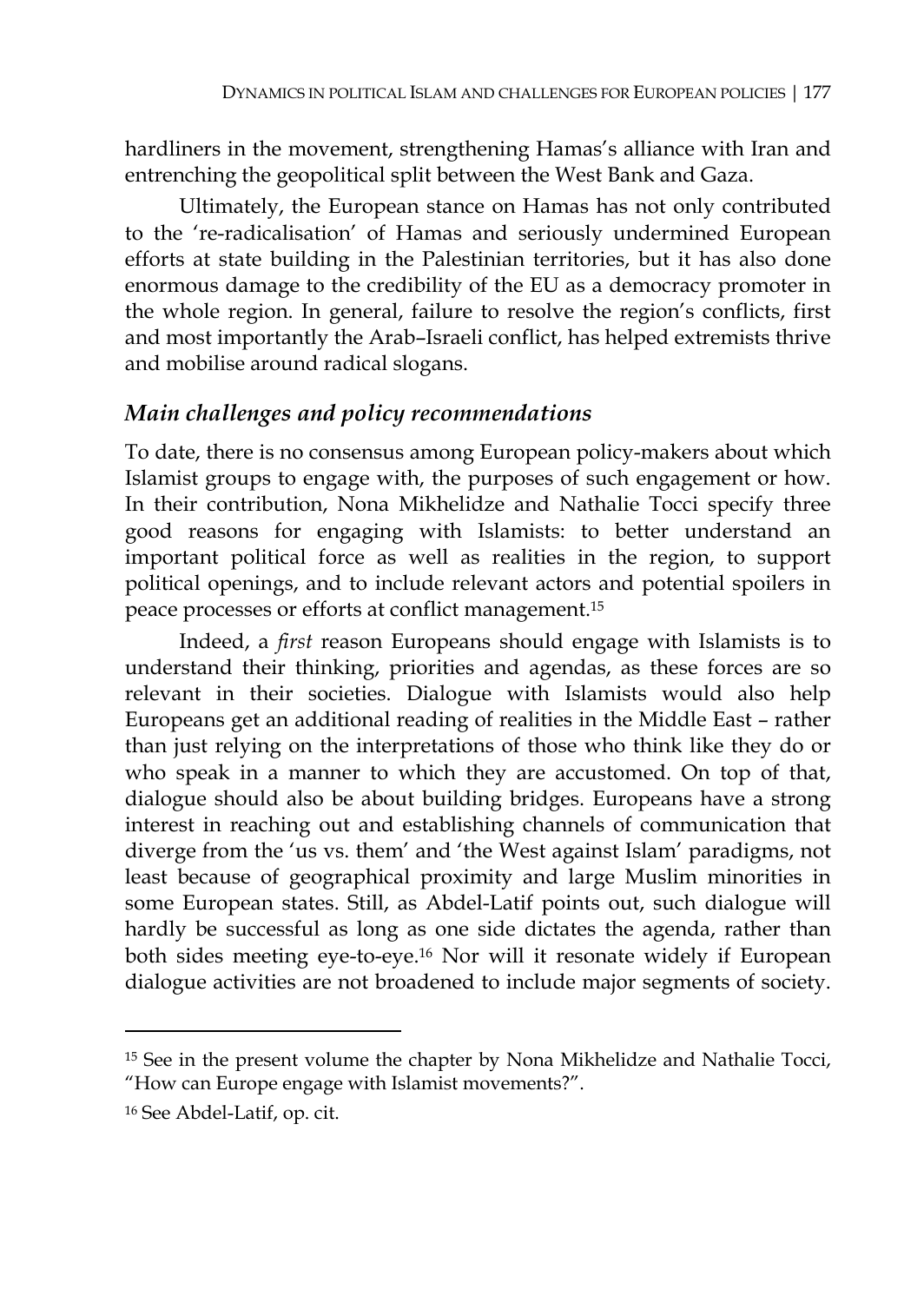hardliners in the movement, strengthening Hamas's alliance with Iran and entrenching the geopolitical split between the West Bank and Gaza.

Ultimately, the European stance on Hamas has not only contributed to the 're-radicalisation' of Hamas and seriously undermined European efforts at state building in the Palestinian territories, but it has also done enormous damage to the credibility of the EU as a democracy promoter in the whole region. In general, failure to resolve the region's conflicts, first and most importantly the Arab–Israeli conflict, has helped extremists thrive and mobilise around radical slogans.

## *Main challenges and policy recommendations*

To date, there is no consensus among European policy-makers about which Islamist groups to engage with, the purposes of such engagement or how. In their contribution, Nona Mikhelidze and Nathalie Tocci specify three good reasons for engaging with Islamists: to better understand an important political force as well as realities in the region, to support political openings, and to include relevant actors and potential spoilers in peace processes or efforts at conflict management.[15]

Indeed, a *first* reason Europeans should engage with Islamists is to understand their thinking, priorities and agendas, as these forces are so relevant in their societies. Dialogue with Islamists would also help Europeans get an additional reading of realities in the Middle East – rather than just relying on the interpretations of those who think like they do or who speak in a manner to which they are accustomed. On top of that, dialogue should also be about building bridges. Europeans have a strong interest in reaching out and establishing channels of communication that diverge from the 'us vs. them' and 'the West against Islam' paradigms, not least because of geographical proximity and large Muslim minorities in some European states. Still, as Abdel-Latif points out, such dialogue will hardly be successful as long as one side dictates the agenda, rather than both sides meeting eye-to-eye.[16] Nor will it resonate widely if European dialogue activities are not broadened to include major segments of society.

---

[15] See in the present volume the chapter by Nona Mikhelidze and Nathalie Tocci, "How can Europe engage with Islamist movements?".

[16] See Abdel-Latif, op. cit.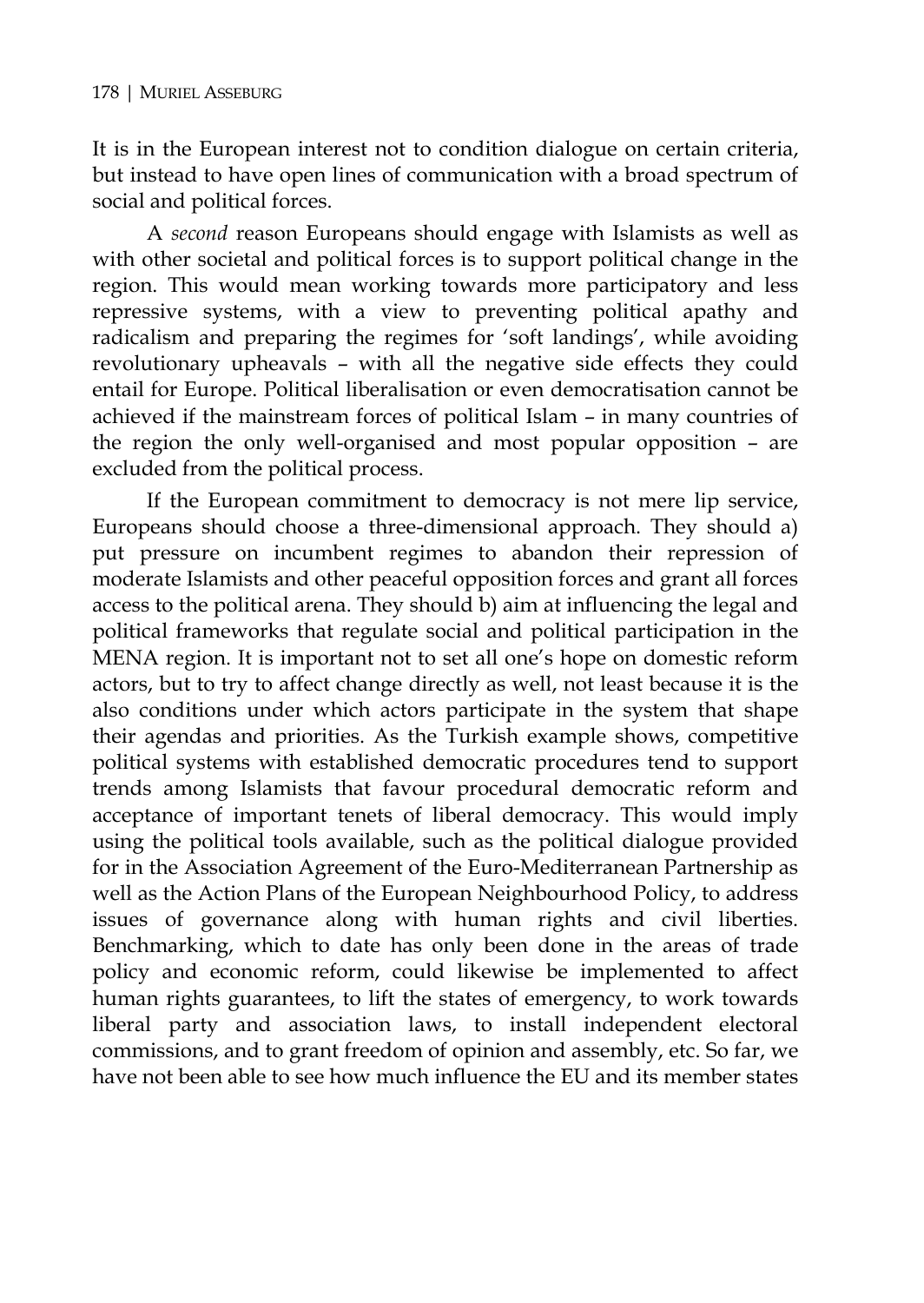It is in the European interest not to condition dialogue on certain criteria, but instead to have open lines of communication with a broad spectrum of social and political forces.

A *second* reason Europeans should engage with Islamists as well as with other societal and political forces is to support political change in the region. This would mean working towards more participatory and less repressive systems, with a view to preventing political apathy and radicalism and preparing the regimes for 'soft landings', while avoiding revolutionary upheavals – with all the negative side effects they could entail for Europe. Political liberalisation or even democratisation cannot be achieved if the mainstream forces of political Islam – in many countries of the region the only well-organised and most popular opposition – are excluded from the political process.

If the European commitment to democracy is not mere lip service, Europeans should choose a three-dimensional approach. They should a) put pressure on incumbent regimes to abandon their repression of moderate Islamists and other peaceful opposition forces and grant all forces access to the political arena. They should b) aim at influencing the legal and political frameworks that regulate social and political participation in the MENA region. It is important not to set all one's hope on domestic reform actors, but to try to affect change directly as well, not least because it is the also conditions under which actors participate in the system that shape their agendas and priorities. As the Turkish example shows, competitive political systems with established democratic procedures tend to support trends among Islamists that favour procedural democratic reform and acceptance of important tenets of liberal democracy. This would imply using the political tools available, such as the political dialogue provided for in the Association Agreement of the Euro-Mediterranean Partnership as well as the Action Plans of the European Neighbourhood Policy, to address issues of governance along with human rights and civil liberties. Benchmarking, which to date has only been done in the areas of trade policy and economic reform, could likewise be implemented to affect human rights guarantees, to lift the states of emergency, to work towards liberal party and association laws, to install independent electoral commissions, and to grant freedom of opinion and assembly, etc. So far, we have not been able to see how much influence the EU and its member states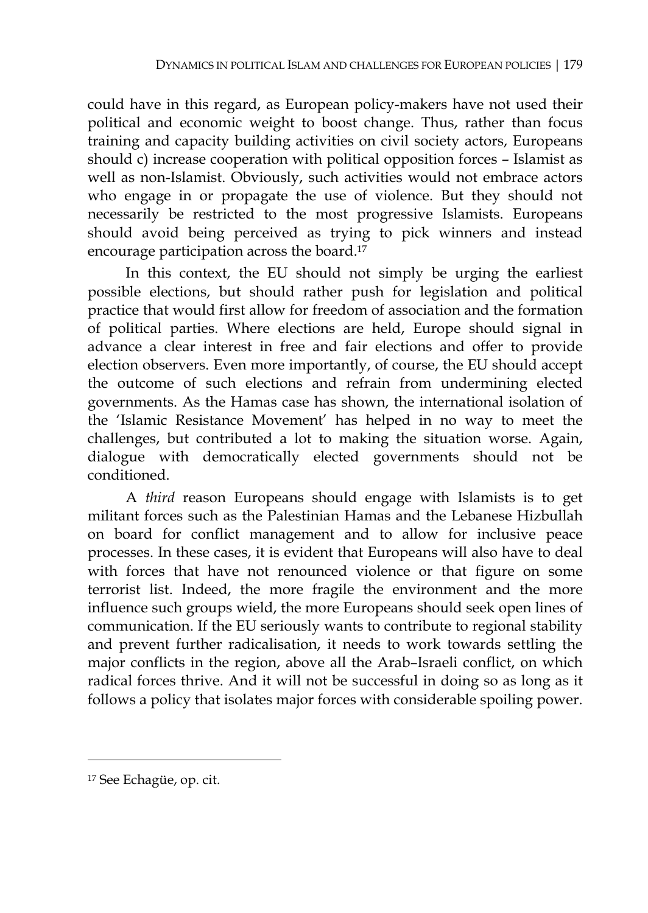could have in this regard, as European policy-makers have not used their political and economic weight to boost change. Thus, rather than focus training and capacity building activities on civil society actors, Europeans should c) increase cooperation with political opposition forces – Islamist as well as non-Islamist. Obviously, such activities would not embrace actors who engage in or propagate the use of violence. But they should not necessarily be restricted to the most progressive Islamists. Europeans should avoid being perceived as trying to pick winners and instead encourage participation across the board.[17]

In this context, the EU should not simply be urging the earliest possible elections, but should rather push for legislation and political practice that would first allow for freedom of association and the formation of political parties. Where elections are held, Europe should signal in advance a clear interest in free and fair elections and offer to provide election observers. Even more importantly, of course, the EU should accept the outcome of such elections and refrain from undermining elected governments. As the Hamas case has shown, the international isolation of the 'Islamic Resistance Movement' has helped in no way to meet the challenges, but contributed a lot to making the situation worse. Again, dialogue with democratically elected governments should not be conditioned.

A *third* reason Europeans should engage with Islamists is to get militant forces such as the Palestinian Hamas and the Lebanese Hizbullah on board for conflict management and to allow for inclusive peace processes. In these cases, it is evident that Europeans will also have to deal with forces that have not renounced violence or that figure on some terrorist list. Indeed, the more fragile the environment and the more influence such groups wield, the more Europeans should seek open lines of communication. If the EU seriously wants to contribute to regional stability and prevent further radicalisation, it needs to work towards settling the major conflicts in the region, above all the Arab–Israeli conflict, on which radical forces thrive. And it will not be successful in doing so as long as it follows a policy that isolates major forces with considerable spoiling power.

---

[17] See Echagüe, op. cit.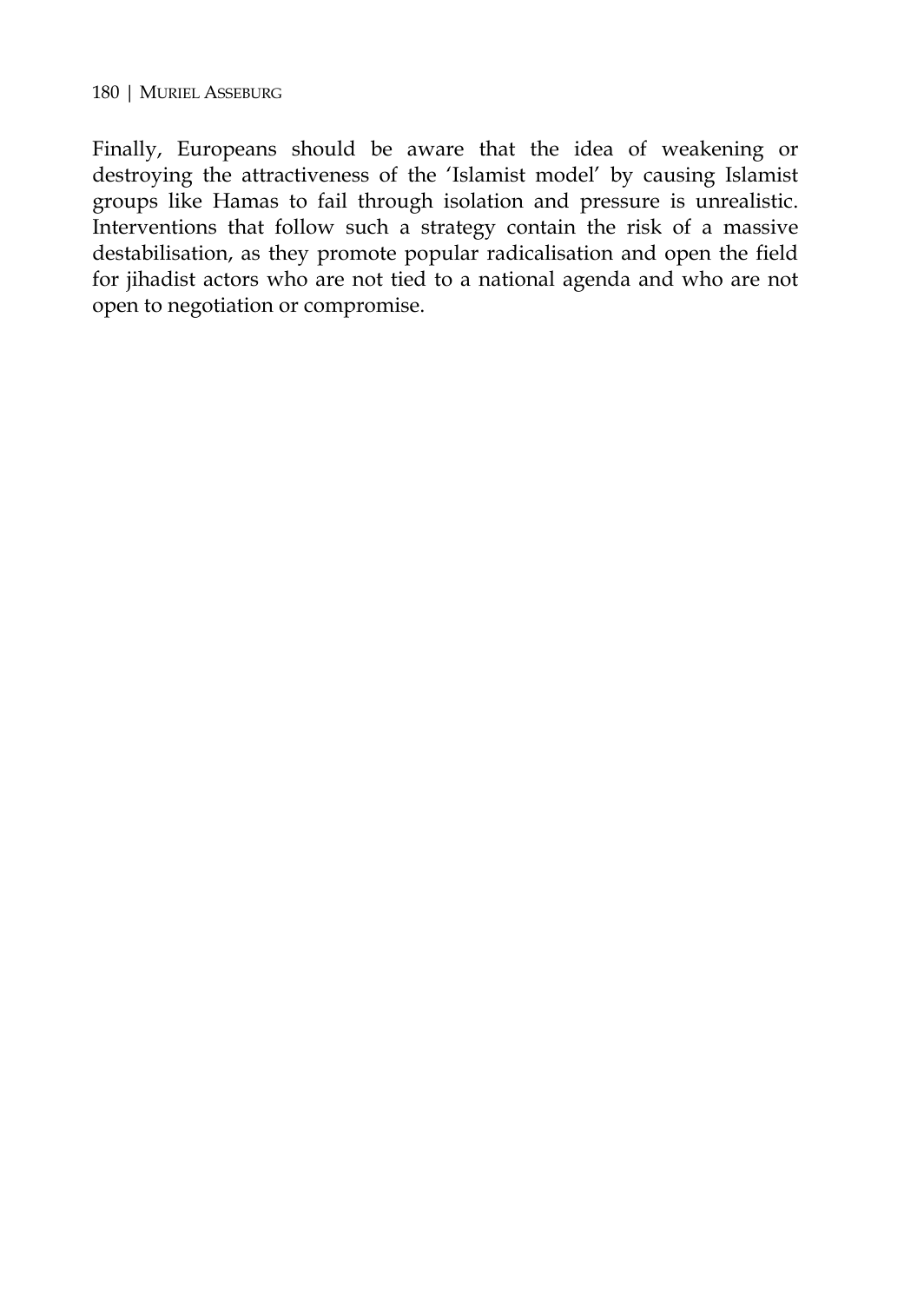Finally, Europeans should be aware that the idea of weakening or destroying the attractiveness of the 'Islamist model' by causing Islamist groups like Hamas to fail through isolation and pressure is unrealistic. Interventions that follow such a strategy contain the risk of a massive destabilisation, as they promote popular radicalisation and open the field for jihadist actors who are not tied to a national agenda and who are not open to negotiation or compromise.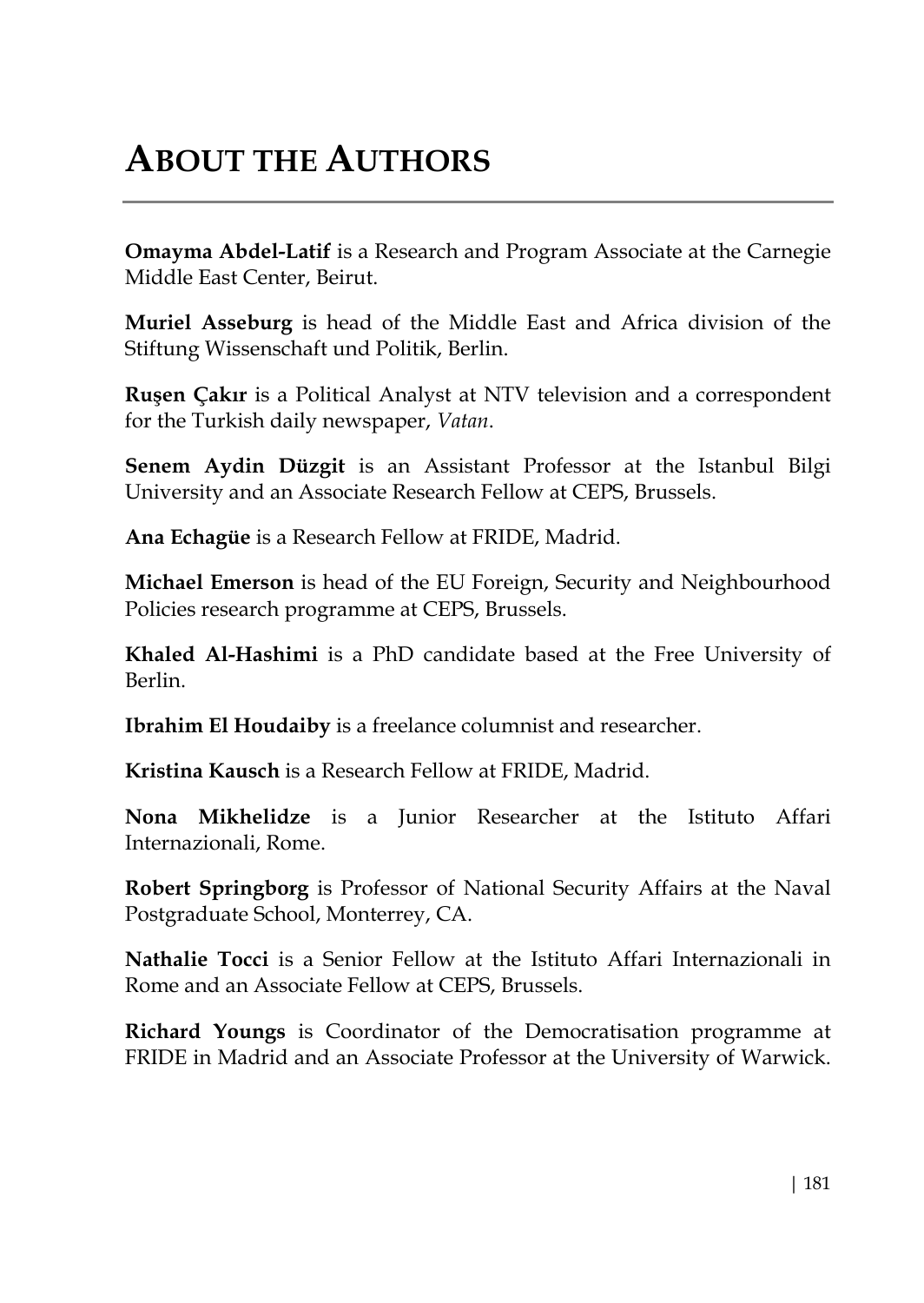# About the Authors

**Omayma Abdel-Latif** is a Research and Program Associate at the Carnegie Middle East Center, Beirut.

**Muriel Asseburg** is head of the Middle East and Africa division of the Stiftung Wissenschaft und Politik, Berlin.

**Ruşen Çakır** is a Political Analyst at NTV television and a correspondent for the Turkish daily newspaper, *Vatan*.

**Senem Aydin Düzgit** is an Assistant Professor at the Istanbul Bilgi University and an Associate Research Fellow at CEPS, Brussels.

**Ana Echagüe** is a Research Fellow at FRIDE, Madrid.

**Michael Emerson** is head of the EU Foreign, Security and Neighbourhood Policies research programme at CEPS, Brussels.

**Khaled Al-Hashimi** is a PhD candidate based at the Free University of Berlin.

**Ibrahim El Houdaiby** is a freelance columnist and researcher.

**Kristina Kausch** is a Research Fellow at FRIDE, Madrid.

**Nona Mikhelidze** is a Junior Researcher at the Istituto Affari Internazionali, Rome.

**Robert Springborg** is Professor of National Security Affairs at the Naval Postgraduate School, Monterrey, CA.

**Nathalie Tocci** is a Senior Fellow at the Istituto Affari Internazionali in Rome and an Associate Fellow at CEPS, Brussels.

**Richard Youngs** is Coordinator of the Democratisation programme at FRIDE in Madrid and an Associate Professor at the University of Warwick.